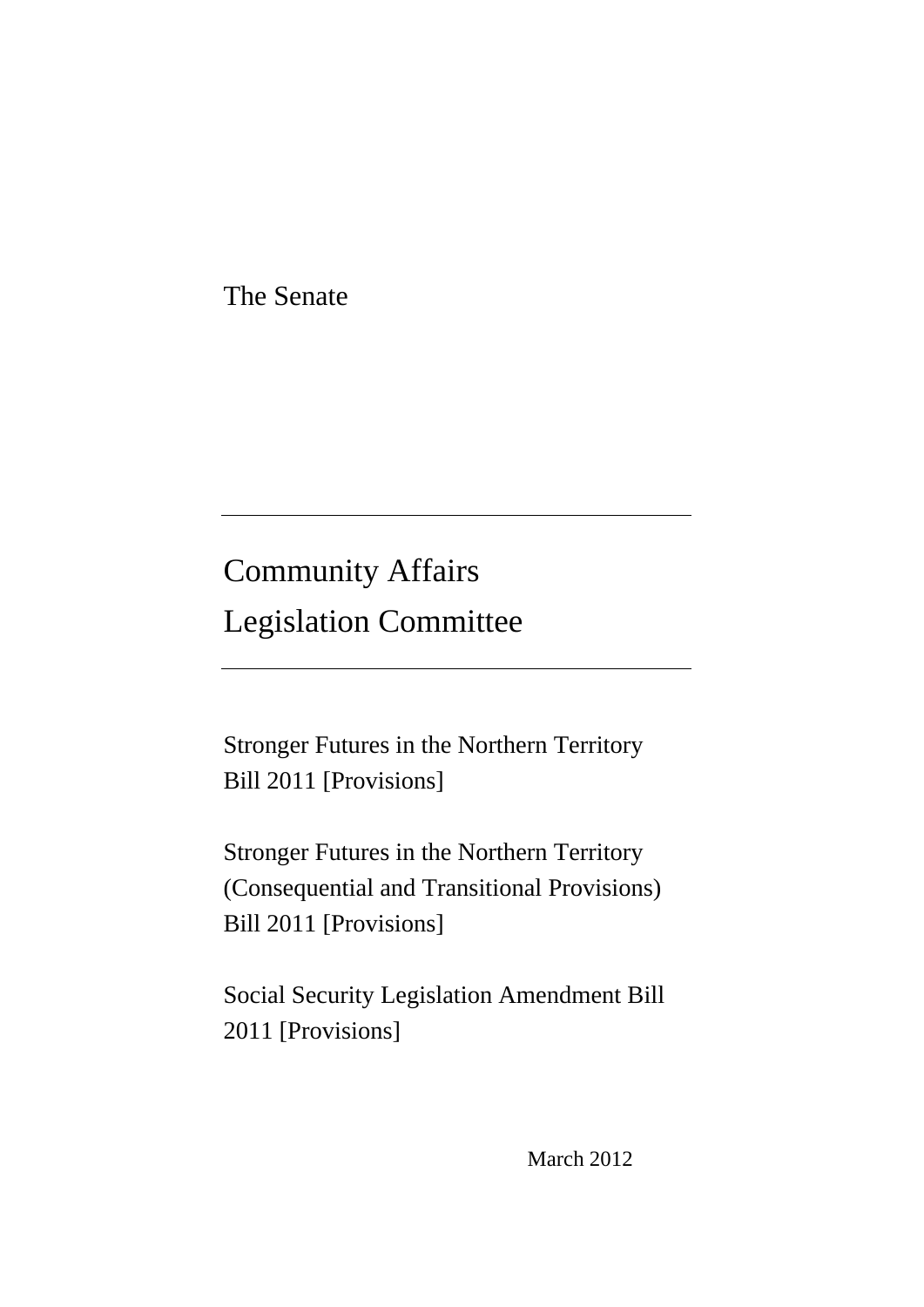The Senate

---

# Community Affairs Legislation Committee

---

Stronger Futures in the Northern Territory Bill 2011 [Provisions]

Stronger Futures in the Northern Territory (Consequential and Transitional Provisions) Bill 2011 [Provisions]

Social Security Legislation Amendment Bill 2011 [Provisions]

March 2012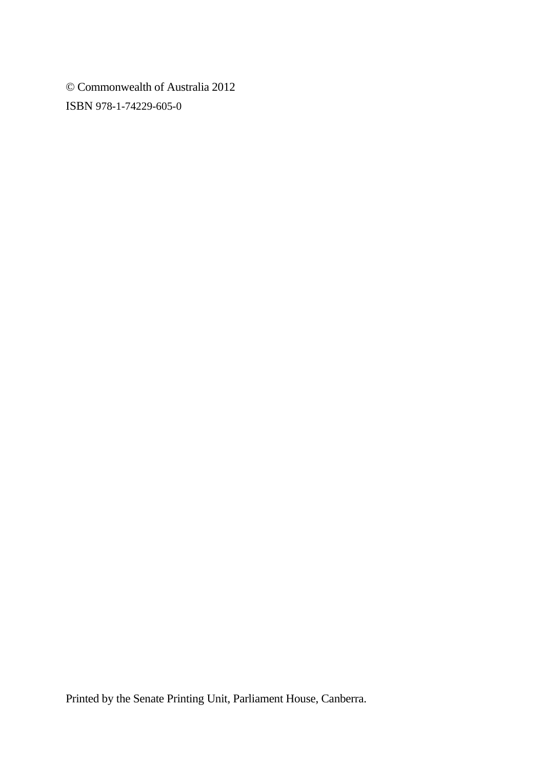© Commonwealth of Australia 2012

ISBN 978-1-74229-605-0

Printed by the Senate Printing Unit, Parliament House, Canberra.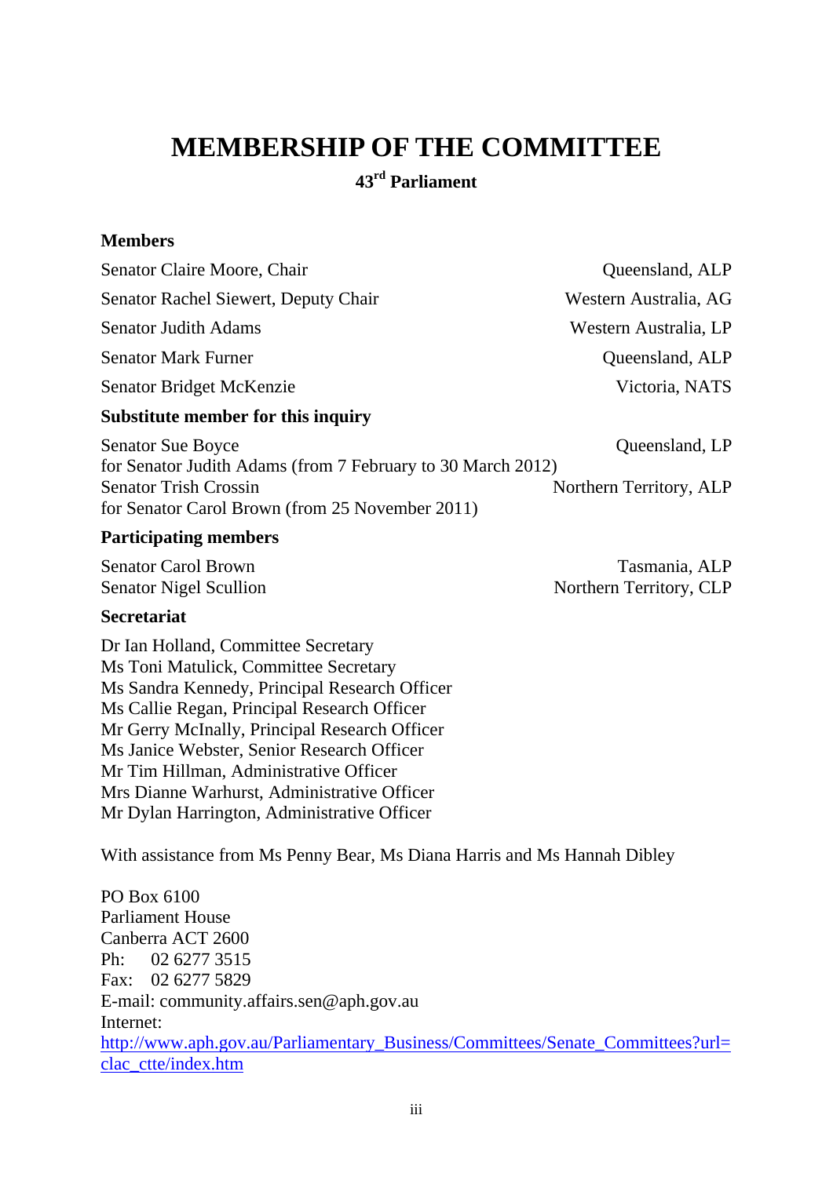# MEMBERSHIP OF THE COMMITTEE

**43rd Parliament**

**Members**

| | |
|---|---|
| Senator Claire Moore, Chair | Queensland, ALP |
| Senator Rachel Siewert, Deputy Chair | Western Australia, AG |
| Senator Judith Adams | Western Australia, LP |
| Senator Mark Furner | Queensland, ALP |
| Senator Bridget McKenzie | Victoria, NATS |

**Substitute member for this inquiry**

| | |
|---|---|
| Senator Sue Boyce<br>for Senator Judith Adams (from 7 February to 30 March 2012) | Queensland, LP |
| Senator Trish Crossin<br>for Senator Carol Brown (from 25 November 2011) | Northern Territory, ALP |

**Participating members**

| | |
|---|---|
| Senator Carol Brown | Tasmania, ALP |
| Senator Nigel Scullion | Northern Territory, CLP |

**Secretariat**

Dr Ian Holland, Committee Secretary
Ms Toni Matulick, Committee Secretary
Ms Sandra Kennedy, Principal Research Officer
Ms Callie Regan, Principal Research Officer
Mr Gerry McInally, Principal Research Officer
Ms Janice Webster, Senior Research Officer
Mr Tim Hillman, Administrative Officer
Mrs Dianne Warhurst, Administrative Officer
Mr Dylan Harrington, Administrative Officer

With assistance from Ms Penny Bear, Ms Diana Harris and Ms Hannah Dibley

PO Box 6100
Parliament House
Canberra ACT 2600
Ph: 02 6277 3515
Fax: 02 6277 5829
E-mail: community.affairs.sen@aph.gov.au
Internet:
http://www.aph.gov.au/Parliamentary_Business/Committees/Senate_Committees?url=clac_ctte/index.htm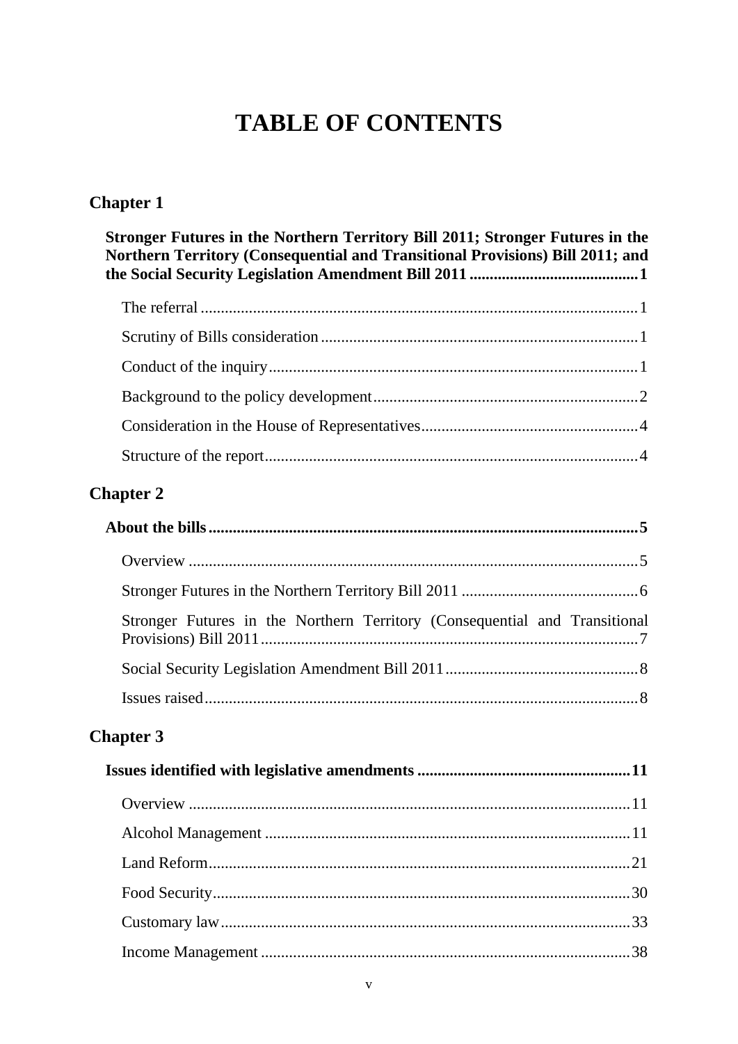# TABLE OF CONTENTS

## Chapter 1

**Stronger Futures in the Northern Territory Bill 2011; Stronger Futures in the Northern Territory (Consequential and Transitional Provisions) Bill 2011; and the Social Security Legislation Amendment Bill 2011 .......................................... 1**

The referral .......................................................................................................... 1

Scrutiny of Bills consideration ............................................................................. 1

Conduct of the inquiry.......................................................................................... 1

Background to the policy development................................................................. 2

Consideration in the House of Representatives..................................................... 4

Structure of the report........................................................................................... 4

## Chapter 2

**About the bills......................................................................................................... 5**

Overview .............................................................................................................. 5

Stronger Futures in the Northern Territory Bill 2011 ........................................... 6

Stronger Futures in the Northern Territory (Consequential and Transitional Provisions) Bill 2011........................................................................................... 7

Social Security Legislation Amendment Bill 2011............................................... 8

Issues raised.......................................................................................................... 8

## Chapter 3

**Issues identified with legislative amendments .................................................... 11**

Overview ............................................................................................................ 11

Alcohol Management .......................................................................................... 11

Land Reform........................................................................................................ 21

Food Security....................................................................................................... 30

Customary law..................................................................................................... 33

Income Management ........................................................................................... 38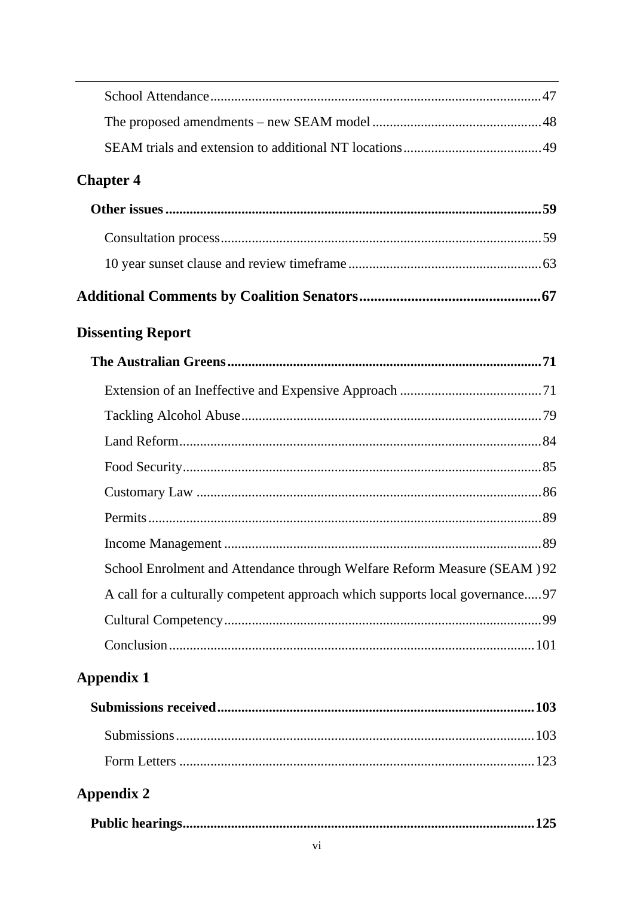School Attendance ....................................................................................47

The proposed amendments – new SEAM model ..........................................48

SEAM trials and extension to additional NT locations ................................49

**Chapter 4**

**Other issues ..........................................................................................59**

Consultation process ...................................................................................59

10 year sunset clause and review timeframe ...............................................63

**Additional Comments by Coalition Senators .........................................67**

**Dissenting Report**

**The Australian Greens ...........................................................................71**

Extension of an Ineffective and Expensive Approach ..................................71

Tackling Alcohol Abuse ...............................................................................79

Land Reform ................................................................................................84

Food Security ...............................................................................................85

Customary Law ............................................................................................86

Permits ..........................................................................................................89

Income Management ....................................................................................89

School Enrolment and Attendance through Welfare Reform Measure (SEAM ) 92

A call for a culturally competent approach which supports local governance .....97

Cultural Competency ....................................................................................99

Conclusion ..................................................................................................101

**Appendix 1**

**Submissions received ...........................................................................103**

Submissions ................................................................................................103

Form Letters ...............................................................................................123

**Appendix 2**

**Public hearings .....................................................................................125**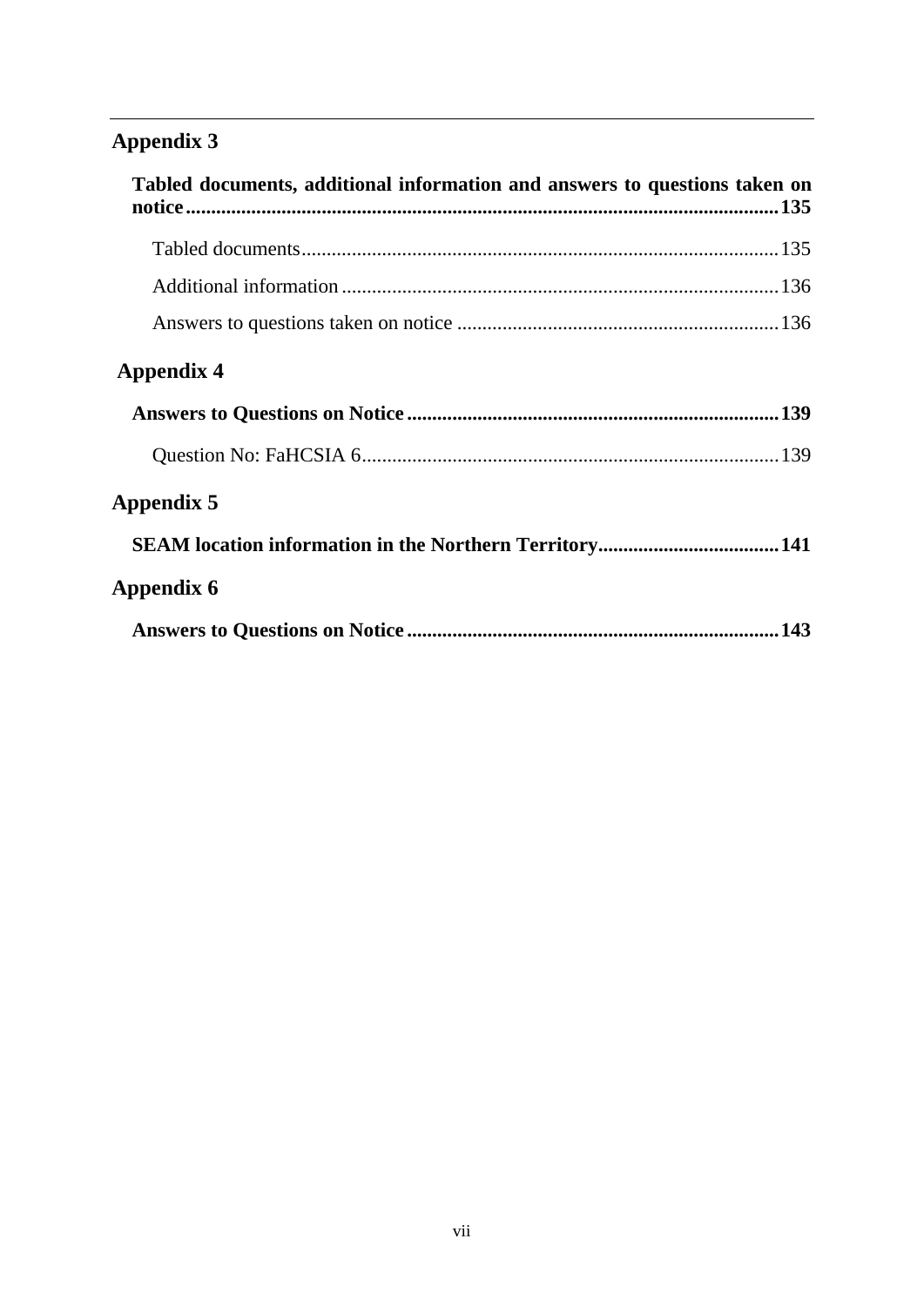## Appendix 3

**Tabled documents, additional information and answers to questions taken on notice**......135

Tabled documents......135

Additional information......136

Answers to questions taken on notice......136

## Appendix 4

**Answers to Questions on Notice**......139

Question No: FaHCSIA 6......139

## Appendix 5

**SEAM location information in the Northern Territory**......141

## Appendix 6

**Answers to Questions on Notice**......143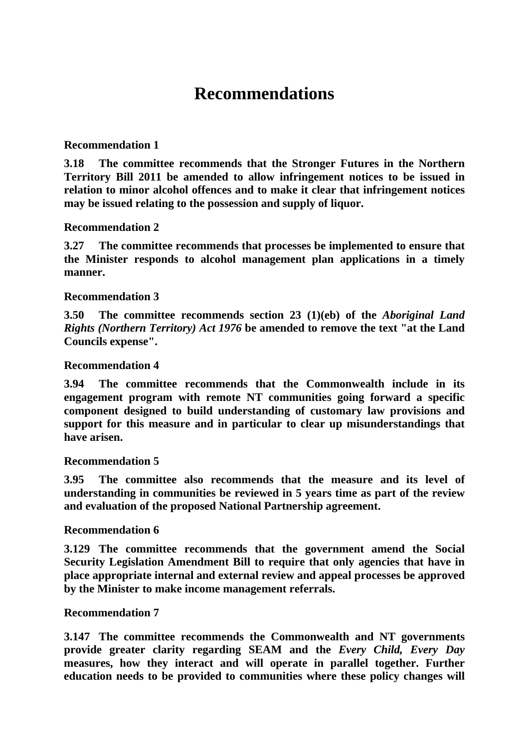# Recommendations

**Recommendation 1**

**3.18 The committee recommends that the Stronger Futures in the Northern Territory Bill 2011 be amended to allow infringement notices to be issued in relation to minor alcohol offences and to make it clear that infringement notices may be issued relating to the possession and supply of liquor.**

**Recommendation 2**

**3.27 The committee recommends that processes be implemented to ensure that the Minister responds to alcohol management plan applications in a timely manner.**

**Recommendation 3**

**3.50 The committee recommends section 23 (1)(eb) of the *Aboriginal Land Rights (Northern Territory) Act 1976* be amended to remove the text "at the Land Councils expense".**

**Recommendation 4**

**3.94 The committee recommends that the Commonwealth include in its engagement program with remote NT communities going forward a specific component designed to build understanding of customary law provisions and support for this measure and in particular to clear up misunderstandings that have arisen.**

**Recommendation 5**

**3.95 The committee also recommends that the measure and its level of understanding in communities be reviewed in 5 years time as part of the review and evaluation of the proposed National Partnership agreement.**

**Recommendation 6**

**3.129 The committee recommends that the government amend the Social Security Legislation Amendment Bill to require that only agencies that have in place appropriate internal and external review and appeal processes be approved by the Minister to make income management referrals.**

**Recommendation 7**

**3.147 The committee recommends the Commonwealth and NT governments provide greater clarity regarding SEAM and the *Every Child, Every Day* measures, how they interact and will operate in parallel together. Further education needs to be provided to communities where these policy changes will**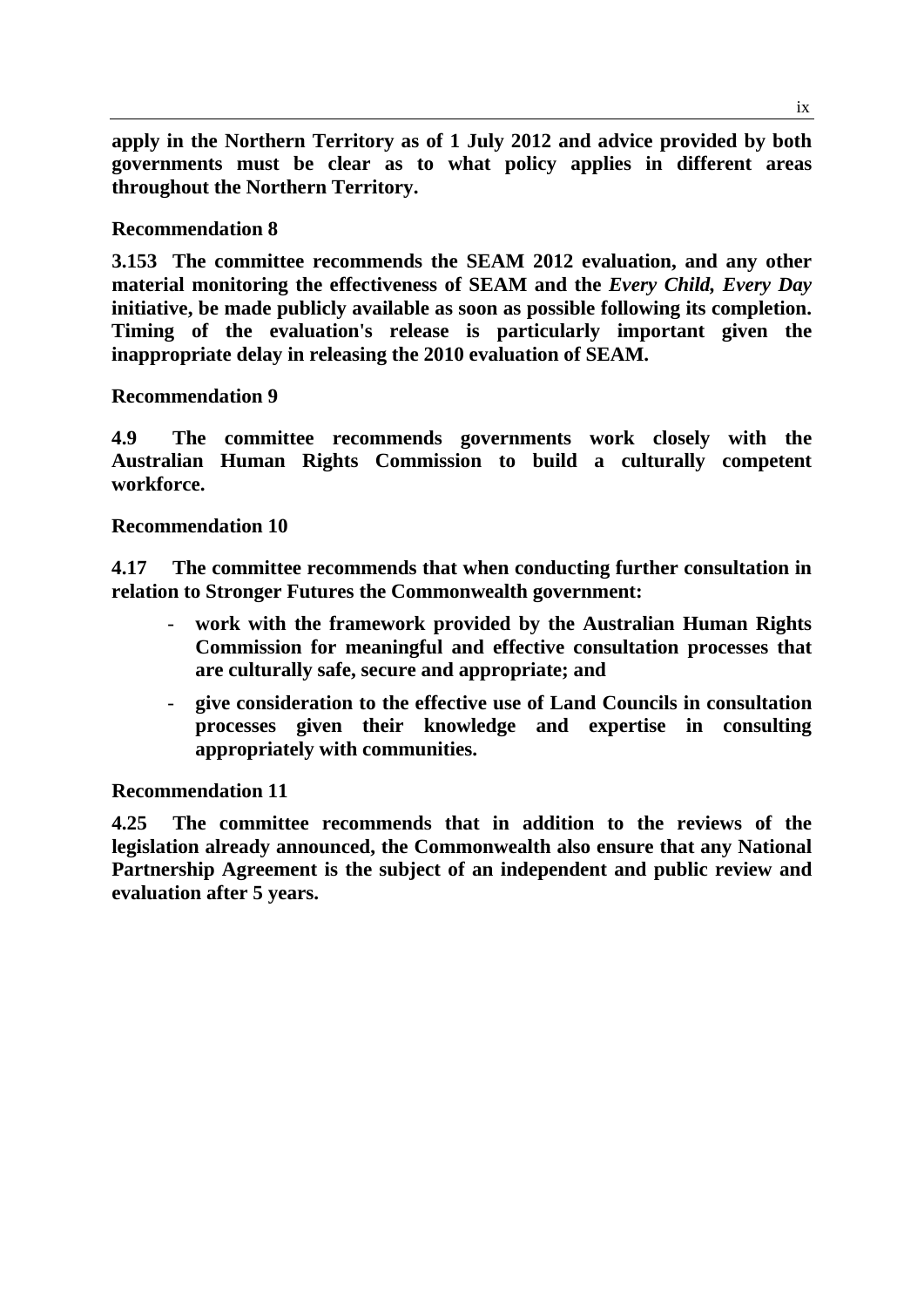**apply in the Northern Territory as of 1 July 2012 and advice provided by both governments must be clear as to what policy applies in different areas throughout the Northern Territory.**

**Recommendation 8**

**3.153 The committee recommends the SEAM 2012 evaluation, and any other material monitoring the effectiveness of SEAM and the *Every Child, Every Day* initiative, be made publicly available as soon as possible following its completion. Timing of the evaluation's release is particularly important given the inappropriate delay in releasing the 2010 evaluation of SEAM.**

**Recommendation 9**

**4.9 The committee recommends governments work closely with the Australian Human Rights Commission to build a culturally competent workforce.**

**Recommendation 10**

**4.17 The committee recommends that when conducting further consultation in relation to Stronger Futures the Commonwealth government:**

- **work with the framework provided by the Australian Human Rights Commission for meaningful and effective consultation processes that are culturally safe, secure and appropriate; and**
- **give consideration to the effective use of Land Councils in consultation processes given their knowledge and expertise in consulting appropriately with communities.**

**Recommendation 11**

**4.25 The committee recommends that in addition to the reviews of the legislation already announced, the Commonwealth also ensure that any National Partnership Agreement is the subject of an independent and public review and evaluation after 5 years.**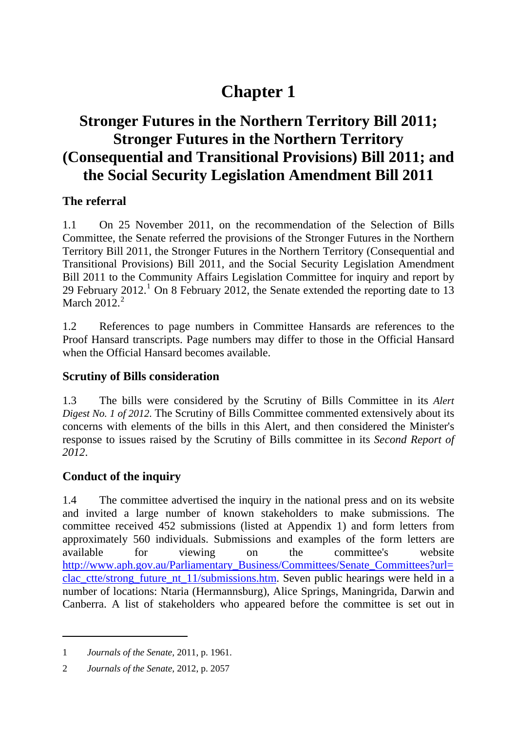# Chapter 1

## Stronger Futures in the Northern Territory Bill 2011; Stronger Futures in the Northern Territory (Consequential and Transitional Provisions) Bill 2011; and the Social Security Legislation Amendment Bill 2011

### The referral

1.1 On 25 November 2011, on the recommendation of the Selection of Bills Committee, the Senate referred the provisions of the Stronger Futures in the Northern Territory Bill 2011, the Stronger Futures in the Northern Territory (Consequential and Transitional Provisions) Bill 2011, and the Social Security Legislation Amendment Bill 2011 to the Community Affairs Legislation Committee for inquiry and report by 29 February 2012.[1] On 8 February 2012, the Senate extended the reporting date to 13 March 2012.[2]

1.2 References to page numbers in Committee Hansards are references to the Proof Hansard transcripts. Page numbers may differ to those in the Official Hansard when the Official Hansard becomes available.

### Scrutiny of Bills consideration

1.3 The bills were considered by the Scrutiny of Bills Committee in its *Alert Digest No. 1 of 2012*. The Scrutiny of Bills Committee commented extensively about its concerns with elements of the bills in this Alert, and then considered the Minister's response to issues raised by the Scrutiny of Bills committee in its *Second Report of 2012*.

### Conduct of the inquiry

1.4 The committee advertised the inquiry in the national press and on its website and invited a large number of known stakeholders to make submissions. The committee received 452 submissions (listed at Appendix 1) and form letters from approximately 560 individuals. Submissions and examples of the form letters are available for viewing on the committee's website http://www.aph.gov.au/Parliamentary_Business/Committees/Senate_Committees?url=clac_ctte/strong_future_nt_11/submissions.htm. Seven public hearings were held in a number of locations: Ntaria (Hermannsburg), Alice Springs, Maningrida, Darwin and Canberra. A list of stakeholders who appeared before the committee is set out in

---

1 *Journals of the Senate*, 2011, p. 1961.

2 *Journals of the Senate*, 2012, p. 2057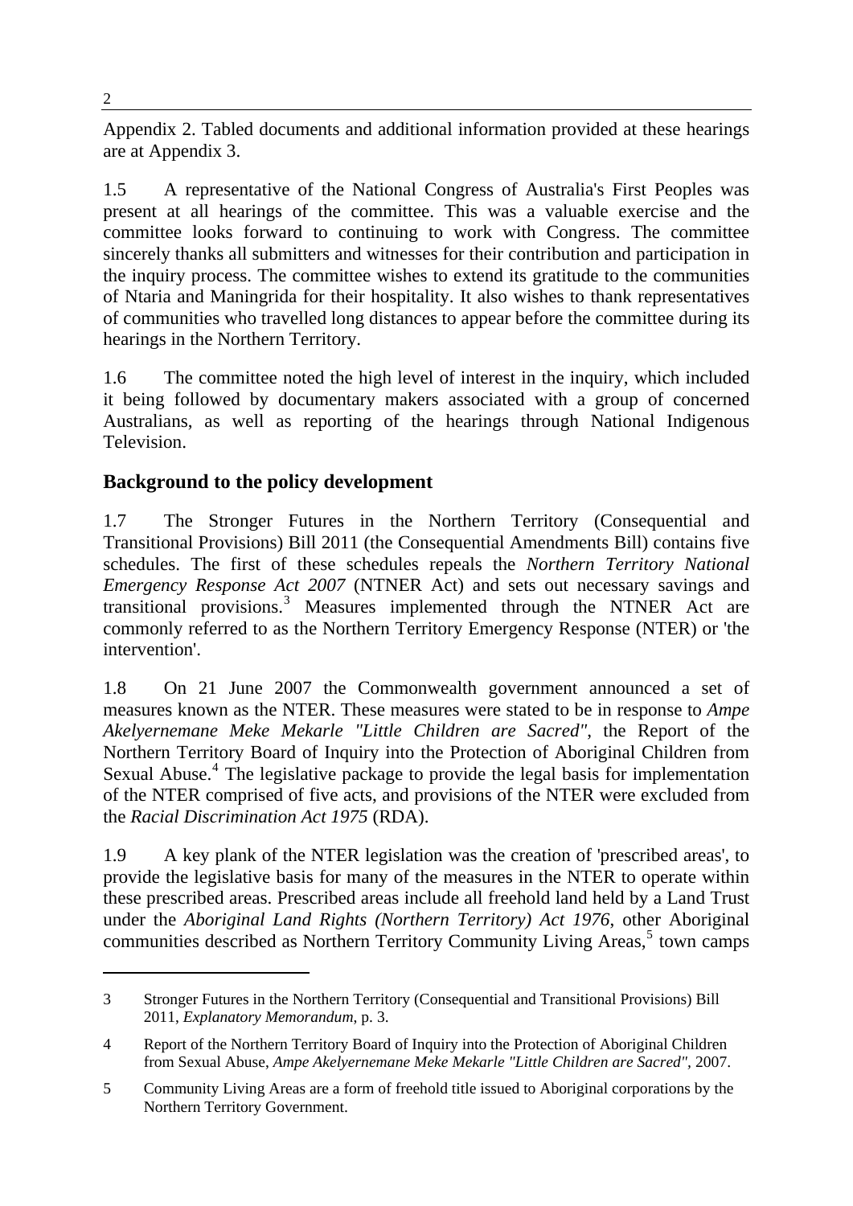Appendix 2. Tabled documents and additional information provided at these hearings are at Appendix 3.

1.5 A representative of the National Congress of Australia's First Peoples was present at all hearings of the committee. This was a valuable exercise and the committee looks forward to continuing to work with Congress. The committee sincerely thanks all submitters and witnesses for their contribution and participation in the inquiry process. The committee wishes to extend its gratitude to the communities of Ntaria and Maningrida for their hospitality. It also wishes to thank representatives of communities who travelled long distances to appear before the committee during its hearings in the Northern Territory.

1.6 The committee noted the high level of interest in the inquiry, which included it being followed by documentary makers associated with a group of concerned Australians, as well as reporting of the hearings through National Indigenous Television.

## Background to the policy development

1.7 The Stronger Futures in the Northern Territory (Consequential and Transitional Provisions) Bill 2011 (the Consequential Amendments Bill) contains five schedules. The first of these schedules repeals the *Northern Territory National Emergency Response Act 2007* (NTNER Act) and sets out necessary savings and transitional provisions.[3] Measures implemented through the NTNER Act are commonly referred to as the Northern Territory Emergency Response (NTER) or 'the intervention'.

1.8 On 21 June 2007 the Commonwealth government announced a set of measures known as the NTER. These measures were stated to be in response to *Ampe Akelyernemane Meke Mekarle "Little Children are Sacred"*, the Report of the Northern Territory Board of Inquiry into the Protection of Aboriginal Children from Sexual Abuse.[4] The legislative package to provide the legal basis for implementation of the NTER comprised of five acts, and provisions of the NTER were excluded from the *Racial Discrimination Act 1975* (RDA).

1.9 A key plank of the NTER legislation was the creation of 'prescribed areas', to provide the legislative basis for many of the measures in the NTER to operate within these prescribed areas. Prescribed areas include all freehold land held by a Land Trust under the *Aboriginal Land Rights (Northern Territory) Act 1976*, other Aboriginal communities described as Northern Territory Community Living Areas,[5] town camps

---

3 Stronger Futures in the Northern Territory (Consequential and Transitional Provisions) Bill 2011, *Explanatory Memorandum*, p. 3.

4 Report of the Northern Territory Board of Inquiry into the Protection of Aboriginal Children from Sexual Abuse, *Ampe Akelyernemane Meke Mekarle "Little Children are Sacred"*, 2007.

5 Community Living Areas are a form of freehold title issued to Aboriginal corporations by the Northern Territory Government.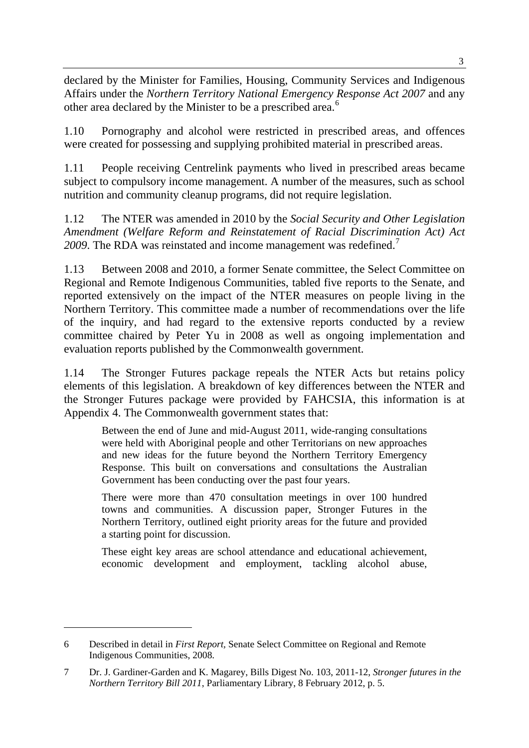declared by the Minister for Families, Housing, Community Services and Indigenous Affairs under the *Northern Territory National Emergency Response Act 2007* and any other area declared by the Minister to be a prescribed area.[6]

1.10 Pornography and alcohol were restricted in prescribed areas, and offences were created for possessing and supplying prohibited material in prescribed areas.

1.11 People receiving Centrelink payments who lived in prescribed areas became subject to compulsory income management. A number of the measures, such as school nutrition and community cleanup programs, did not require legislation.

1.12 The NTER was amended in 2010 by the *Social Security and Other Legislation Amendment (Welfare Reform and Reinstatement of Racial Discrimination Act) Act 2009*. The RDA was reinstated and income management was redefined.[7]

1.13 Between 2008 and 2010, a former Senate committee, the Select Committee on Regional and Remote Indigenous Communities, tabled five reports to the Senate, and reported extensively on the impact of the NTER measures on people living in the Northern Territory. This committee made a number of recommendations over the life of the inquiry, and had regard to the extensive reports conducted by a review committee chaired by Peter Yu in 2008 as well as ongoing implementation and evaluation reports published by the Commonwealth government.

1.14 The Stronger Futures package repeals the NTER Acts but retains policy elements of this legislation. A breakdown of key differences between the NTER and the Stronger Futures package were provided by FAHCSIA, this information is at Appendix 4. The Commonwealth government states that:

> Between the end of June and mid-August 2011, wide-ranging consultations were held with Aboriginal people and other Territorians on new approaches and new ideas for the future beyond the Northern Territory Emergency Response. This built on conversations and consultations the Australian Government has been conducting over the past four years.
>
> There were more than 470 consultation meetings in over 100 hundred towns and communities. A discussion paper, Stronger Futures in the Northern Territory, outlined eight priority areas for the future and provided a starting point for discussion.
>
> These eight key areas are school attendance and educational achievement, economic development and employment, tackling alcohol abuse,

---

6 Described in detail in *First Report*, Senate Select Committee on Regional and Remote Indigenous Communities, 2008.

7 Dr. J. Gardiner-Garden and K. Magarey, Bills Digest No. 103, 2011-12, *Stronger futures in the Northern Territory Bill 2011*, Parliamentary Library, 8 February 2012, p. 5.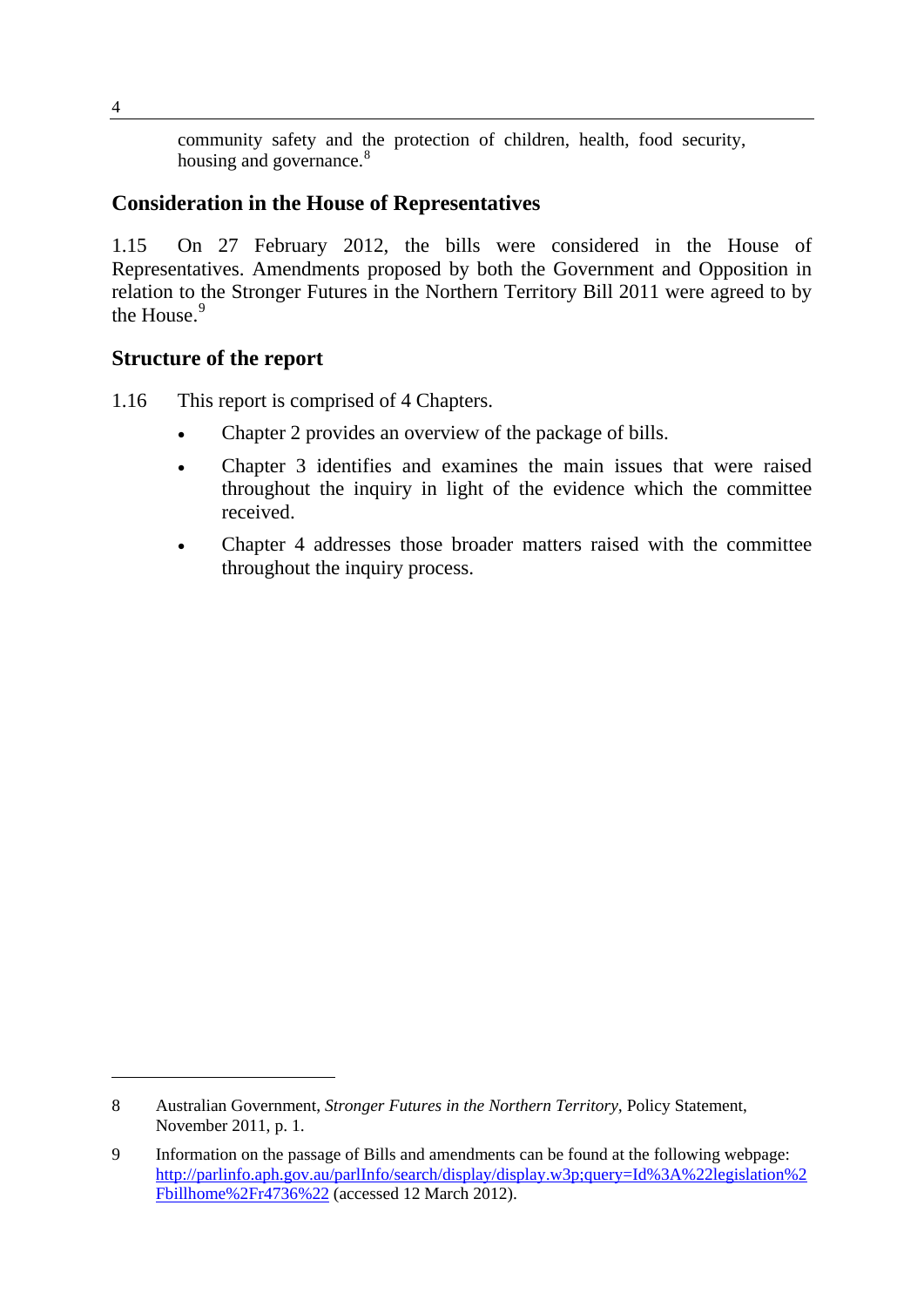community safety and the protection of children, health, food security, housing and governance.[8]

## Consideration in the House of Representatives

1.15 On 27 February 2012, the bills were considered in the House of Representatives. Amendments proposed by both the Government and Opposition in relation to the Stronger Futures in the Northern Territory Bill 2011 were agreed to by the House.[9]

## Structure of the report

1.16 This report is comprised of 4 Chapters.

- Chapter 2 provides an overview of the package of bills.
- Chapter 3 identifies and examines the main issues that were raised throughout the inquiry in light of the evidence which the committee received.
- Chapter 4 addresses those broader matters raised with the committee throughout the inquiry process.

---

8 Australian Government, *Stronger Futures in the Northern Territory*, Policy Statement, November 2011, p. 1.

9 Information on the passage of Bills and amendments can be found at the following webpage: http://parlinfo.aph.gov.au/parlInfo/search/display/display.w3p;query=Id%3A%22legislation%2Fbillhome%2Fr4736%22 (accessed 12 March 2012).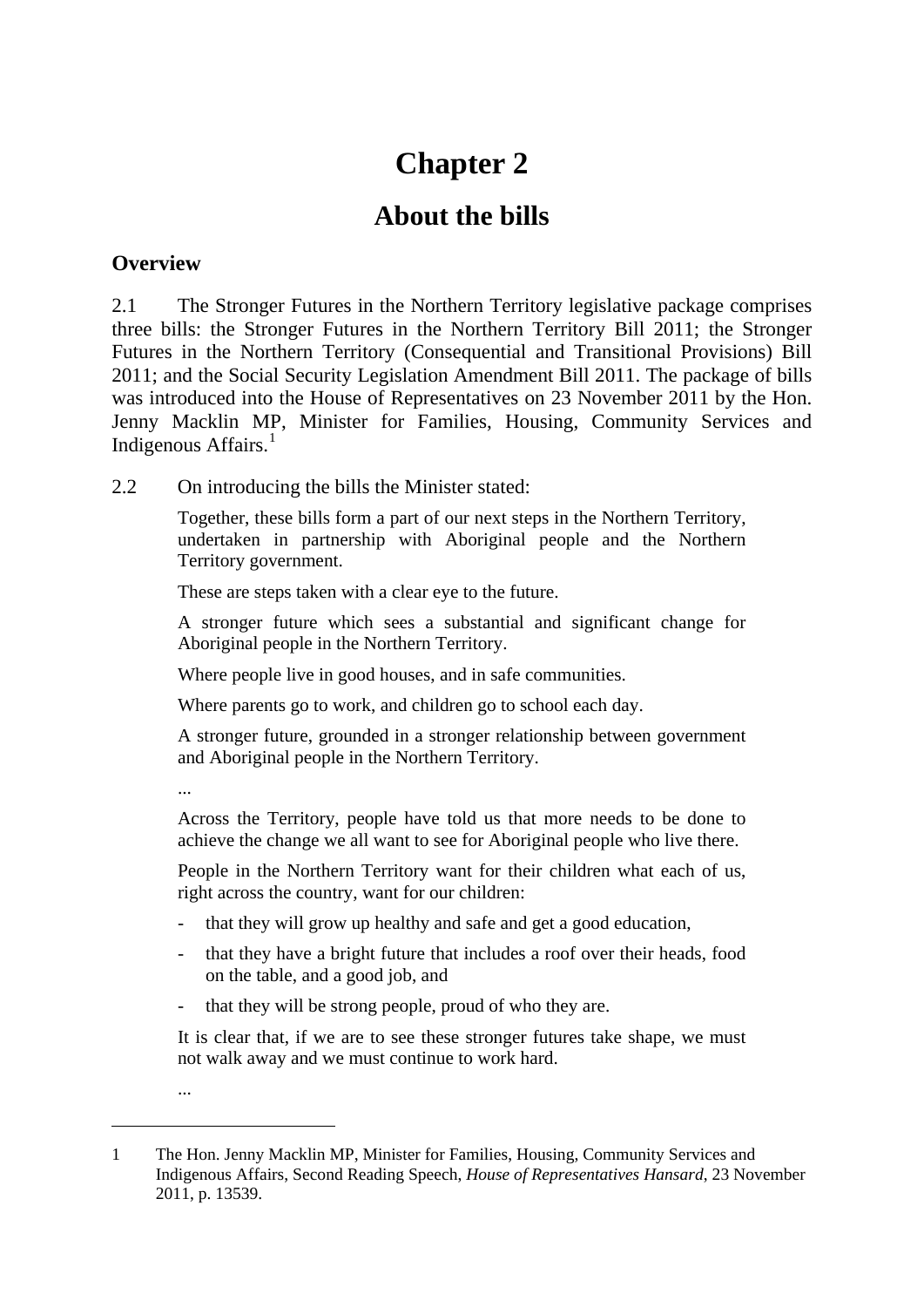# Chapter 2

## About the bills

### Overview

2.1 The Stronger Futures in the Northern Territory legislative package comprises three bills: the Stronger Futures in the Northern Territory Bill 2011; the Stronger Futures in the Northern Territory (Consequential and Transitional Provisions) Bill 2011; and the Social Security Legislation Amendment Bill 2011. The package of bills was introduced into the House of Representatives on 23 November 2011 by the Hon. Jenny Macklin MP, Minister for Families, Housing, Community Services and Indigenous Affairs.[1]

2.2 On introducing the bills the Minister stated:

> Together, these bills form a part of our next steps in the Northern Territory, undertaken in partnership with Aboriginal people and the Northern Territory government.
>
> These are steps taken with a clear eye to the future.
>
> A stronger future which sees a substantial and significant change for Aboriginal people in the Northern Territory.
>
> Where people live in good houses, and in safe communities.
>
> Where parents go to work, and children go to school each day.
>
> A stronger future, grounded in a stronger relationship between government and Aboriginal people in the Northern Territory.
>
> ...
>
> Across the Territory, people have told us that more needs to be done to achieve the change we all want to see for Aboriginal people who live there.
>
> People in the Northern Territory want for their children what each of us, right across the country, want for our children:
>
> - that they will grow up healthy and safe and get a good education,
> - that they have a bright future that includes a roof over their heads, food on the table, and a good job, and
> - that they will be strong people, proud of who they are.
>
> It is clear that, if we are to see these stronger futures take shape, we must not walk away and we must continue to work hard.
>
> ...

1 The Hon. Jenny Macklin MP, Minister for Families, Housing, Community Services and Indigenous Affairs, Second Reading Speech, *House of Representatives Hansard*, 23 November 2011, p. 13539.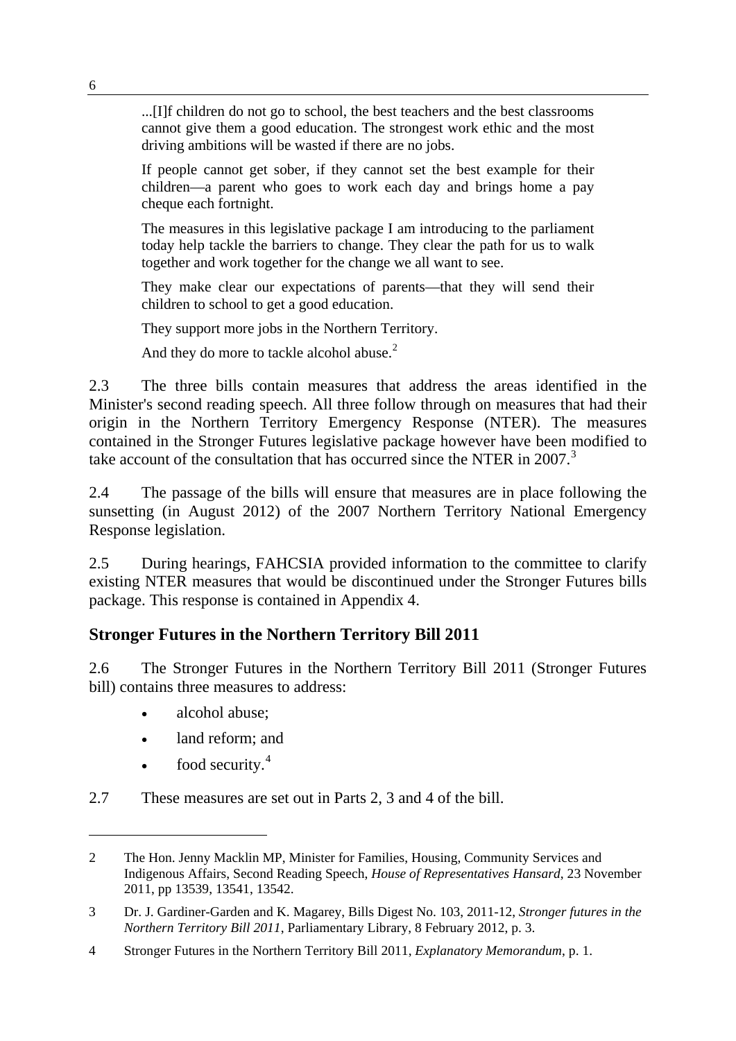> ...[I]f children do not go to school, the best teachers and the best classrooms cannot give them a good education. The strongest work ethic and the most driving ambitions will be wasted if there are no jobs.
>
> If people cannot get sober, if they cannot set the best example for their children—a parent who goes to work each day and brings home a pay cheque each fortnight.
>
> The measures in this legislative package I am introducing to the parliament today help tackle the barriers to change. They clear the path for us to walk together and work together for the change we all want to see.
>
> They make clear our expectations of parents—that they will send their children to school to get a good education.
>
> They support more jobs in the Northern Territory.
>
> And they do more to tackle alcohol abuse.[2]

2.3 The three bills contain measures that address the areas identified in the Minister's second reading speech. All three follow through on measures that had their origin in the Northern Territory Emergency Response (NTER). The measures contained in the Stronger Futures legislative package however have been modified to take account of the consultation that has occurred since the NTER in 2007.[3]

2.4 The passage of the bills will ensure that measures are in place following the sunsetting (in August 2012) of the 2007 Northern Territory National Emergency Response legislation.

2.5 During hearings, FAHCSIA provided information to the committee to clarify existing NTER measures that would be discontinued under the Stronger Futures bills package. This response is contained in Appendix 4.

## Stronger Futures in the Northern Territory Bill 2011

2.6 The Stronger Futures in the Northern Territory Bill 2011 (Stronger Futures bill) contains three measures to address:

- alcohol abuse;
- land reform; and
- food security.[4]

2.7 These measures are set out in Parts 2, 3 and 4 of the bill.

---

2 The Hon. Jenny Macklin MP, Minister for Families, Housing, Community Services and Indigenous Affairs, Second Reading Speech, *House of Representatives Hansard*, 23 November 2011, pp 13539, 13541, 13542.

3 Dr. J. Gardiner-Garden and K. Magarey, Bills Digest No. 103, 2011-12, *Stronger futures in the Northern Territory Bill 2011*, Parliamentary Library, 8 February 2012, p. 3.

4 Stronger Futures in the Northern Territory Bill 2011, *Explanatory Memorandum*, p. 1.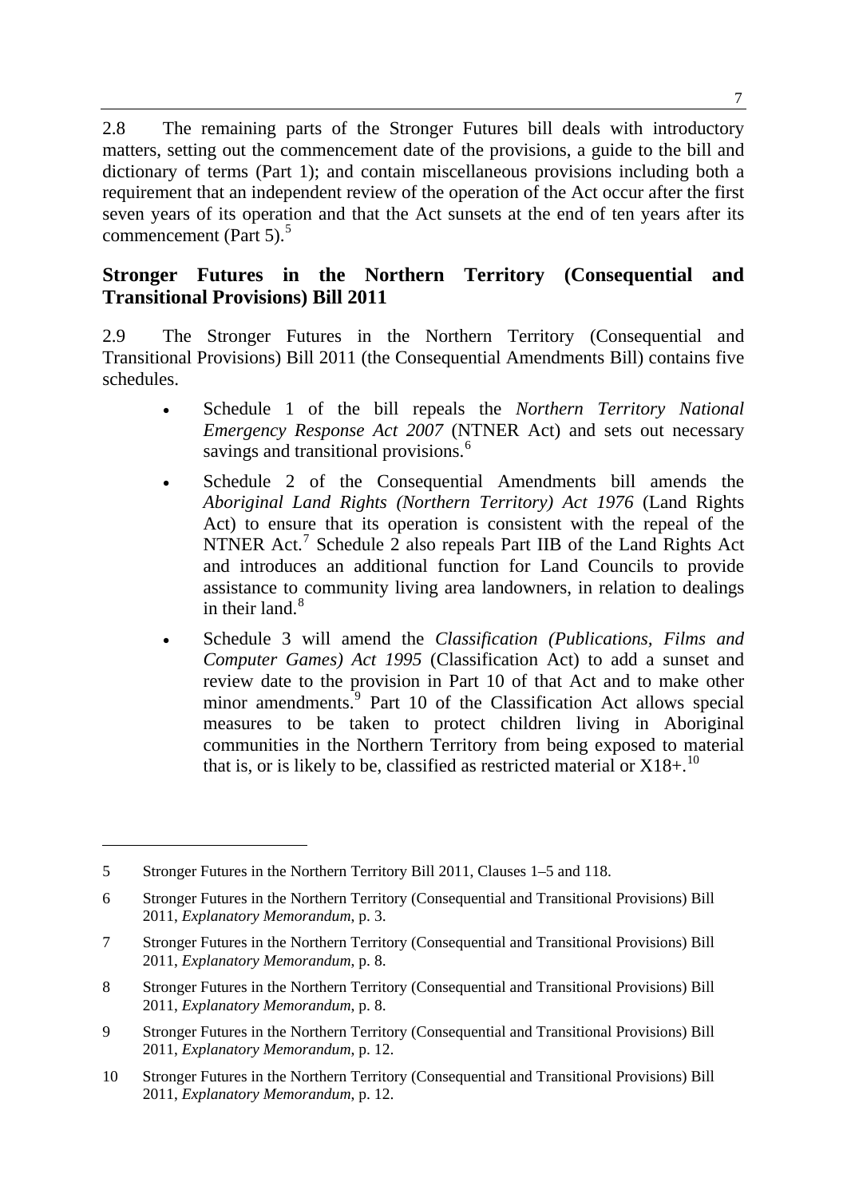2.8 The remaining parts of the Stronger Futures bill deals with introductory matters, setting out the commencement date of the provisions, a guide to the bill and dictionary of terms (Part 1); and contain miscellaneous provisions including both a requirement that an independent review of the operation of the Act occur after the first seven years of its operation and that the Act sunsets at the end of ten years after its commencement (Part 5).[5]

## Stronger Futures in the Northern Territory (Consequential and Transitional Provisions) Bill 2011

2.9 The Stronger Futures in the Northern Territory (Consequential and Transitional Provisions) Bill 2011 (the Consequential Amendments Bill) contains five schedules.

- Schedule 1 of the bill repeals the *Northern Territory National Emergency Response Act 2007* (NTNER Act) and sets out necessary savings and transitional provisions.[6]
- Schedule 2 of the Consequential Amendments bill amends the *Aboriginal Land Rights (Northern Territory) Act 1976* (Land Rights Act) to ensure that its operation is consistent with the repeal of the NTNER Act.[7] Schedule 2 also repeals Part IIB of the Land Rights Act and introduces an additional function for Land Councils to provide assistance to community living area landowners, in relation to dealings in their land.[8]
- Schedule 3 will amend the *Classification (Publications, Films and Computer Games) Act 1995* (Classification Act) to add a sunset and review date to the provision in Part 10 of that Act and to make other minor amendments.[9] Part 10 of the Classification Act allows special measures to be taken to protect children living in Aboriginal communities in the Northern Territory from being exposed to material that is, or is likely to be, classified as restricted material or X18+.[10]

---

5 Stronger Futures in the Northern Territory Bill 2011, Clauses 1–5 and 118.

6 Stronger Futures in the Northern Territory (Consequential and Transitional Provisions) Bill 2011, *Explanatory Memorandum*, p. 3.

7 Stronger Futures in the Northern Territory (Consequential and Transitional Provisions) Bill 2011, *Explanatory Memorandum*, p. 8.

8 Stronger Futures in the Northern Territory (Consequential and Transitional Provisions) Bill 2011, *Explanatory Memorandum*, p. 8.

9 Stronger Futures in the Northern Territory (Consequential and Transitional Provisions) Bill 2011, *Explanatory Memorandum*, p. 12.

10 Stronger Futures in the Northern Territory (Consequential and Transitional Provisions) Bill 2011, *Explanatory Memorandum*, p. 12.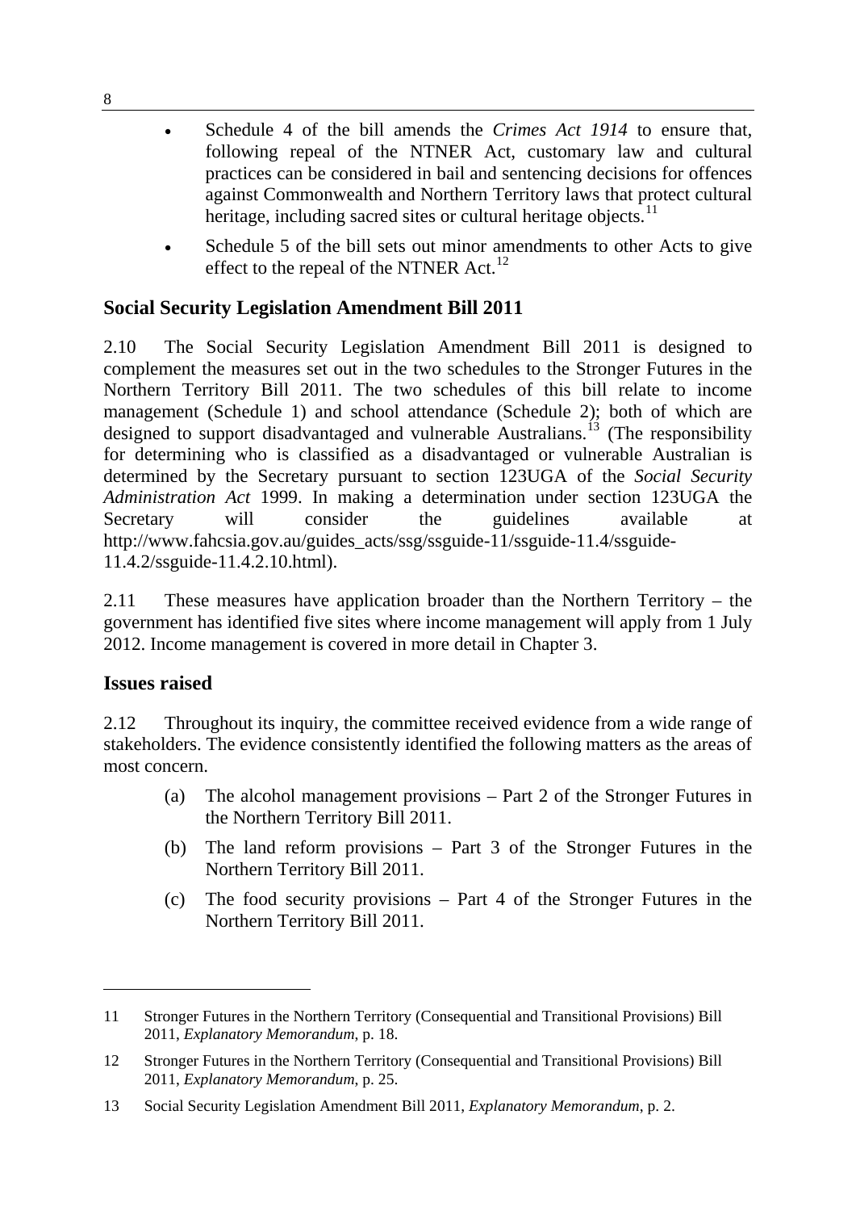- Schedule 4 of the bill amends the *Crimes Act 1914* to ensure that, following repeal of the NTNER Act, customary law and cultural practices can be considered in bail and sentencing decisions for offences against Commonwealth and Northern Territory laws that protect cultural heritage, including sacred sites or cultural heritage objects.[11]
- Schedule 5 of the bill sets out minor amendments to other Acts to give effect to the repeal of the NTNER Act.[12]

## Social Security Legislation Amendment Bill 2011

2.10 The Social Security Legislation Amendment Bill 2011 is designed to complement the measures set out in the two schedules to the Stronger Futures in the Northern Territory Bill 2011. The two schedules of this bill relate to income management (Schedule 1) and school attendance (Schedule 2); both of which are designed to support disadvantaged and vulnerable Australians.[13] (The responsibility for determining who is classified as a disadvantaged or vulnerable Australian is determined by the Secretary pursuant to section 123UGA of the *Social Security Administration Act* 1999. In making a determination under section 123UGA the Secretary will consider the guidelines available at http://www.fahcsia.gov.au/guides_acts/ssg/ssguide-11/ssguide-11.4/ssguide-11.4.2/ssguide-11.4.2.10.html).

2.11 These measures have application broader than the Northern Territory – the government has identified five sites where income management will apply from 1 July 2012. Income management is covered in more detail in Chapter 3.

## Issues raised

2.12 Throughout its inquiry, the committee received evidence from a wide range of stakeholders. The evidence consistently identified the following matters as the areas of most concern.

(a) The alcohol management provisions – Part 2 of the Stronger Futures in the Northern Territory Bill 2011.

(b) The land reform provisions – Part 3 of the Stronger Futures in the Northern Territory Bill 2011.

(c) The food security provisions – Part 4 of the Stronger Futures in the Northern Territory Bill 2011.

---

11 Stronger Futures in the Northern Territory (Consequential and Transitional Provisions) Bill 2011, *Explanatory Memorandum*, p. 18.

12 Stronger Futures in the Northern Territory (Consequential and Transitional Provisions) Bill 2011, *Explanatory Memorandum*, p. 25.

13 Social Security Legislation Amendment Bill 2011, *Explanatory Memorandum*, p. 2.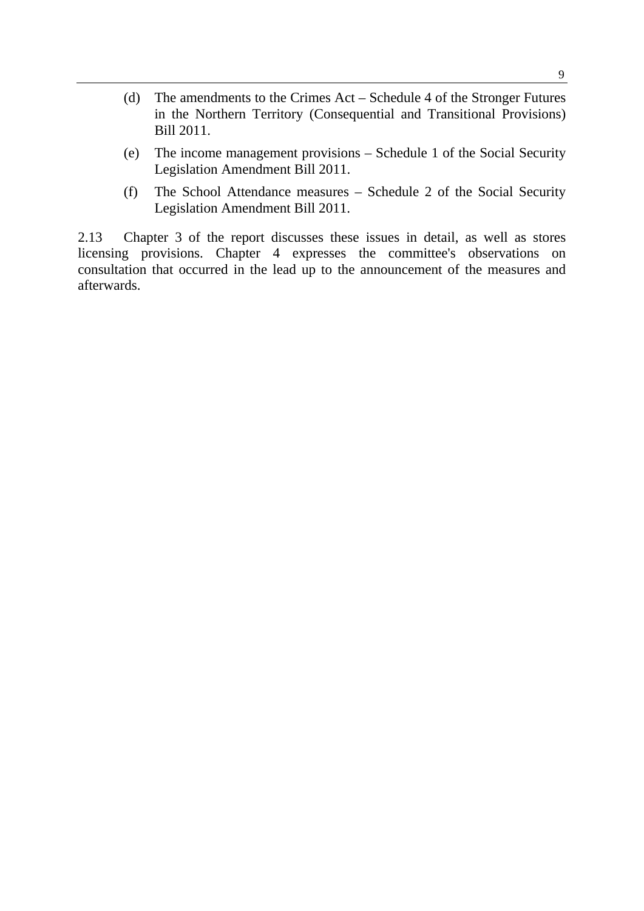(d) The amendments to the Crimes Act – Schedule 4 of the Stronger Futures in the Northern Territory (Consequential and Transitional Provisions) Bill 2011.

(e) The income management provisions – Schedule 1 of the Social Security Legislation Amendment Bill 2011.

(f) The School Attendance measures – Schedule 2 of the Social Security Legislation Amendment Bill 2011.

2.13 Chapter 3 of the report discusses these issues in detail, as well as stores licensing provisions. Chapter 4 expresses the committee's observations on consultation that occurred in the lead up to the announcement of the measures and afterwards.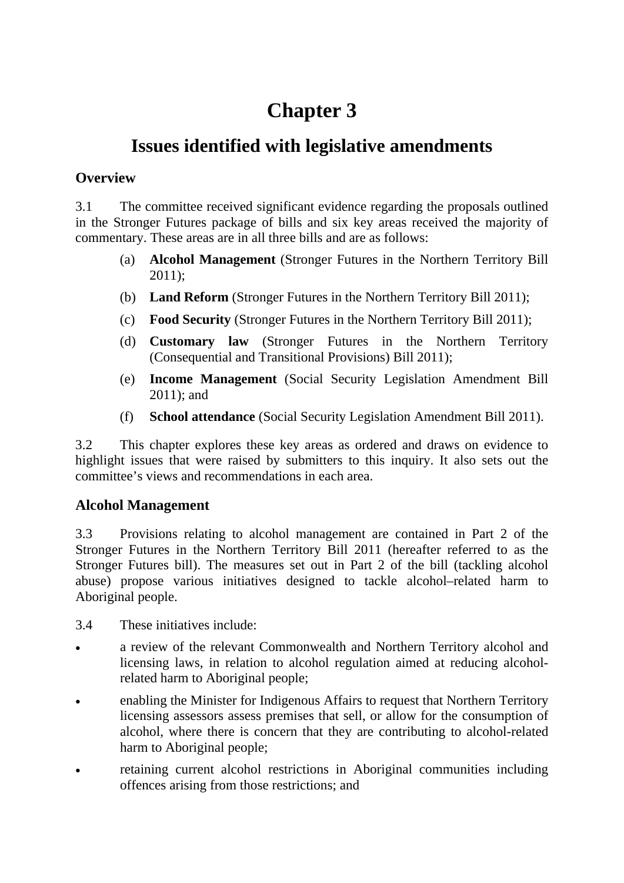# Chapter 3

## Issues identified with legislative amendments

### Overview

3.1 The committee received significant evidence regarding the proposals outlined in the Stronger Futures package of bills and six key areas received the majority of commentary. These areas are in all three bills and are as follows:

(a) **Alcohol Management** (Stronger Futures in the Northern Territory Bill 2011);

(b) **Land Reform** (Stronger Futures in the Northern Territory Bill 2011);

(c) **Food Security** (Stronger Futures in the Northern Territory Bill 2011);

(d) **Customary law** (Stronger Futures in the Northern Territory (Consequential and Transitional Provisions) Bill 2011);

(e) **Income Management** (Social Security Legislation Amendment Bill 2011); and

(f) **School attendance** (Social Security Legislation Amendment Bill 2011).

3.2 This chapter explores these key areas as ordered and draws on evidence to highlight issues that were raised by submitters to this inquiry. It also sets out the committee's views and recommendations in each area.

### Alcohol Management

3.3 Provisions relating to alcohol management are contained in Part 2 of the Stronger Futures in the Northern Territory Bill 2011 (hereafter referred to as the Stronger Futures bill). The measures set out in Part 2 of the bill (tackling alcohol abuse) propose various initiatives designed to tackle alcohol–related harm to Aboriginal people.

3.4 These initiatives include:

- a review of the relevant Commonwealth and Northern Territory alcohol and licensing laws, in relation to alcohol regulation aimed at reducing alcohol-related harm to Aboriginal people;
- enabling the Minister for Indigenous Affairs to request that Northern Territory licensing assessors assess premises that sell, or allow for the consumption of alcohol, where there is concern that they are contributing to alcohol-related harm to Aboriginal people;
- retaining current alcohol restrictions in Aboriginal communities including offences arising from those restrictions; and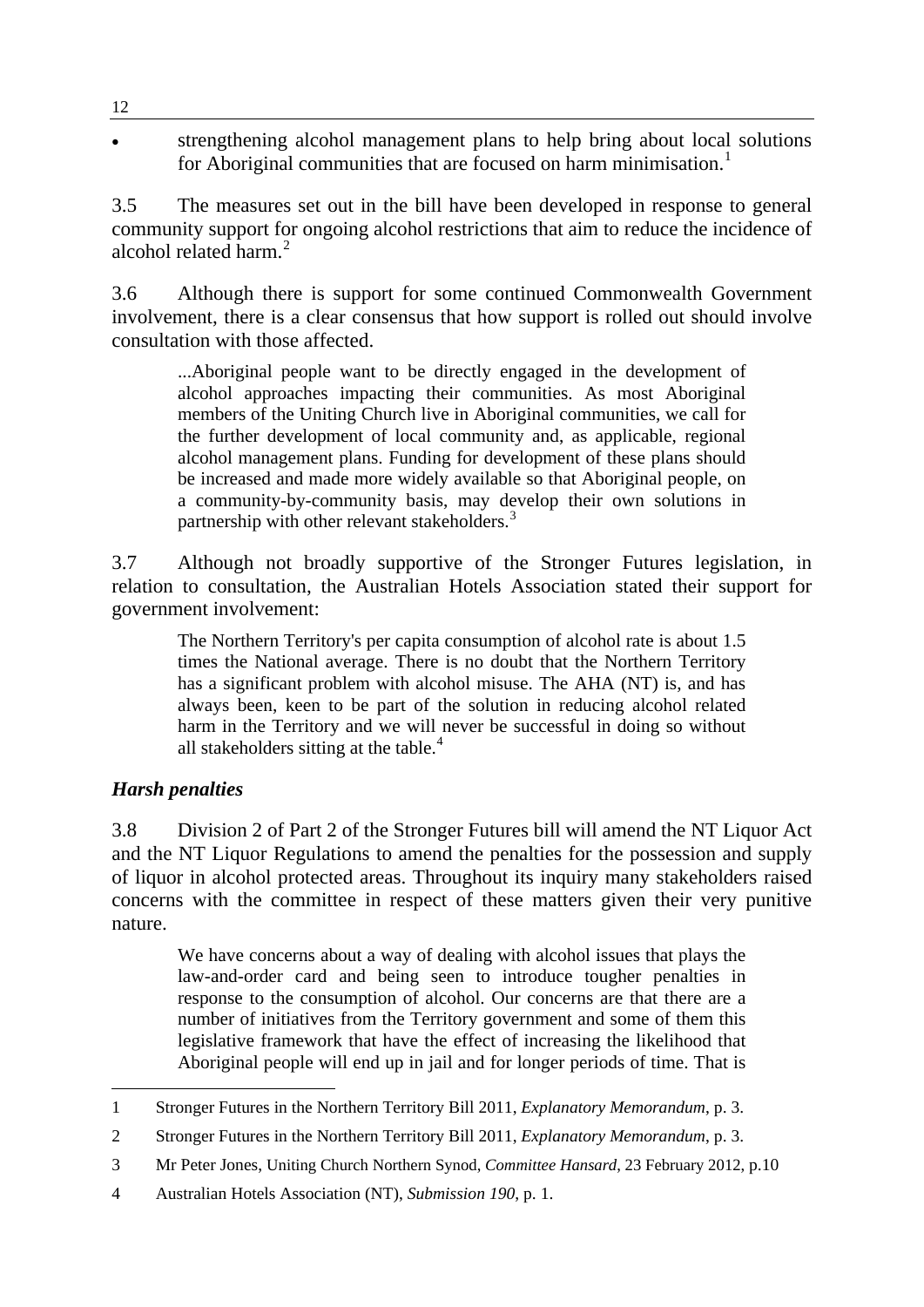- strengthening alcohol management plans to help bring about local solutions for Aboriginal communities that are focused on harm minimisation.[1]

3.5 The measures set out in the bill have been developed in response to general community support for ongoing alcohol restrictions that aim to reduce the incidence of alcohol related harm.[2]

3.6 Although there is support for some continued Commonwealth Government involvement, there is a clear consensus that how support is rolled out should involve consultation with those affected.

> ...Aboriginal people want to be directly engaged in the development of alcohol approaches impacting their communities. As most Aboriginal members of the Uniting Church live in Aboriginal communities, we call for the further development of local community and, as applicable, regional alcohol management plans. Funding for development of these plans should be increased and made more widely available so that Aboriginal people, on a community-by-community basis, may develop their own solutions in partnership with other relevant stakeholders.[3]

3.7 Although not broadly supportive of the Stronger Futures legislation, in relation to consultation, the Australian Hotels Association stated their support for government involvement:

> The Northern Territory's per capita consumption of alcohol rate is about 1.5 times the National average. There is no doubt that the Northern Territory has a significant problem with alcohol misuse. The AHA (NT) is, and has always been, keen to be part of the solution in reducing alcohol related harm in the Territory and we will never be successful in doing so without all stakeholders sitting at the table.[4]

### *Harsh penalties*

3.8 Division 2 of Part 2 of the Stronger Futures bill will amend the NT Liquor Act and the NT Liquor Regulations to amend the penalties for the possession and supply of liquor in alcohol protected areas. Throughout its inquiry many stakeholders raised concerns with the committee in respect of these matters given their very punitive nature.

> We have concerns about a way of dealing with alcohol issues that plays the law-and-order card and being seen to introduce tougher penalties in response to the consumption of alcohol. Our concerns are that there are a number of initiatives from the Territory government and some of them this legislative framework that have the effect of increasing the likelihood that Aboriginal people will end up in jail and for longer periods of time. That is

---

1 Stronger Futures in the Northern Territory Bill 2011, *Explanatory Memorandum*, p. 3.

2 Stronger Futures in the Northern Territory Bill 2011, *Explanatory Memorandum*, p. 3.

3 Mr Peter Jones, Uniting Church Northern Synod, *Committee Hansard*, 23 February 2012, p.10

4 Australian Hotels Association (NT), *Submission 190*, p. 1.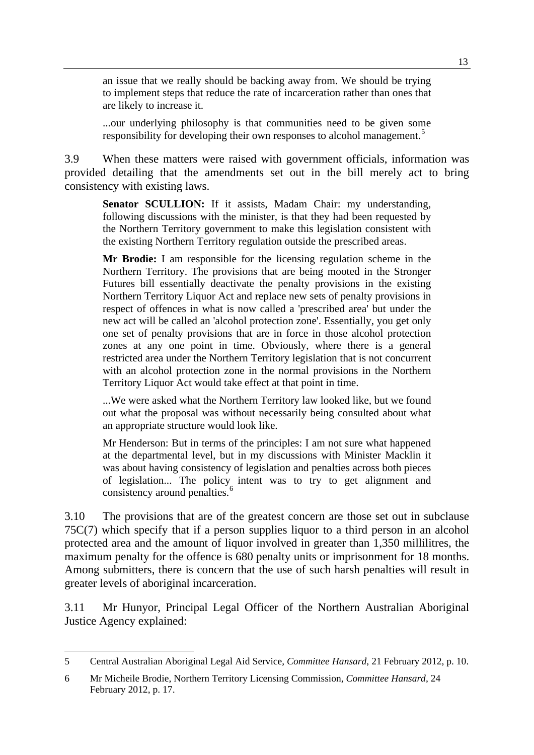> an issue that we really should be backing away from. We should be trying to implement steps that reduce the rate of incarceration rather than ones that are likely to increase it.
>
> ...our underlying philosophy is that communities need to be given some responsibility for developing their own responses to alcohol management.[5]

3.9 When these matters were raised with government officials, information was provided detailing that the amendments set out in the bill merely act to bring consistency with existing laws.

> **Senator SCULLION:** If it assists, Madam Chair: my understanding, following discussions with the minister, is that they had been requested by the Northern Territory government to make this legislation consistent with the existing Northern Territory regulation outside the prescribed areas.
>
> **Mr Brodie:** I am responsible for the licensing regulation scheme in the Northern Territory. The provisions that are being mooted in the Stronger Futures bill essentially deactivate the penalty provisions in the existing Northern Territory Liquor Act and replace new sets of penalty provisions in respect of offences in what is now called a 'prescribed area' but under the new act will be called an 'alcohol protection zone'. Essentially, you get only one set of penalty provisions that are in force in those alcohol protection zones at any one point in time. Obviously, where there is a general restricted area under the Northern Territory legislation that is not concurrent with an alcohol protection zone in the normal provisions in the Northern Territory Liquor Act would take effect at that point in time.
>
> ...We were asked what the Northern Territory law looked like, but we found out what the proposal was without necessarily being consulted about what an appropriate structure would look like.
>
> Mr Henderson: But in terms of the principles: I am not sure what happened at the departmental level, but in my discussions with Minister Macklin it was about having consistency of legislation and penalties across both pieces of legislation... The policy intent was to try to get alignment and consistency around penalties.[6]

3.10 The provisions that are of the greatest concern are those set out in subclause 75C(7) which specify that if a person supplies liquor to a third person in an alcohol protected area and the amount of liquor involved in greater than 1,350 millilitres, the maximum penalty for the offence is 680 penalty units or imprisonment for 18 months. Among submitters, there is concern that the use of such harsh penalties will result in greater levels of aboriginal incarceration.

3.11 Mr Hunyor, Principal Legal Officer of the Northern Australian Aboriginal Justice Agency explained:

---

5 Central Australian Aboriginal Legal Aid Service, *Committee Hansard*, 21 February 2012, p. 10.

6 Mr Micheile Brodie, Northern Territory Licensing Commission, *Committee Hansard*, 24 February 2012, p. 17.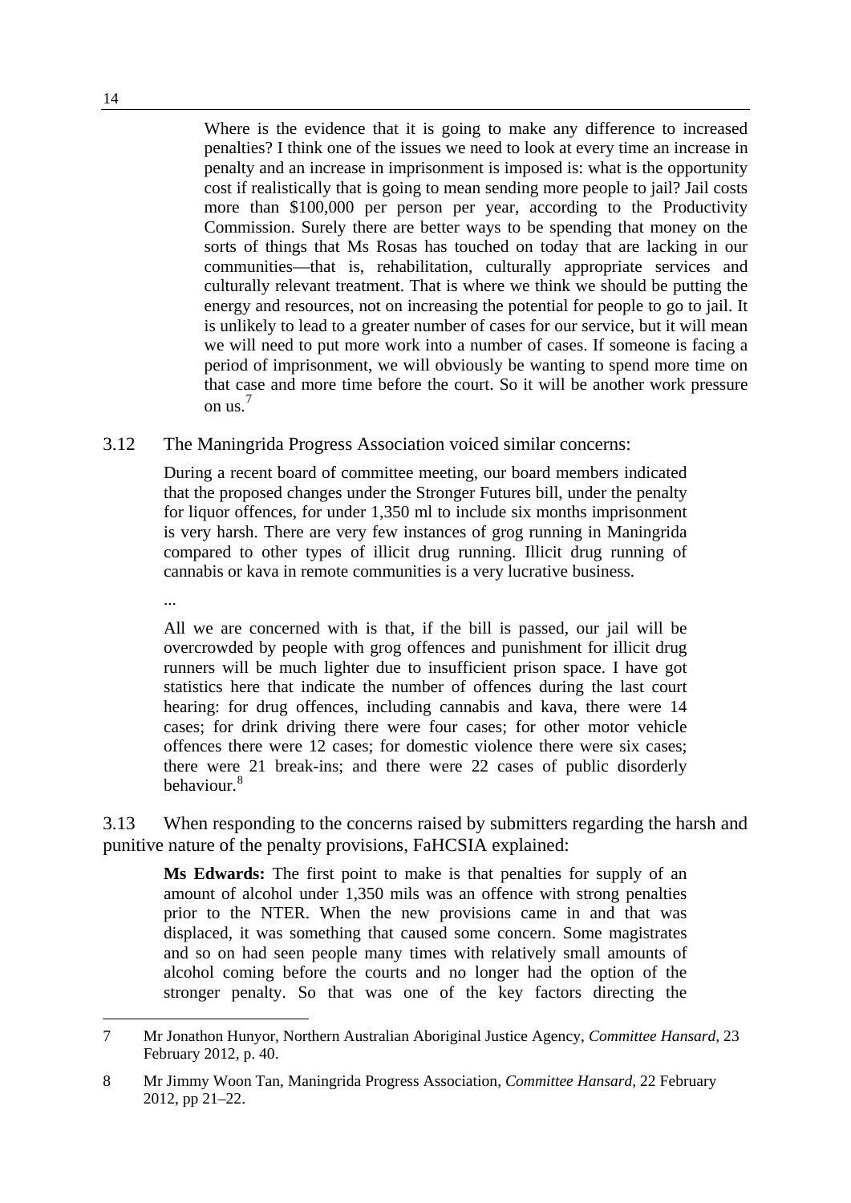> Where is the evidence that it is going to make any difference to increased penalties? I think one of the issues we need to look at every time an increase in penalty and an increase in imprisonment is imposed is: what is the opportunity cost if realistically that is going to mean sending more people to jail? Jail costs more than $100,000 per person per year, according to the Productivity Commission. Surely there are better ways to be spending that money on the sorts of things that Ms Rosas has touched on today that are lacking in our communities—that is, rehabilitation, culturally appropriate services and culturally relevant treatment. That is where we think we should be putting the energy and resources, not on increasing the potential for people to go to jail. It is unlikely to lead to a greater number of cases for our service, but it will mean we will need to put more work into a number of cases. If someone is facing a period of imprisonment, we will obviously be wanting to spend more time on that case and more time before the court. So it will be another work pressure on us.[7]

3.12 The Maningrida Progress Association voiced similar concerns:

> During a recent board of committee meeting, our board members indicated that the proposed changes under the Stronger Futures bill, under the penalty for liquor offences, for under 1,350 ml to include six months imprisonment is very harsh. There are very few instances of grog running in Maningrida compared to other types of illicit drug running. Illicit drug running of cannabis or kava in remote communities is a very lucrative business.
>
> ...
>
> All we are concerned with is that, if the bill is passed, our jail will be overcrowded by people with grog offences and punishment for illicit drug runners will be much lighter due to insufficient prison space. I have got statistics here that indicate the number of offences during the last court hearing: for drug offences, including cannabis and kava, there were 14 cases; for drink driving there were four cases; for other motor vehicle offences there were 12 cases; for domestic violence there were six cases; there were 21 break-ins; and there were 22 cases of public disorderly behaviour.[8]

3.13 When responding to the concerns raised by submitters regarding the harsh and punitive nature of the penalty provisions, FaHCSIA explained:

> **Ms Edwards:** The first point to make is that penalties for supply of an amount of alcohol under 1,350 mils was an offence with strong penalties prior to the NTER. When the new provisions came in and that was displaced, it was something that caused some concern. Some magistrates and so on had seen people many times with relatively small amounts of alcohol coming before the courts and no longer had the option of the stronger penalty. So that was one of the key factors directing the

---

7 Mr Jonathon Hunyor, Northern Australian Aboriginal Justice Agency, *Committee Hansard*, 23 February 2012, p. 40.

8 Mr Jimmy Woon Tan, Maningrida Progress Association, *Committee Hansard*, 22 February 2012, pp 21–22.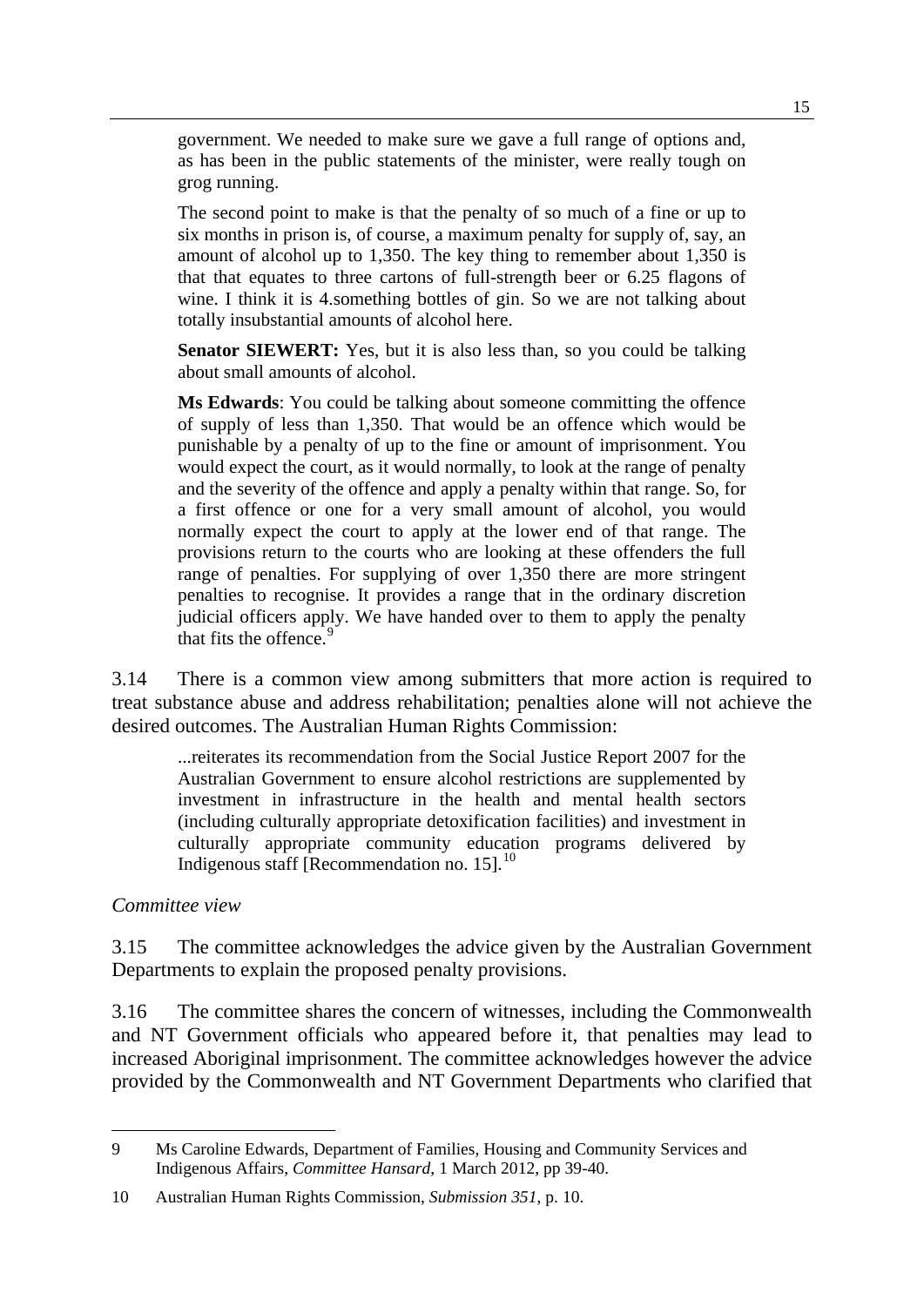> government. We needed to make sure we gave a full range of options and, as has been in the public statements of the minister, were really tough on grog running.
>
> The second point to make is that the penalty of so much of a fine or up to six months in prison is, of course, a maximum penalty for supply of, say, an amount of alcohol up to 1,350. The key thing to remember about 1,350 is that that equates to three cartons of full-strength beer or 6.25 flagons of wine. I think it is 4.something bottles of gin. So we are not talking about totally insubstantial amounts of alcohol here.
>
> **Senator SIEWERT:** Yes, but it is also less than, so you could be talking about small amounts of alcohol.
>
> **Ms Edwards**: You could be talking about someone committing the offence of supply of less than 1,350. That would be an offence which would be punishable by a penalty of up to the fine or amount of imprisonment. You would expect the court, as it would normally, to look at the range of penalty and the severity of the offence and apply a penalty within that range. So, for a first offence or one for a very small amount of alcohol, you would normally expect the court to apply at the lower end of that range. The provisions return to the courts who are looking at these offenders the full range of penalties. For supplying of over 1,350 there are more stringent penalties to recognise. It provides a range that in the ordinary discretion judicial officers apply. We have handed over to them to apply the penalty that fits the offence.[9]

3.14 There is a common view among submitters that more action is required to treat substance abuse and address rehabilitation; penalties alone will not achieve the desired outcomes. The Australian Human Rights Commission:

> ...reiterates its recommendation from the Social Justice Report 2007 for the Australian Government to ensure alcohol restrictions are supplemented by investment in infrastructure in the health and mental health sectors (including culturally appropriate detoxification facilities) and investment in culturally appropriate community education programs delivered by Indigenous staff [Recommendation no. 15].[10]

*Committee view*

3.15 The committee acknowledges the advice given by the Australian Government Departments to explain the proposed penalty provisions.

3.16 The committee shares the concern of witnesses, including the Commonwealth and NT Government officials who appeared before it, that penalties may lead to increased Aboriginal imprisonment. The committee acknowledges however the advice provided by the Commonwealth and NT Government Departments who clarified that

---

9 Ms Caroline Edwards, Department of Families, Housing and Community Services and Indigenous Affairs, *Committee Hansard*, 1 March 2012, pp 39-40.

10 Australian Human Rights Commission, *Submission 351*, p. 10.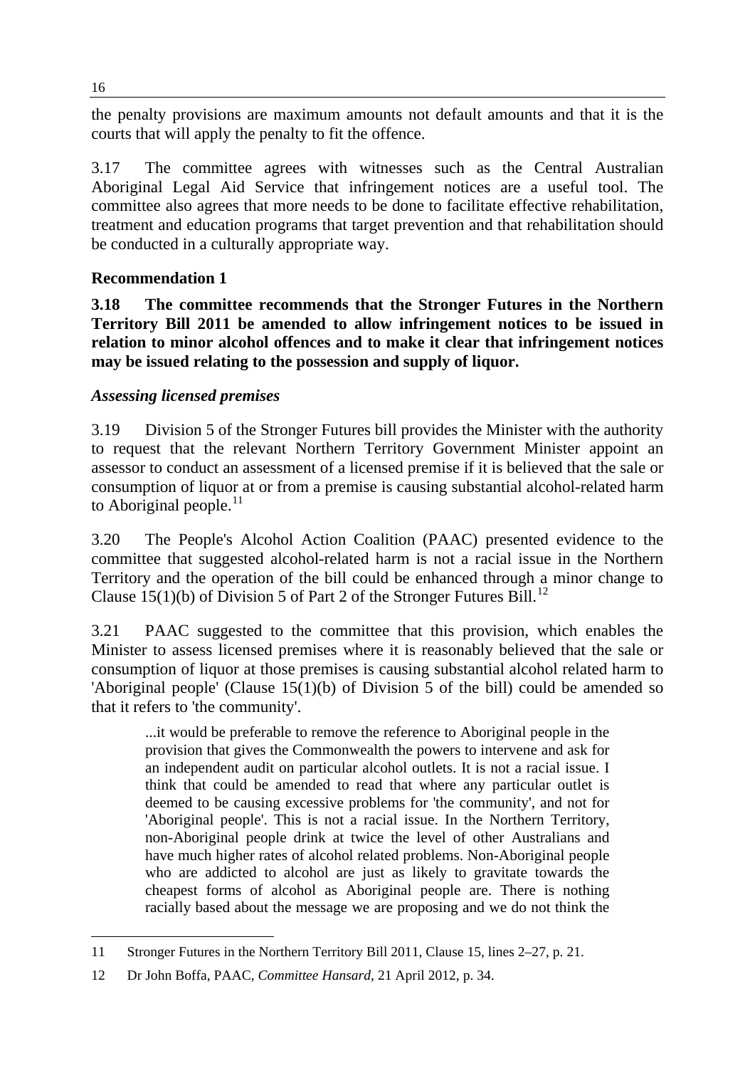the penalty provisions are maximum amounts not default amounts and that it is the courts that will apply the penalty to fit the offence.

3.17 The committee agrees with witnesses such as the Central Australian Aboriginal Legal Aid Service that infringement notices are a useful tool. The committee also agrees that more needs to be done to facilitate effective rehabilitation, treatment and education programs that target prevention and that rehabilitation should be conducted in a culturally appropriate way.

**Recommendation 1**

**3.18 The committee recommends that the Stronger Futures in the Northern Territory Bill 2011 be amended to allow infringement notices to be issued in relation to minor alcohol offences and to make it clear that infringement notices may be issued relating to the possession and supply of liquor.**

***Assessing licensed premises***

3.19 Division 5 of the Stronger Futures bill provides the Minister with the authority to request that the relevant Northern Territory Government Minister appoint an assessor to conduct an assessment of a licensed premise if it is believed that the sale or consumption of liquor at or from a premise is causing substantial alcohol-related harm to Aboriginal people.[11]

3.20 The People's Alcohol Action Coalition (PAAC) presented evidence to the committee that suggested alcohol-related harm is not a racial issue in the Northern Territory and the operation of the bill could be enhanced through a minor change to Clause 15(1)(b) of Division 5 of Part 2 of the Stronger Futures Bill.[12]

3.21 PAAC suggested to the committee that this provision, which enables the Minister to assess licensed premises where it is reasonably believed that the sale or consumption of liquor at those premises is causing substantial alcohol related harm to 'Aboriginal people' (Clause 15(1)(b) of Division 5 of the bill) could be amended so that it refers to 'the community'.

> ...it would be preferable to remove the reference to Aboriginal people in the provision that gives the Commonwealth the powers to intervene and ask for an independent audit on particular alcohol outlets. It is not a racial issue. I think that could be amended to read that where any particular outlet is deemed to be causing excessive problems for 'the community', and not for 'Aboriginal people'. This is not a racial issue. In the Northern Territory, non-Aboriginal people drink at twice the level of other Australians and have much higher rates of alcohol related problems. Non-Aboriginal people who are addicted to alcohol are just as likely to gravitate towards the cheapest forms of alcohol as Aboriginal people are. There is nothing racially based about the message we are proposing and we do not think the

11 Stronger Futures in the Northern Territory Bill 2011, Clause 15, lines 2–27, p. 21.

12 Dr John Boffa, PAAC, *Committee Hansard*, 21 April 2012, p. 34.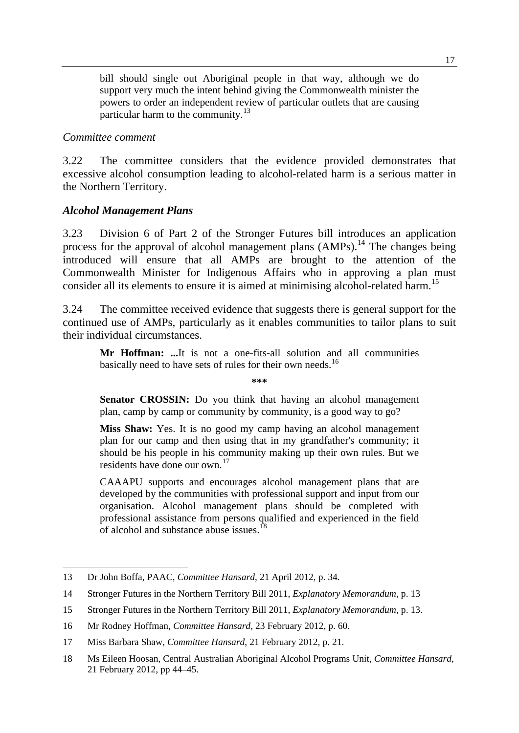> bill should single out Aboriginal people in that way, although we do support very much the intent behind giving the Commonwealth minister the powers to order an independent review of particular outlets that are causing particular harm to the community.[13]

*Committee comment*

3.22 The committee considers that the evidence provided demonstrates that excessive alcohol consumption leading to alcohol-related harm is a serious matter in the Northern Territory.

### *Alcohol Management Plans*

3.23 Division 6 of Part 2 of the Stronger Futures bill introduces an application process for the approval of alcohol management plans (AMPs).[14] The changes being introduced will ensure that all AMPs are brought to the attention of the Commonwealth Minister for Indigenous Affairs who in approving a plan must consider all its elements to ensure it is aimed at minimising alcohol-related harm.[15]

3.24 The committee received evidence that suggests there is general support for the continued use of AMPs, particularly as it enables communities to tailor plans to suit their individual circumstances.

> **Mr Hoffman: ...**It is not a one-fits-all solution and all communities basically need to have sets of rules for their own needs.[16]
>
> \*\*\*
>
> **Senator CROSSIN:** Do you think that having an alcohol management plan, camp by camp or community by community, is a good way to go?
>
> **Miss Shaw:** Yes. It is no good my camp having an alcohol management plan for our camp and then using that in my grandfather's community; it should be his people in his community making up their own rules. But we residents have done our own.[17]
>
> CAAAPU supports and encourages alcohol management plans that are developed by the communities with professional support and input from our organisation. Alcohol management plans should be completed with professional assistance from persons qualified and experienced in the field of alcohol and substance abuse issues.[18]

---

13 Dr John Boffa, PAAC, *Committee Hansard*, 21 April 2012, p. 34.

14 Stronger Futures in the Northern Territory Bill 2011, *Explanatory Memorandum*, p. 13

15 Stronger Futures in the Northern Territory Bill 2011, *Explanatory Memorandum*, p. 13.

16 Mr Rodney Hoffman, *Committee Hansard*, 23 February 2012, p. 60.

17 Miss Barbara Shaw, *Committee Hansard*, 21 February 2012, p. 21.

18 Ms Eileen Hoosan, Central Australian Aboriginal Alcohol Programs Unit, *Committee Hansard*, 21 February 2012, pp 44–45.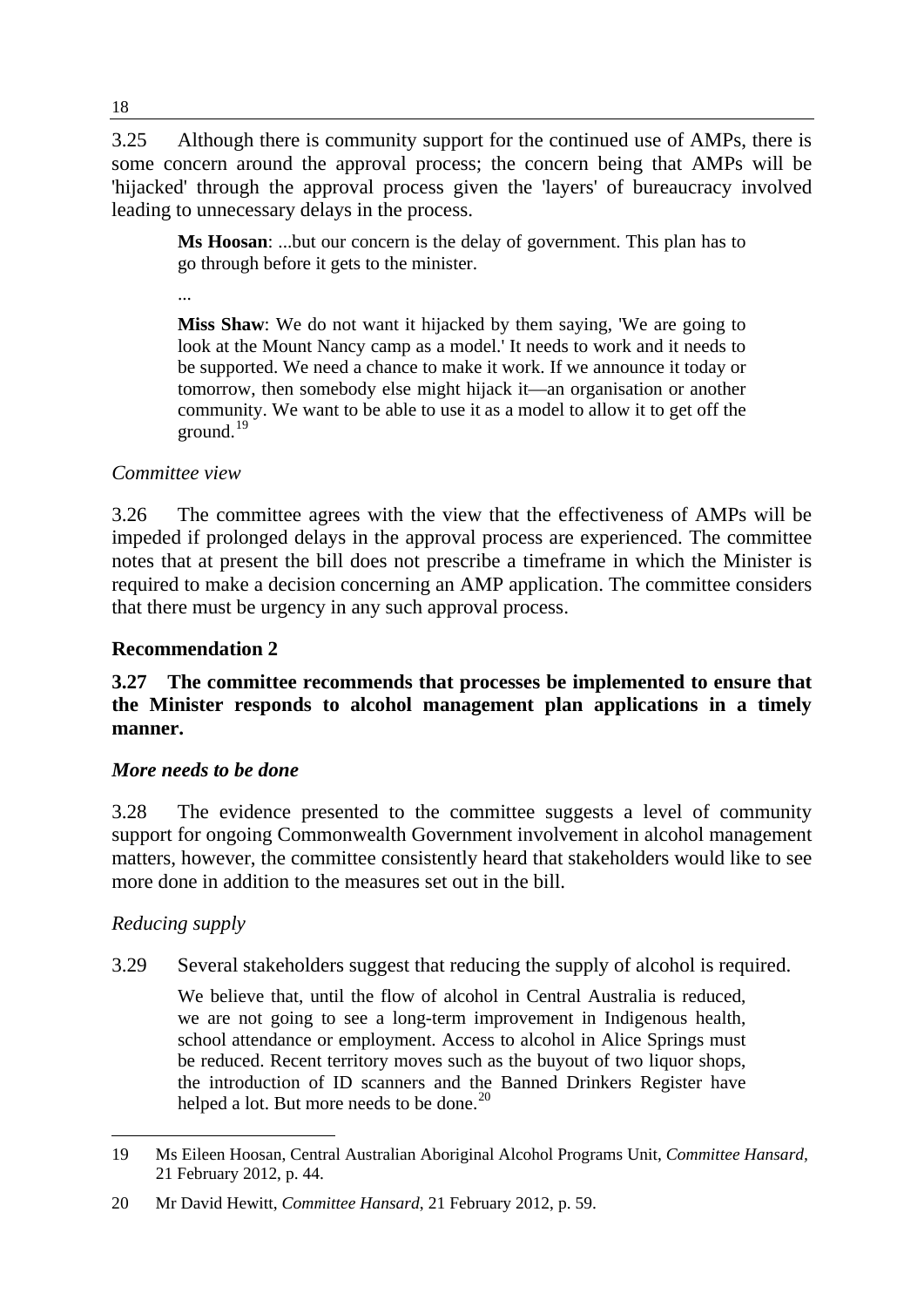3.25 Although there is community support for the continued use of AMPs, there is some concern around the approval process; the concern being that AMPs will be 'hijacked' through the approval process given the 'layers' of bureaucracy involved leading to unnecessary delays in the process.

> **Ms Hoosan**: ...but our concern is the delay of government. This plan has to go through before it gets to the minister.
>
> ...
>
> **Miss Shaw**: We do not want it hijacked by them saying, 'We are going to look at the Mount Nancy camp as a model.' It needs to work and it needs to be supported. We need a chance to make it work. If we announce it today or tomorrow, then somebody else might hijack it—an organisation or another community. We want to be able to use it as a model to allow it to get off the ground.[19]

*Committee view*

3.26 The committee agrees with the view that the effectiveness of AMPs will be impeded if prolonged delays in the approval process are experienced. The committee notes that at present the bill does not prescribe a timeframe in which the Minister is required to make a decision concerning an AMP application. The committee considers that there must be urgency in any such approval process.

**Recommendation 2**

**3.27 The committee recommends that processes be implemented to ensure that the Minister responds to alcohol management plan applications in a timely manner.**

***More needs to be done***

3.28 The evidence presented to the committee suggests a level of community support for ongoing Commonwealth Government involvement in alcohol management matters, however, the committee consistently heard that stakeholders would like to see more done in addition to the measures set out in the bill.

*Reducing supply*

3.29 Several stakeholders suggest that reducing the supply of alcohol is required.

> We believe that, until the flow of alcohol in Central Australia is reduced, we are not going to see a long-term improvement in Indigenous health, school attendance or employment. Access to alcohol in Alice Springs must be reduced. Recent territory moves such as the buyout of two liquor shops, the introduction of ID scanners and the Banned Drinkers Register have helped a lot. But more needs to be done.[20]

---

19 Ms Eileen Hoosan, Central Australian Aboriginal Alcohol Programs Unit, *Committee Hansard*, 21 February 2012, p. 44.

20 Mr David Hewitt, *Committee Hansard*, 21 February 2012, p. 59.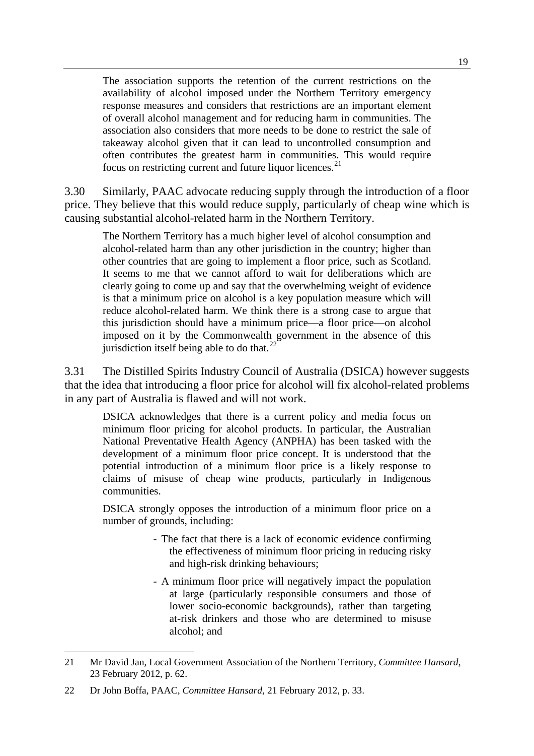> The association supports the retention of the current restrictions on the availability of alcohol imposed under the Northern Territory emergency response measures and considers that restrictions are an important element of overall alcohol management and for reducing harm in communities. The association also considers that more needs to be done to restrict the sale of takeaway alcohol given that it can lead to uncontrolled consumption and often contributes the greatest harm in communities. This would require focus on restricting current and future liquor licences.[21]

3.30 Similarly, PAAC advocate reducing supply through the introduction of a floor price. They believe that this would reduce supply, particularly of cheap wine which is causing substantial alcohol-related harm in the Northern Territory.

> The Northern Territory has a much higher level of alcohol consumption and alcohol-related harm than any other jurisdiction in the country; higher than other countries that are going to implement a floor price, such as Scotland. It seems to me that we cannot afford to wait for deliberations which are clearly going to come up and say that the overwhelming weight of evidence is that a minimum price on alcohol is a key population measure which will reduce alcohol-related harm. We think there is a strong case to argue that this jurisdiction should have a minimum price—a floor price—on alcohol imposed on it by the Commonwealth government in the absence of this jurisdiction itself being able to do that.[22]

3.31 The Distilled Spirits Industry Council of Australia (DSICA) however suggests that the idea that introducing a floor price for alcohol will fix alcohol-related problems in any part of Australia is flawed and will not work.

> DSICA acknowledges that there is a current policy and media focus on minimum floor pricing for alcohol products. In particular, the Australian National Preventative Health Agency (ANPHA) has been tasked with the development of a minimum floor price concept. It is understood that the potential introduction of a minimum floor price is a likely response to claims of misuse of cheap wine products, particularly in Indigenous communities.
>
> DSICA strongly opposes the introduction of a minimum floor price on a number of grounds, including:
>
> - The fact that there is a lack of economic evidence confirming the effectiveness of minimum floor pricing in reducing risky and high-risk drinking behaviours;
> - A minimum floor price will negatively impact the population at large (particularly responsible consumers and those of lower socio-economic backgrounds), rather than targeting at-risk drinkers and those who are determined to misuse alcohol; and

---

21 Mr David Jan, Local Government Association of the Northern Territory, *Committee Hansard*, 23 February 2012, p. 62.

22 Dr John Boffa, PAAC, *Committee Hansard*, 21 February 2012, p. 33.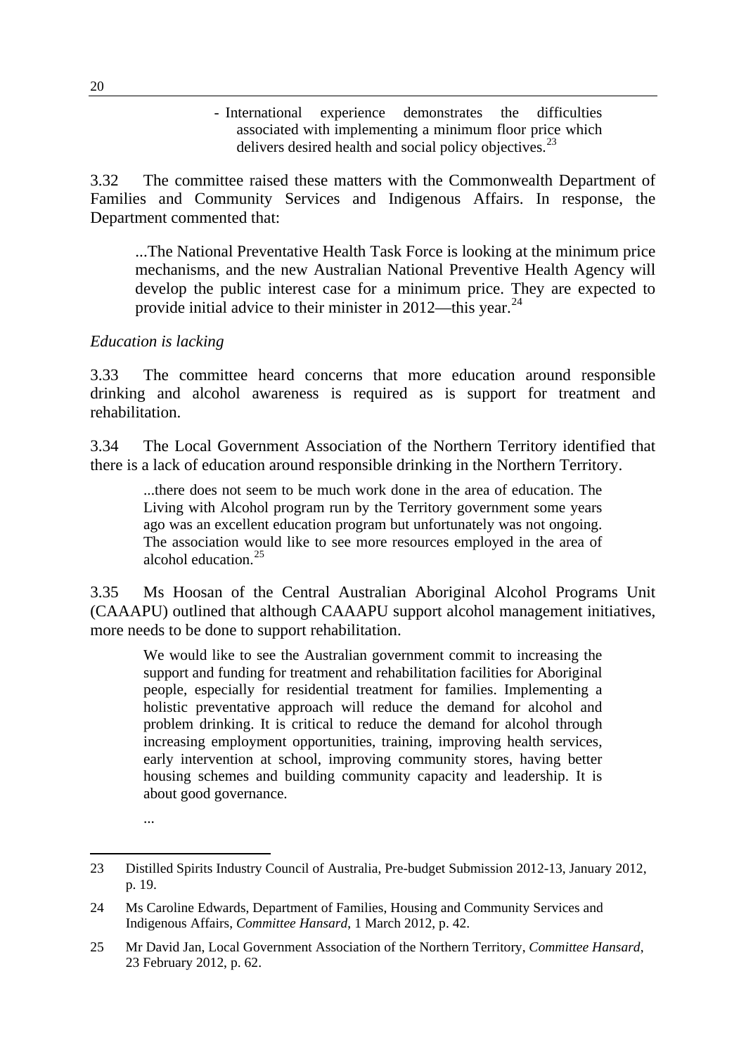- International experience demonstrates the difficulties associated with implementing a minimum floor price which delivers desired health and social policy objectives.[23]

3.32 The committee raised these matters with the Commonwealth Department of Families and Community Services and Indigenous Affairs. In response, the Department commented that:

> ...The National Preventative Health Task Force is looking at the minimum price mechanisms, and the new Australian National Preventive Health Agency will develop the public interest case for a minimum price. They are expected to provide initial advice to their minister in 2012—this year.[24]

*Education is lacking*

3.33 The committee heard concerns that more education around responsible drinking and alcohol awareness is required as is support for treatment and rehabilitation.

3.34 The Local Government Association of the Northern Territory identified that there is a lack of education around responsible drinking in the Northern Territory.

> ...there does not seem to be much work done in the area of education. The Living with Alcohol program run by the Territory government some years ago was an excellent education program but unfortunately was not ongoing. The association would like to see more resources employed in the area of alcohol education.[25]

3.35 Ms Hoosan of the Central Australian Aboriginal Alcohol Programs Unit (CAAAPU) outlined that although CAAAPU support alcohol management initiatives, more needs to be done to support rehabilitation.

> We would like to see the Australian government commit to increasing the support and funding for treatment and rehabilitation facilities for Aboriginal people, especially for residential treatment for families. Implementing a holistic preventative approach will reduce the demand for alcohol and problem drinking. It is critical to reduce the demand for alcohol through increasing employment opportunities, training, improving health services, early intervention at school, improving community stores, having better housing schemes and building community capacity and leadership. It is about good governance.
>
> ...

---

23 Distilled Spirits Industry Council of Australia, Pre-budget Submission 2012-13, January 2012, p. 19.

24 Ms Caroline Edwards, Department of Families, Housing and Community Services and Indigenous Affairs, *Committee Hansard*, 1 March 2012, p. 42.

25 Mr David Jan, Local Government Association of the Northern Territory, *Committee Hansard*, 23 February 2012, p. 62.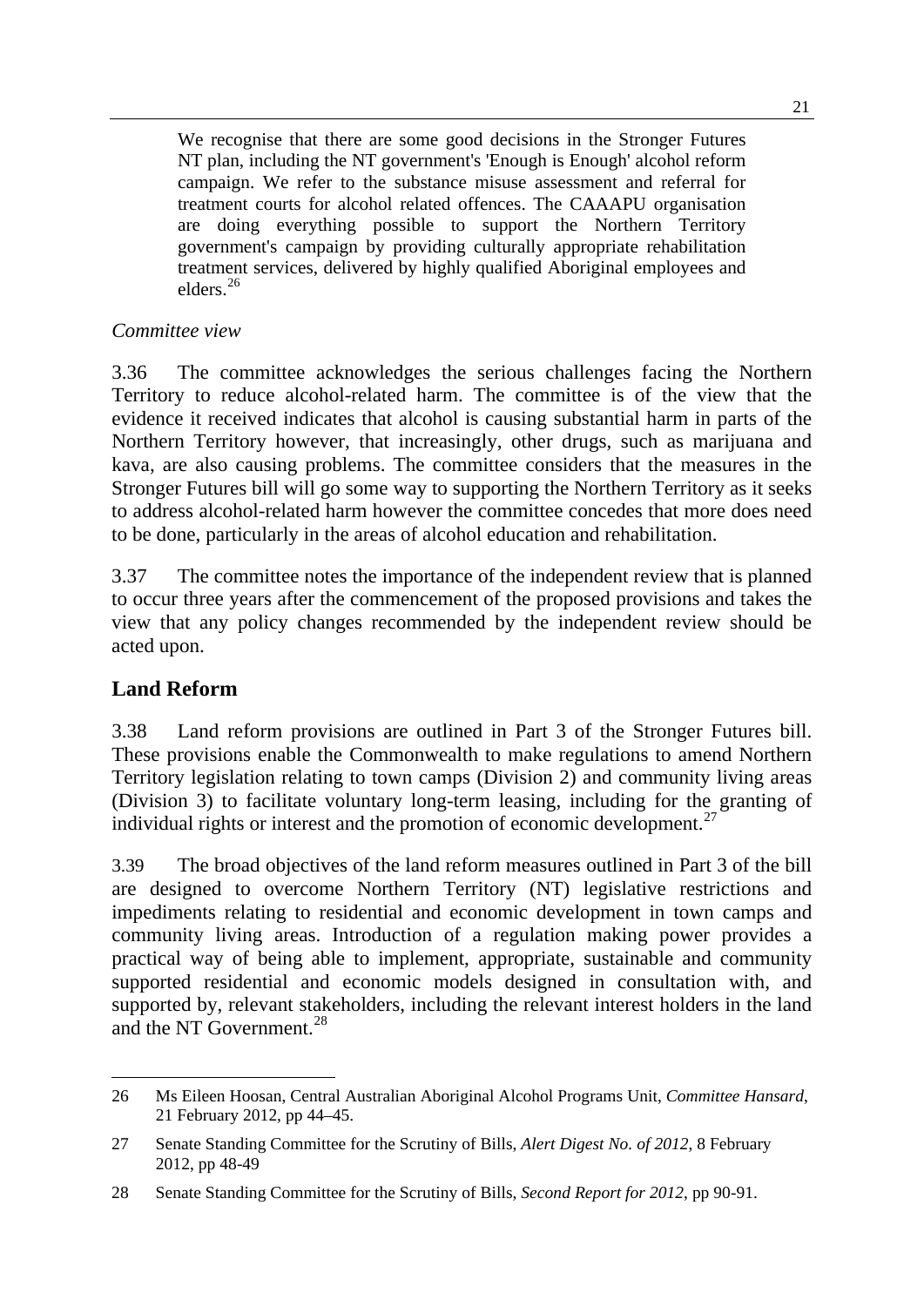> We recognise that there are some good decisions in the Stronger Futures NT plan, including the NT government's 'Enough is Enough' alcohol reform campaign. We refer to the substance misuse assessment and referral for treatment courts for alcohol related offences. The CAAAPU organisation are doing everything possible to support the Northern Territory government's campaign by providing culturally appropriate rehabilitation treatment services, delivered by highly qualified Aboriginal employees and elders.[26]

*Committee view*

3.36 The committee acknowledges the serious challenges facing the Northern Territory to reduce alcohol-related harm. The committee is of the view that the evidence it received indicates that alcohol is causing substantial harm in parts of the Northern Territory however, that increasingly, other drugs, such as marijuana and kava, are also causing problems. The committee considers that the measures in the Stronger Futures bill will go some way to supporting the Northern Territory as it seeks to address alcohol-related harm however the committee concedes that more does need to be done, particularly in the areas of alcohol education and rehabilitation.

3.37 The committee notes the importance of the independent review that is planned to occur three years after the commencement of the proposed provisions and takes the view that any policy changes recommended by the independent review should be acted upon.

## Land Reform

3.38 Land reform provisions are outlined in Part 3 of the Stronger Futures bill. These provisions enable the Commonwealth to make regulations to amend Northern Territory legislation relating to town camps (Division 2) and community living areas (Division 3) to facilitate voluntary long-term leasing, including for the granting of individual rights or interest and the promotion of economic development.[27]

3.39 The broad objectives of the land reform measures outlined in Part 3 of the bill are designed to overcome Northern Territory (NT) legislative restrictions and impediments relating to residential and economic development in town camps and community living areas. Introduction of a regulation making power provides a practical way of being able to implement, appropriate, sustainable and community supported residential and economic models designed in consultation with, and supported by, relevant stakeholders, including the relevant interest holders in the land and the NT Government.[28]

---

26 Ms Eileen Hoosan, Central Australian Aboriginal Alcohol Programs Unit, *Committee Hansard*, 21 February 2012, pp 44–45.

27 Senate Standing Committee for the Scrutiny of Bills, *Alert Digest No. of 2012*, 8 February 2012, pp 48-49

28 Senate Standing Committee for the Scrutiny of Bills, *Second Report for 2012*, pp 90-91.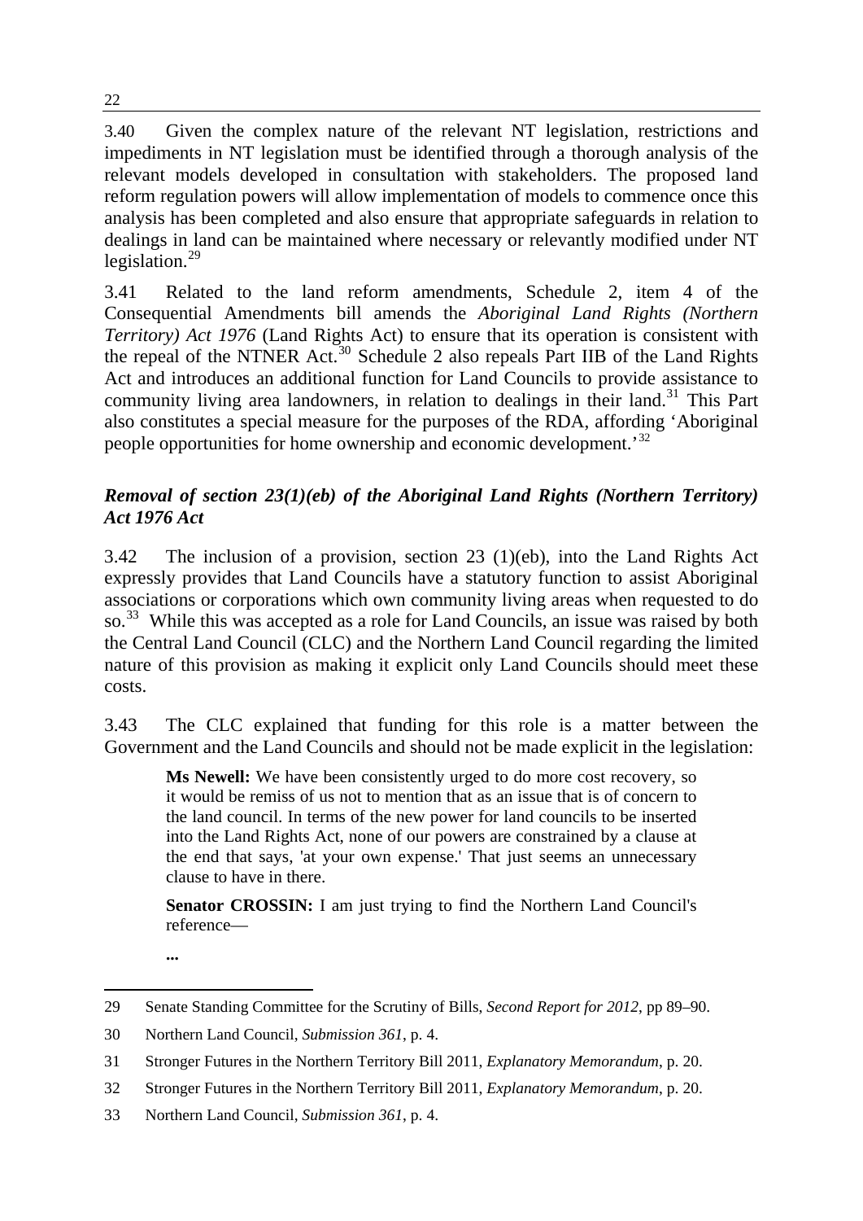3.40 Given the complex nature of the relevant NT legislation, restrictions and impediments in NT legislation must be identified through a thorough analysis of the relevant models developed in consultation with stakeholders. The proposed land reform regulation powers will allow implementation of models to commence once this analysis has been completed and also ensure that appropriate safeguards in relation to dealings in land can be maintained where necessary or relevantly modified under NT legislation.[29]

3.41 Related to the land reform amendments, Schedule 2, item 4 of the Consequential Amendments bill amends the *Aboriginal Land Rights (Northern Territory) Act 1976* (Land Rights Act) to ensure that its operation is consistent with the repeal of the NTNER Act.[30] Schedule 2 also repeals Part IIB of the Land Rights Act and introduces an additional function for Land Councils to provide assistance to community living area landowners, in relation to dealings in their land.[31] This Part also constitutes a special measure for the purposes of the RDA, affording 'Aboriginal people opportunities for home ownership and economic development.'[32]

### *Removal of section 23(1)(eb) of the Aboriginal Land Rights (Northern Territory) Act 1976 Act*

3.42 The inclusion of a provision, section 23 (1)(eb), into the Land Rights Act expressly provides that Land Councils have a statutory function to assist Aboriginal associations or corporations which own community living areas when requested to do so.[33] While this was accepted as a role for Land Councils, an issue was raised by both the Central Land Council (CLC) and the Northern Land Council regarding the limited nature of this provision as making it explicit only Land Councils should meet these costs.

3.43 The CLC explained that funding for this role is a matter between the Government and the Land Councils and should not be made explicit in the legislation:

> **Ms Newell:** We have been consistently urged to do more cost recovery, so it would be remiss of us not to mention that as an issue that is of concern to the land council. In terms of the new power for land councils to be inserted into the Land Rights Act, none of our powers are constrained by a clause at the end that says, 'at your own expense.' That just seems an unnecessary clause to have in there.
>
> **Senator CROSSIN:** I am just trying to find the Northern Land Council's reference—
>
> **...**

29 Senate Standing Committee for the Scrutiny of Bills, *Second Report for 2012*, pp 89–90.

30 Northern Land Council, *Submission 361*, p. 4.

31 Stronger Futures in the Northern Territory Bill 2011, *Explanatory Memorandum*, p. 20.

32 Stronger Futures in the Northern Territory Bill 2011, *Explanatory Memorandum*, p. 20.

33 Northern Land Council, *Submission 361*, p. 4.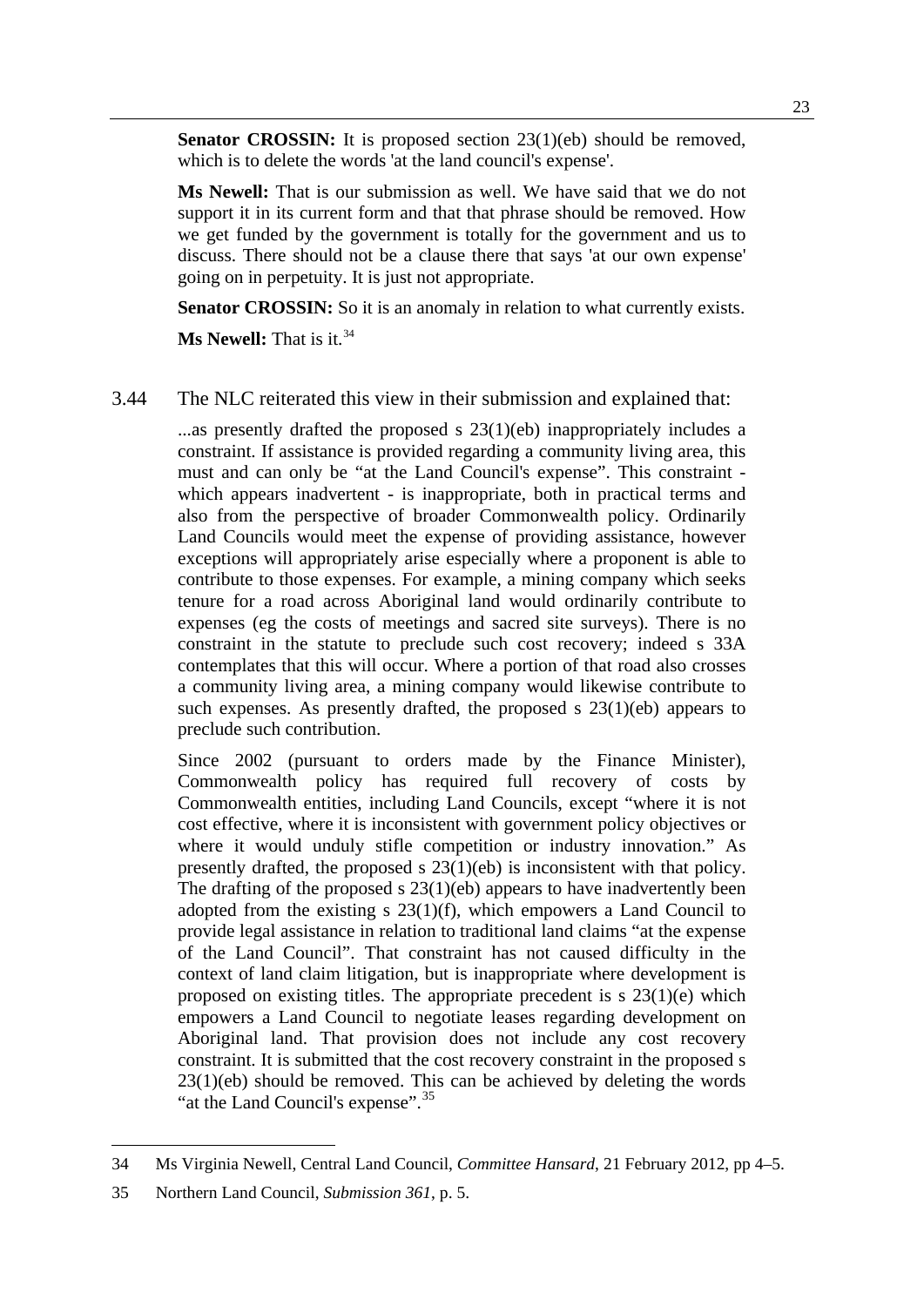**Senator CROSSIN:** It is proposed section 23(1)(eb) should be removed, which is to delete the words 'at the land council's expense'.

**Ms Newell:** That is our submission as well. We have said that we do not support it in its current form and that that phrase should be removed. How we get funded by the government is totally for the government and us to discuss. There should not be a clause there that says 'at our own expense' going on in perpetuity. It is just not appropriate.

**Senator CROSSIN:** So it is an anomaly in relation to what currently exists.

**Ms Newell:** That is it.[34]

3.44 The NLC reiterated this view in their submission and explained that:

> ...as presently drafted the proposed s 23(1)(eb) inappropriately includes a constraint. If assistance is provided regarding a community living area, this must and can only be "at the Land Council's expense". This constraint - which appears inadvertent - is inappropriate, both in practical terms and also from the perspective of broader Commonwealth policy. Ordinarily Land Councils would meet the expense of providing assistance, however exceptions will appropriately arise especially where a proponent is able to contribute to those expenses. For example, a mining company which seeks tenure for a road across Aboriginal land would ordinarily contribute to expenses (eg the costs of meetings and sacred site surveys). There is no constraint in the statute to preclude such cost recovery; indeed s 33A contemplates that this will occur. Where a portion of that road also crosses a community living area, a mining company would likewise contribute to such expenses. As presently drafted, the proposed s 23(1)(eb) appears to preclude such contribution.
>
> Since 2002 (pursuant to orders made by the Finance Minister), Commonwealth policy has required full recovery of costs by Commonwealth entities, including Land Councils, except "where it is not cost effective, where it is inconsistent with government policy objectives or where it would unduly stifle competition or industry innovation." As presently drafted, the proposed s 23(1)(eb) is inconsistent with that policy. The drafting of the proposed s 23(1)(eb) appears to have inadvertently been adopted from the existing s 23(1)(f), which empowers a Land Council to provide legal assistance in relation to traditional land claims "at the expense of the Land Council". That constraint has not caused difficulty in the context of land claim litigation, but is inappropriate where development is proposed on existing titles. The appropriate precedent is s 23(1)(e) which empowers a Land Council to negotiate leases regarding development on Aboriginal land. That provision does not include any cost recovery constraint. It is submitted that the cost recovery constraint in the proposed s 23(1)(eb) should be removed. This can be achieved by deleting the words "at the Land Council's expense".[35]

---

34 Ms Virginia Newell, Central Land Council, *Committee Hansard*, 21 February 2012, pp 4–5.

35 Northern Land Council, *Submission 361*, p. 5.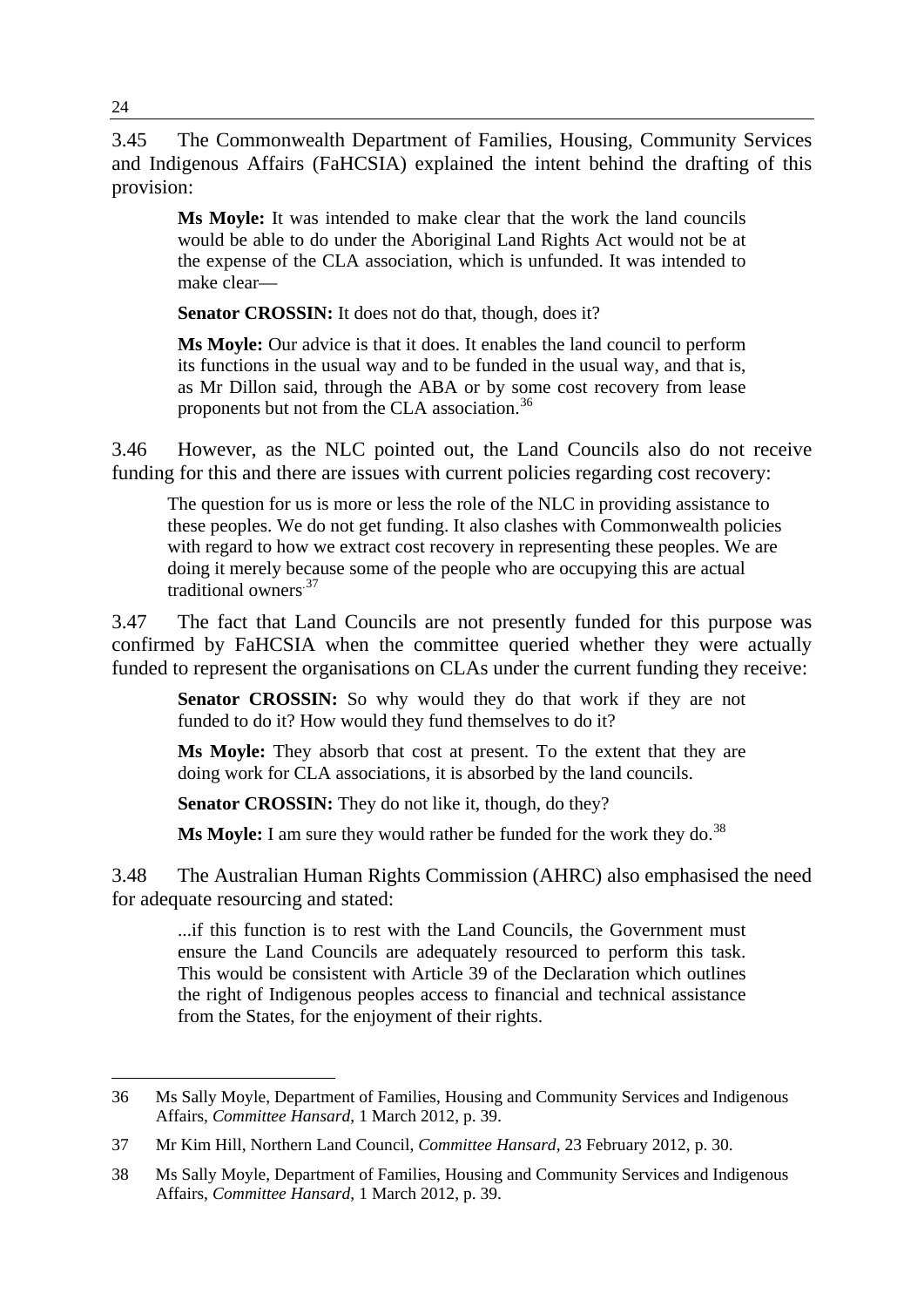3.45 The Commonwealth Department of Families, Housing, Community Services and Indigenous Affairs (FaHCSIA) explained the intent behind the drafting of this provision:

> **Ms Moyle:** It was intended to make clear that the work the land councils would be able to do under the Aboriginal Land Rights Act would not be at the expense of the CLA association, which is unfunded. It was intended to make clear—
>
> **Senator CROSSIN:** It does not do that, though, does it?
>
> **Ms Moyle:** Our advice is that it does. It enables the land council to perform its functions in the usual way and to be funded in the usual way, and that is, as Mr Dillon said, through the ABA or by some cost recovery from lease proponents but not from the CLA association.[36]

3.46 However, as the NLC pointed out, the Land Councils also do not receive funding for this and there are issues with current policies regarding cost recovery:

> The question for us is more or less the role of the NLC in providing assistance to these peoples. We do not get funding. It also clashes with Commonwealth policies with regard to how we extract cost recovery in representing these peoples. We are doing it merely because some of the people who are occupying this are actual traditional owners.[37]

3.47 The fact that Land Councils are not presently funded for this purpose was confirmed by FaHCSIA when the committee queried whether they were actually funded to represent the organisations on CLAs under the current funding they receive:

> **Senator CROSSIN:** So why would they do that work if they are not funded to do it? How would they fund themselves to do it?
>
> **Ms Moyle:** They absorb that cost at present. To the extent that they are doing work for CLA associations, it is absorbed by the land councils.
>
> **Senator CROSSIN:** They do not like it, though, do they?
>
> **Ms Moyle:** I am sure they would rather be funded for the work they do.[38]

3.48 The Australian Human Rights Commission (AHRC) also emphasised the need for adequate resourcing and stated:

> ...if this function is to rest with the Land Councils, the Government must ensure the Land Councils are adequately resourced to perform this task. This would be consistent with Article 39 of the Declaration which outlines the right of Indigenous peoples access to financial and technical assistance from the States, for the enjoyment of their rights.

---

36 Ms Sally Moyle, Department of Families, Housing and Community Services and Indigenous Affairs, *Committee Hansard*, 1 March 2012, p. 39.

37 Mr Kim Hill, Northern Land Council, *Committee Hansard*, 23 February 2012, p. 30.

38 Ms Sally Moyle, Department of Families, Housing and Community Services and Indigenous Affairs, *Committee Hansard*, 1 March 2012, p. 39.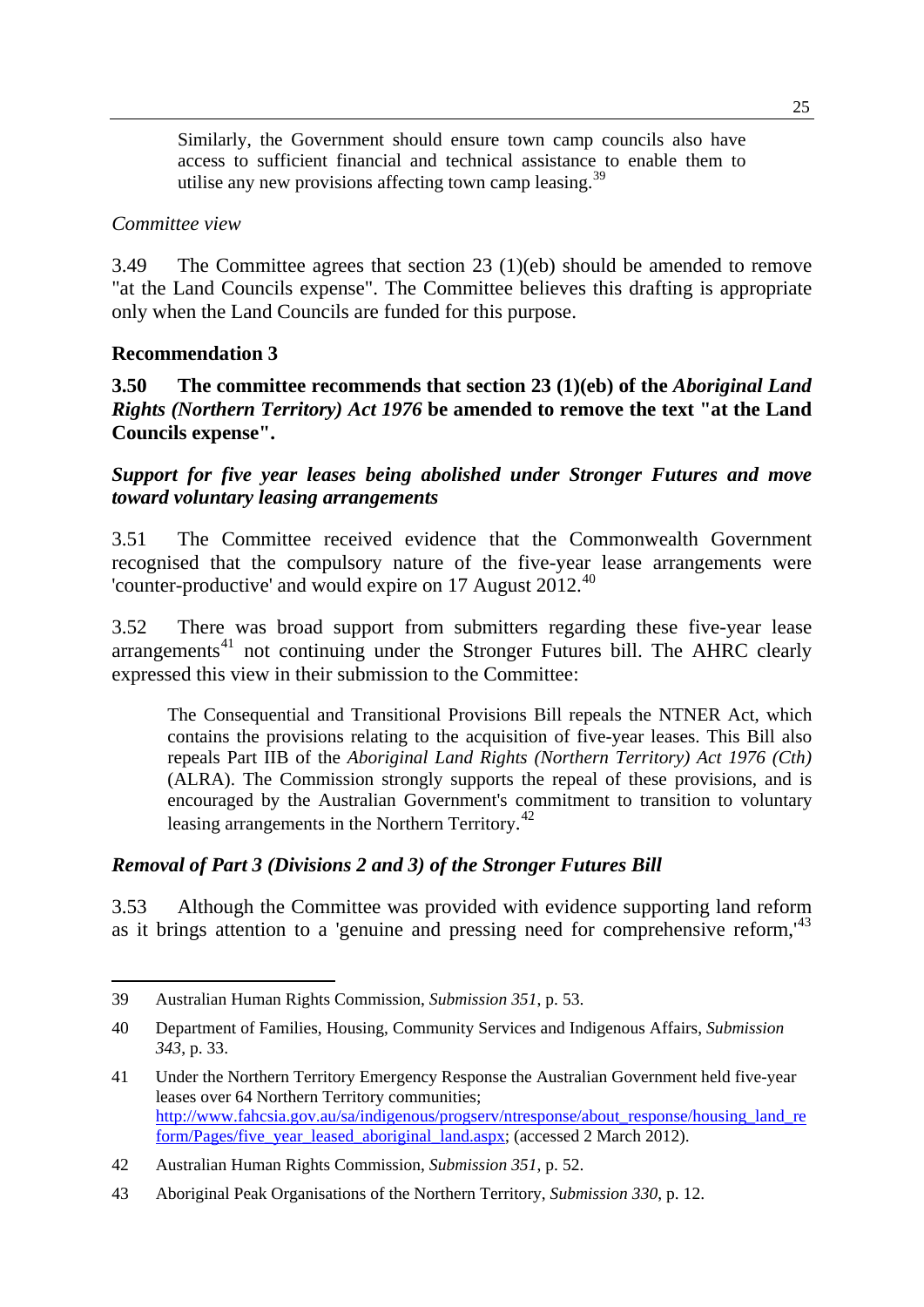> Similarly, the Government should ensure town camp councils also have access to sufficient financial and technical assistance to enable them to utilise any new provisions affecting town camp leasing.[39]

*Committee view*

3.49 The Committee agrees that section 23 (1)(eb) should be amended to remove "at the Land Councils expense". The Committee believes this drafting is appropriate only when the Land Councils are funded for this purpose.

**Recommendation 3**

**3.50 The committee recommends that section 23 (1)(eb) of the *Aboriginal Land Rights (Northern Territory) Act 1976* be amended to remove the text "at the Land Councils expense".**

***Support for five year leases being abolished under Stronger Futures and move toward voluntary leasing arrangements***

3.51 The Committee received evidence that the Commonwealth Government recognised that the compulsory nature of the five-year lease arrangements were 'counter-productive' and would expire on 17 August 2012.[40]

3.52 There was broad support from submitters regarding these five-year lease arrangements[41] not continuing under the Stronger Futures bill. The AHRC clearly expressed this view in their submission to the Committee:

> The Consequential and Transitional Provisions Bill repeals the NTNER Act, which contains the provisions relating to the acquisition of five-year leases. This Bill also repeals Part IIB of the *Aboriginal Land Rights (Northern Territory) Act 1976 (Cth)* (ALRA). The Commission strongly supports the repeal of these provisions, and is encouraged by the Australian Government's commitment to transition to voluntary leasing arrangements in the Northern Territory.[42]

***Removal of Part 3 (Divisions 2 and 3) of the Stronger Futures Bill***

3.53 Although the Committee was provided with evidence supporting land reform as it brings attention to a 'genuine and pressing need for comprehensive reform,'[43]

---

39 Australian Human Rights Commission, *Submission 351*, p. 53.

40 Department of Families, Housing, Community Services and Indigenous Affairs, *Submission 343*, p. 33.

41 Under the Northern Territory Emergency Response the Australian Government held five-year leases over 64 Northern Territory communities; http://www.fahcsia.gov.au/sa/indigenous/progserv/ntresponse/about_response/housing_land_reform/Pages/five_year_leased_aboriginal_land.aspx; (accessed 2 March 2012).

42 Australian Human Rights Commission, *Submission 351*, p. 52.

43 Aboriginal Peak Organisations of the Northern Territory, *Submission 330*, p. 12.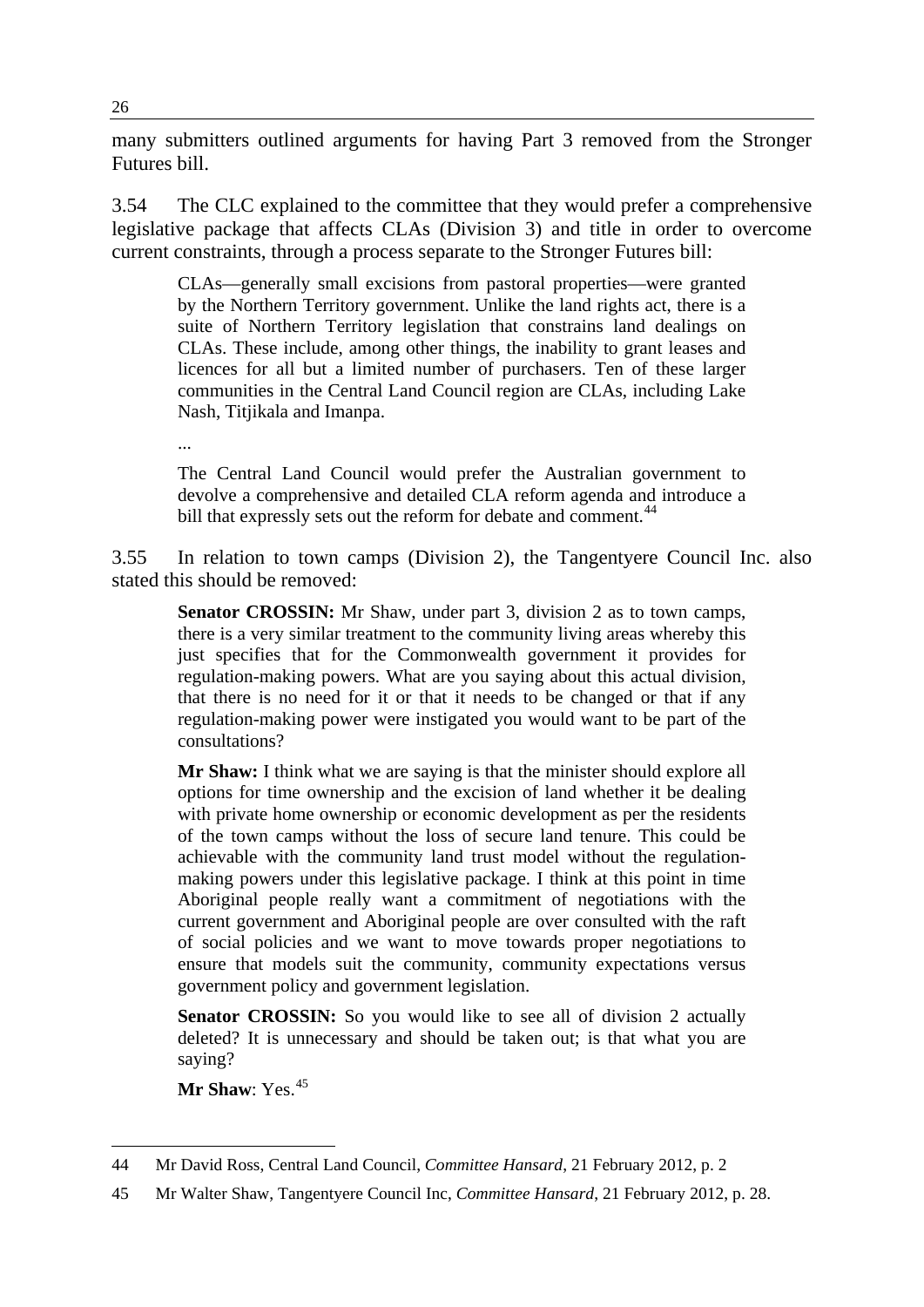many submitters outlined arguments for having Part 3 removed from the Stronger Futures bill.

3.54 The CLC explained to the committee that they would prefer a comprehensive legislative package that affects CLAs (Division 3) and title in order to overcome current constraints, through a process separate to the Stronger Futures bill:

> CLAs—generally small excisions from pastoral properties—were granted by the Northern Territory government. Unlike the land rights act, there is a suite of Northern Territory legislation that constrains land dealings on CLAs. These include, among other things, the inability to grant leases and licences for all but a limited number of purchasers. Ten of these larger communities in the Central Land Council region are CLAs, including Lake Nash, Titjikala and Imanpa.
>
> ...
>
> The Central Land Council would prefer the Australian government to devolve a comprehensive and detailed CLA reform agenda and introduce a bill that expressly sets out the reform for debate and comment.[44]

3.55 In relation to town camps (Division 2), the Tangentyere Council Inc. also stated this should be removed:

> **Senator CROSSIN:** Mr Shaw, under part 3, division 2 as to town camps, there is a very similar treatment to the community living areas whereby this just specifies that for the Commonwealth government it provides for regulation-making powers. What are you saying about this actual division, that there is no need for it or that it needs to be changed or that if any regulation-making power were instigated you would want to be part of the consultations?
>
> **Mr Shaw:** I think what we are saying is that the minister should explore all options for time ownership and the excision of land whether it be dealing with private home ownership or economic development as per the residents of the town camps without the loss of secure land tenure. This could be achievable with the community land trust model without the regulation-making powers under this legislative package. I think at this point in time Aboriginal people really want a commitment of negotiations with the current government and Aboriginal people are over consulted with the raft of social policies and we want to move towards proper negotiations to ensure that models suit the community, community expectations versus government policy and government legislation.
>
> **Senator CROSSIN:** So you would like to see all of division 2 actually deleted? It is unnecessary and should be taken out; is that what you are saying?
>
> **Mr Shaw**: Yes.[45]

---

44 Mr David Ross, Central Land Council, *Committee Hansard*, 21 February 2012, p. 2

45 Mr Walter Shaw, Tangentyere Council Inc, *Committee Hansard*, 21 February 2012, p. 28.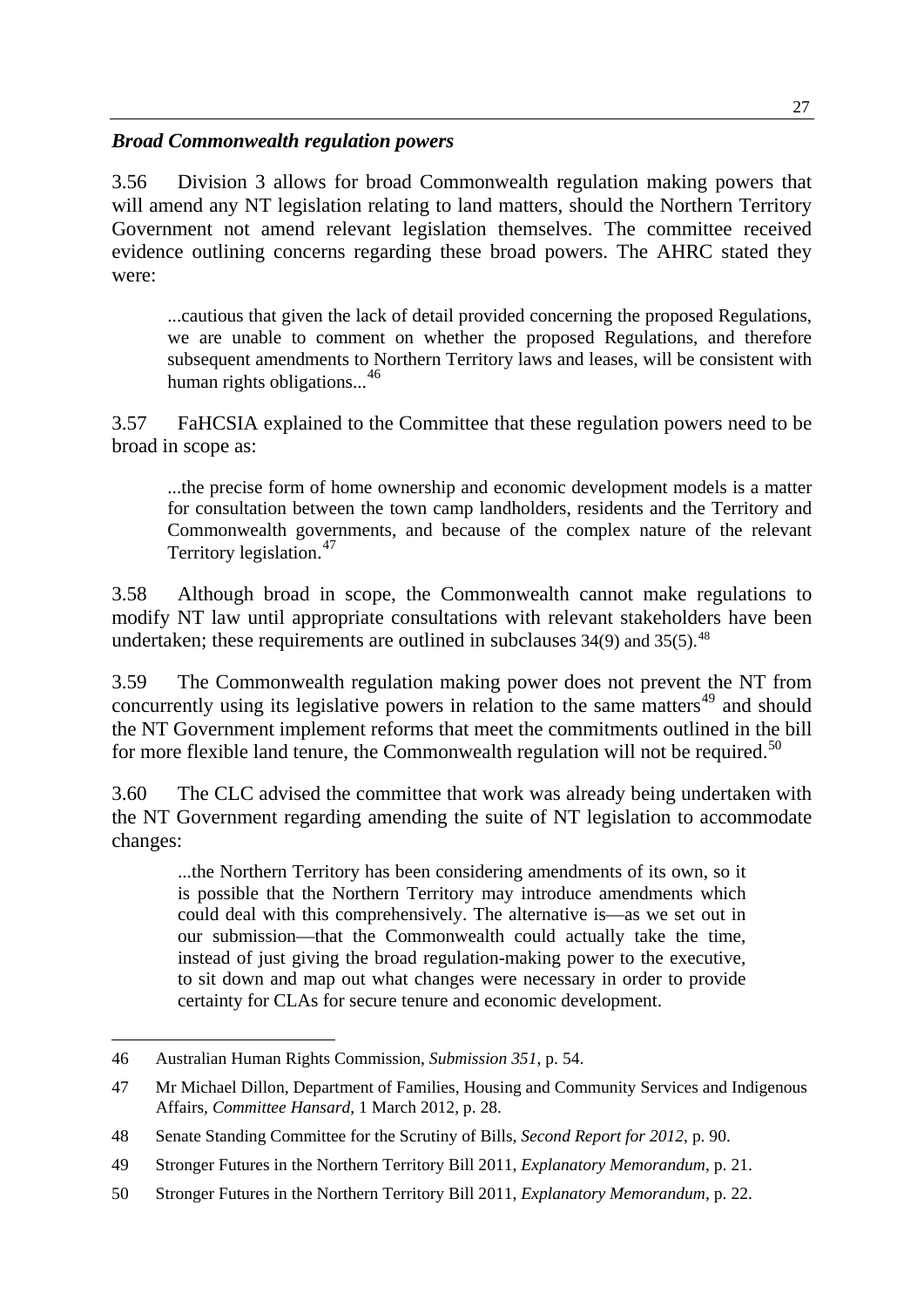*Broad Commonwealth regulation powers*

3.56 Division 3 allows for broad Commonwealth regulation making powers that will amend any NT legislation relating to land matters, should the Northern Territory Government not amend relevant legislation themselves. The committee received evidence outlining concerns regarding these broad powers. The AHRC stated they were:

> ...cautious that given the lack of detail provided concerning the proposed Regulations, we are unable to comment on whether the proposed Regulations, and therefore subsequent amendments to Northern Territory laws and leases, will be consistent with human rights obligations...[46]

3.57 FaHCSIA explained to the Committee that these regulation powers need to be broad in scope as:

> ...the precise form of home ownership and economic development models is a matter for consultation between the town camp landholders, residents and the Territory and Commonwealth governments, and because of the complex nature of the relevant Territory legislation.[47]

3.58 Although broad in scope, the Commonwealth cannot make regulations to modify NT law until appropriate consultations with relevant stakeholders have been undertaken; these requirements are outlined in subclauses 34(9) and 35(5).[48]

3.59 The Commonwealth regulation making power does not prevent the NT from concurrently using its legislative powers in relation to the same matters[49] and should the NT Government implement reforms that meet the commitments outlined in the bill for more flexible land tenure, the Commonwealth regulation will not be required.[50]

3.60 The CLC advised the committee that work was already being undertaken with the NT Government regarding amending the suite of NT legislation to accommodate changes:

> ...the Northern Territory has been considering amendments of its own, so it is possible that the Northern Territory may introduce amendments which could deal with this comprehensively. The alternative is—as we set out in our submission—that the Commonwealth could actually take the time, instead of just giving the broad regulation-making power to the executive, to sit down and map out what changes were necessary in order to provide certainty for CLAs for secure tenure and economic development.

---

46 Australian Human Rights Commission, *Submission 351*, p. 54.

47 Mr Michael Dillon, Department of Families, Housing and Community Services and Indigenous Affairs, *Committee Hansard*, 1 March 2012, p. 28.

48 Senate Standing Committee for the Scrutiny of Bills, *Second Report for 2012*, p. 90.

49 Stronger Futures in the Northern Territory Bill 2011, *Explanatory Memorandum*, p. 21.

50 Stronger Futures in the Northern Territory Bill 2011, *Explanatory Memorandum*, p. 22.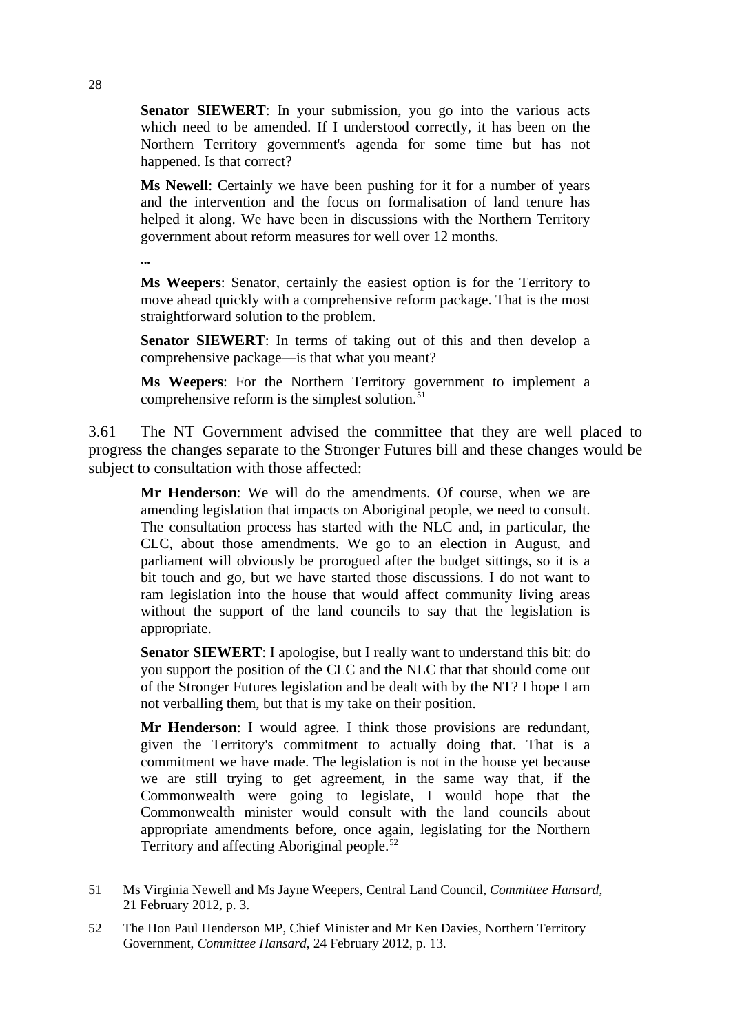> **Senator SIEWERT**: In your submission, you go into the various acts which need to be amended. If I understood correctly, it has been on the Northern Territory government's agenda for some time but has not happened. Is that correct?
>
> **Ms Newell**: Certainly we have been pushing for it for a number of years and the intervention and the focus on formalisation of land tenure has helped it along. We have been in discussions with the Northern Territory government about reform measures for well over 12 months.
>
> ...
>
> **Ms Weepers**: Senator, certainly the easiest option is for the Territory to move ahead quickly with a comprehensive reform package. That is the most straightforward solution to the problem.
>
> **Senator SIEWERT**: In terms of taking out of this and then develop a comprehensive package—is that what you meant?
>
> **Ms Weepers**: For the Northern Territory government to implement a comprehensive reform is the simplest solution.[51]

3.61 The NT Government advised the committee that they are well placed to progress the changes separate to the Stronger Futures bill and these changes would be subject to consultation with those affected:

> **Mr Henderson**: We will do the amendments. Of course, when we are amending legislation that impacts on Aboriginal people, we need to consult. The consultation process has started with the NLC and, in particular, the CLC, about those amendments. We go to an election in August, and parliament will obviously be prorogued after the budget sittings, so it is a bit touch and go, but we have started those discussions. I do not want to ram legislation into the house that would affect community living areas without the support of the land councils to say that the legislation is appropriate.
>
> **Senator SIEWERT**: I apologise, but I really want to understand this bit: do you support the position of the CLC and the NLC that that should come out of the Stronger Futures legislation and be dealt with by the NT? I hope I am not verballing them, but that is my take on their position.
>
> **Mr Henderson**: I would agree. I think those provisions are redundant, given the Territory's commitment to actually doing that. That is a commitment we have made. The legislation is not in the house yet because we are still trying to get agreement, in the same way that, if the Commonwealth were going to legislate, I would hope that the Commonwealth minister would consult with the land councils about appropriate amendments before, once again, legislating for the Northern Territory and affecting Aboriginal people.[52]

---

51 Ms Virginia Newell and Ms Jayne Weepers, Central Land Council, *Committee Hansard*, 21 February 2012, p. 3.

52 The Hon Paul Henderson MP, Chief Minister and Mr Ken Davies, Northern Territory Government, *Committee Hansard*, 24 February 2012, p. 13.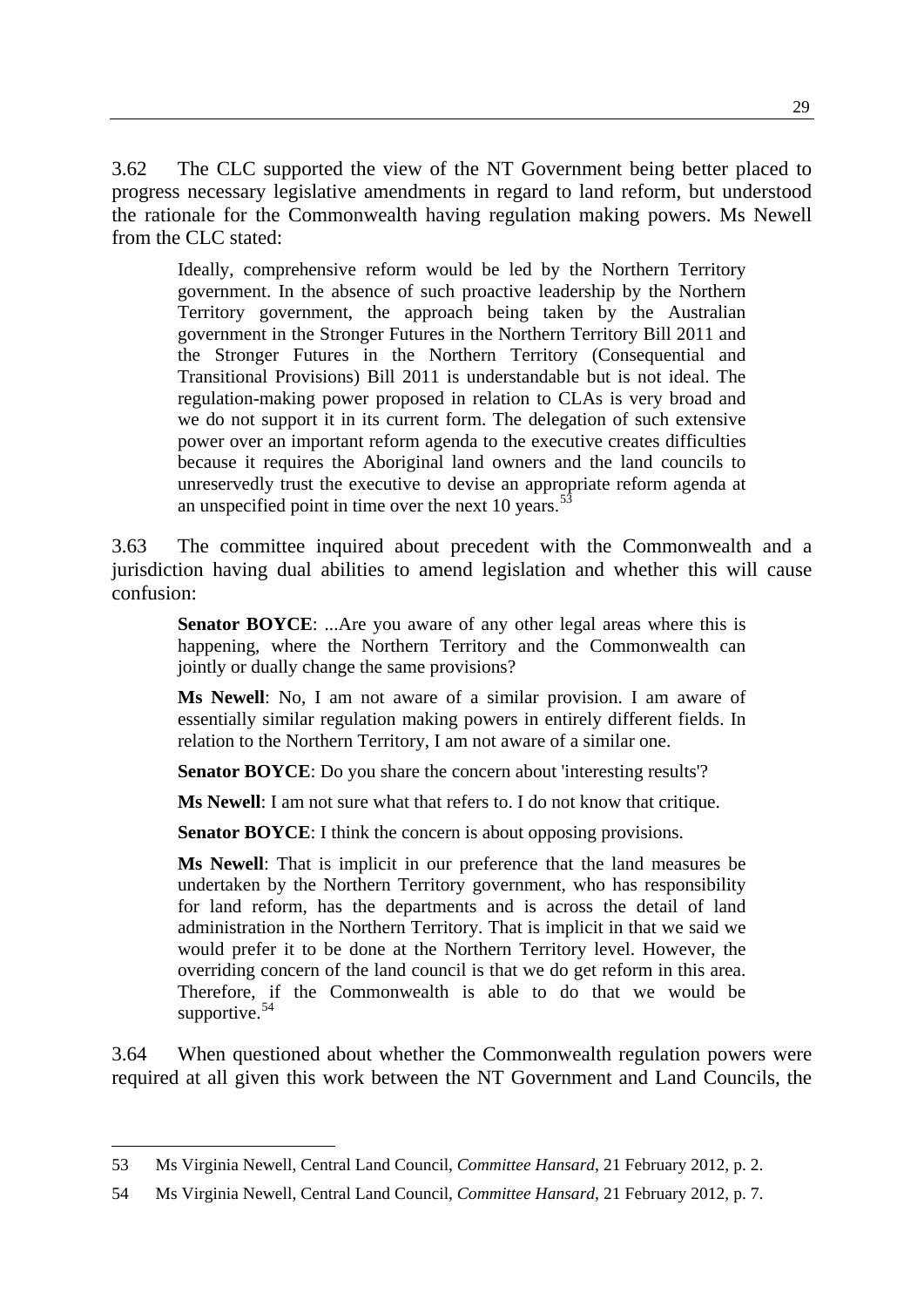3.62 The CLC supported the view of the NT Government being better placed to progress necessary legislative amendments in regard to land reform, but understood the rationale for the Commonwealth having regulation making powers. Ms Newell from the CLC stated:

> Ideally, comprehensive reform would be led by the Northern Territory government. In the absence of such proactive leadership by the Northern Territory government, the approach being taken by the Australian government in the Stronger Futures in the Northern Territory Bill 2011 and the Stronger Futures in the Northern Territory (Consequential and Transitional Provisions) Bill 2011 is understandable but is not ideal. The regulation-making power proposed in relation to CLAs is very broad and we do not support it in its current form. The delegation of such extensive power over an important reform agenda to the executive creates difficulties because it requires the Aboriginal land owners and the land councils to unreservedly trust the executive to devise an appropriate reform agenda at an unspecified point in time over the next 10 years.[53]

3.63 The committee inquired about precedent with the Commonwealth and a jurisdiction having dual abilities to amend legislation and whether this will cause confusion:

> **Senator BOYCE**: ...Are you aware of any other legal areas where this is happening, where the Northern Territory and the Commonwealth can jointly or dually change the same provisions?
>
> **Ms Newell**: No, I am not aware of a similar provision. I am aware of essentially similar regulation making powers in entirely different fields. In relation to the Northern Territory, I am not aware of a similar one.
>
> **Senator BOYCE**: Do you share the concern about 'interesting results'?
>
> **Ms Newell**: I am not sure what that refers to. I do not know that critique.
>
> **Senator BOYCE**: I think the concern is about opposing provisions.
>
> **Ms Newell**: That is implicit in our preference that the land measures be undertaken by the Northern Territory government, who has responsibility for land reform, has the departments and is across the detail of land administration in the Northern Territory. That is implicit in that we said we would prefer it to be done at the Northern Territory level. However, the overriding concern of the land council is that we do get reform in this area. Therefore, if the Commonwealth is able to do that we would be supportive.[54]

3.64 When questioned about whether the Commonwealth regulation powers were required at all given this work between the NT Government and Land Councils, the

---

53 Ms Virginia Newell, Central Land Council, *Committee Hansard*, 21 February 2012, p. 2.

54 Ms Virginia Newell, Central Land Council, *Committee Hansard*, 21 February 2012, p. 7.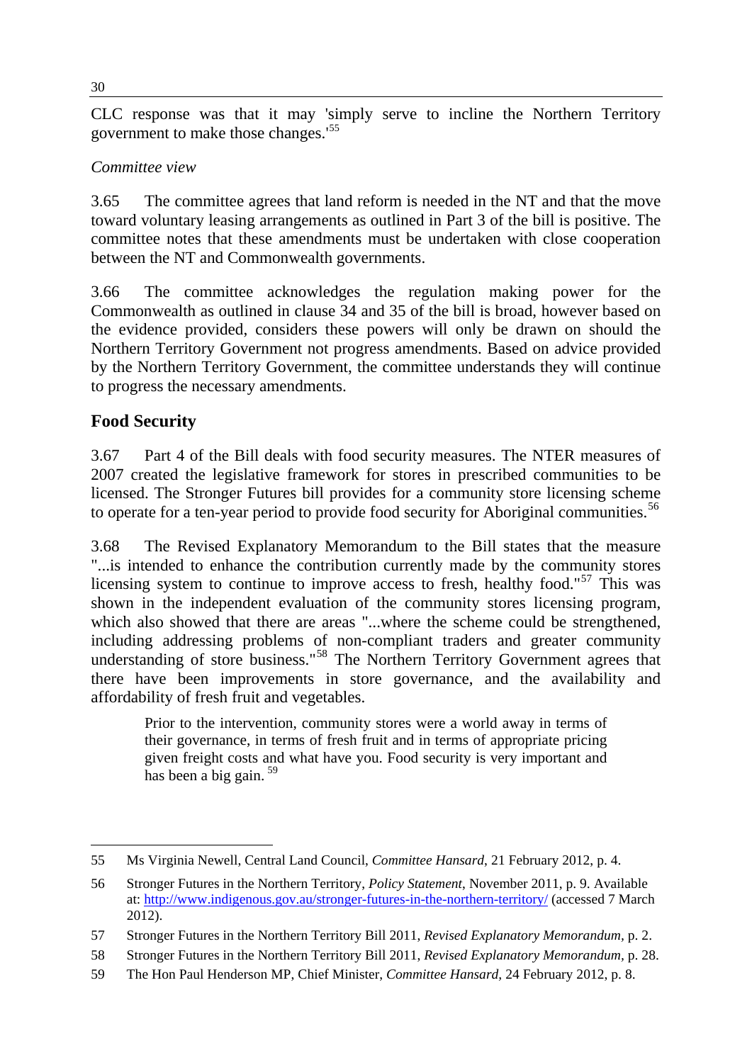CLC response was that it may 'simply serve to incline the Northern Territory government to make those changes.'[55]

*Committee view*

3.65 The committee agrees that land reform is needed in the NT and that the move toward voluntary leasing arrangements as outlined in Part 3 of the bill is positive. The committee notes that these amendments must be undertaken with close cooperation between the NT and Commonwealth governments.

3.66 The committee acknowledges the regulation making power for the Commonwealth as outlined in clause 34 and 35 of the bill is broad, however based on the evidence provided, considers these powers will only be drawn on should the Northern Territory Government not progress amendments. Based on advice provided by the Northern Territory Government, the committee understands they will continue to progress the necessary amendments.

## Food Security

3.67 Part 4 of the Bill deals with food security measures. The NTER measures of 2007 created the legislative framework for stores in prescribed communities to be licensed. The Stronger Futures bill provides for a community store licensing scheme to operate for a ten-year period to provide food security for Aboriginal communities.[56]

3.68 The Revised Explanatory Memorandum to the Bill states that the measure "...is intended to enhance the contribution currently made by the community stores licensing system to continue to improve access to fresh, healthy food."[57] This was shown in the independent evaluation of the community stores licensing program, which also showed that there are areas "...where the scheme could be strengthened, including addressing problems of non-compliant traders and greater community understanding of store business."[58] The Northern Territory Government agrees that there have been improvements in store governance, and the availability and affordability of fresh fruit and vegetables.

> Prior to the intervention, community stores were a world away in terms of their governance, in terms of fresh fruit and in terms of appropriate pricing given freight costs and what have you. Food security is very important and has been a big gain.[59]

---

55 Ms Virginia Newell, Central Land Council, *Committee Hansard*, 21 February 2012, p. 4.

56 Stronger Futures in the Northern Territory, *Policy Statement*, November 2011, p. 9. Available at: http://www.indigenous.gov.au/stronger-futures-in-the-northern-territory/ (accessed 7 March 2012).

57 Stronger Futures in the Northern Territory Bill 2011, *Revised Explanatory Memorandum*, p. 2.

58 Stronger Futures in the Northern Territory Bill 2011, *Revised Explanatory Memorandum*, p. 28.

59 The Hon Paul Henderson MP, Chief Minister, *Committee Hansard*, 24 February 2012, p. 8.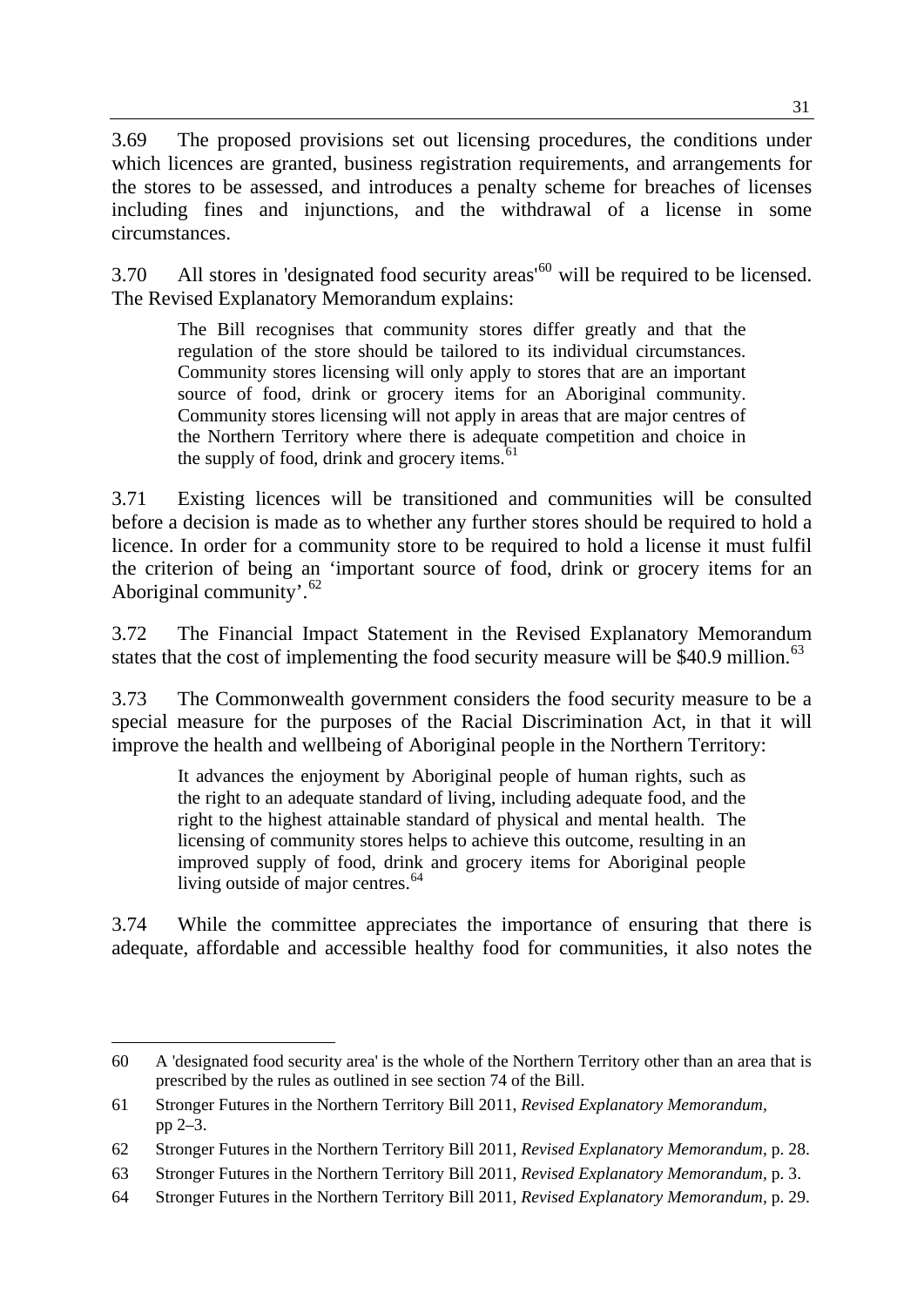3.69 The proposed provisions set out licensing procedures, the conditions under which licences are granted, business registration requirements, and arrangements for the stores to be assessed, and introduces a penalty scheme for breaches of licenses including fines and injunctions, and the withdrawal of a license in some circumstances.

3.70 All stores in 'designated food security areas'[60] will be required to be licensed. The Revised Explanatory Memorandum explains:

> The Bill recognises that community stores differ greatly and that the regulation of the store should be tailored to its individual circumstances. Community stores licensing will only apply to stores that are an important source of food, drink or grocery items for an Aboriginal community. Community stores licensing will not apply in areas that are major centres of the Northern Territory where there is adequate competition and choice in the supply of food, drink and grocery items.[61]

3.71 Existing licences will be transitioned and communities will be consulted before a decision is made as to whether any further stores should be required to hold a licence. In order for a community store to be required to hold a license it must fulfil the criterion of being an 'important source of food, drink or grocery items for an Aboriginal community'.[62]

3.72 The Financial Impact Statement in the Revised Explanatory Memorandum states that the cost of implementing the food security measure will be $40.9 million.[63]

3.73 The Commonwealth government considers the food security measure to be a special measure for the purposes of the Racial Discrimination Act, in that it will improve the health and wellbeing of Aboriginal people in the Northern Territory:

> It advances the enjoyment by Aboriginal people of human rights, such as the right to an adequate standard of living, including adequate food, and the right to the highest attainable standard of physical and mental health. The licensing of community stores helps to achieve this outcome, resulting in an improved supply of food, drink and grocery items for Aboriginal people living outside of major centres.[64]

3.74 While the committee appreciates the importance of ensuring that there is adequate, affordable and accessible healthy food for communities, it also notes the

---

60 A 'designated food security area' is the whole of the Northern Territory other than an area that is prescribed by the rules as outlined in see section 74 of the Bill.

61 Stronger Futures in the Northern Territory Bill 2011, *Revised Explanatory Memorandum*, pp 2–3.

62 Stronger Futures in the Northern Territory Bill 2011, *Revised Explanatory Memorandum*, p. 28.

63 Stronger Futures in the Northern Territory Bill 2011, *Revised Explanatory Memorandum*, p. 3.

64 Stronger Futures in the Northern Territory Bill 2011, *Revised Explanatory Memorandum*, p. 29.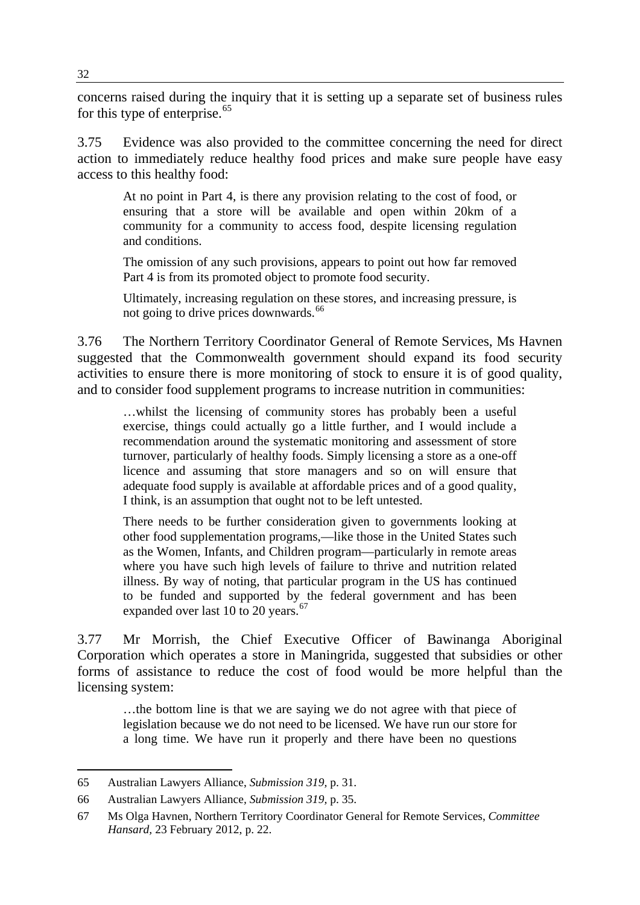concerns raised during the inquiry that it is setting up a separate set of business rules for this type of enterprise.[65]

3.75 Evidence was also provided to the committee concerning the need for direct action to immediately reduce healthy food prices and make sure people have easy access to this healthy food:

> At no point in Part 4, is there any provision relating to the cost of food, or ensuring that a store will be available and open within 20km of a community for a community to access food, despite licensing regulation and conditions.
>
> The omission of any such provisions, appears to point out how far removed Part 4 is from its promoted object to promote food security.
>
> Ultimately, increasing regulation on these stores, and increasing pressure, is not going to drive prices downwards.[66]

3.76 The Northern Territory Coordinator General of Remote Services, Ms Havnen suggested that the Commonwealth government should expand its food security activities to ensure there is more monitoring of stock to ensure it is of good quality, and to consider food supplement programs to increase nutrition in communities:

> …whilst the licensing of community stores has probably been a useful exercise, things could actually go a little further, and I would include a recommendation around the systematic monitoring and assessment of store turnover, particularly of healthy foods. Simply licensing a store as a one-off licence and assuming that store managers and so on will ensure that adequate food supply is available at affordable prices and of a good quality, I think, is an assumption that ought not to be left untested.
>
> There needs to be further consideration given to governments looking at other food supplementation programs,—like those in the United States such as the Women, Infants, and Children program—particularly in remote areas where you have such high levels of failure to thrive and nutrition related illness. By way of noting, that particular program in the US has continued to be funded and supported by the federal government and has been expanded over last 10 to 20 years.[67]

3.77 Mr Morrish, the Chief Executive Officer of Bawinanga Aboriginal Corporation which operates a store in Maningrida, suggested that subsidies or other forms of assistance to reduce the cost of food would be more helpful than the licensing system:

> …the bottom line is that we are saying we do not agree with that piece of legislation because we do not need to be licensed. We have run our store for a long time. We have run it properly and there have been no questions

---

65 Australian Lawyers Alliance, *Submission 319*, p. 31.

66 Australian Lawyers Alliance, *Submission 319*, p. 35.

67 Ms Olga Havnen, Northern Territory Coordinator General for Remote Services, *Committee Hansard*, 23 February 2012, p. 22.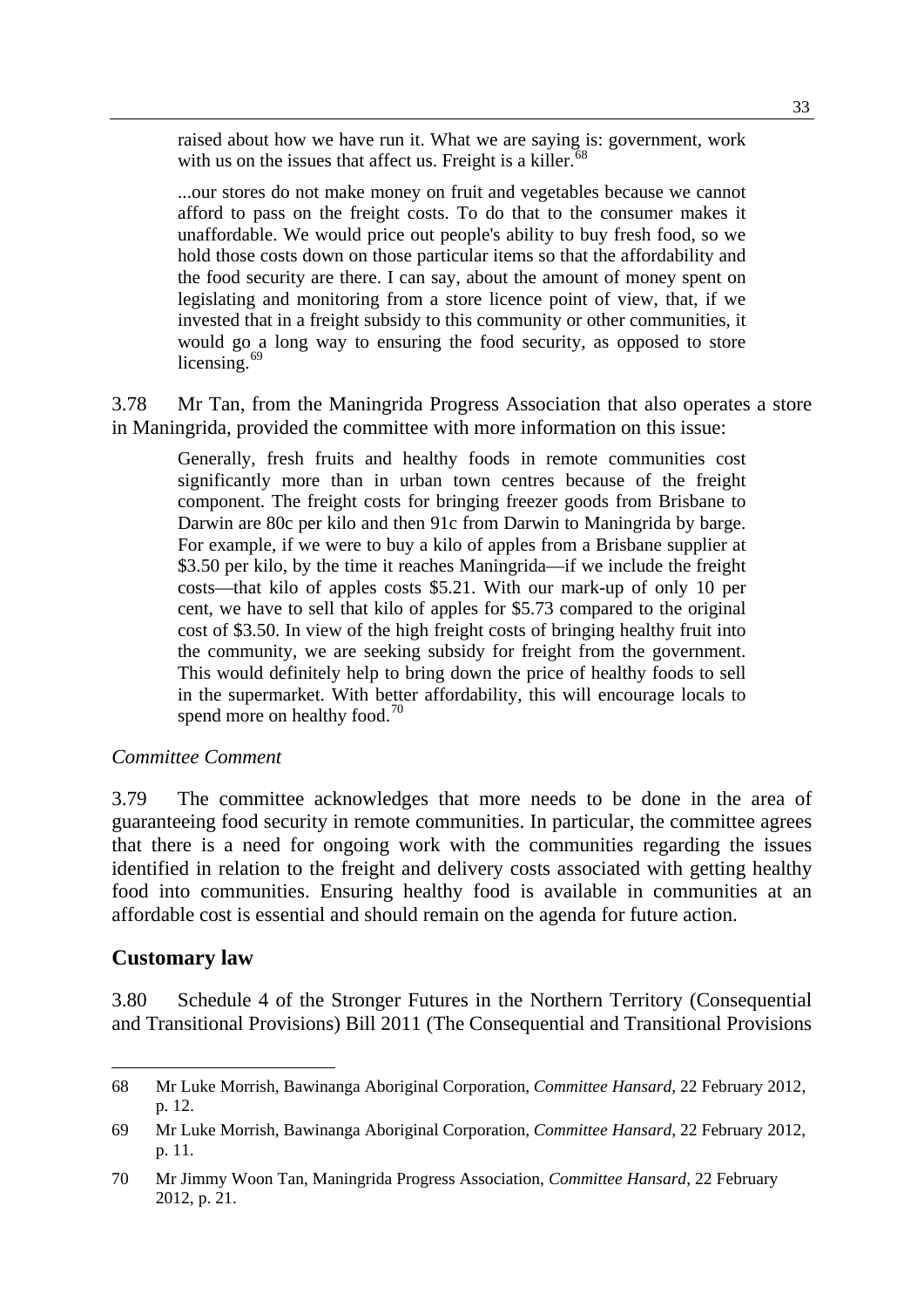> raised about how we have run it. What we are saying is: government, work with us on the issues that affect us. Freight is a killer.[68]

> ...our stores do not make money on fruit and vegetables because we cannot afford to pass on the freight costs. To do that to the consumer makes it unaffordable. We would price out people's ability to buy fresh food, so we hold those costs down on those particular items so that the affordability and the food security are there. I can say, about the amount of money spent on legislating and monitoring from a store licence point of view, that, if we invested that in a freight subsidy to this community or other communities, it would go a long way to ensuring the food security, as opposed to store licensing.[69]

3.78 Mr Tan, from the Maningrida Progress Association that also operates a store in Maningrida, provided the committee with more information on this issue:

> Generally, fresh fruits and healthy foods in remote communities cost significantly more than in urban town centres because of the freight component. The freight costs for bringing freezer goods from Brisbane to Darwin are 80c per kilo and then 91c from Darwin to Maningrida by barge. For example, if we were to buy a kilo of apples from a Brisbane supplier at \$3.50 per kilo, by the time it reaches Maningrida—if we include the freight costs—that kilo of apples costs \$5.21. With our mark-up of only 10 per cent, we have to sell that kilo of apples for \$5.73 compared to the original cost of \$3.50. In view of the high freight costs of bringing healthy fruit into the community, we are seeking subsidy for freight from the government. This would definitely help to bring down the price of healthy foods to sell in the supermarket. With better affordability, this will encourage locals to spend more on healthy food.[70]

*Committee Comment*

3.79 The committee acknowledges that more needs to be done in the area of guaranteeing food security in remote communities. In particular, the committee agrees that there is a need for ongoing work with the communities regarding the issues identified in relation to the freight and delivery costs associated with getting healthy food into communities. Ensuring healthy food is available in communities at an affordable cost is essential and should remain on the agenda for future action.

## Customary law

3.80 Schedule 4 of the Stronger Futures in the Northern Territory (Consequential and Transitional Provisions) Bill 2011 (The Consequential and Transitional Provisions

---

68 Mr Luke Morrish, Bawinanga Aboriginal Corporation, *Committee Hansard*, 22 February 2012, p. 12.

69 Mr Luke Morrish, Bawinanga Aboriginal Corporation, *Committee Hansard*, 22 February 2012, p. 11.

70 Mr Jimmy Woon Tan, Maningrida Progress Association, *Committee Hansard*, 22 February 2012, p. 21.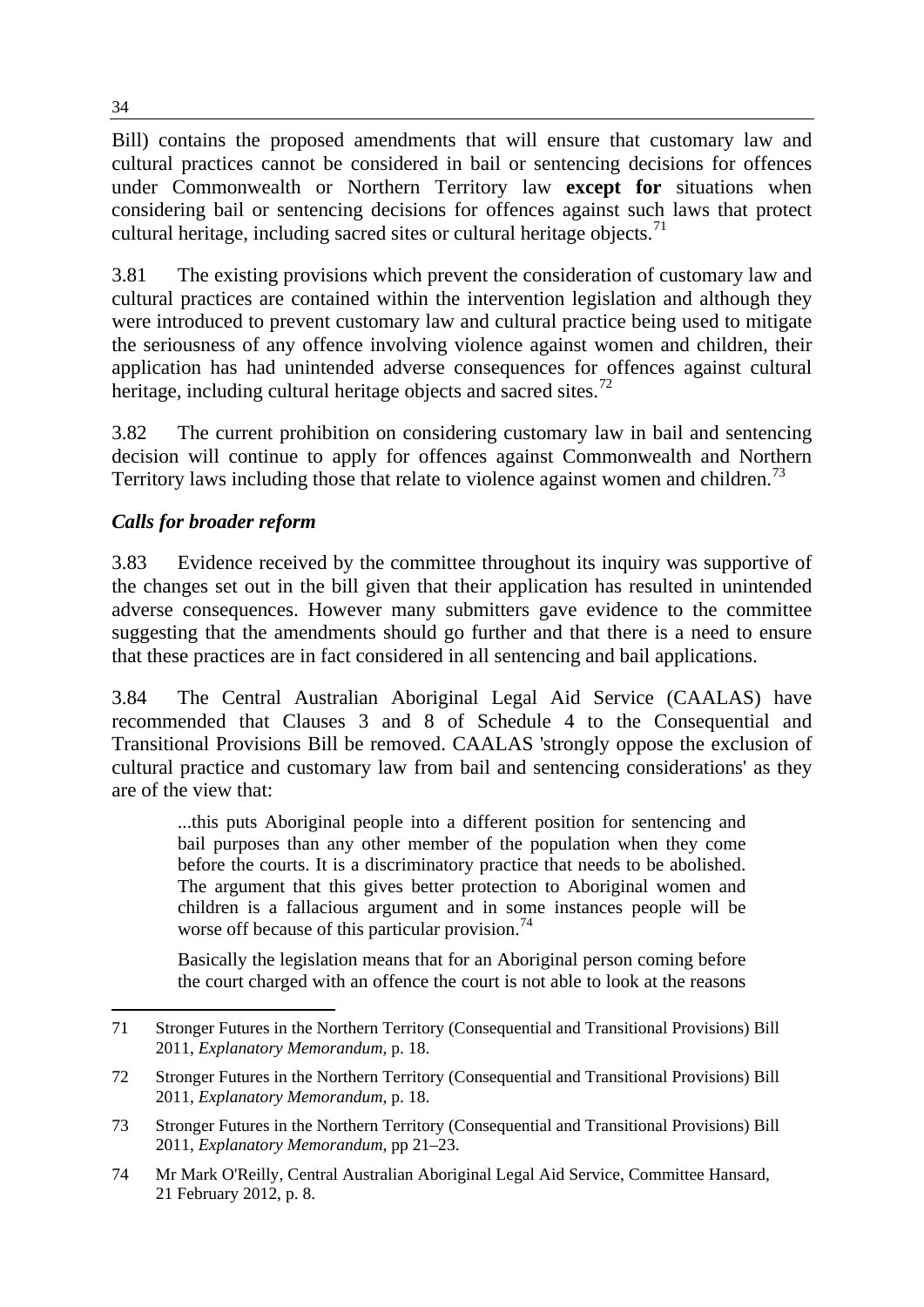Bill) contains the proposed amendments that will ensure that customary law and cultural practices cannot be considered in bail or sentencing decisions for offences under Commonwealth or Northern Territory law **except for** situations when considering bail or sentencing decisions for offences against such laws that protect cultural heritage, including sacred sites or cultural heritage objects.[71]

3.81 The existing provisions which prevent the consideration of customary law and cultural practices are contained within the intervention legislation and although they were introduced to prevent customary law and cultural practice being used to mitigate the seriousness of any offence involving violence against women and children, their application has had unintended adverse consequences for offences against cultural heritage, including cultural heritage objects and sacred sites.[72]

3.82 The current prohibition on considering customary law in bail and sentencing decision will continue to apply for offences against Commonwealth and Northern Territory laws including those that relate to violence against women and children.[73]

### *Calls for broader reform*

3.83 Evidence received by the committee throughout its inquiry was supportive of the changes set out in the bill given that their application has resulted in unintended adverse consequences. However many submitters gave evidence to the committee suggesting that the amendments should go further and that there is a need to ensure that these practices are in fact considered in all sentencing and bail applications.

3.84 The Central Australian Aboriginal Legal Aid Service (CAALAS) have recommended that Clauses 3 and 8 of Schedule 4 to the Consequential and Transitional Provisions Bill be removed. CAALAS 'strongly oppose the exclusion of cultural practice and customary law from bail and sentencing considerations' as they are of the view that:

> ...this puts Aboriginal people into a different position for sentencing and bail purposes than any other member of the population when they come before the courts. It is a discriminatory practice that needs to be abolished. The argument that this gives better protection to Aboriginal women and children is a fallacious argument and in some instances people will be worse off because of this particular provision.[74]
>
> Basically the legislation means that for an Aboriginal person coming before the court charged with an offence the court is not able to look at the reasons

---

71 Stronger Futures in the Northern Territory (Consequential and Transitional Provisions) Bill 2011, *Explanatory Memorandum*, p. 18.

72 Stronger Futures in the Northern Territory (Consequential and Transitional Provisions) Bill 2011, *Explanatory Memorandum*, p. 18.

73 Stronger Futures in the Northern Territory (Consequential and Transitional Provisions) Bill 2011, *Explanatory Memorandum*, pp 21–23.

74 Mr Mark O'Reilly, Central Australian Aboriginal Legal Aid Service, Committee Hansard, 21 February 2012, p. 8.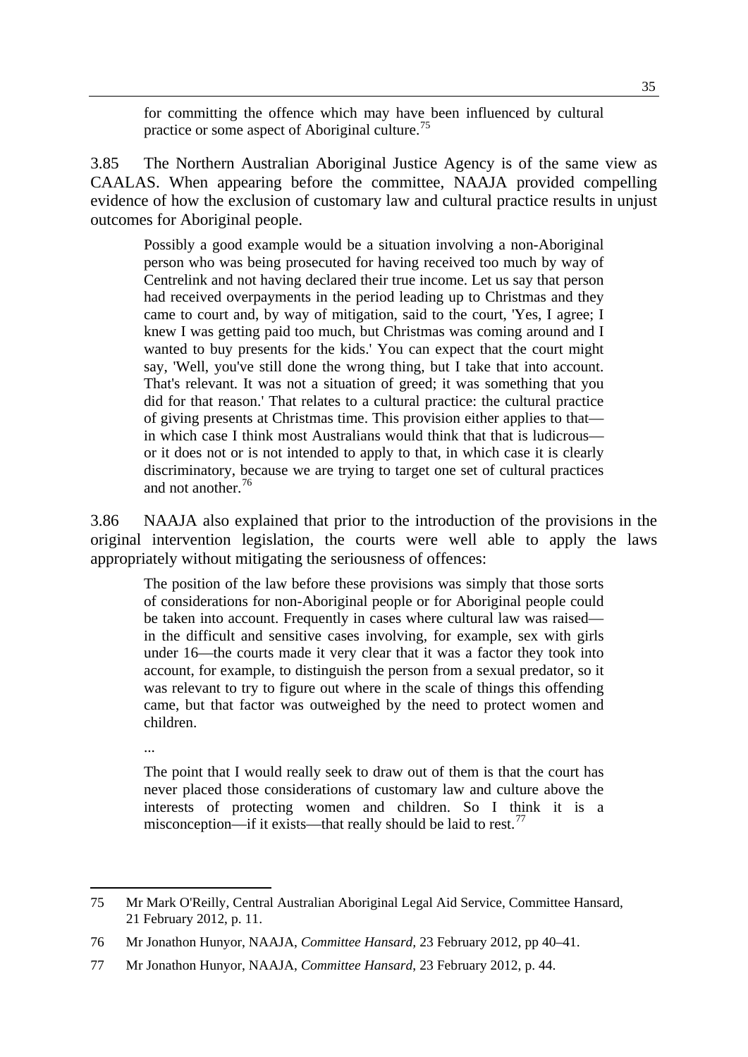> for committing the offence which may have been influenced by cultural practice or some aspect of Aboriginal culture.[75]

3.85 The Northern Australian Aboriginal Justice Agency is of the same view as CAALAS. When appearing before the committee, NAAJA provided compelling evidence of how the exclusion of customary law and cultural practice results in unjust outcomes for Aboriginal people.

> Possibly a good example would be a situation involving a non-Aboriginal person who was being prosecuted for having received too much by way of Centrelink and not having declared their true income. Let us say that person had received overpayments in the period leading up to Christmas and they came to court and, by way of mitigation, said to the court, 'Yes, I agree; I knew I was getting paid too much, but Christmas was coming around and I wanted to buy presents for the kids.' You can expect that the court might say, 'Well, you've still done the wrong thing, but I take that into account. That's relevant. It was not a situation of greed; it was something that you did for that reason.' That relates to a cultural practice: the cultural practice of giving presents at Christmas time. This provision either applies to that—in which case I think most Australians would think that that is ludicrous—or it does not or is not intended to apply to that, in which case it is clearly discriminatory, because we are trying to target one set of cultural practices and not another.[76]

3.86 NAAJA also explained that prior to the introduction of the provisions in the original intervention legislation, the courts were well able to apply the laws appropriately without mitigating the seriousness of offences:

> The position of the law before these provisions was simply that those sorts of considerations for non-Aboriginal people or for Aboriginal people could be taken into account. Frequently in cases where cultural law was raised—in the difficult and sensitive cases involving, for example, sex with girls under 16—the courts made it very clear that it was a factor they took into account, for example, to distinguish the person from a sexual predator, so it was relevant to try to figure out where in the scale of things this offending came, but that factor was outweighed by the need to protect women and children.
>
> ...
>
> The point that I would really seek to draw out of them is that the court has never placed those considerations of customary law and culture above the interests of protecting women and children. So I think it is a misconception—if it exists—that really should be laid to rest.[77]

---

75 Mr Mark O'Reilly, Central Australian Aboriginal Legal Aid Service, Committee Hansard, 21 February 2012, p. 11.

76 Mr Jonathon Hunyor, NAAJA, *Committee Hansard*, 23 February 2012, pp 40–41.

77 Mr Jonathon Hunyor, NAAJA, *Committee Hansard*, 23 February 2012, p. 44.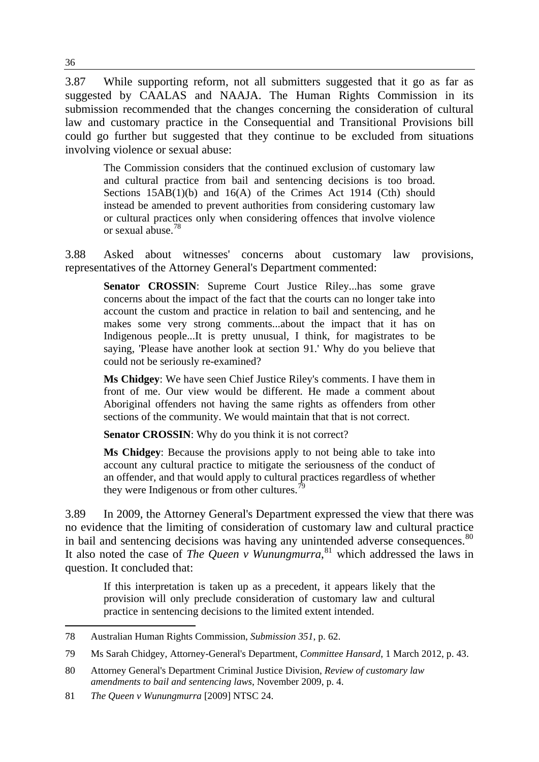3.87 While supporting reform, not all submitters suggested that it go as far as suggested by CAALAS and NAAJA. The Human Rights Commission in its submission recommended that the changes concerning the consideration of cultural law and customary practice in the Consequential and Transitional Provisions bill could go further but suggested that they continue to be excluded from situations involving violence or sexual abuse:

> The Commission considers that the continued exclusion of customary law and cultural practice from bail and sentencing decisions is too broad. Sections 15AB(1)(b) and 16(A) of the Crimes Act 1914 (Cth) should instead be amended to prevent authorities from considering customary law or cultural practices only when considering offences that involve violence or sexual abuse.[78]

3.88 Asked about witnesses' concerns about customary law provisions, representatives of the Attorney General's Department commented:

> **Senator CROSSIN**: Supreme Court Justice Riley...has some grave concerns about the impact of the fact that the courts can no longer take into account the custom and practice in relation to bail and sentencing, and he makes some very strong comments...about the impact that it has on Indigenous people...It is pretty unusual, I think, for magistrates to be saying, 'Please have another look at section 91.' Why do you believe that could not be seriously re-examined?
>
> **Ms Chidgey**: We have seen Chief Justice Riley's comments. I have them in front of me. Our view would be different. He made a comment about Aboriginal offenders not having the same rights as offenders from other sections of the community. We would maintain that that is not correct.
>
> **Senator CROSSIN**: Why do you think it is not correct?
>
> **Ms Chidgey**: Because the provisions apply to not being able to take into account any cultural practice to mitigate the seriousness of the conduct of an offender, and that would apply to cultural practices regardless of whether they were Indigenous or from other cultures.[79]

3.89 In 2009, the Attorney General's Department expressed the view that there was no evidence that the limiting of consideration of customary law and cultural practice in bail and sentencing decisions was having any unintended adverse consequences.[80] It also noted the case of *The Queen v Wunungmurra*,[81] which addressed the laws in question. It concluded that:

> If this interpretation is taken up as a precedent, it appears likely that the provision will only preclude consideration of customary law and cultural practice in sentencing decisions to the limited extent intended.

---

78 Australian Human Rights Commission, *Submission 351*, p. 62.

79 Ms Sarah Chidgey, Attorney-General's Department, *Committee Hansard*, 1 March 2012, p. 43.

80 Attorney General's Department Criminal Justice Division, *Review of customary law amendments to bail and sentencing laws*, November 2009, p. 4.

81 *The Queen v Wunungmurra* [2009] NTSC 24.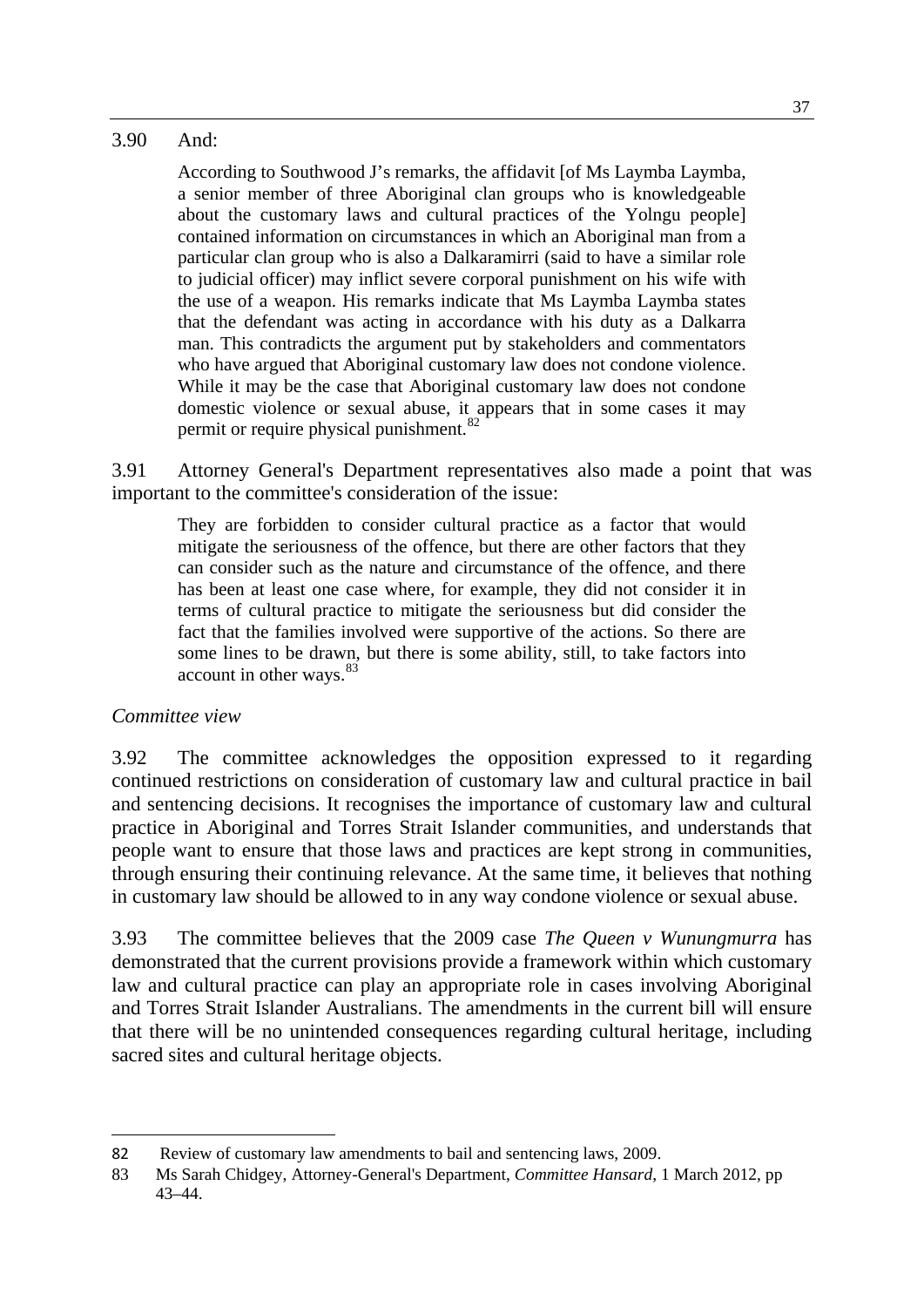3.90 And:

> According to Southwood J's remarks, the affidavit [of Ms Laymba Laymba, a senior member of three Aboriginal clan groups who is knowledgeable about the customary laws and cultural practices of the Yolngu people] contained information on circumstances in which an Aboriginal man from a particular clan group who is also a Dalkaramirri (said to have a similar role to judicial officer) may inflict severe corporal punishment on his wife with the use of a weapon. His remarks indicate that Ms Laymba Laymba states that the defendant was acting in accordance with his duty as a Dalkarra man. This contradicts the argument put by stakeholders and commentators who have argued that Aboriginal customary law does not condone violence. While it may be the case that Aboriginal customary law does not condone domestic violence or sexual abuse, it appears that in some cases it may permit or require physical punishment.[82]

3.91 Attorney General's Department representatives also made a point that was important to the committee's consideration of the issue:

> They are forbidden to consider cultural practice as a factor that would mitigate the seriousness of the offence, but there are other factors that they can consider such as the nature and circumstance of the offence, and there has been at least one case where, for example, they did not consider it in terms of cultural practice to mitigate the seriousness but did consider the fact that the families involved were supportive of the actions. So there are some lines to be drawn, but there is some ability, still, to take factors into account in other ways.[83]

### *Committee view*

3.92 The committee acknowledges the opposition expressed to it regarding continued restrictions on consideration of customary law and cultural practice in bail and sentencing decisions. It recognises the importance of customary law and cultural practice in Aboriginal and Torres Strait Islander communities, and understands that people want to ensure that those laws and practices are kept strong in communities, through ensuring their continuing relevance. At the same time, it believes that nothing in customary law should be allowed to in any way condone violence or sexual abuse.

3.93 The committee believes that the 2009 case *The Queen v Wunungmurra* has demonstrated that the current provisions provide a framework within which customary law and cultural practice can play an appropriate role in cases involving Aboriginal and Torres Strait Islander Australians. The amendments in the current bill will ensure that there will be no unintended consequences regarding cultural heritage, including sacred sites and cultural heritage objects.

---

82 Review of customary law amendments to bail and sentencing laws, 2009.

83 Ms Sarah Chidgey, Attorney-General's Department, *Committee Hansard*, 1 March 2012, pp 43–44.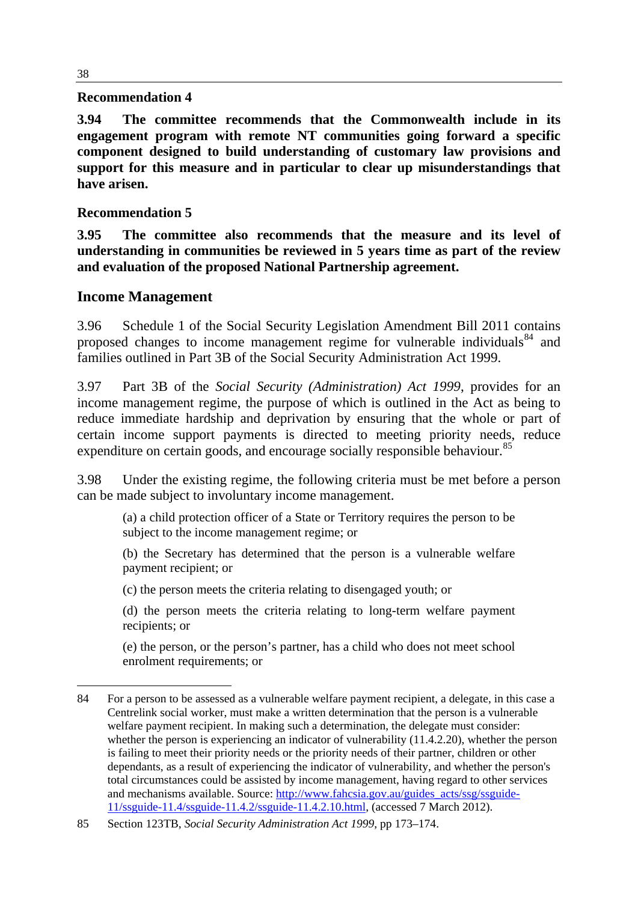**Recommendation 4**

**3.94 The committee recommends that the Commonwealth include in its engagement program with remote NT communities going forward a specific component designed to build understanding of customary law provisions and support for this measure and in particular to clear up misunderstandings that have arisen.**

**Recommendation 5**

**3.95 The committee also recommends that the measure and its level of understanding in communities be reviewed in 5 years time as part of the review and evaluation of the proposed National Partnership agreement.**

## Income Management

3.96 Schedule 1 of the Social Security Legislation Amendment Bill 2011 contains proposed changes to income management regime for vulnerable individuals[84] and families outlined in Part 3B of the Social Security Administration Act 1999.

3.97 Part 3B of the *Social Security (Administration) Act 1999*, provides for an income management regime, the purpose of which is outlined in the Act as being to reduce immediate hardship and deprivation by ensuring that the whole or part of certain income support payments is directed to meeting priority needs, reduce expenditure on certain goods, and encourage socially responsible behaviour.[85]

3.98 Under the existing regime, the following criteria must be met before a person can be made subject to involuntary income management.

> (a) a child protection officer of a State or Territory requires the person to be subject to the income management regime; or
>
> (b) the Secretary has determined that the person is a vulnerable welfare payment recipient; or
>
> (c) the person meets the criteria relating to disengaged youth; or
>
> (d) the person meets the criteria relating to long-term welfare payment recipients; or
>
> (e) the person, or the person's partner, has a child who does not meet school enrolment requirements; or

---

84 For a person to be assessed as a vulnerable welfare payment recipient, a delegate, in this case a Centrelink social worker, must make a written determination that the person is a vulnerable welfare payment recipient. In making such a determination, the delegate must consider: whether the person is experiencing an indicator of vulnerability (11.4.2.20), whether the person is failing to meet their priority needs or the priority needs of their partner, children or other dependants, as a result of experiencing the indicator of vulnerability, and whether the person's total circumstances could be assisted by income management, having regard to other services and mechanisms available. Source: http://www.fahcsia.gov.au/guides_acts/ssg/ssguide-11/ssguide-11.4/ssguide-11.4.2/ssguide-11.4.2.10.html, (accessed 7 March 2012).

85 Section 123TB, *Social Security Administration Act 1999*, pp 173–174.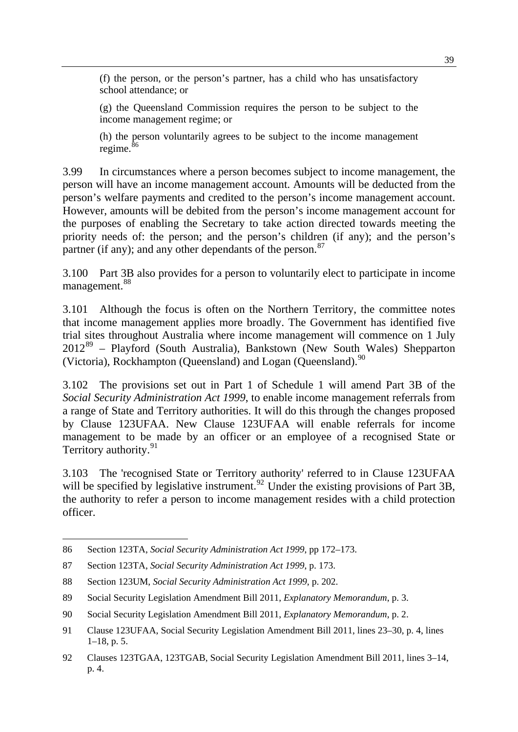> (f) the person, or the person's partner, has a child who has unsatisfactory school attendance; or
>
> (g) the Queensland Commission requires the person to be subject to the income management regime; or
>
> (h) the person voluntarily agrees to be subject to the income management regime.[86]

3.99 In circumstances where a person becomes subject to income management, the person will have an income management account. Amounts will be deducted from the person's welfare payments and credited to the person's income management account. However, amounts will be debited from the person's income management account for the purposes of enabling the Secretary to take action directed towards meeting the priority needs of: the person; and the person's children (if any); and the person's partner (if any); and any other dependants of the person.[87]

3.100 Part 3B also provides for a person to voluntarily elect to participate in income management.[88]

3.101 Although the focus is often on the Northern Territory, the committee notes that income management applies more broadly. The Government has identified five trial sites throughout Australia where income management will commence on 1 July 2012[89] – Playford (South Australia), Bankstown (New South Wales) Shepparton (Victoria), Rockhampton (Queensland) and Logan (Queensland).[90]

3.102 The provisions set out in Part 1 of Schedule 1 will amend Part 3B of the *Social Security Administration Act 1999*, to enable income management referrals from a range of State and Territory authorities. It will do this through the changes proposed by Clause 123UFAA. New Clause 123UFAA will enable referrals for income management to be made by an officer or an employee of a recognised State or Territory authority.[91]

3.103 The 'recognised State or Territory authority' referred to in Clause 123UFAA will be specified by legislative instrument.[92] Under the existing provisions of Part 3B, the authority to refer a person to income management resides with a child protection officer.

---

86 Section 123TA, *Social Security Administration Act 1999*, pp 172–173.

87 Section 123TA, *Social Security Administration Act 1999*, p. 173.

88 Section 123UM, *Social Security Administration Act 1999*, p. 202.

89 Social Security Legislation Amendment Bill 2011, *Explanatory Memorandum*, p. 3.

90 Social Security Legislation Amendment Bill 2011, *Explanatory Memorandum*, p. 2.

91 Clause 123UFAA, Social Security Legislation Amendment Bill 2011, lines 23–30, p. 4, lines 1–18, p. 5.

92 Clauses 123TGAA, 123TGAB, Social Security Legislation Amendment Bill 2011, lines 3–14, p. 4.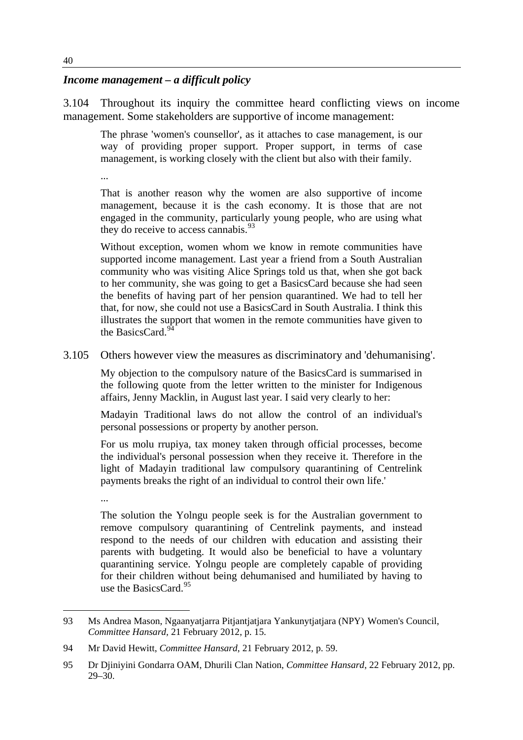### *Income management – a difficult policy*

3.104 Throughout its inquiry the committee heard conflicting views on income management. Some stakeholders are supportive of income management:

> The phrase 'women's counsellor', as it attaches to case management, is our way of providing proper support. Proper support, in terms of case management, is working closely with the client but also with their family.
>
> ...
>
> That is another reason why the women are also supportive of income management, because it is the cash economy. It is those that are not engaged in the community, particularly young people, who are using what they do receive to access cannabis.[93]
>
> Without exception, women whom we know in remote communities have supported income management. Last year a friend from a South Australian community who was visiting Alice Springs told us that, when she got back to her community, she was going to get a BasicsCard because she had seen the benefits of having part of her pension quarantined. We had to tell her that, for now, she could not use a BasicsCard in South Australia. I think this illustrates the support that women in the remote communities have given to the BasicsCard.[94]

3.105 Others however view the measures as discriminatory and 'dehumanising'.

> My objection to the compulsory nature of the BasicsCard is summarised in the following quote from the letter written to the minister for Indigenous affairs, Jenny Macklin, in August last year. I said very clearly to her:
>
> Madayin Traditional laws do not allow the control of an individual's personal possessions or property by another person.
>
> For us molu rrupiya, tax money taken through official processes, become the individual's personal possession when they receive it. Therefore in the light of Madayin traditional law compulsory quarantining of Centrelink payments breaks the right of an individual to control their own life.'
>
> ...
>
> The solution the Yolngu people seek is for the Australian government to remove compulsory quarantining of Centrelink payments, and instead respond to the needs of our children with education and assisting their parents with budgeting. It would also be beneficial to have a voluntary quarantining service. Yolngu people are completely capable of providing for their children without being dehumanised and humiliated by having to use the BasicsCard.[95]

---

93 Ms Andrea Mason, Ngaanyatjarra Pitjantjatjara Yankunytjatjara (NPY) Women's Council, *Committee Hansard*, 21 February 2012, p. 15.

94 Mr David Hewitt, *Committee Hansard*, 21 February 2012, p. 59.

95 Dr Djiniyini Gondarra OAM, Dhurili Clan Nation, *Committee Hansard*, 22 February 2012, pp. 29–30.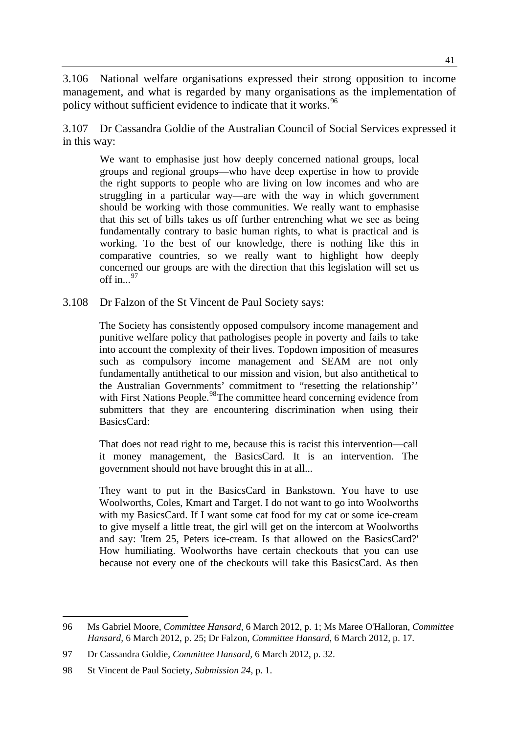3.106 National welfare organisations expressed their strong opposition to income management, and what is regarded by many organisations as the implementation of policy without sufficient evidence to indicate that it works.[96]

3.107 Dr Cassandra Goldie of the Australian Council of Social Services expressed it in this way:

> We want to emphasise just how deeply concerned national groups, local groups and regional groups—who have deep expertise in how to provide the right supports to people who are living on low incomes and who are struggling in a particular way—are with the way in which government should be working with those communities. We really want to emphasise that this set of bills takes us off further entrenching what we see as being fundamentally contrary to basic human rights, to what is practical and is working. To the best of our knowledge, there is nothing like this in comparative countries, so we really want to highlight how deeply concerned our groups are with the direction that this legislation will set us off in...[97]

3.108 Dr Falzon of the St Vincent de Paul Society says:

> The Society has consistently opposed compulsory income management and punitive welfare policy that pathologises people in poverty and fails to take into account the complexity of their lives. Topdown imposition of measures such as compulsory income management and SEAM are not only fundamentally antithetical to our mission and vision, but also antithetical to the Australian Governments' commitment to "resetting the relationship'' with First Nations People.[98]The committee heard concerning evidence from submitters that they are encountering discrimination when using their BasicsCard:
>
> That does not read right to me, because this is racist this intervention—call it money management, the BasicsCard. It is an intervention. The government should not have brought this in at all...
>
> They want to put in the BasicsCard in Bankstown. You have to use Woolworths, Coles, Kmart and Target. I do not want to go into Woolworths with my BasicsCard. If I want some cat food for my cat or some ice-cream to give myself a little treat, the girl will get on the intercom at Woolworths and say: 'Item 25, Peters ice-cream. Is that allowed on the BasicsCard?' How humiliating. Woolworths have certain checkouts that you can use because not every one of the checkouts will take this BasicsCard. As then

---

96 Ms Gabriel Moore, *Committee Hansard*, 6 March 2012, p. 1; Ms Maree O'Halloran, *Committee Hansard*, 6 March 2012, p. 25; Dr Falzon, *Committee Hansard*, 6 March 2012, p. 17.

97 Dr Cassandra Goldie, *Committee Hansard*, 6 March 2012, p. 32.

98 St Vincent de Paul Society, *Submission 24*, p. 1.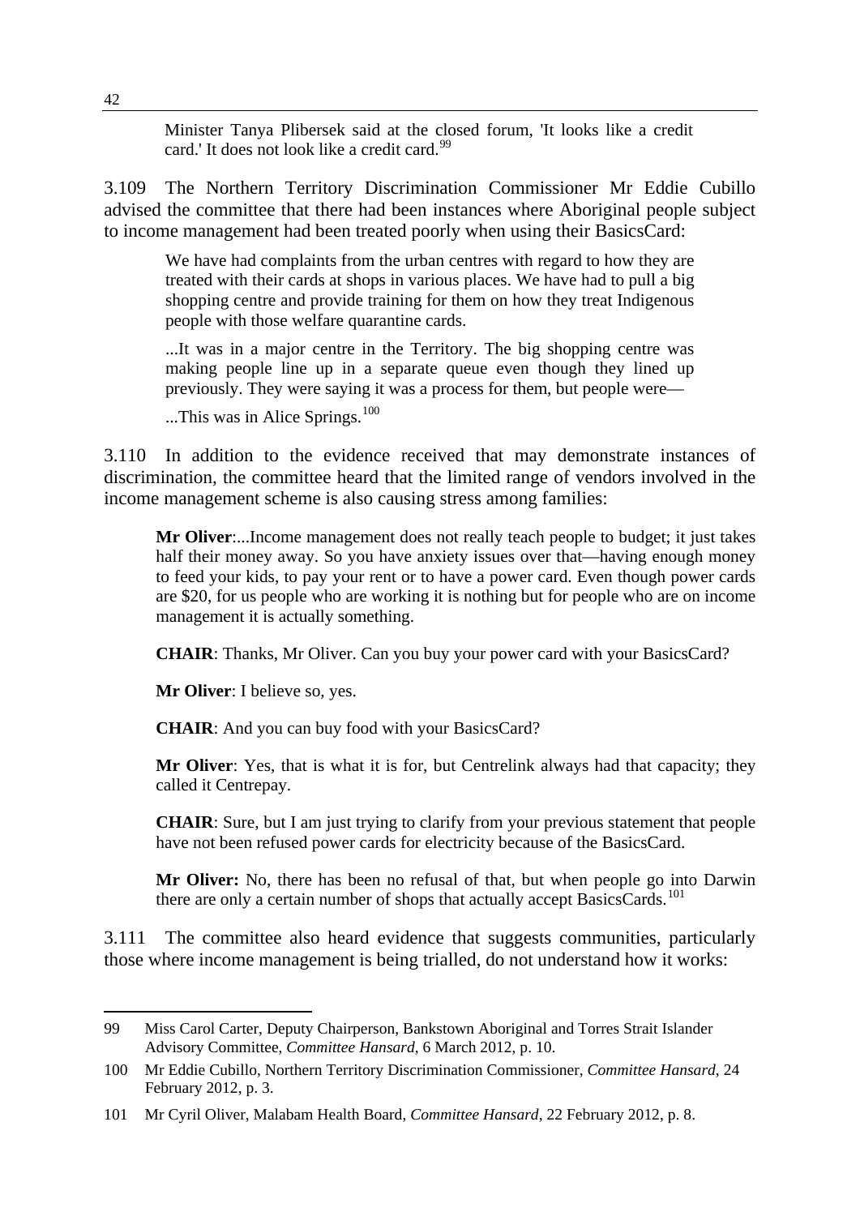> Minister Tanya Plibersek said at the closed forum, 'It looks like a credit card.' It does not look like a credit card.[99]

3.109 The Northern Territory Discrimination Commissioner Mr Eddie Cubillo advised the committee that there had been instances where Aboriginal people subject to income management had been treated poorly when using their BasicsCard:

> We have had complaints from the urban centres with regard to how they are treated with their cards at shops in various places. We have had to pull a big shopping centre and provide training for them on how they treat Indigenous people with those welfare quarantine cards.
>
> ...It was in a major centre in the Territory. The big shopping centre was making people line up in a separate queue even though they lined up previously. They were saying it was a process for them, but people were—
>
> ...This was in Alice Springs.[100]

3.110 In addition to the evidence received that may demonstrate instances of discrimination, the committee heard that the limited range of vendors involved in the income management scheme is also causing stress among families:

> **Mr Oliver**:...Income management does not really teach people to budget; it just takes half their money away. So you have anxiety issues over that—having enough money to feed your kids, to pay your rent or to have a power card. Even though power cards are $20, for us people who are working it is nothing but for people who are on income management it is actually something.
>
> **CHAIR**: Thanks, Mr Oliver. Can you buy your power card with your BasicsCard?
>
> **Mr Oliver**: I believe so, yes.
>
> **CHAIR**: And you can buy food with your BasicsCard?
>
> **Mr Oliver**: Yes, that is what it is for, but Centrelink always had that capacity; they called it Centrepay.
>
> **CHAIR**: Sure, but I am just trying to clarify from your previous statement that people have not been refused power cards for electricity because of the BasicsCard.
>
> **Mr Oliver:** No, there has been no refusal of that, but when people go into Darwin there are only a certain number of shops that actually accept BasicsCards.[101]

3.111 The committee also heard evidence that suggests communities, particularly those where income management is being trialled, do not understand how it works:

---

99 Miss Carol Carter, Deputy Chairperson, Bankstown Aboriginal and Torres Strait Islander Advisory Committee, *Committee Hansard*, 6 March 2012, p. 10.

100 Mr Eddie Cubillo, Northern Territory Discrimination Commissioner, *Committee Hansard*, 24 February 2012, p. 3.

101 Mr Cyril Oliver, Malabam Health Board, *Committee Hansard*, 22 February 2012, p. 8.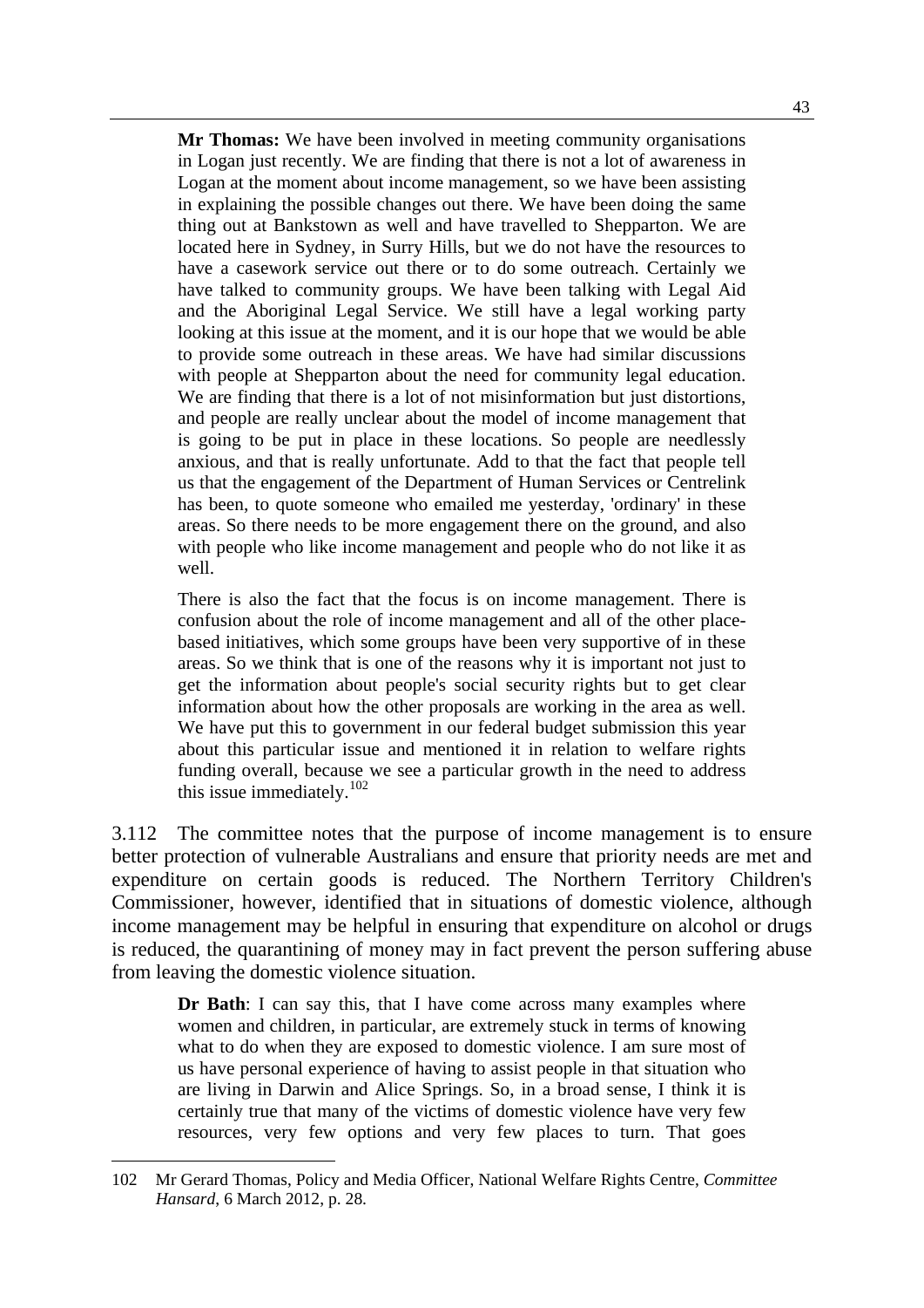> **Mr Thomas:** We have been involved in meeting community organisations in Logan just recently. We are finding that there is not a lot of awareness in Logan at the moment about income management, so we have been assisting in explaining the possible changes out there. We have been doing the same thing out at Bankstown as well and have travelled to Shepparton. We are located here in Sydney, in Surry Hills, but we do not have the resources to have a casework service out there or to do some outreach. Certainly we have talked to community groups. We have been talking with Legal Aid and the Aboriginal Legal Service. We still have a legal working party looking at this issue at the moment, and it is our hope that we would be able to provide some outreach in these areas. We have had similar discussions with people at Shepparton about the need for community legal education. We are finding that there is a lot of not misinformation but just distortions, and people are really unclear about the model of income management that is going to be put in place in these locations. So people are needlessly anxious, and that is really unfortunate. Add to that the fact that people tell us that the engagement of the Department of Human Services or Centrelink has been, to quote someone who emailed me yesterday, 'ordinary' in these areas. So there needs to be more engagement there on the ground, and also with people who like income management and people who do not like it as well.
>
> There is also the fact that the focus is on income management. There is confusion about the role of income management and all of the other place-based initiatives, which some groups have been very supportive of in these areas. So we think that is one of the reasons why it is important not just to get the information about people's social security rights but to get clear information about how the other proposals are working in the area as well. We have put this to government in our federal budget submission this year about this particular issue and mentioned it in relation to welfare rights funding overall, because we see a particular growth in the need to address this issue immediately.[102]

3.112 The committee notes that the purpose of income management is to ensure better protection of vulnerable Australians and ensure that priority needs are met and expenditure on certain goods is reduced. The Northern Territory Children's Commissioner, however, identified that in situations of domestic violence, although income management may be helpful in ensuring that expenditure on alcohol or drugs is reduced, the quarantining of money may in fact prevent the person suffering abuse from leaving the domestic violence situation.

> **Dr Bath**: I can say this, that I have come across many examples where women and children, in particular, are extremely stuck in terms of knowing what to do when they are exposed to domestic violence. I am sure most of us have personal experience of having to assist people in that situation who are living in Darwin and Alice Springs. So, in a broad sense, I think it is certainly true that many of the victims of domestic violence have very few resources, very few options and very few places to turn. That goes

---

102 Mr Gerard Thomas, Policy and Media Officer, National Welfare Rights Centre, *Committee Hansard*, 6 March 2012, p. 28.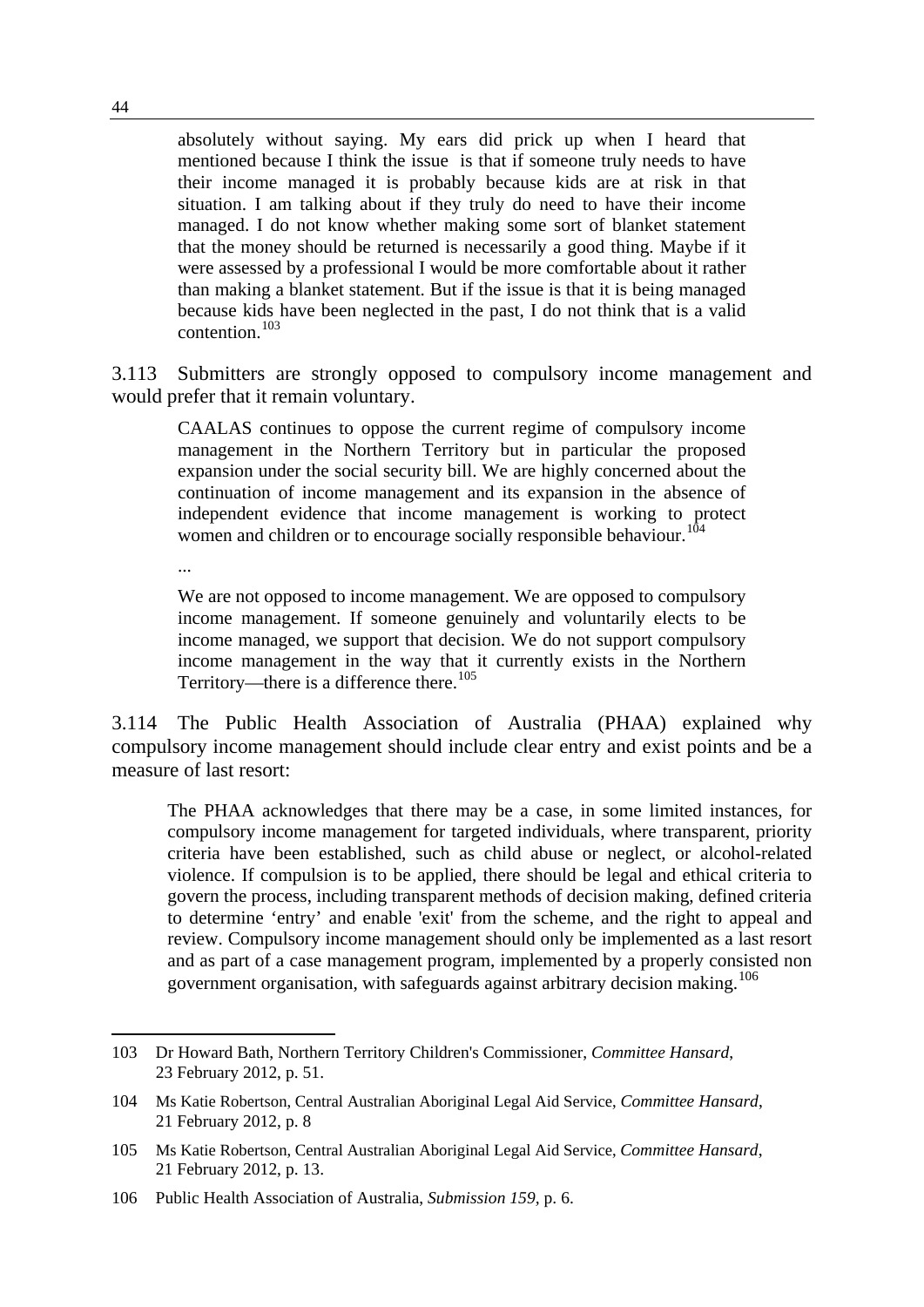> absolutely without saying. My ears did prick up when I heard that mentioned because I think the issue is that if someone truly needs to have their income managed it is probably because kids are at risk in that situation. I am talking about if they truly do need to have their income managed. I do not know whether making some sort of blanket statement that the money should be returned is necessarily a good thing. Maybe if it were assessed by a professional I would be more comfortable about it rather than making a blanket statement. But if the issue is that it is being managed because kids have been neglected in the past, I do not think that is a valid contention.[103]

3.113 Submitters are strongly opposed to compulsory income management and would prefer that it remain voluntary.

> CAALAS continues to oppose the current regime of compulsory income management in the Northern Territory but in particular the proposed expansion under the social security bill. We are highly concerned about the continuation of income management and its expansion in the absence of independent evidence that income management is working to protect women and children or to encourage socially responsible behaviour.[104]
>
> ...
>
> We are not opposed to income management. We are opposed to compulsory income management. If someone genuinely and voluntarily elects to be income managed, we support that decision. We do not support compulsory income management in the way that it currently exists in the Northern Territory—there is a difference there.[105]

3.114 The Public Health Association of Australia (PHAA) explained why compulsory income management should include clear entry and exist points and be a measure of last resort:

> The PHAA acknowledges that there may be a case, in some limited instances, for compulsory income management for targeted individuals, where transparent, priority criteria have been established, such as child abuse or neglect, or alcohol-related violence. If compulsion is to be applied, there should be legal and ethical criteria to govern the process, including transparent methods of decision making, defined criteria to determine 'entry' and enable 'exit' from the scheme, and the right to appeal and review. Compulsory income management should only be implemented as a last resort and as part of a case management program, implemented by a properly consisted non government organisation, with safeguards against arbitrary decision making.[106]

---

103 Dr Howard Bath, Northern Territory Children's Commissioner, *Committee Hansard*, 23 February 2012, p. 51.

104 Ms Katie Robertson, Central Australian Aboriginal Legal Aid Service, *Committee Hansard*, 21 February 2012, p. 8

105 Ms Katie Robertson, Central Australian Aboriginal Legal Aid Service, *Committee Hansard*, 21 February 2012, p. 13.

106 Public Health Association of Australia, *Submission 159*, p. 6.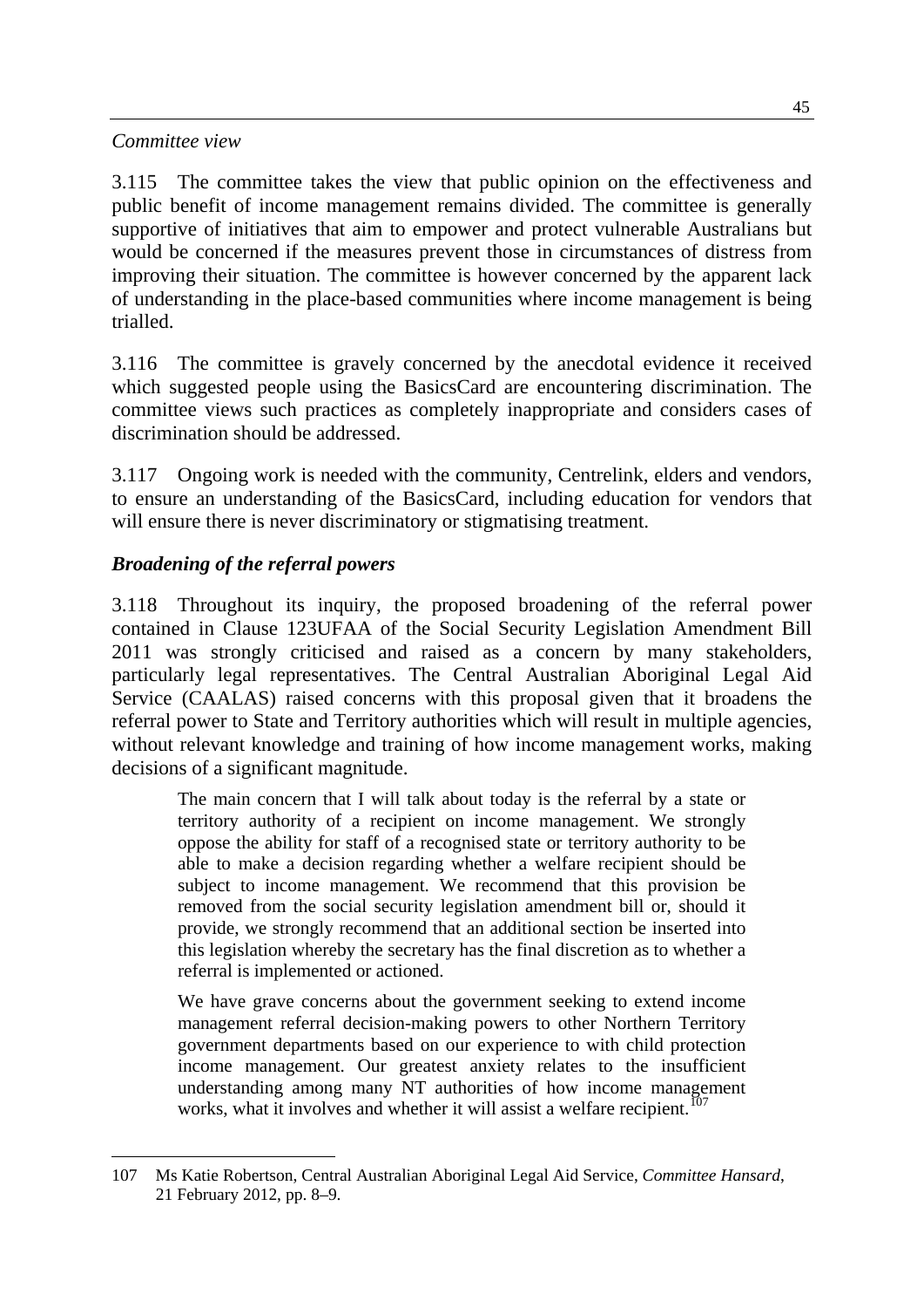*Committee view*

3.115 The committee takes the view that public opinion on the effectiveness and public benefit of income management remains divided. The committee is generally supportive of initiatives that aim to empower and protect vulnerable Australians but would be concerned if the measures prevent those in circumstances of distress from improving their situation. The committee is however concerned by the apparent lack of understanding in the place-based communities where income management is being trialled.

3.116 The committee is gravely concerned by the anecdotal evidence it received which suggested people using the BasicsCard are encountering discrimination. The committee views such practices as completely inappropriate and considers cases of discrimination should be addressed.

3.117 Ongoing work is needed with the community, Centrelink, elders and vendors, to ensure an understanding of the BasicsCard, including education for vendors that will ensure there is never discriminatory or stigmatising treatment.

### *Broadening of the referral powers*

3.118 Throughout its inquiry, the proposed broadening of the referral power contained in Clause 123UFAA of the Social Security Legislation Amendment Bill 2011 was strongly criticised and raised as a concern by many stakeholders, particularly legal representatives. The Central Australian Aboriginal Legal Aid Service (CAALAS) raised concerns with this proposal given that it broadens the referral power to State and Territory authorities which will result in multiple agencies, without relevant knowledge and training of how income management works, making decisions of a significant magnitude.

> The main concern that I will talk about today is the referral by a state or territory authority of a recipient on income management. We strongly oppose the ability for staff of a recognised state or territory authority to be able to make a decision regarding whether a welfare recipient should be subject to income management. We recommend that this provision be removed from the social security legislation amendment bill or, should it provide, we strongly recommend that an additional section be inserted into this legislation whereby the secretary has the final discretion as to whether a referral is implemented or actioned.
>
> We have grave concerns about the government seeking to extend income management referral decision-making powers to other Northern Territory government departments based on our experience to with child protection income management. Our greatest anxiety relates to the insufficient understanding among many NT authorities of how income management works, what it involves and whether it will assist a welfare recipient.[107]

---

107 Ms Katie Robertson, Central Australian Aboriginal Legal Aid Service, *Committee Hansard*, 21 February 2012, pp. 8–9.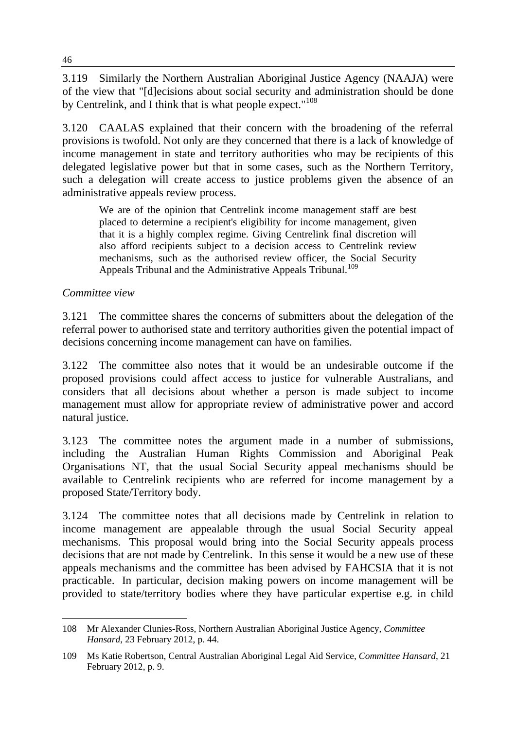3.119 Similarly the Northern Australian Aboriginal Justice Agency (NAAJA) were of the view that "[d]ecisions about social security and administration should be done by Centrelink, and I think that is what people expect."[108]

3.120 CAALAS explained that their concern with the broadening of the referral provisions is twofold. Not only are they concerned that there is a lack of knowledge of income management in state and territory authorities who may be recipients of this delegated legislative power but that in some cases, such as the Northern Territory, such a delegation will create access to justice problems given the absence of an administrative appeals review process.

> We are of the opinion that Centrelink income management staff are best placed to determine a recipient's eligibility for income management, given that it is a highly complex regime. Giving Centrelink final discretion will also afford recipients subject to a decision access to Centrelink review mechanisms, such as the authorised review officer, the Social Security Appeals Tribunal and the Administrative Appeals Tribunal.[109]

*Committee view*

3.121 The committee shares the concerns of submitters about the delegation of the referral power to authorised state and territory authorities given the potential impact of decisions concerning income management can have on families.

3.122 The committee also notes that it would be an undesirable outcome if the proposed provisions could affect access to justice for vulnerable Australians, and considers that all decisions about whether a person is made subject to income management must allow for appropriate review of administrative power and accord natural justice.

3.123 The committee notes the argument made in a number of submissions, including the Australian Human Rights Commission and Aboriginal Peak Organisations NT, that the usual Social Security appeal mechanisms should be available to Centrelink recipients who are referred for income management by a proposed State/Territory body.

3.124 The committee notes that all decisions made by Centrelink in relation to income management are appealable through the usual Social Security appeal mechanisms. This proposal would bring into the Social Security appeals process decisions that are not made by Centrelink. In this sense it would be a new use of these appeals mechanisms and the committee has been advised by FAHCSIA that it is not practicable. In particular, decision making powers on income management will be provided to state/territory bodies where they have particular expertise e.g. in child

---

108 Mr Alexander Clunies-Ross, Northern Australian Aboriginal Justice Agency, *Committee Hansard*, 23 February 2012, p. 44.

109 Ms Katie Robertson, Central Australian Aboriginal Legal Aid Service, *Committee Hansard*, 21 February 2012, p. 9.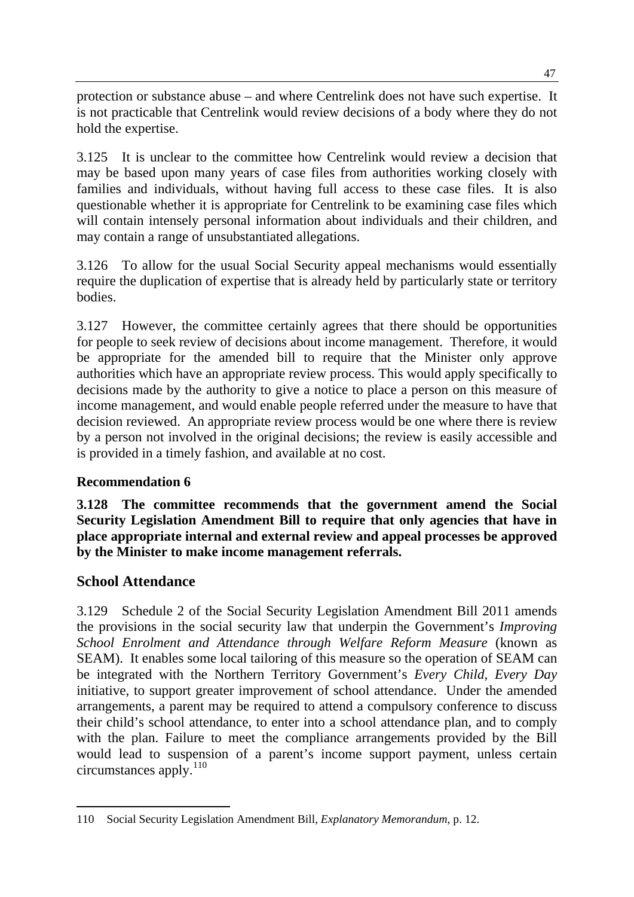protection or substance abuse – and where Centrelink does not have such expertise. It is not practicable that Centrelink would review decisions of a body where they do not hold the expertise.

3.125 It is unclear to the committee how Centrelink would review a decision that may be based upon many years of case files from authorities working closely with families and individuals, without having full access to these case files. It is also questionable whether it is appropriate for Centrelink to be examining case files which will contain intensely personal information about individuals and their children, and may contain a range of unsubstantiated allegations.

3.126 To allow for the usual Social Security appeal mechanisms would essentially require the duplication of expertise that is already held by particularly state or territory bodies.

3.127 However, the committee certainly agrees that there should be opportunities for people to seek review of decisions about income management. Therefore, it would be appropriate for the amended bill to require that the Minister only approve authorities which have an appropriate review process. This would apply specifically to decisions made by the authority to give a notice to place a person on this measure of income management, and would enable people referred under the measure to have that decision reviewed. An appropriate review process would be one where there is review by a person not involved in the original decisions; the review is easily accessible and is provided in a timely fashion, and available at no cost.

**Recommendation 6**

**3.128 The committee recommends that the government amend the Social Security Legislation Amendment Bill to require that only agencies that have in place appropriate internal and external review and appeal processes be approved by the Minister to make income management referrals.**

## School Attendance

3.129 Schedule 2 of the Social Security Legislation Amendment Bill 2011 amends the provisions in the social security law that underpin the Government's *Improving School Enrolment and Attendance through Welfare Reform Measure* (known as SEAM). It enables some local tailoring of this measure so the operation of SEAM can be integrated with the Northern Territory Government's *Every Child, Every Day* initiative, to support greater improvement of school attendance. Under the amended arrangements, a parent may be required to attend a compulsory conference to discuss their child's school attendance, to enter into a school attendance plan, and to comply with the plan. Failure to meet the compliance arrangements provided by the Bill would lead to suspension of a parent's income support payment, unless certain circumstances apply.[110]

110 Social Security Legislation Amendment Bill, *Explanatory Memorandum*, p. 12.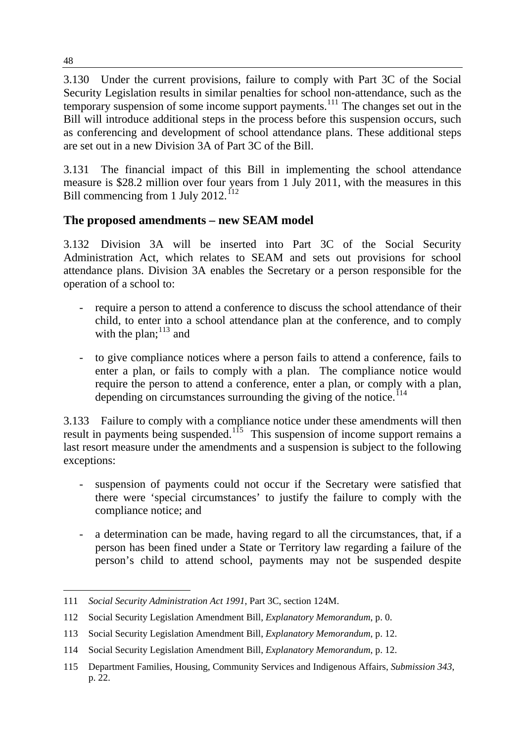3.130 Under the current provisions, failure to comply with Part 3C of the Social Security Legislation results in similar penalties for school non-attendance, such as the temporary suspension of some income support payments.[111] The changes set out in the Bill will introduce additional steps in the process before this suspension occurs, such as conferencing and development of school attendance plans. These additional steps are set out in a new Division 3A of Part 3C of the Bill.

3.131 The financial impact of this Bill in implementing the school attendance measure is $28.2 million over four years from 1 July 2011, with the measures in this Bill commencing from 1 July 2012.[112]

## The proposed amendments – new SEAM model

3.132 Division 3A will be inserted into Part 3C of the Social Security Administration Act, which relates to SEAM and sets out provisions for school attendance plans. Division 3A enables the Secretary or a person responsible for the operation of a school to:

- require a person to attend a conference to discuss the school attendance of their child, to enter into a school attendance plan at the conference, and to comply with the plan;[113] and
- to give compliance notices where a person fails to attend a conference, fails to enter a plan, or fails to comply with a plan. The compliance notice would require the person to attend a conference, enter a plan, or comply with a plan, depending on circumstances surrounding the giving of the notice.[114]

3.133 Failure to comply with a compliance notice under these amendments will then result in payments being suspended.[115] This suspension of income support remains a last resort measure under the amendments and a suspension is subject to the following exceptions:

- suspension of payments could not occur if the Secretary were satisfied that there were 'special circumstances' to justify the failure to comply with the compliance notice; and
- a determination can be made, having regard to all the circumstances, that, if a person has been fined under a State or Territory law regarding a failure of the person's child to attend school, payments may not be suspended despite

---

111 *Social Security Administration Act 1991*, Part 3C, section 124M.

112 Social Security Legislation Amendment Bill, *Explanatory Memorandum*, p. 0.

113 Social Security Legislation Amendment Bill, *Explanatory Memorandum*, p. 12.

114 Social Security Legislation Amendment Bill, *Explanatory Memorandum*, p. 12.

115 Department Families, Housing, Community Services and Indigenous Affairs, *Submission 343*, p. 22.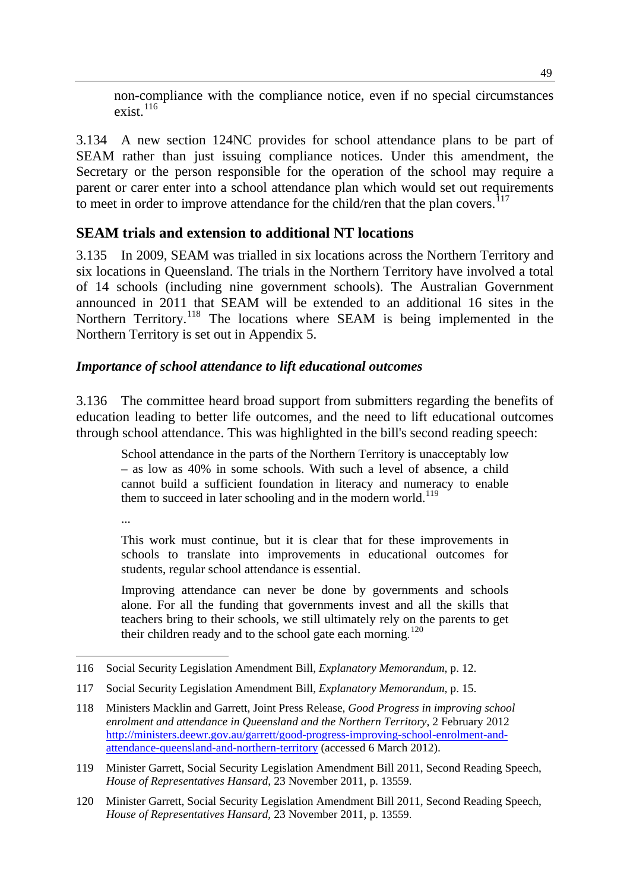non-compliance with the compliance notice, even if no special circumstances exist.[116]

3.134 A new section 124NC provides for school attendance plans to be part of SEAM rather than just issuing compliance notices. Under this amendment, the Secretary or the person responsible for the operation of the school may require a parent or carer enter into a school attendance plan which would set out requirements to meet in order to improve attendance for the child/ren that the plan covers.[117]

## SEAM trials and extension to additional NT locations

3.135 In 2009, SEAM was trialled in six locations across the Northern Territory and six locations in Queensland. The trials in the Northern Territory have involved a total of 14 schools (including nine government schools). The Australian Government announced in 2011 that SEAM will be extended to an additional 16 sites in the Northern Territory.[118] The locations where SEAM is being implemented in the Northern Territory is set out in Appendix 5.

### *Importance of school attendance to lift educational outcomes*

3.136 The committee heard broad support from submitters regarding the benefits of education leading to better life outcomes, and the need to lift educational outcomes through school attendance. This was highlighted in the bill's second reading speech:

> School attendance in the parts of the Northern Territory is unacceptably low – as low as 40% in some schools. With such a level of absence, a child cannot build a sufficient foundation in literacy and numeracy to enable them to succeed in later schooling and in the modern world.[119]
>
> ...
>
> This work must continue, but it is clear that for these improvements in schools to translate into improvements in educational outcomes for students, regular school attendance is essential.
>
> Improving attendance can never be done by governments and schools alone. For all the funding that governments invest and all the skills that teachers bring to their schools, we still ultimately rely on the parents to get their children ready and to the school gate each morning.[120]

---

116 Social Security Legislation Amendment Bill, *Explanatory Memorandum*, p. 12.

117 Social Security Legislation Amendment Bill, *Explanatory Memorandum*, p. 15.

118 Ministers Macklin and Garrett, Joint Press Release, *Good Progress in improving school enrolment and attendance in Queensland and the Northern Territory*, 2 February 2012 http://ministers.deewr.gov.au/garrett/good-progress-improving-school-enrolment-and-attendance-queensland-and-northern-territory (accessed 6 March 2012).

119 Minister Garrett, Social Security Legislation Amendment Bill 2011, Second Reading Speech, *House of Representatives Hansard*, 23 November 2011, p. 13559.

120 Minister Garrett, Social Security Legislation Amendment Bill 2011, Second Reading Speech, *House of Representatives Hansard*, 23 November 2011, p. 13559.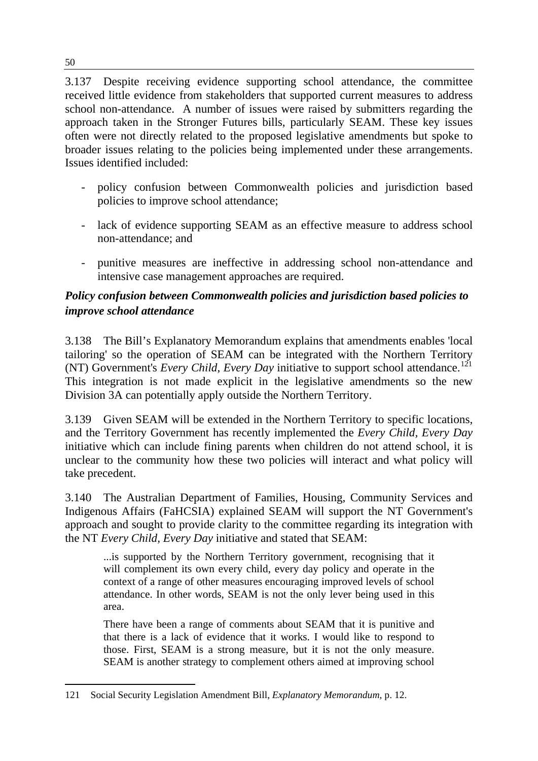3.137 Despite receiving evidence supporting school attendance, the committee received little evidence from stakeholders that supported current measures to address school non-attendance. A number of issues were raised by submitters regarding the approach taken in the Stronger Futures bills, particularly SEAM. These key issues often were not directly related to the proposed legislative amendments but spoke to broader issues relating to the policies being implemented under these arrangements. Issues identified included:

- policy confusion between Commonwealth policies and jurisdiction based policies to improve school attendance;
- lack of evidence supporting SEAM as an effective measure to address school non-attendance; and
- punitive measures are ineffective in addressing school non-attendance and intensive case management approaches are required.

***Policy confusion between Commonwealth policies and jurisdiction based policies to improve school attendance***

3.138 The Bill's Explanatory Memorandum explains that amendments enables 'local tailoring' so the operation of SEAM can be integrated with the Northern Territory (NT) Government's *Every Child, Every Day* initiative to support school attendance.[121] This integration is not made explicit in the legislative amendments so the new Division 3A can potentially apply outside the Northern Territory.

3.139 Given SEAM will be extended in the Northern Territory to specific locations, and the Territory Government has recently implemented the *Every Child, Every Day* initiative which can include fining parents when children do not attend school, it is unclear to the community how these two policies will interact and what policy will take precedent.

3.140 The Australian Department of Families, Housing, Community Services and Indigenous Affairs (FaHCSIA) explained SEAM will support the NT Government's approach and sought to provide clarity to the committee regarding its integration with the NT *Every Child, Every Day* initiative and stated that SEAM:

> ...is supported by the Northern Territory government, recognising that it will complement its own every child, every day policy and operate in the context of a range of other measures encouraging improved levels of school attendance. In other words, SEAM is not the only lever being used in this area.
>
> There have been a range of comments about SEAM that it is punitive and that there is a lack of evidence that it works. I would like to respond to those. First, SEAM is a strong measure, but it is not the only measure. SEAM is another strategy to complement others aimed at improving school

121 Social Security Legislation Amendment Bill, *Explanatory Memorandum*, p. 12.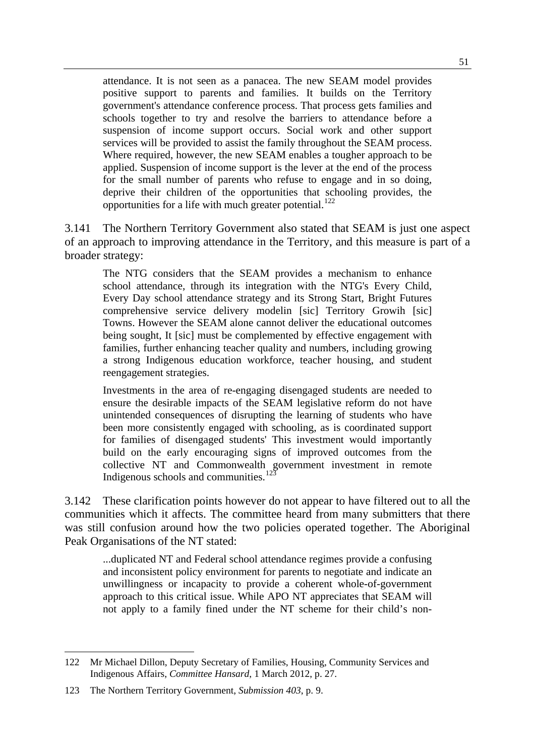> attendance. It is not seen as a panacea. The new SEAM model provides positive support to parents and families. It builds on the Territory government's attendance conference process. That process gets families and schools together to try and resolve the barriers to attendance before a suspension of income support occurs. Social work and other support services will be provided to assist the family throughout the SEAM process. Where required, however, the new SEAM enables a tougher approach to be applied. Suspension of income support is the lever at the end of the process for the small number of parents who refuse to engage and in so doing, deprive their children of the opportunities that schooling provides, the opportunities for a life with much greater potential.[122]

3.141 The Northern Territory Government also stated that SEAM is just one aspect of an approach to improving attendance in the Territory, and this measure is part of a broader strategy:

> The NTG considers that the SEAM provides a mechanism to enhance school attendance, through its integration with the NTG's Every Child, Every Day school attendance strategy and its Strong Start, Bright Futures comprehensive service delivery modelin [sic] Territory Growih [sic] Towns. However the SEAM alone cannot deliver the educational outcomes being sought, It [sic] must be complemented by effective engagement with families, further enhancing teacher quality and numbers, including growing a strong Indigenous education workforce, teacher housing, and student reengagement strategies.
>
> Investments in the area of re-engaging disengaged students are needed to ensure the desirable impacts of the SEAM legislative reform do not have unintended consequences of disrupting the learning of students who have been more consistently engaged with schooling, as is coordinated support for families of disengaged students' This investment would importantly build on the early encouraging signs of improved outcomes from the collective NT and Commonwealth government investment in remote Indigenous schools and communities.[123]

3.142 These clarification points however do not appear to have filtered out to all the communities which it affects. The committee heard from many submitters that there was still confusion around how the two policies operated together. The Aboriginal Peak Organisations of the NT stated:

> ...duplicated NT and Federal school attendance regimes provide a confusing and inconsistent policy environment for parents to negotiate and indicate an unwillingness or incapacity to provide a coherent whole-of-government approach to this critical issue. While APO NT appreciates that SEAM will not apply to a family fined under the NT scheme for their child's non-

---

122 Mr Michael Dillon, Deputy Secretary of Families, Housing, Community Services and Indigenous Affairs, *Committee Hansard*, 1 March 2012, p. 27.

123 The Northern Territory Government, *Submission 403*, p. 9.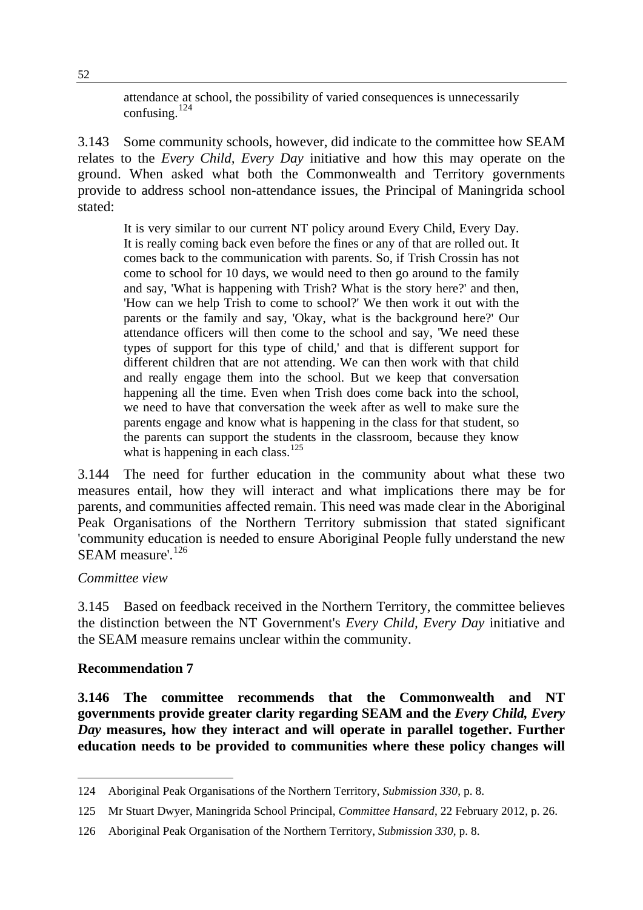> attendance at school, the possibility of varied consequences is unnecessarily confusing.[124]

3.143 Some community schools, however, did indicate to the committee how SEAM relates to the *Every Child, Every Day* initiative and how this may operate on the ground. When asked what both the Commonwealth and Territory governments provide to address school non-attendance issues, the Principal of Maningrida school stated:

> It is very similar to our current NT policy around Every Child, Every Day. It is really coming back even before the fines or any of that are rolled out. It comes back to the communication with parents. So, if Trish Crossin has not come to school for 10 days, we would need to then go around to the family and say, 'What is happening with Trish? What is the story here?' and then, 'How can we help Trish to come to school?' We then work it out with the parents or the family and say, 'Okay, what is the background here?' Our attendance officers will then come to the school and say, 'We need these types of support for this type of child,' and that is different support for different children that are not attending. We can then work with that child and really engage them into the school. But we keep that conversation happening all the time. Even when Trish does come back into the school, we need to have that conversation the week after as well to make sure the parents engage and know what is happening in the class for that student, so the parents can support the students in the classroom, because they know what is happening in each class.[125]

3.144 The need for further education in the community about what these two measures entail, how they will interact and what implications there may be for parents, and communities affected remain. This need was made clear in the Aboriginal Peak Organisations of the Northern Territory submission that stated significant 'community education is needed to ensure Aboriginal People fully understand the new SEAM measure'.[126]

*Committee view*

3.145 Based on feedback received in the Northern Territory, the committee believes the distinction between the NT Government's *Every Child, Every Day* initiative and the SEAM measure remains unclear within the community.

**Recommendation 7**

**3.146 The committee recommends that the Commonwealth and NT governments provide greater clarity regarding SEAM and the *Every Child, Every Day* measures, how they interact and will operate in parallel together. Further education needs to be provided to communities where these policy changes will**

---

124 Aboriginal Peak Organisations of the Northern Territory, *Submission 330*, p. 8.

125 Mr Stuart Dwyer, Maningrida School Principal, *Committee Hansard*, 22 February 2012, p. 26.

126 Aboriginal Peak Organisation of the Northern Territory, *Submission 330*, p. 8.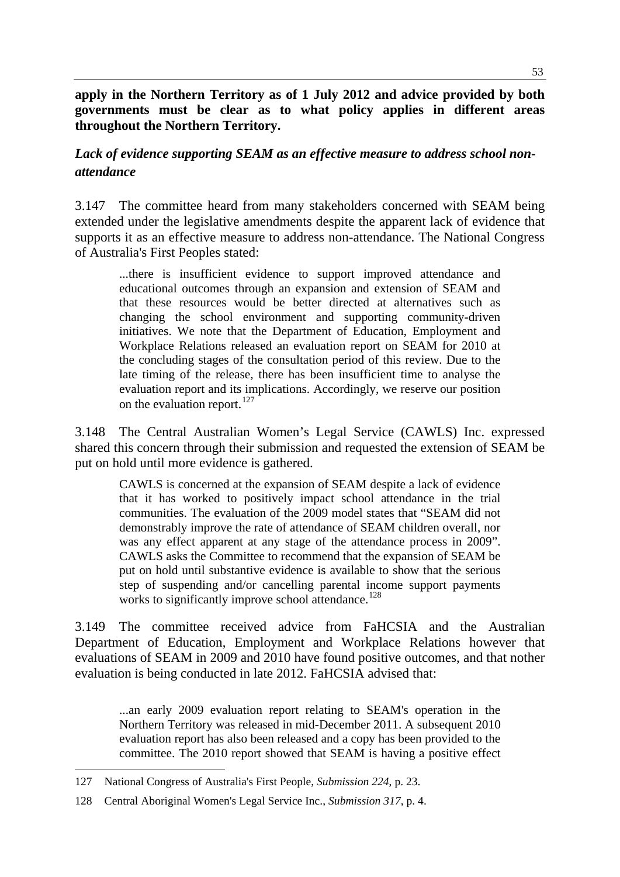**apply in the Northern Territory as of 1 July 2012 and advice provided by both governments must be clear as to what policy applies in different areas throughout the Northern Territory.**

### *Lack of evidence supporting SEAM as an effective measure to address school non-attendance*

3.147 The committee heard from many stakeholders concerned with SEAM being extended under the legislative amendments despite the apparent lack of evidence that supports it as an effective measure to address non-attendance. The National Congress of Australia's First Peoples stated:

> ...there is insufficient evidence to support improved attendance and educational outcomes through an expansion and extension of SEAM and that these resources would be better directed at alternatives such as changing the school environment and supporting community-driven initiatives. We note that the Department of Education, Employment and Workplace Relations released an evaluation report on SEAM for 2010 at the concluding stages of the consultation period of this review. Due to the late timing of the release, there has been insufficient time to analyse the evaluation report and its implications. Accordingly, we reserve our position on the evaluation report.[127]

3.148 The Central Australian Women's Legal Service (CAWLS) Inc. expressed shared this concern through their submission and requested the extension of SEAM be put on hold until more evidence is gathered.

> CAWLS is concerned at the expansion of SEAM despite a lack of evidence that it has worked to positively impact school attendance in the trial communities. The evaluation of the 2009 model states that "SEAM did not demonstrably improve the rate of attendance of SEAM children overall, nor was any effect apparent at any stage of the attendance process in 2009". CAWLS asks the Committee to recommend that the expansion of SEAM be put on hold until substantive evidence is available to show that the serious step of suspending and/or cancelling parental income support payments works to significantly improve school attendance.[128]

3.149 The committee received advice from FaHCSIA and the Australian Department of Education, Employment and Workplace Relations however that evaluations of SEAM in 2009 and 2010 have found positive outcomes, and that nother evaluation is being conducted in late 2012. FaHCSIA advised that:

> ...an early 2009 evaluation report relating to SEAM's operation in the Northern Territory was released in mid-December 2011. A subsequent 2010 evaluation report has also been released and a copy has been provided to the committee. The 2010 report showed that SEAM is having a positive effect

---

127 National Congress of Australia's First People, *Submission 224*, p. 23.

128 Central Aboriginal Women's Legal Service Inc., *Submission 317*, p. 4.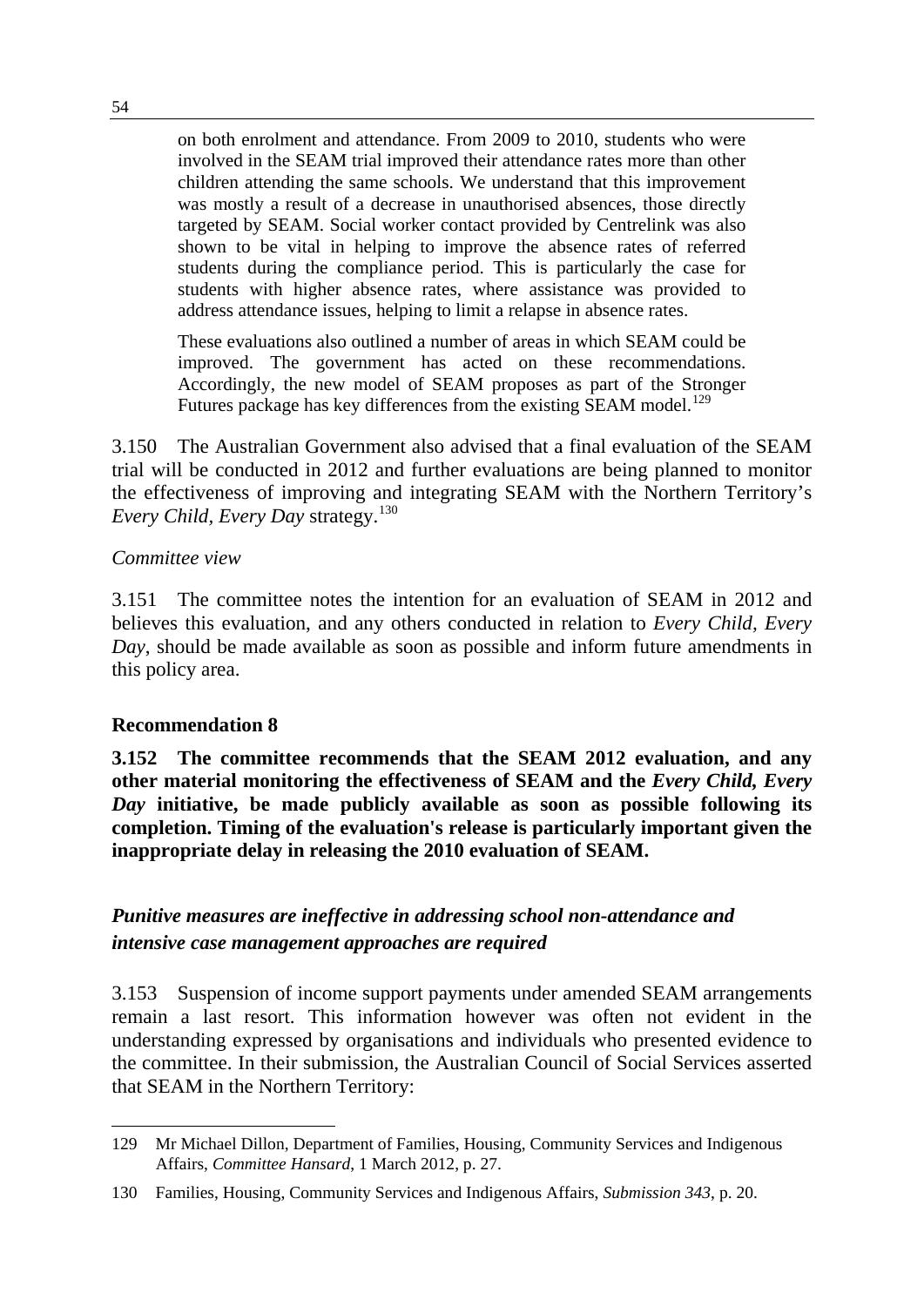> on both enrolment and attendance. From 2009 to 2010, students who were involved in the SEAM trial improved their attendance rates more than other children attending the same schools. We understand that this improvement was mostly a result of a decrease in unauthorised absences, those directly targeted by SEAM. Social worker contact provided by Centrelink was also shown to be vital in helping to improve the absence rates of referred students during the compliance period. This is particularly the case for students with higher absence rates, where assistance was provided to address attendance issues, helping to limit a relapse in absence rates.
>
> These evaluations also outlined a number of areas in which SEAM could be improved. The government has acted on these recommendations. Accordingly, the new model of SEAM proposes as part of the Stronger Futures package has key differences from the existing SEAM model.[129]

3.150 The Australian Government also advised that a final evaluation of the SEAM trial will be conducted in 2012 and further evaluations are being planned to monitor the effectiveness of improving and integrating SEAM with the Northern Territory's *Every Child, Every Day* strategy.[130]

*Committee view*

3.151 The committee notes the intention for an evaluation of SEAM in 2012 and believes this evaluation, and any others conducted in relation to *Every Child, Every Day*, should be made available as soon as possible and inform future amendments in this policy area.

**Recommendation 8**

**3.152 The committee recommends that the SEAM 2012 evaluation, and any other material monitoring the effectiveness of SEAM and the *Every Child, Every Day* initiative, be made publicly available as soon as possible following its completion. Timing of the evaluation's release is particularly important given the inappropriate delay in releasing the 2010 evaluation of SEAM.**

### *Punitive measures are ineffective in addressing school non-attendance and intensive case management approaches are required*

3.153 Suspension of income support payments under amended SEAM arrangements remain a last resort. This information however was often not evident in the understanding expressed by organisations and individuals who presented evidence to the committee. In their submission, the Australian Council of Social Services asserted that SEAM in the Northern Territory:

---

129 Mr Michael Dillon, Department of Families, Housing, Community Services and Indigenous Affairs, *Committee Hansard*, 1 March 2012, p. 27.

130 Families, Housing, Community Services and Indigenous Affairs, *Submission 343*, p. 20.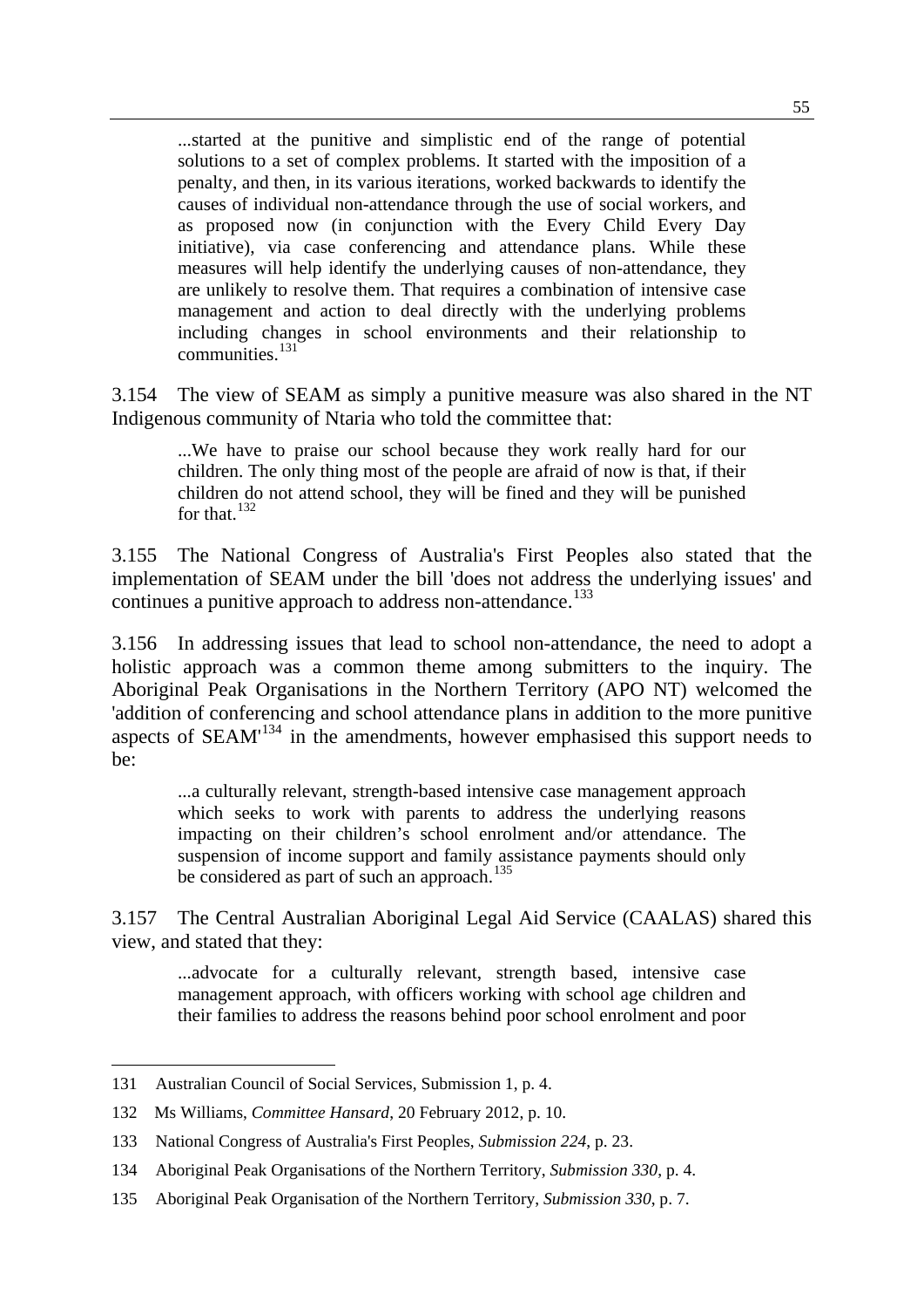> ...started at the punitive and simplistic end of the range of potential solutions to a set of complex problems. It started with the imposition of a penalty, and then, in its various iterations, worked backwards to identify the causes of individual non-attendance through the use of social workers, and as proposed now (in conjunction with the Every Child Every Day initiative), via case conferencing and attendance plans. While these measures will help identify the underlying causes of non-attendance, they are unlikely to resolve them. That requires a combination of intensive case management and action to deal directly with the underlying problems including changes in school environments and their relationship to communities.[131]

3.154 The view of SEAM as simply a punitive measure was also shared in the NT Indigenous community of Ntaria who told the committee that:

> ...We have to praise our school because they work really hard for our children. The only thing most of the people are afraid of now is that, if their children do not attend school, they will be fined and they will be punished for that.[132]

3.155 The National Congress of Australia's First Peoples also stated that the implementation of SEAM under the bill 'does not address the underlying issues' and continues a punitive approach to address non-attendance.[133]

3.156 In addressing issues that lead to school non-attendance, the need to adopt a holistic approach was a common theme among submitters to the inquiry. The Aboriginal Peak Organisations in the Northern Territory (APO NT) welcomed the 'addition of conferencing and school attendance plans in addition to the more punitive aspects of SEAM'[134] in the amendments, however emphasised this support needs to be:

> ...a culturally relevant, strength-based intensive case management approach which seeks to work with parents to address the underlying reasons impacting on their children's school enrolment and/or attendance. The suspension of income support and family assistance payments should only be considered as part of such an approach.[135]

3.157 The Central Australian Aboriginal Legal Aid Service (CAALAS) shared this view, and stated that they:

> ...advocate for a culturally relevant, strength based, intensive case management approach, with officers working with school age children and their families to address the reasons behind poor school enrolment and poor

---

131 Australian Council of Social Services, Submission 1, p. 4.

132 Ms Williams, *Committee Hansard*, 20 February 2012, p. 10.

133 National Congress of Australia's First Peoples, *Submission 224*, p. 23.

134 Aboriginal Peak Organisations of the Northern Territory, *Submission 330*, p. 4.

135 Aboriginal Peak Organisation of the Northern Territory, *Submission 330*, p. 7.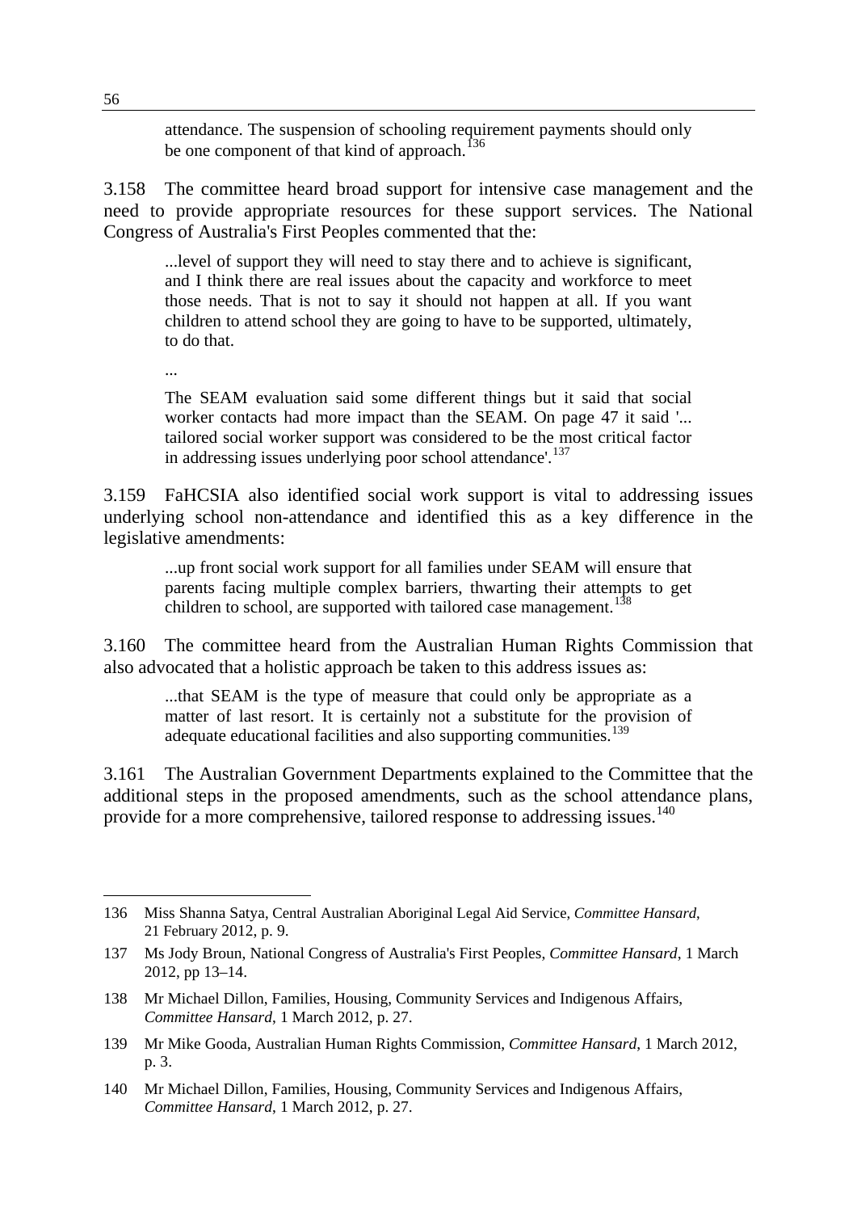> attendance. The suspension of schooling requirement payments should only be one component of that kind of approach.[136]

3.158 The committee heard broad support for intensive case management and the need to provide appropriate resources for these support services. The National Congress of Australia's First Peoples commented that the:

> ...level of support they will need to stay there and to achieve is significant, and I think there are real issues about the capacity and workforce to meet those needs. That is not to say it should not happen at all. If you want children to attend school they are going to have to be supported, ultimately, to do that.
>
> ...
>
> The SEAM evaluation said some different things but it said that social worker contacts had more impact than the SEAM. On page 47 it said '... tailored social worker support was considered to be the most critical factor in addressing issues underlying poor school attendance'.[137]

3.159 FaHCSIA also identified social work support is vital to addressing issues underlying school non-attendance and identified this as a key difference in the legislative amendments:

> ...up front social work support for all families under SEAM will ensure that parents facing multiple complex barriers, thwarting their attempts to get children to school, are supported with tailored case management.[138]

3.160 The committee heard from the Australian Human Rights Commission that also advocated that a holistic approach be taken to this address issues as:

> ...that SEAM is the type of measure that could only be appropriate as a matter of last resort. It is certainly not a substitute for the provision of adequate educational facilities and also supporting communities.[139]

3.161 The Australian Government Departments explained to the Committee that the additional steps in the proposed amendments, such as the school attendance plans, provide for a more comprehensive, tailored response to addressing issues.[140]

---

136 Miss Shanna Satya, Central Australian Aboriginal Legal Aid Service, *Committee Hansard*, 21 February 2012, p. 9.

137 Ms Jody Broun, National Congress of Australia's First Peoples, *Committee Hansard*, 1 March 2012, pp 13–14.

138 Mr Michael Dillon, Families, Housing, Community Services and Indigenous Affairs, *Committee Hansard*, 1 March 2012, p. 27.

139 Mr Mike Gooda, Australian Human Rights Commission, *Committee Hansard*, 1 March 2012, p. 3.

140 Mr Michael Dillon, Families, Housing, Community Services and Indigenous Affairs, *Committee Hansard*, 1 March 2012, p. 27.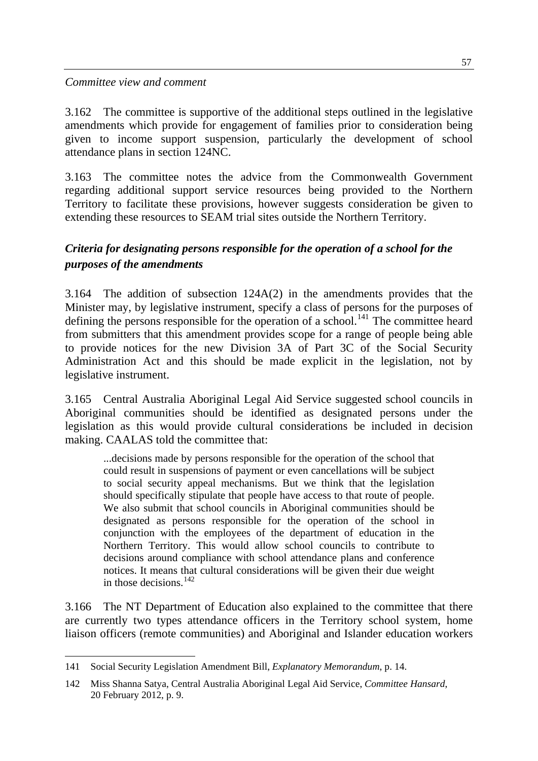*Committee view and comment*

3.162 The committee is supportive of the additional steps outlined in the legislative amendments which provide for engagement of families prior to consideration being given to income support suspension, particularly the development of school attendance plans in section 124NC.

3.163 The committee notes the advice from the Commonwealth Government regarding additional support service resources being provided to the Northern Territory to facilitate these provisions, however suggests consideration be given to extending these resources to SEAM trial sites outside the Northern Territory.

### *Criteria for designating persons responsible for the operation of a school for the purposes of the amendments*

3.164 The addition of subsection 124A(2) in the amendments provides that the Minister may, by legislative instrument, specify a class of persons for the purposes of defining the persons responsible for the operation of a school.[141] The committee heard from submitters that this amendment provides scope for a range of people being able to provide notices for the new Division 3A of Part 3C of the Social Security Administration Act and this should be made explicit in the legislation, not by legislative instrument.

3.165 Central Australia Aboriginal Legal Aid Service suggested school councils in Aboriginal communities should be identified as designated persons under the legislation as this would provide cultural considerations be included in decision making. CAALAS told the committee that:

> ...decisions made by persons responsible for the operation of the school that could result in suspensions of payment or even cancellations will be subject to social security appeal mechanisms. But we think that the legislation should specifically stipulate that people have access to that route of people. We also submit that school councils in Aboriginal communities should be designated as persons responsible for the operation of the school in conjunction with the employees of the department of education in the Northern Territory. This would allow school councils to contribute to decisions around compliance with school attendance plans and conference notices. It means that cultural considerations will be given their due weight in those decisions.[142]

3.166 The NT Department of Education also explained to the committee that there are currently two types attendance officers in the Territory school system, home liaison officers (remote communities) and Aboriginal and Islander education workers

---

141 Social Security Legislation Amendment Bill, *Explanatory Memorandum*, p. 14.

142 Miss Shanna Satya, Central Australia Aboriginal Legal Aid Service, *Committee Hansard*, 20 February 2012, p. 9.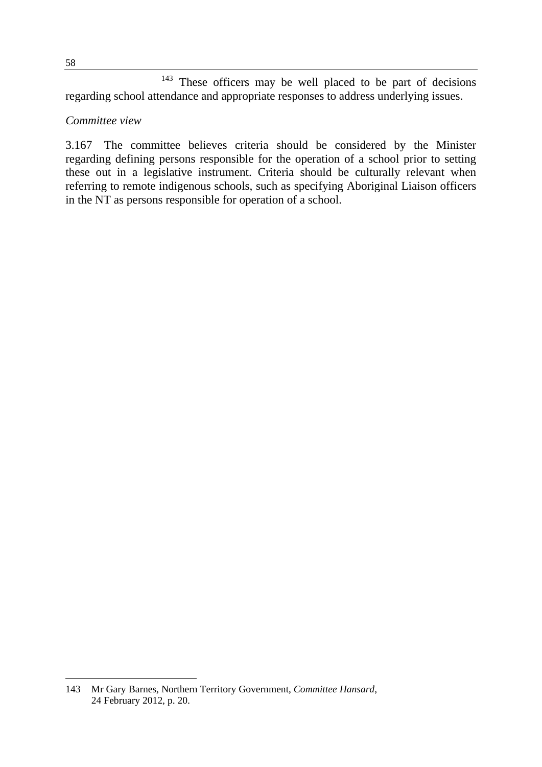[143] These officers may be well placed to be part of decisions regarding school attendance and appropriate responses to address underlying issues.

*Committee view*

3.167 The committee believes criteria should be considered by the Minister regarding defining persons responsible for the operation of a school prior to setting these out in a legislative instrument. Criteria should be culturally relevant when referring to remote indigenous schools, such as specifying Aboriginal Liaison officers in the NT as persons responsible for operation of a school.

---

143 Mr Gary Barnes, Northern Territory Government, *Committee Hansard*, 24 February 2012, p. 20.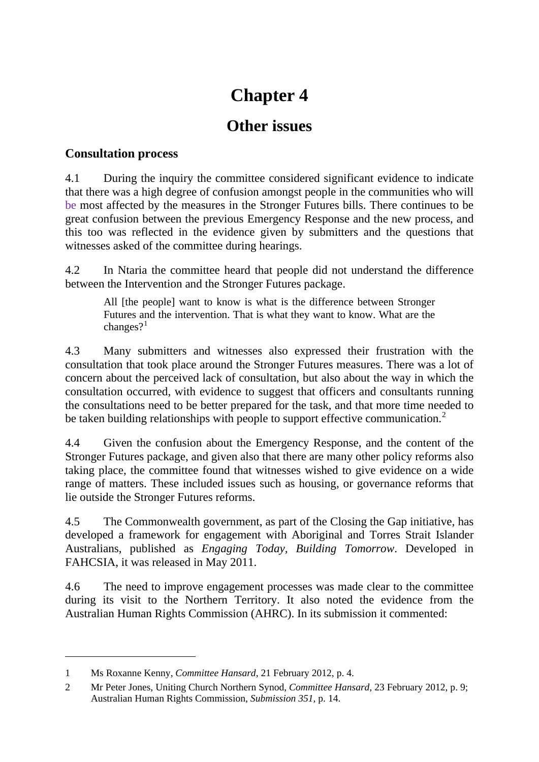# Chapter 4

## Other issues

### Consultation process

4.1 During the inquiry the committee considered significant evidence to indicate that there was a high degree of confusion amongst people in the communities who will be most affected by the measures in the Stronger Futures bills. There continues to be great confusion between the previous Emergency Response and the new process, and this too was reflected in the evidence given by submitters and the questions that witnesses asked of the committee during hearings.

4.2 In Ntaria the committee heard that people did not understand the difference between the Intervention and the Stronger Futures package.

> All [the people] want to know is what is the difference between Stronger Futures and the intervention. That is what they want to know. What are the changes?[1]

4.3 Many submitters and witnesses also expressed their frustration with the consultation that took place around the Stronger Futures measures. There was a lot of concern about the perceived lack of consultation, but also about the way in which the consultation occurred, with evidence to suggest that officers and consultants running the consultations need to be better prepared for the task, and that more time needed to be taken building relationships with people to support effective communication.[2]

4.4 Given the confusion about the Emergency Response, and the content of the Stronger Futures package, and given also that there are many other policy reforms also taking place, the committee found that witnesses wished to give evidence on a wide range of matters. These included issues such as housing, or governance reforms that lie outside the Stronger Futures reforms.

4.5 The Commonwealth government, as part of the Closing the Gap initiative, has developed a framework for engagement with Aboriginal and Torres Strait Islander Australians, published as *Engaging Today, Building Tomorrow*. Developed in FAHCSIA, it was released in May 2011.

4.6 The need to improve engagement processes was made clear to the committee during its visit to the Northern Territory. It also noted the evidence from the Australian Human Rights Commission (AHRC). In its submission it commented:

---

1 Ms Roxanne Kenny, *Committee Hansard*, 21 February 2012, p. 4.

2 Mr Peter Jones, Uniting Church Northern Synod, *Committee Hansard*, 23 February 2012, p. 9; Australian Human Rights Commission, *Submission 351*, p. 14.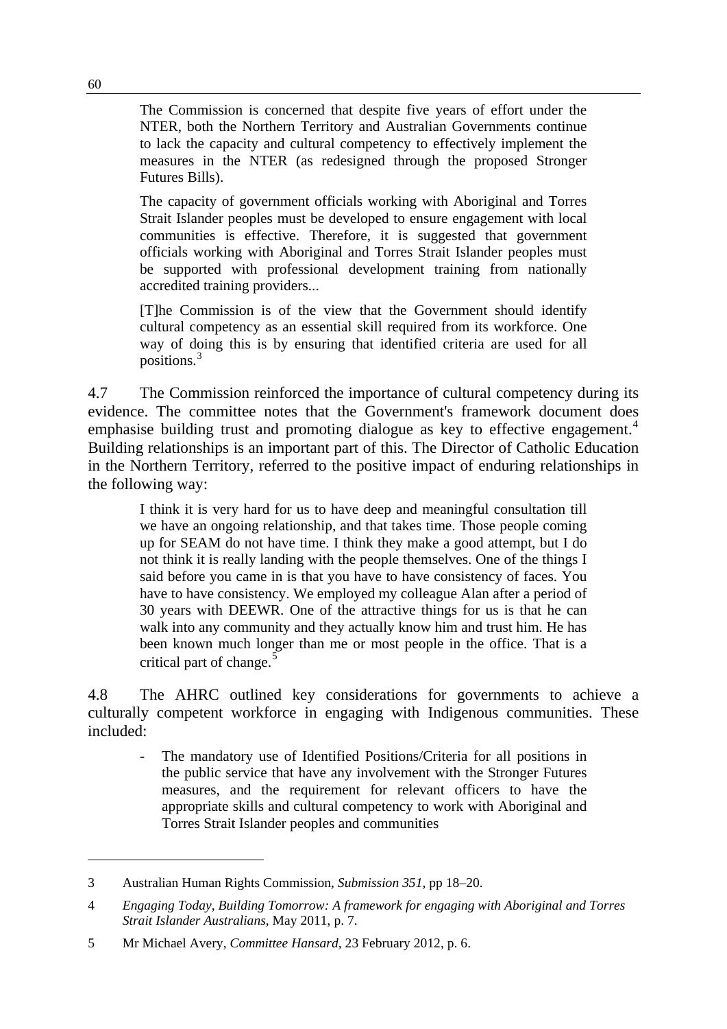> The Commission is concerned that despite five years of effort under the NTER, both the Northern Territory and Australian Governments continue to lack the capacity and cultural competency to effectively implement the measures in the NTER (as redesigned through the proposed Stronger Futures Bills).
>
> The capacity of government officials working with Aboriginal and Torres Strait Islander peoples must be developed to ensure engagement with local communities is effective. Therefore, it is suggested that government officials working with Aboriginal and Torres Strait Islander peoples must be supported with professional development training from nationally accredited training providers...
>
> [T]he Commission is of the view that the Government should identify cultural competency as an essential skill required from its workforce. One way of doing this is by ensuring that identified criteria are used for all positions.[3]

4.7 The Commission reinforced the importance of cultural competency during its evidence. The committee notes that the Government's framework document does emphasise building trust and promoting dialogue as key to effective engagement.[4] Building relationships is an important part of this. The Director of Catholic Education in the Northern Territory, referred to the positive impact of enduring relationships in the following way:

> I think it is very hard for us to have deep and meaningful consultation till we have an ongoing relationship, and that takes time. Those people coming up for SEAM do not have time. I think they make a good attempt, but I do not think it is really landing with the people themselves. One of the things I said before you came in is that you have to have consistency of faces. You have to have consistency. We employed my colleague Alan after a period of 30 years with DEEWR. One of the attractive things for us is that he can walk into any community and they actually know him and trust him. He has been known much longer than me or most people in the office. That is a critical part of change.[5]

4.8 The AHRC outlined key considerations for governments to achieve a culturally competent workforce in engaging with Indigenous communities. These included:

> - The mandatory use of Identified Positions/Criteria for all positions in the public service that have any involvement with the Stronger Futures measures, and the requirement for relevant officers to have the appropriate skills and cultural competency to work with Aboriginal and Torres Strait Islander peoples and communities

---

3 Australian Human Rights Commission, *Submission 351*, pp 18–20.

4 *Engaging Today, Building Tomorrow: A framework for engaging with Aboriginal and Torres Strait Islander Australians*, May 2011, p. 7.

5 Mr Michael Avery, *Committee Hansard*, 23 February 2012, p. 6.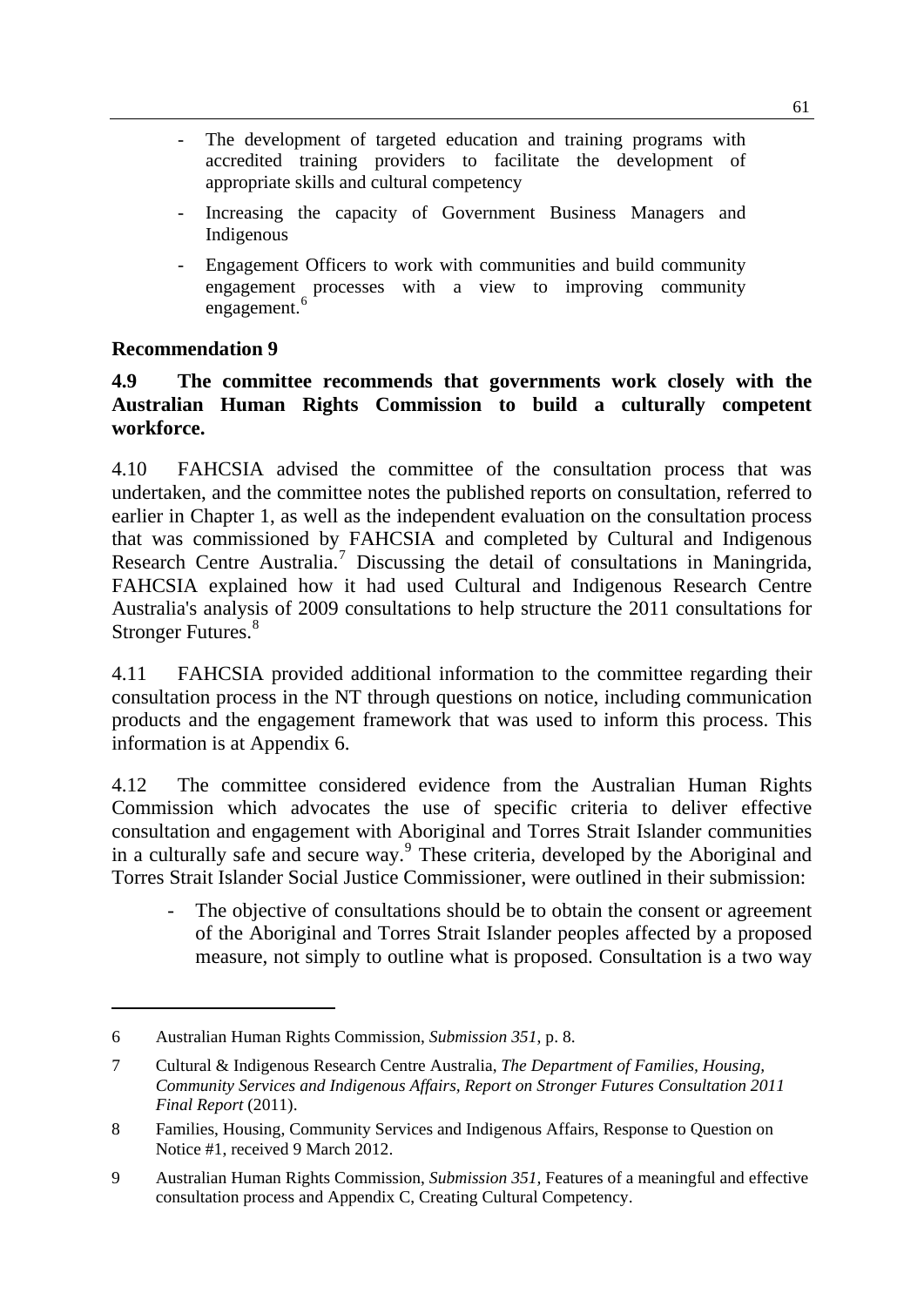- The development of targeted education and training programs with accredited training providers to facilitate the development of appropriate skills and cultural competency
- Increasing the capacity of Government Business Managers and Indigenous
- Engagement Officers to work with communities and build community engagement processes with a view to improving community engagement.[6]

**Recommendation 9**

**4.9 The committee recommends that governments work closely with the Australian Human Rights Commission to build a culturally competent workforce.**

4.10 FAHCSIA advised the committee of the consultation process that was undertaken, and the committee notes the published reports on consultation, referred to earlier in Chapter 1, as well as the independent evaluation on the consultation process that was commissioned by FAHCSIA and completed by Cultural and Indigenous Research Centre Australia.[7] Discussing the detail of consultations in Maningrida, FAHCSIA explained how it had used Cultural and Indigenous Research Centre Australia's analysis of 2009 consultations to help structure the 2011 consultations for Stronger Futures.[8]

4.11 FAHCSIA provided additional information to the committee regarding their consultation process in the NT through questions on notice, including communication products and the engagement framework that was used to inform this process. This information is at Appendix 6.

4.12 The committee considered evidence from the Australian Human Rights Commission which advocates the use of specific criteria to deliver effective consultation and engagement with Aboriginal and Torres Strait Islander communities in a culturally safe and secure way.[9] These criteria, developed by the Aboriginal and Torres Strait Islander Social Justice Commissioner, were outlined in their submission:

- The objective of consultations should be to obtain the consent or agreement of the Aboriginal and Torres Strait Islander peoples affected by a proposed measure, not simply to outline what is proposed. Consultation is a two way

---

6 Australian Human Rights Commission, *Submission 351*, p. 8.

7 Cultural & Indigenous Research Centre Australia, *The Department of Families, Housing, Community Services and Indigenous Affairs, Report on Stronger Futures Consultation 2011 Final Report* (2011).

8 Families, Housing, Community Services and Indigenous Affairs, Response to Question on Notice #1, received 9 March 2012.

9 Australian Human Rights Commission, *Submission 351*, Features of a meaningful and effective consultation process and Appendix C, Creating Cultural Competency.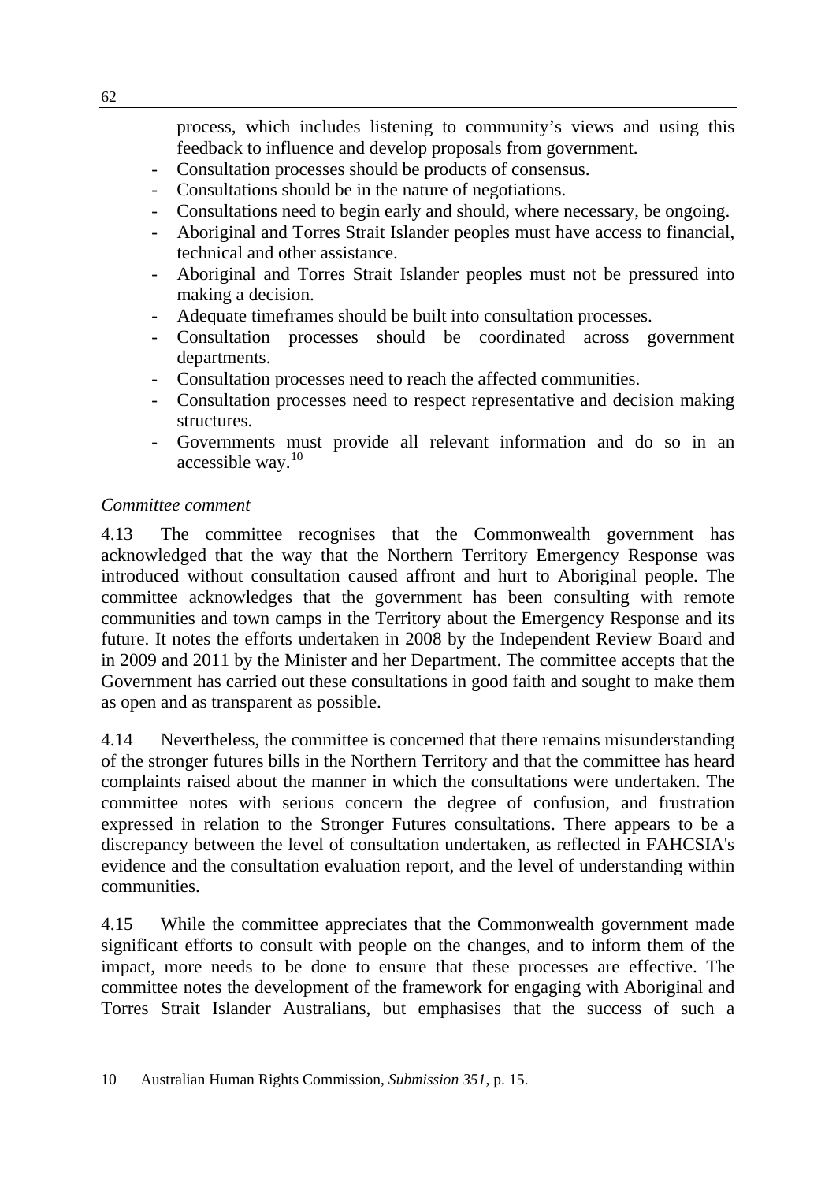process, which includes listening to community's views and using this feedback to influence and develop proposals from government.

- Consultation processes should be products of consensus.
- Consultations should be in the nature of negotiations.
- Consultations need to begin early and should, where necessary, be ongoing.
- Aboriginal and Torres Strait Islander peoples must have access to financial, technical and other assistance.
- Aboriginal and Torres Strait Islander peoples must not be pressured into making a decision.
- Adequate timeframes should be built into consultation processes.
- Consultation processes should be coordinated across government departments.
- Consultation processes need to reach the affected communities.
- Consultation processes need to respect representative and decision making structures.
- Governments must provide all relevant information and do so in an accessible way.[10]

*Committee comment*

4.13 The committee recognises that the Commonwealth government has acknowledged that the way that the Northern Territory Emergency Response was introduced without consultation caused affront and hurt to Aboriginal people. The committee acknowledges that the government has been consulting with remote communities and town camps in the Territory about the Emergency Response and its future. It notes the efforts undertaken in 2008 by the Independent Review Board and in 2009 and 2011 by the Minister and her Department. The committee accepts that the Government has carried out these consultations in good faith and sought to make them as open and as transparent as possible.

4.14 Nevertheless, the committee is concerned that there remains misunderstanding of the stronger futures bills in the Northern Territory and that the committee has heard complaints raised about the manner in which the consultations were undertaken. The committee notes with serious concern the degree of confusion, and frustration expressed in relation to the Stronger Futures consultations. There appears to be a discrepancy between the level of consultation undertaken, as reflected in FAHCSIA's evidence and the consultation evaluation report, and the level of understanding within communities.

4.15 While the committee appreciates that the Commonwealth government made significant efforts to consult with people on the changes, and to inform them of the impact, more needs to be done to ensure that these processes are effective. The committee notes the development of the framework for engaging with Aboriginal and Torres Strait Islander Australians, but emphasises that the success of such a

---

10 Australian Human Rights Commission, *Submission 351*, p. 15.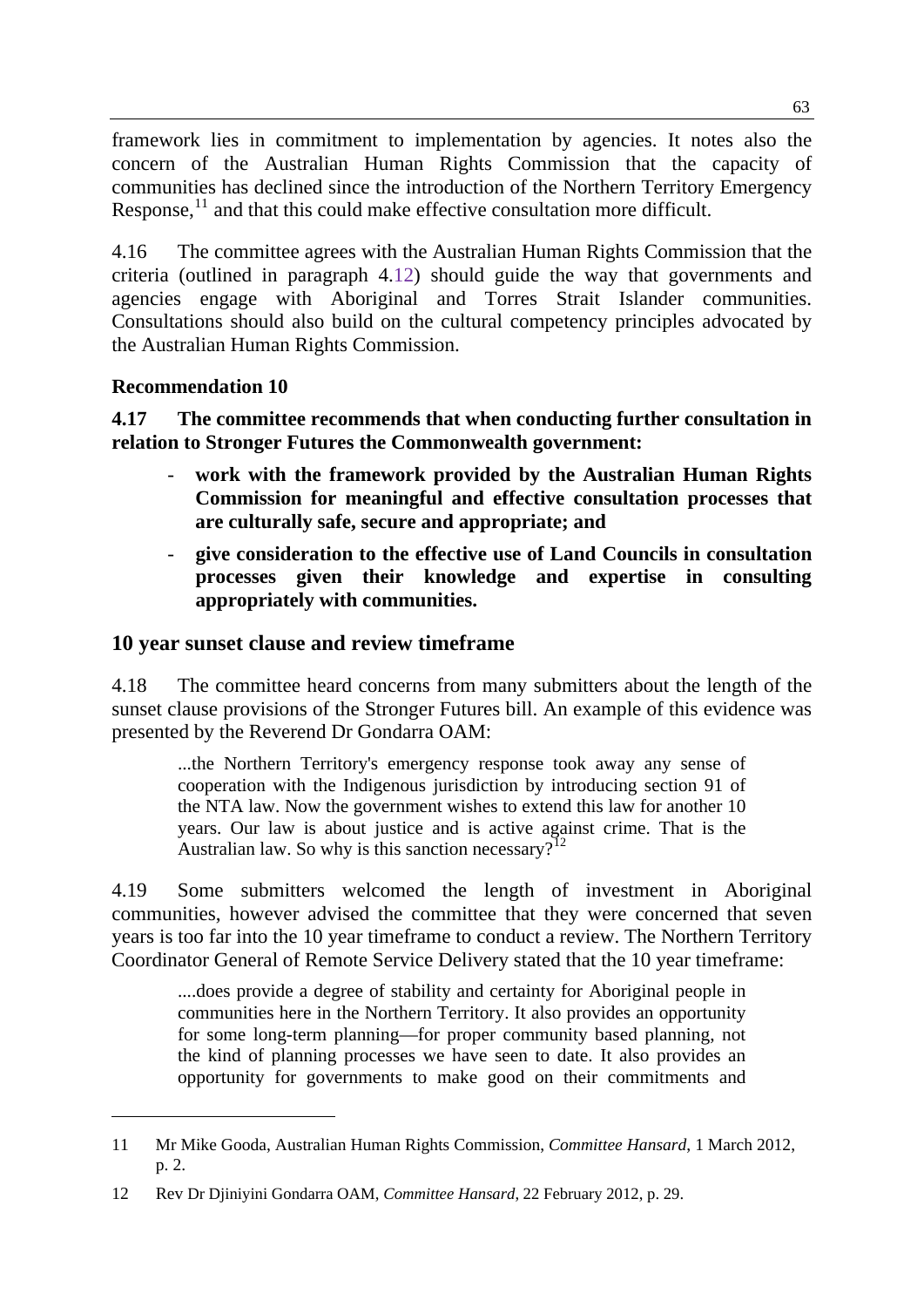framework lies in commitment to implementation by agencies. It notes also the concern of the Australian Human Rights Commission that the capacity of communities has declined since the introduction of the Northern Territory Emergency Response,[11] and that this could make effective consultation more difficult.

4.16 The committee agrees with the Australian Human Rights Commission that the criteria (outlined in paragraph 4.12) should guide the way that governments and agencies engage with Aboriginal and Torres Strait Islander communities. Consultations should also build on the cultural competency principles advocated by the Australian Human Rights Commission.

**Recommendation 10**

**4.17 The committee recommends that when conducting further consultation in relation to Stronger Futures the Commonwealth government:**

- **work with the framework provided by the Australian Human Rights Commission for meaningful and effective consultation processes that are culturally safe, secure and appropriate; and**
- **give consideration to the effective use of Land Councils in consultation processes given their knowledge and expertise in consulting appropriately with communities.**

## 10 year sunset clause and review timeframe

4.18 The committee heard concerns from many submitters about the length of the sunset clause provisions of the Stronger Futures bill. An example of this evidence was presented by the Reverend Dr Gondarra OAM:

> ...the Northern Territory's emergency response took away any sense of cooperation with the Indigenous jurisdiction by introducing section 91 of the NTA law. Now the government wishes to extend this law for another 10 years. Our law is about justice and is active against crime. That is the Australian law. So why is this sanction necessary?[12]

4.19 Some submitters welcomed the length of investment in Aboriginal communities, however advised the committee that they were concerned that seven years is too far into the 10 year timeframe to conduct a review. The Northern Territory Coordinator General of Remote Service Delivery stated that the 10 year timeframe:

> ....does provide a degree of stability and certainty for Aboriginal people in communities here in the Northern Territory. It also provides an opportunity for some long-term planning—for proper community based planning, not the kind of planning processes we have seen to date. It also provides an opportunity for governments to make good on their commitments and

---

11 Mr Mike Gooda, Australian Human Rights Commission, *Committee Hansard*, 1 March 2012, p. 2.

12 Rev Dr Djiniyini Gondarra OAM, *Committee Hansard*, 22 February 2012, p. 29.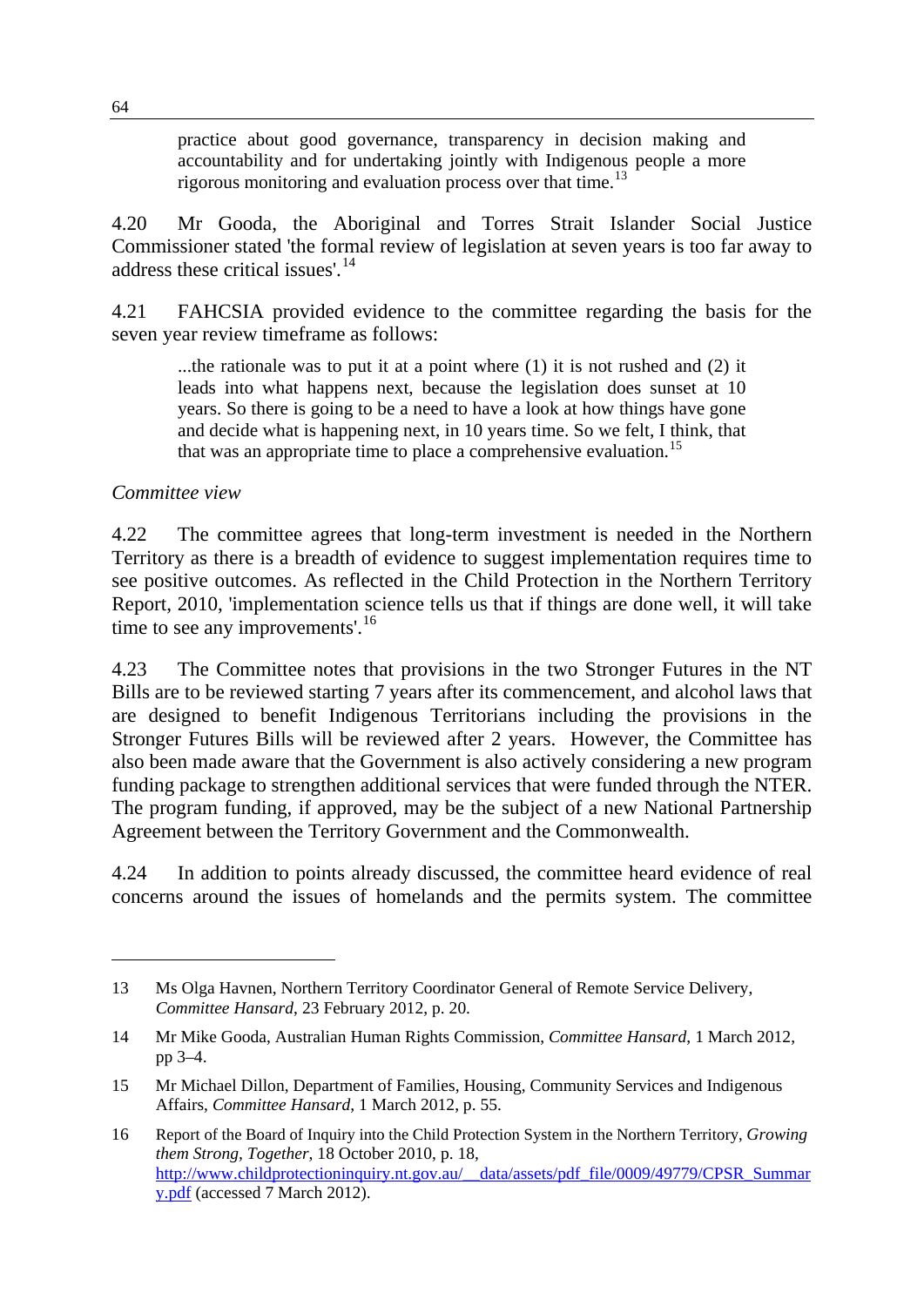> practice about good governance, transparency in decision making and accountability and for undertaking jointly with Indigenous people a more rigorous monitoring and evaluation process over that time.[13]

4.20 Mr Gooda, the Aboriginal and Torres Strait Islander Social Justice Commissioner stated 'the formal review of legislation at seven years is too far away to address these critical issues'.[14]

4.21 FAHCSIA provided evidence to the committee regarding the basis for the seven year review timeframe as follows:

> ...the rationale was to put it at a point where (1) it is not rushed and (2) it leads into what happens next, because the legislation does sunset at 10 years. So there is going to be a need to have a look at how things have gone and decide what is happening next, in 10 years time. So we felt, I think, that that was an appropriate time to place a comprehensive evaluation.[15]

*Committee view*

4.22 The committee agrees that long-term investment is needed in the Northern Territory as there is a breadth of evidence to suggest implementation requires time to see positive outcomes. As reflected in the Child Protection in the Northern Territory Report, 2010, 'implementation science tells us that if things are done well, it will take time to see any improvements'.[16]

4.23 The Committee notes that provisions in the two Stronger Futures in the NT Bills are to be reviewed starting 7 years after its commencement, and alcohol laws that are designed to benefit Indigenous Territorians including the provisions in the Stronger Futures Bills will be reviewed after 2 years. However, the Committee has also been made aware that the Government is also actively considering a new program funding package to strengthen additional services that were funded through the NTER. The program funding, if approved, may be the subject of a new National Partnership Agreement between the Territory Government and the Commonwealth.

4.24 In addition to points already discussed, the committee heard evidence of real concerns around the issues of homelands and the permits system. The committee

---

13 Ms Olga Havnen, Northern Territory Coordinator General of Remote Service Delivery, *Committee Hansard*, 23 February 2012, p. 20.

14 Mr Mike Gooda, Australian Human Rights Commission, *Committee Hansard*, 1 March 2012, pp 3–4.

15 Mr Michael Dillon, Department of Families, Housing, Community Services and Indigenous Affairs, *Committee Hansard*, 1 March 2012, p. 55.

16 Report of the Board of Inquiry into the Child Protection System in the Northern Territory, *Growing them Strong, Together*, 18 October 2010, p. 18, http://www.childprotectioninquiry.nt.gov.au/__data/assets/pdf_file/0009/49779/CPSR_Summary.pdf (accessed 7 March 2012).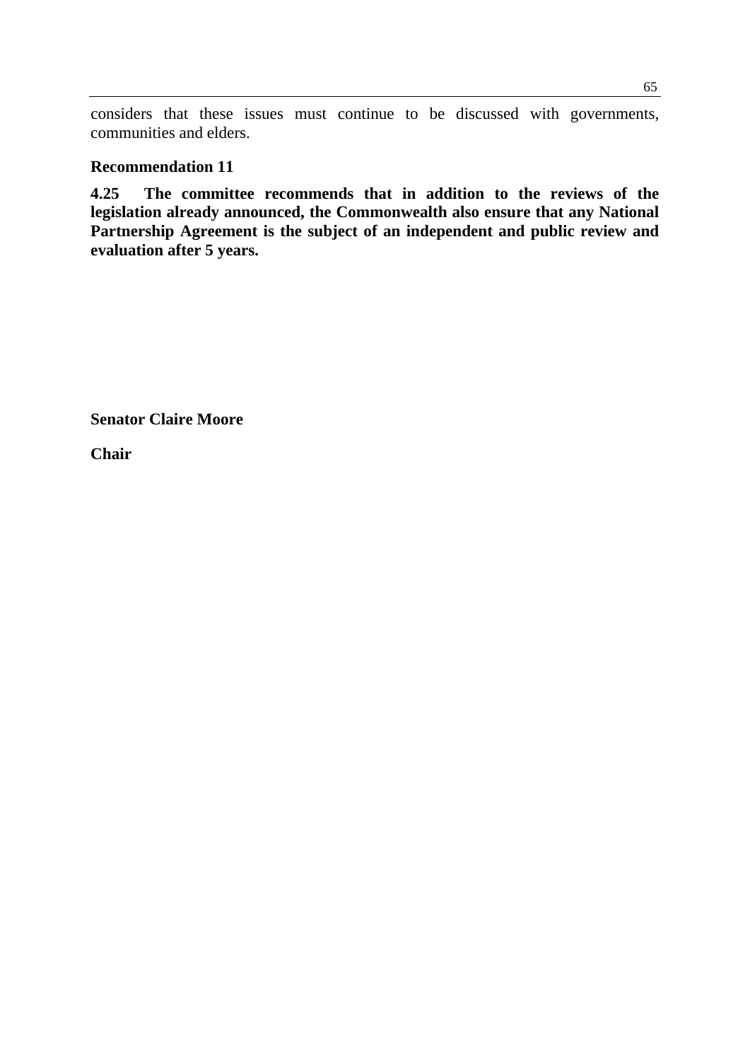considers that these issues must continue to be discussed with governments, communities and elders.

**Recommendation 11**

**4.25 The committee recommends that in addition to the reviews of the legislation already announced, the Commonwealth also ensure that any National Partnership Agreement is the subject of an independent and public review and evaluation after 5 years.**

**Senator Claire Moore**

**Chair**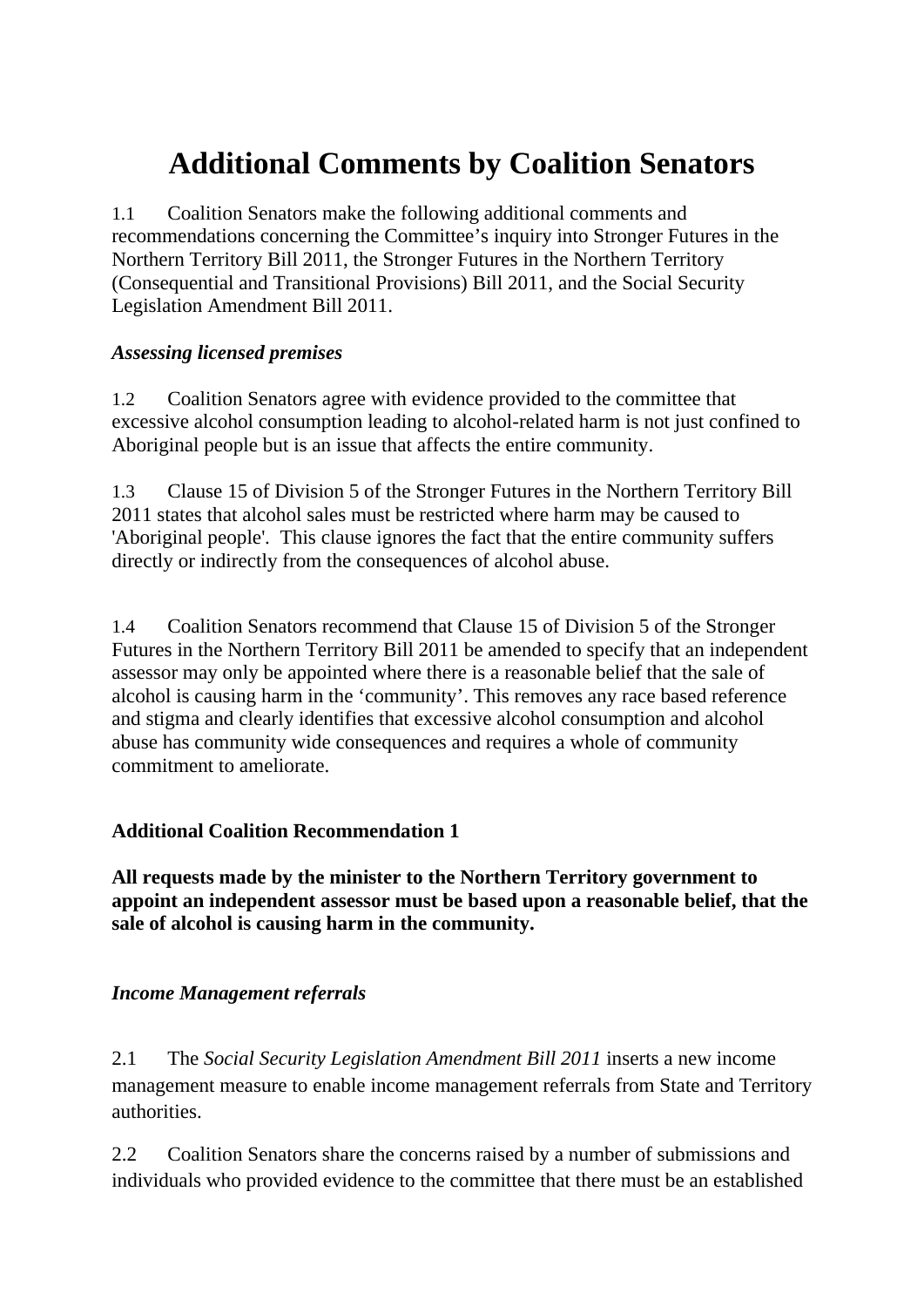# Additional Comments by Coalition Senators

1.1 Coalition Senators make the following additional comments and recommendations concerning the Committee's inquiry into Stronger Futures in the Northern Territory Bill 2011, the Stronger Futures in the Northern Territory (Consequential and Transitional Provisions) Bill 2011, and the Social Security Legislation Amendment Bill 2011.

***Assessing licensed premises***

1.2 Coalition Senators agree with evidence provided to the committee that excessive alcohol consumption leading to alcohol-related harm is not just confined to Aboriginal people but is an issue that affects the entire community.

1.3 Clause 15 of Division 5 of the Stronger Futures in the Northern Territory Bill 2011 states that alcohol sales must be restricted where harm may be caused to 'Aboriginal people'. This clause ignores the fact that the entire community suffers directly or indirectly from the consequences of alcohol abuse.

1.4 Coalition Senators recommend that Clause 15 of Division 5 of the Stronger Futures in the Northern Territory Bill 2011 be amended to specify that an independent assessor may only be appointed where there is a reasonable belief that the sale of alcohol is causing harm in the 'community'. This removes any race based reference and stigma and clearly identifies that excessive alcohol consumption and alcohol abuse has community wide consequences and requires a whole of community commitment to ameliorate.

**Additional Coalition Recommendation 1**

**All requests made by the minister to the Northern Territory government to appoint an independent assessor must be based upon a reasonable belief, that the sale of alcohol is causing harm in the community.**

***Income Management referrals***

2.1 The *Social Security Legislation Amendment Bill 2011* inserts a new income management measure to enable income management referrals from State and Territory authorities.

2.2 Coalition Senators share the concerns raised by a number of submissions and individuals who provided evidence to the committee that there must be an established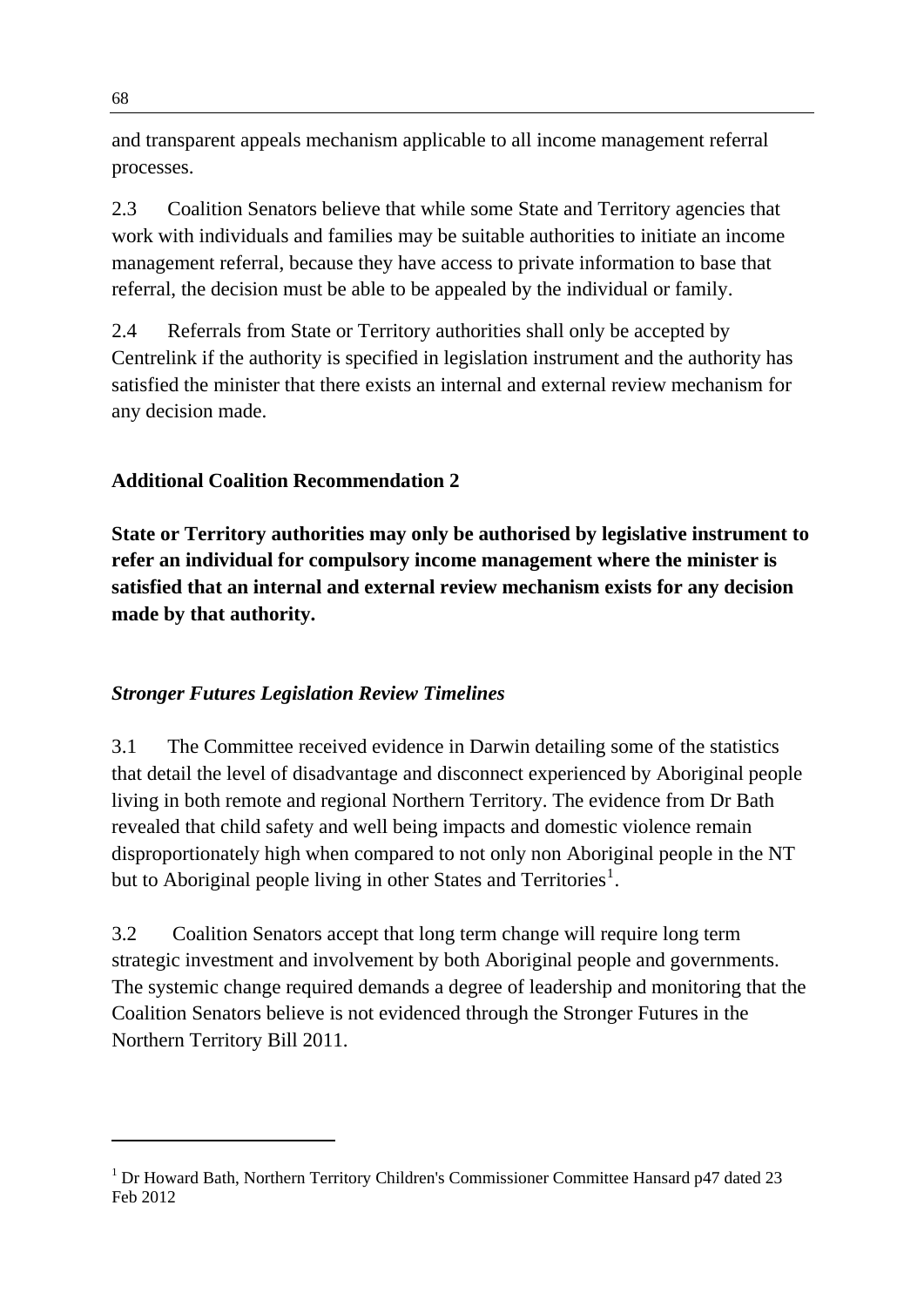and transparent appeals mechanism applicable to all income management referral processes.

2.3 Coalition Senators believe that while some State and Territory agencies that work with individuals and families may be suitable authorities to initiate an income management referral, because they have access to private information to base that referral, the decision must be able to be appealed by the individual or family.

2.4 Referrals from State or Territory authorities shall only be accepted by Centrelink if the authority is specified in legislation instrument and the authority has satisfied the minister that there exists an internal and external review mechanism for any decision made.

**Additional Coalition Recommendation 2**

**State or Territory authorities may only be authorised by legislative instrument to refer an individual for compulsory income management where the minister is satisfied that an internal and external review mechanism exists for any decision made by that authority.**

***Stronger Futures Legislation Review Timelines***

3.1 The Committee received evidence in Darwin detailing some of the statistics that detail the level of disadvantage and disconnect experienced by Aboriginal people living in both remote and regional Northern Territory. The evidence from Dr Bath revealed that child safety and well being impacts and domestic violence remain disproportionately high when compared to not only non Aboriginal people in the NT but to Aboriginal people living in other States and Territories[1].

3.2 Coalition Senators accept that long term change will require long term strategic investment and involvement by both Aboriginal people and governments. The systemic change required demands a degree of leadership and monitoring that the Coalition Senators believe is not evidenced through the Stronger Futures in the Northern Territory Bill 2011.

[1] Dr Howard Bath, Northern Territory Children's Commissioner Committee Hansard p47 dated 23 Feb 2012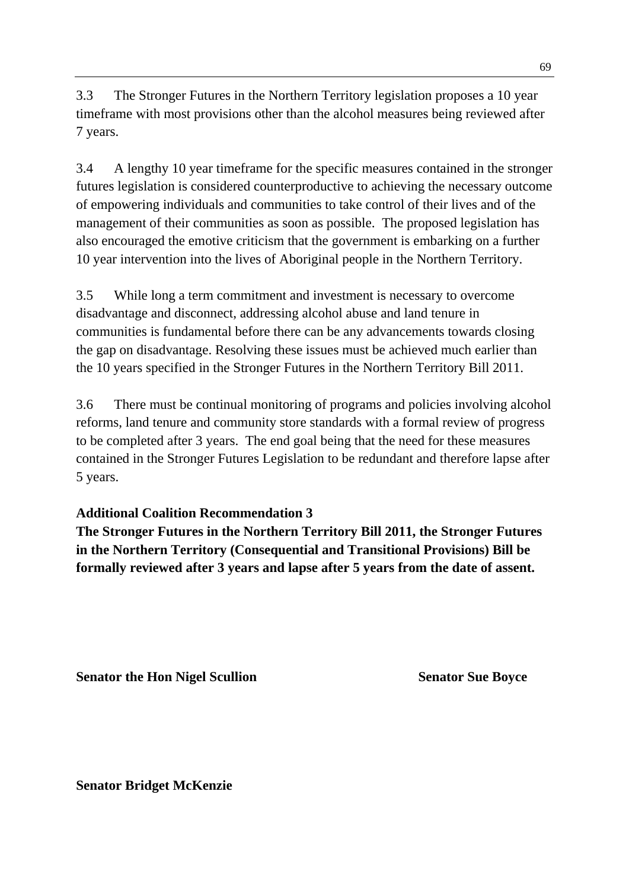3.3 The Stronger Futures in the Northern Territory legislation proposes a 10 year timeframe with most provisions other than the alcohol measures being reviewed after 7 years.

3.4 A lengthy 10 year timeframe for the specific measures contained in the stronger futures legislation is considered counterproductive to achieving the necessary outcome of empowering individuals and communities to take control of their lives and of the management of their communities as soon as possible. The proposed legislation has also encouraged the emotive criticism that the government is embarking on a further 10 year intervention into the lives of Aboriginal people in the Northern Territory.

3.5 While long a term commitment and investment is necessary to overcome disadvantage and disconnect, addressing alcohol abuse and land tenure in communities is fundamental before there can be any advancements towards closing the gap on disadvantage. Resolving these issues must be achieved much earlier than the 10 years specified in the Stronger Futures in the Northern Territory Bill 2011.

3.6 There must be continual monitoring of programs and policies involving alcohol reforms, land tenure and community store standards with a formal review of progress to be completed after 3 years. The end goal being that the need for these measures contained in the Stronger Futures Legislation to be redundant and therefore lapse after 5 years.

**Additional Coalition Recommendation 3**

**The Stronger Futures in the Northern Territory Bill 2011, the Stronger Futures in the Northern Territory (Consequential and Transitional Provisions) Bill be formally reviewed after 3 years and lapse after 5 years from the date of assent.**

**Senator the Hon Nigel Scullion**

**Senator Sue Boyce**

**Senator Bridget McKenzie**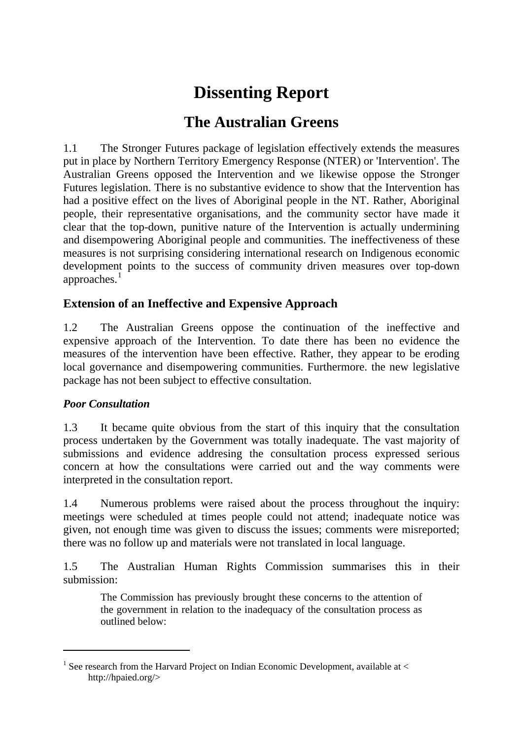# Dissenting Report

## The Australian Greens

1.1 The Stronger Futures package of legislation effectively extends the measures put in place by Northern Territory Emergency Response (NTER) or 'Intervention'. The Australian Greens opposed the Intervention and we likewise oppose the Stronger Futures legislation. There is no substantive evidence to show that the Intervention has had a positive effect on the lives of Aboriginal people in the NT. Rather, Aboriginal people, their representative organisations, and the community sector have made it clear that the top-down, punitive nature of the Intervention is actually undermining and disempowering Aboriginal people and communities. The ineffectiveness of these measures is not surprising considering international research on Indigenous economic development points to the success of community driven measures over top-down approaches.[1]

### Extension of an Ineffective and Expensive Approach

1.2 The Australian Greens oppose the continuation of the ineffective and expensive approach of the Intervention. To date there has been no evidence the measures of the intervention have been effective. Rather, they appear to be eroding local governance and disempowering communities. Furthermore. the new legislative package has not been subject to effective consultation.

#### *Poor Consultation*

1.3 It became quite obvious from the start of this inquiry that the consultation process undertaken by the Government was totally inadequate. The vast majority of submissions and evidence addresing the consultation process expressed serious concern at how the consultations were carried out and the way comments were interpreted in the consultation report.

1.4 Numerous problems were raised about the process throughout the inquiry: meetings were scheduled at times people could not attend; inadequate notice was given, not enough time was given to discuss the issues; comments were misreported; there was no follow up and materials were not translated in local language.

1.5 The Australian Human Rights Commission summarises this in their submission:

> The Commission has previously brought these concerns to the attention of the government in relation to the inadequacy of the consultation process as outlined below:

---

[1] See research from the Harvard Project on Indian Economic Development, available at < http://hpaied.org/>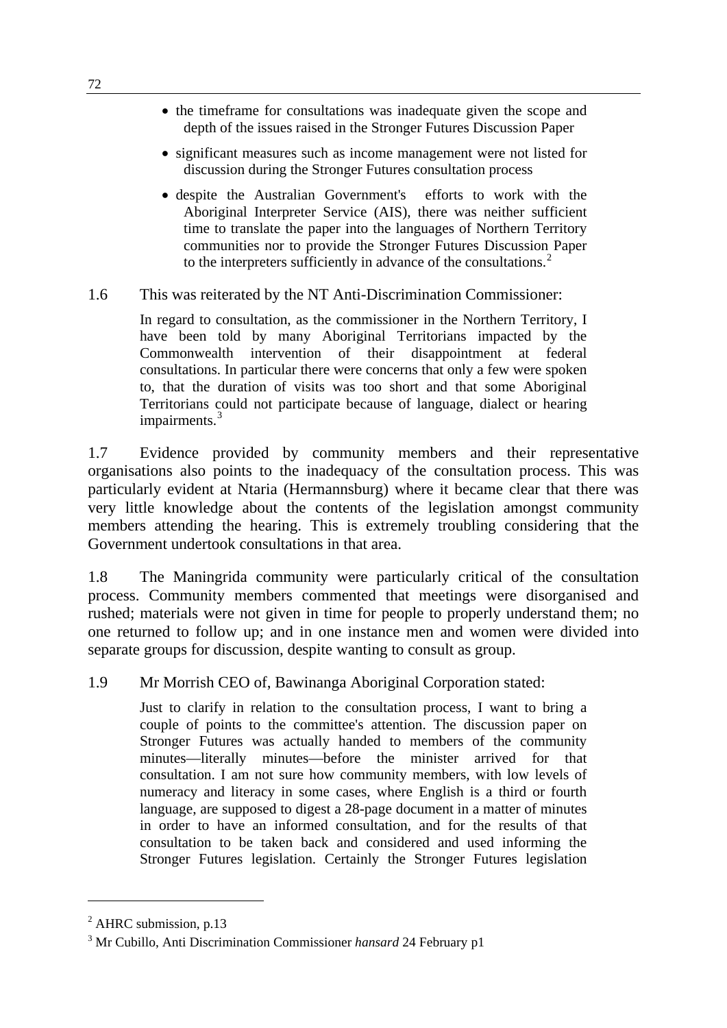- the timeframe for consultations was inadequate given the scope and depth of the issues raised in the Stronger Futures Discussion Paper
- significant measures such as income management were not listed for discussion during the Stronger Futures consultation process
- despite the Australian Government's efforts to work with the Aboriginal Interpreter Service (AIS), there was neither sufficient time to translate the paper into the languages of Northern Territory communities nor to provide the Stronger Futures Discussion Paper to the interpreters sufficiently in advance of the consultations.[2]

1.6 This was reiterated by the NT Anti-Discrimination Commissioner:

> In regard to consultation, as the commissioner in the Northern Territory, I have been told by many Aboriginal Territorians impacted by the Commonwealth intervention of their disappointment at federal consultations. In particular there were concerns that only a few were spoken to, that the duration of visits was too short and that some Aboriginal Territorians could not participate because of language, dialect or hearing impairments.[3]

1.7 Evidence provided by community members and their representative organisations also points to the inadequacy of the consultation process. This was particularly evident at Ntaria (Hermannsburg) where it became clear that there was very little knowledge about the contents of the legislation amongst community members attending the hearing. This is extremely troubling considering that the Government undertook consultations in that area.

1.8 The Maningrida community were particularly critical of the consultation process. Community members commented that meetings were disorganised and rushed; materials were not given in time for people to properly understand them; no one returned to follow up; and in one instance men and women were divided into separate groups for discussion, despite wanting to consult as group.

1.9 Mr Morrish CEO of, Bawinanga Aboriginal Corporation stated:

> Just to clarify in relation to the consultation process, I want to bring a couple of points to the committee's attention. The discussion paper on Stronger Futures was actually handed to members of the community minutes—literally minutes—before the minister arrived for that consultation. I am not sure how community members, with low levels of numeracy and literacy in some cases, where English is a third or fourth language, are supposed to digest a 28-page document in a matter of minutes in order to have an informed consultation, and for the results of that consultation to be taken back and considered and used informing the Stronger Futures legislation. Certainly the Stronger Futures legislation

---

[2] AHRC submission, p.13

[3] Mr Cubillo, Anti Discrimination Commissioner *hansard* 24 February p1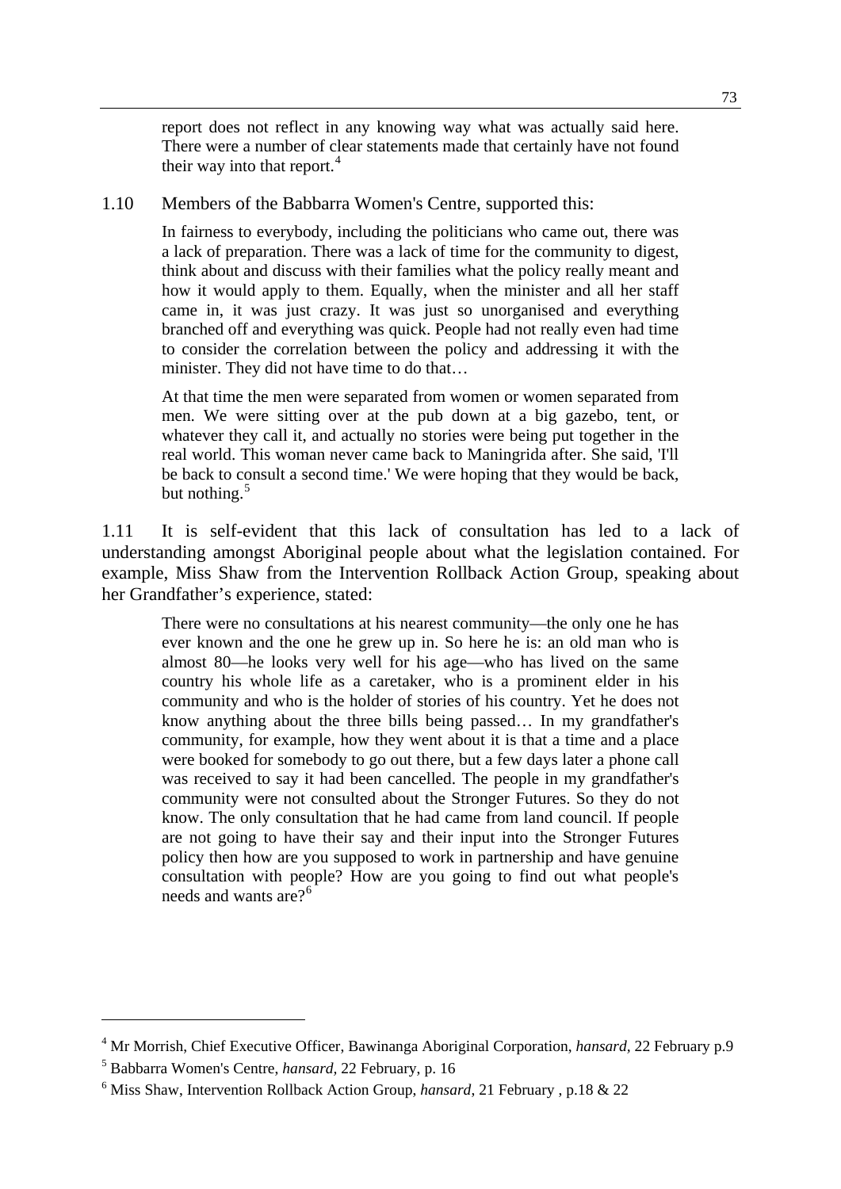> report does not reflect in any knowing way what was actually said here. There were a number of clear statements made that certainly have not found their way into that report.[4]

1.10 Members of the Babbarra Women's Centre, supported this:

> In fairness to everybody, including the politicians who came out, there was a lack of preparation. There was a lack of time for the community to digest, think about and discuss with their families what the policy really meant and how it would apply to them. Equally, when the minister and all her staff came in, it was just crazy. It was just so unorganised and everything branched off and everything was quick. People had not really even had time to consider the correlation between the policy and addressing it with the minister. They did not have time to do that…
>
> At that time the men were separated from women or women separated from men. We were sitting over at the pub down at a big gazebo, tent, or whatever they call it, and actually no stories were being put together in the real world. This woman never came back to Maningrida after. She said, 'I'll be back to consult a second time.' We were hoping that they would be back, but nothing.[5]

1.11 It is self-evident that this lack of consultation has led to a lack of understanding amongst Aboriginal people about what the legislation contained. For example, Miss Shaw from the Intervention Rollback Action Group, speaking about her Grandfather's experience, stated:

> There were no consultations at his nearest community—the only one he has ever known and the one he grew up in. So here he is: an old man who is almost 80—he looks very well for his age—who has lived on the same country his whole life as a caretaker, who is a prominent elder in his community and who is the holder of stories of his country. Yet he does not know anything about the three bills being passed… In my grandfather's community, for example, how they went about it is that a time and a place were booked for somebody to go out there, but a few days later a phone call was received to say it had been cancelled. The people in my grandfather's community were not consulted about the Stronger Futures. So they do not know. The only consultation that he had came from land council. If people are not going to have their say and their input into the Stronger Futures policy then how are you supposed to work in partnership and have genuine consultation with people? How are you going to find out what people's needs and wants are?[6]

---

[4] Mr Morrish, Chief Executive Officer, Bawinanga Aboriginal Corporation, *hansard*, 22 February p.9

[5] Babbarra Women's Centre, *hansard*, 22 February, p. 16

[6] Miss Shaw, Intervention Rollback Action Group, *hansard*, 21 February , p.18 & 22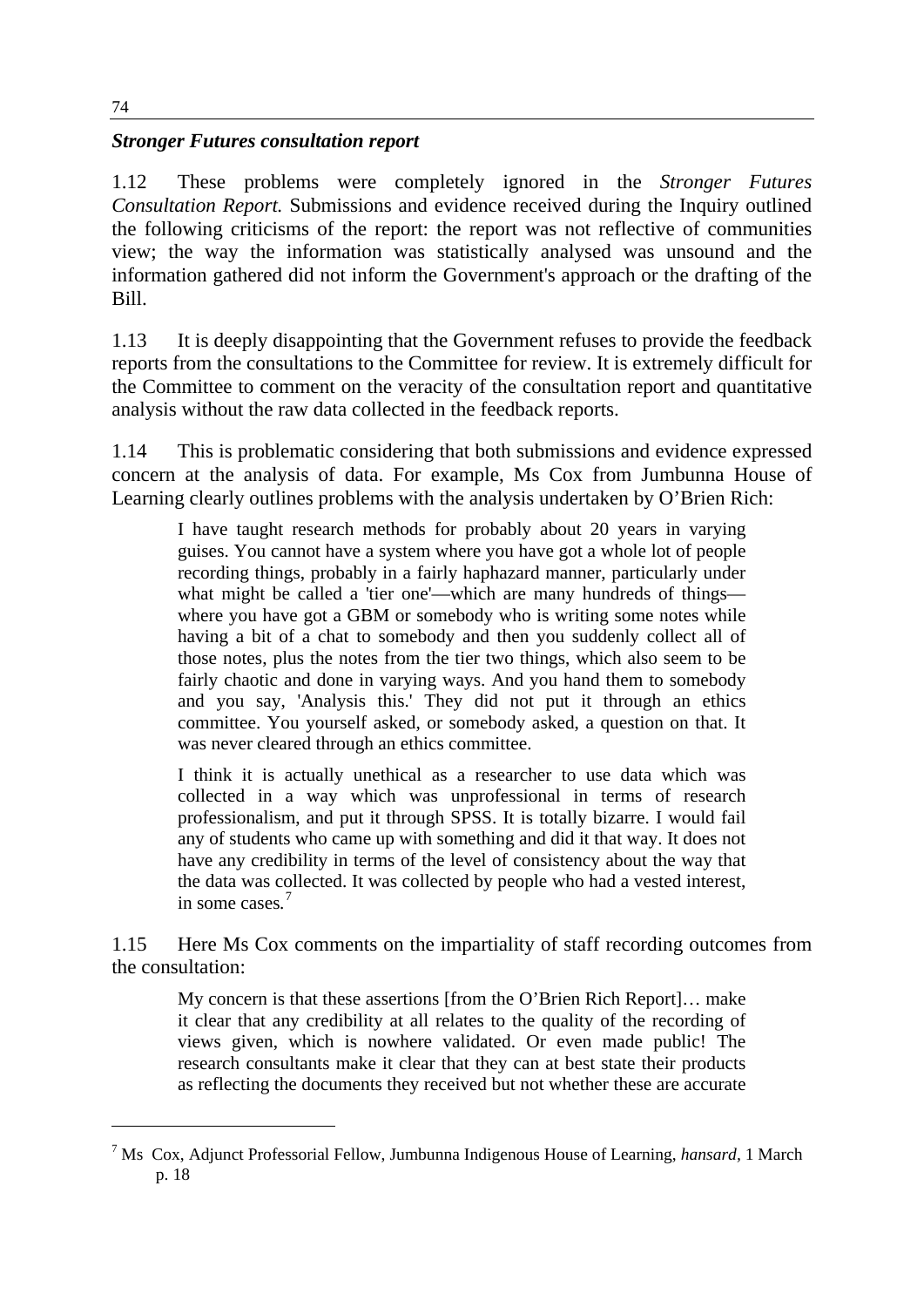### *Stronger Futures consultation report*

1.12 These problems were completely ignored in the *Stronger Futures Consultation Report.* Submissions and evidence received during the Inquiry outlined the following criticisms of the report: the report was not reflective of communities view; the way the information was statistically analysed was unsound and the information gathered did not inform the Government's approach or the drafting of the Bill.

1.13 It is deeply disappointing that the Government refuses to provide the feedback reports from the consultations to the Committee for review. It is extremely difficult for the Committee to comment on the veracity of the consultation report and quantitative analysis without the raw data collected in the feedback reports.

1.14 This is problematic considering that both submissions and evidence expressed concern at the analysis of data. For example, Ms Cox from Jumbunna House of Learning clearly outlines problems with the analysis undertaken by O'Brien Rich:

> I have taught research methods for probably about 20 years in varying guises. You cannot have a system where you have got a whole lot of people recording things, probably in a fairly haphazard manner, particularly under what might be called a 'tier one'—which are many hundreds of things—where you have got a GBM or somebody who is writing some notes while having a bit of a chat to somebody and then you suddenly collect all of those notes, plus the notes from the tier two things, which also seem to be fairly chaotic and done in varying ways. And you hand them to somebody and you say, 'Analysis this.' They did not put it through an ethics committee. You yourself asked, or somebody asked, a question on that. It was never cleared through an ethics committee.
>
> I think it is actually unethical as a researcher to use data which was collected in a way which was unprofessional in terms of research professionalism, and put it through SPSS. It is totally bizarre. I would fail any of students who came up with something and did it that way. It does not have any credibility in terms of the level of consistency about the way that the data was collected. It was collected by people who had a vested interest, in some cases.[7]

1.15 Here Ms Cox comments on the impartiality of staff recording outcomes from the consultation:

> My concern is that these assertions [from the O'Brien Rich Report]… make it clear that any credibility at all relates to the quality of the recording of views given, which is nowhere validated. Or even made public! The research consultants make it clear that they can at best state their products as reflecting the documents they received but not whether these are accurate

---

[7] Ms Cox, Adjunct Professorial Fellow, Jumbunna Indigenous House of Learning, *hansard*, 1 March p. 18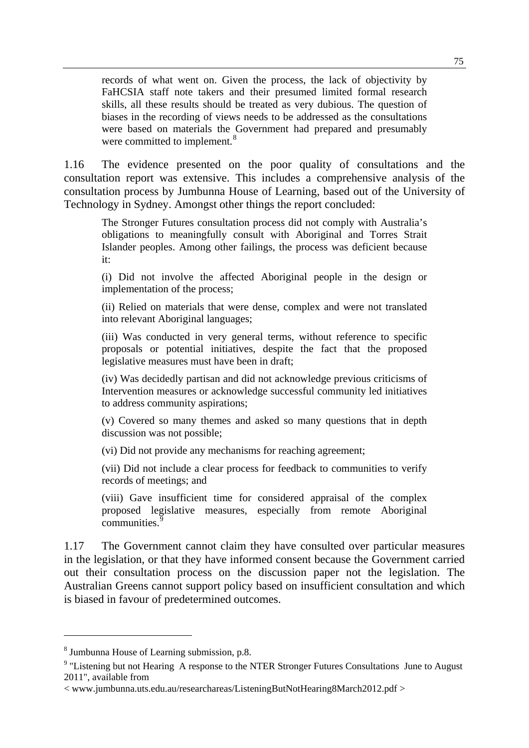> records of what went on. Given the process, the lack of objectivity by FaHCSIA staff note takers and their presumed limited formal research skills, all these results should be treated as very dubious. The question of biases in the recording of views needs to be addressed as the consultations were based on materials the Government had prepared and presumably were committed to implement.[8]

1.16 The evidence presented on the poor quality of consultations and the consultation report was extensive. This includes a comprehensive analysis of the consultation process by Jumbunna House of Learning, based out of the University of Technology in Sydney. Amongst other things the report concluded:

> The Stronger Futures consultation process did not comply with Australia's obligations to meaningfully consult with Aboriginal and Torres Strait Islander peoples. Among other failings, the process was deficient because it:
>
> (i) Did not involve the affected Aboriginal people in the design or implementation of the process;
>
> (ii) Relied on materials that were dense, complex and were not translated into relevant Aboriginal languages;
>
> (iii) Was conducted in very general terms, without reference to specific proposals or potential initiatives, despite the fact that the proposed legislative measures must have been in draft;
>
> (iv) Was decidedly partisan and did not acknowledge previous criticisms of Intervention measures or acknowledge successful community led initiatives to address community aspirations;
>
> (v) Covered so many themes and asked so many questions that in depth discussion was not possible;
>
> (vi) Did not provide any mechanisms for reaching agreement;
>
> (vii) Did not include a clear process for feedback to communities to verify records of meetings; and
>
> (viii) Gave insufficient time for considered appraisal of the complex proposed legislative measures, especially from remote Aboriginal communities.[9]

1.17 The Government cannot claim they have consulted over particular measures in the legislation, or that they have informed consent because the Government carried out their consultation process on the discussion paper not the legislation. The Australian Greens cannot support policy based on insufficient consultation and which is biased in favour of predetermined outcomes.

---

[8] Jumbunna House of Learning submission, p.8.

[9] "Listening but not Hearing A response to the NTER Stronger Futures Consultations June to August 2011", available from < www.jumbunna.uts.edu.au/researchareas/ListeningButNotHearing8March2012.pdf >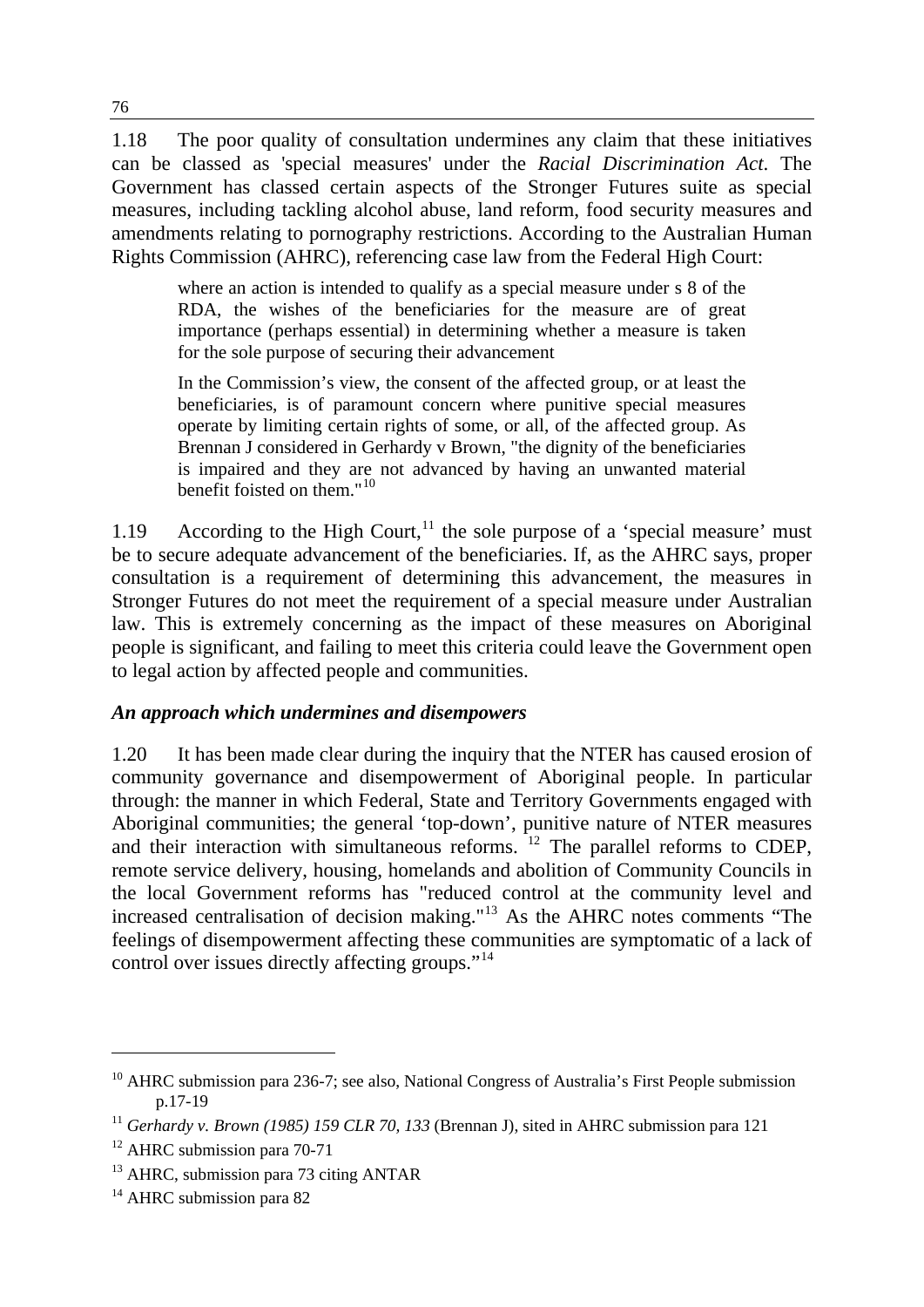1.18 The poor quality of consultation undermines any claim that these initiatives can be classed as 'special measures' under the *Racial Discrimination Act*. The Government has classed certain aspects of the Stronger Futures suite as special measures, including tackling alcohol abuse, land reform, food security measures and amendments relating to pornography restrictions. According to the Australian Human Rights Commission (AHRC), referencing case law from the Federal High Court:

> where an action is intended to qualify as a special measure under s 8 of the RDA, the wishes of the beneficiaries for the measure are of great importance (perhaps essential) in determining whether a measure is taken for the sole purpose of securing their advancement
>
> In the Commission's view, the consent of the affected group, or at least the beneficiaries, is of paramount concern where punitive special measures operate by limiting certain rights of some, or all, of the affected group. As Brennan J considered in Gerhardy v Brown, "the dignity of the beneficiaries is impaired and they are not advanced by having an unwanted material benefit foisted on them."[10]

1.19 According to the High Court,[11] the sole purpose of a 'special measure' must be to secure adequate advancement of the beneficiaries. If, as the AHRC says, proper consultation is a requirement of determining this advancement, the measures in Stronger Futures do not meet the requirement of a special measure under Australian law. This is extremely concerning as the impact of these measures on Aboriginal people is significant, and failing to meet this criteria could leave the Government open to legal action by affected people and communities.

### *An approach which undermines and disempowers*

1.20 It has been made clear during the inquiry that the NTER has caused erosion of community governance and disempowerment of Aboriginal people. In particular through: the manner in which Federal, State and Territory Governments engaged with Aboriginal communities; the general 'top-down', punitive nature of NTER measures and their interaction with simultaneous reforms. [12] The parallel reforms to CDEP, remote service delivery, housing, homelands and abolition of Community Councils in the local Government reforms has "reduced control at the community level and increased centralisation of decision making."[13] As the AHRC notes comments "The feelings of disempowerment affecting these communities are symptomatic of a lack of control over issues directly affecting groups."[14]

---

[10] AHRC submission para 236-7; see also, National Congress of Australia's First People submission p.17-19

[11] *Gerhardy v. Brown (1985) 159 CLR 70, 133* (Brennan J), sited in AHRC submission para 121

[12] AHRC submission para 70-71

[13] AHRC, submission para 73 citing ANTAR

[14] AHRC submission para 82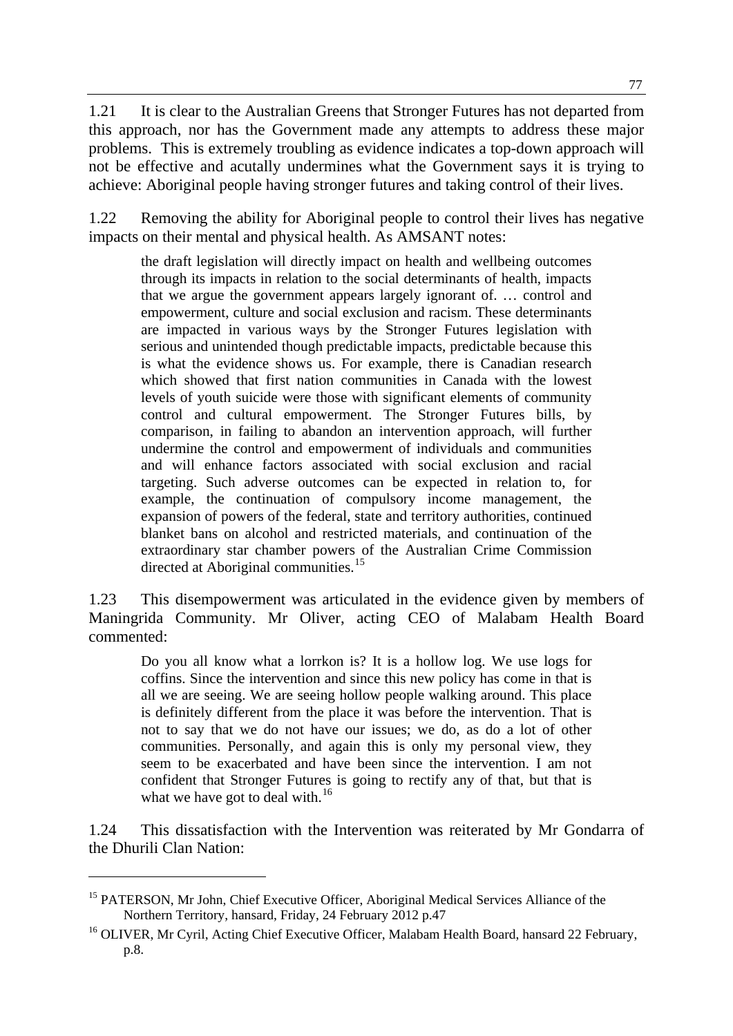1.21 It is clear to the Australian Greens that Stronger Futures has not departed from this approach, nor has the Government made any attempts to address these major problems. This is extremely troubling as evidence indicates a top-down approach will not be effective and acutally undermines what the Government says it is trying to achieve: Aboriginal people having stronger futures and taking control of their lives.

1.22 Removing the ability for Aboriginal people to control their lives has negative impacts on their mental and physical health. As AMSANT notes:

> the draft legislation will directly impact on health and wellbeing outcomes through its impacts in relation to the social determinants of health, impacts that we argue the government appears largely ignorant of. … control and empowerment, culture and social exclusion and racism. These determinants are impacted in various ways by the Stronger Futures legislation with serious and unintended though predictable impacts, predictable because this is what the evidence shows us. For example, there is Canadian research which showed that first nation communities in Canada with the lowest levels of youth suicide were those with significant elements of community control and cultural empowerment. The Stronger Futures bills, by comparison, in failing to abandon an intervention approach, will further undermine the control and empowerment of individuals and communities and will enhance factors associated with social exclusion and racial targeting. Such adverse outcomes can be expected in relation to, for example, the continuation of compulsory income management, the expansion of powers of the federal, state and territory authorities, continued blanket bans on alcohol and restricted materials, and continuation of the extraordinary star chamber powers of the Australian Crime Commission directed at Aboriginal communities.[15]

1.23 This disempowerment was articulated in the evidence given by members of Maningrida Community. Mr Oliver, acting CEO of Malabam Health Board commented:

> Do you all know what a lorrkon is? It is a hollow log. We use logs for coffins. Since the intervention and since this new policy has come in that is all we are seeing. We are seeing hollow people walking around. This place is definitely different from the place it was before the intervention. That is not to say that we do not have our issues; we do, as do a lot of other communities. Personally, and again this is only my personal view, they seem to be exacerbated and have been since the intervention. I am not confident that Stronger Futures is going to rectify any of that, but that is what we have got to deal with.[16]

1.24 This dissatisfaction with the Intervention was reiterated by Mr Gondarra of the Dhurili Clan Nation:

---

[15] PATERSON, Mr John, Chief Executive Officer, Aboriginal Medical Services Alliance of the Northern Territory, hansard, Friday, 24 February 2012 p.47

[16] OLIVER, Mr Cyril, Acting Chief Executive Officer, Malabam Health Board, hansard 22 February, p.8.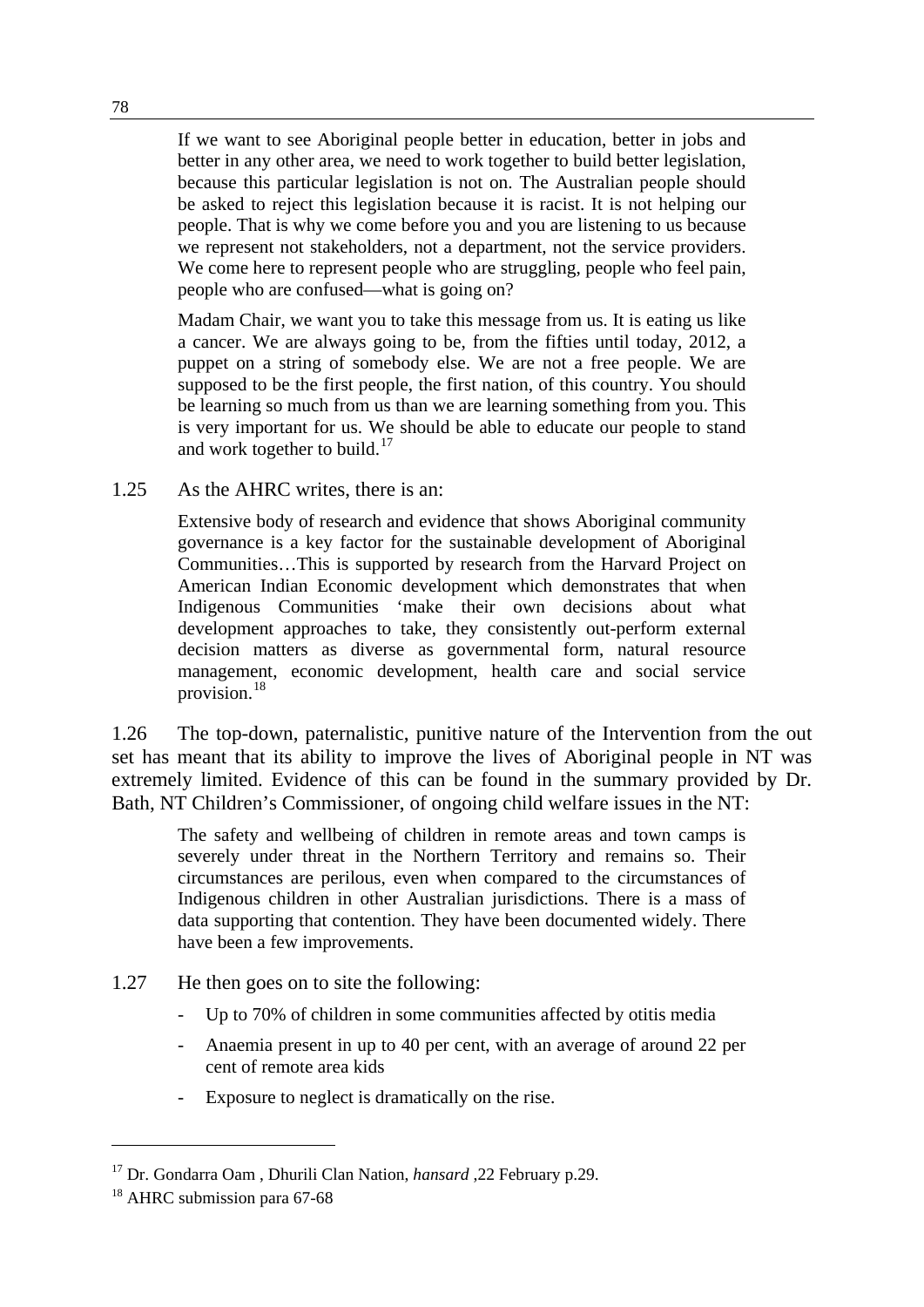> If we want to see Aboriginal people better in education, better in jobs and better in any other area, we need to work together to build better legislation, because this particular legislation is not on. The Australian people should be asked to reject this legislation because it is racist. It is not helping our people. That is why we come before you and you are listening to us because we represent not stakeholders, not a department, not the service providers. We come here to represent people who are struggling, people who feel pain, people who are confused—what is going on?
>
> Madam Chair, we want you to take this message from us. It is eating us like a cancer. We are always going to be, from the fifties until today, 2012, a puppet on a string of somebody else. We are not a free people. We are supposed to be the first people, the first nation, of this country. You should be learning so much from us than we are learning something from you. This is very important for us. We should be able to educate our people to stand and work together to build.[17]

1.25 As the AHRC writes, there is an:

> Extensive body of research and evidence that shows Aboriginal community governance is a key factor for the sustainable development of Aboriginal Communities…This is supported by research from the Harvard Project on American Indian Economic development which demonstrates that when Indigenous Communities 'make their own decisions about what development approaches to take, they consistently out-perform external decision matters as diverse as governmental form, natural resource management, economic development, health care and social service provision.[18]

1.26 The top-down, paternalistic, punitive nature of the Intervention from the out set has meant that its ability to improve the lives of Aboriginal people in NT was extremely limited. Evidence of this can be found in the summary provided by Dr. Bath, NT Children's Commissioner, of ongoing child welfare issues in the NT:

> The safety and wellbeing of children in remote areas and town camps is severely under threat in the Northern Territory and remains so. Their circumstances are perilous, even when compared to the circumstances of Indigenous children in other Australian jurisdictions. There is a mass of data supporting that contention. They have been documented widely. There have been a few improvements.

1.27 He then goes on to site the following:

- Up to 70% of children in some communities affected by otitis media
- Anaemia present in up to 40 per cent, with an average of around 22 per cent of remote area kids
- Exposure to neglect is dramatically on the rise.

---

[17] Dr. Gondarra Oam , Dhurili Clan Nation, *hansard* ,22 February p.29.

[18] AHRC submission para 67-68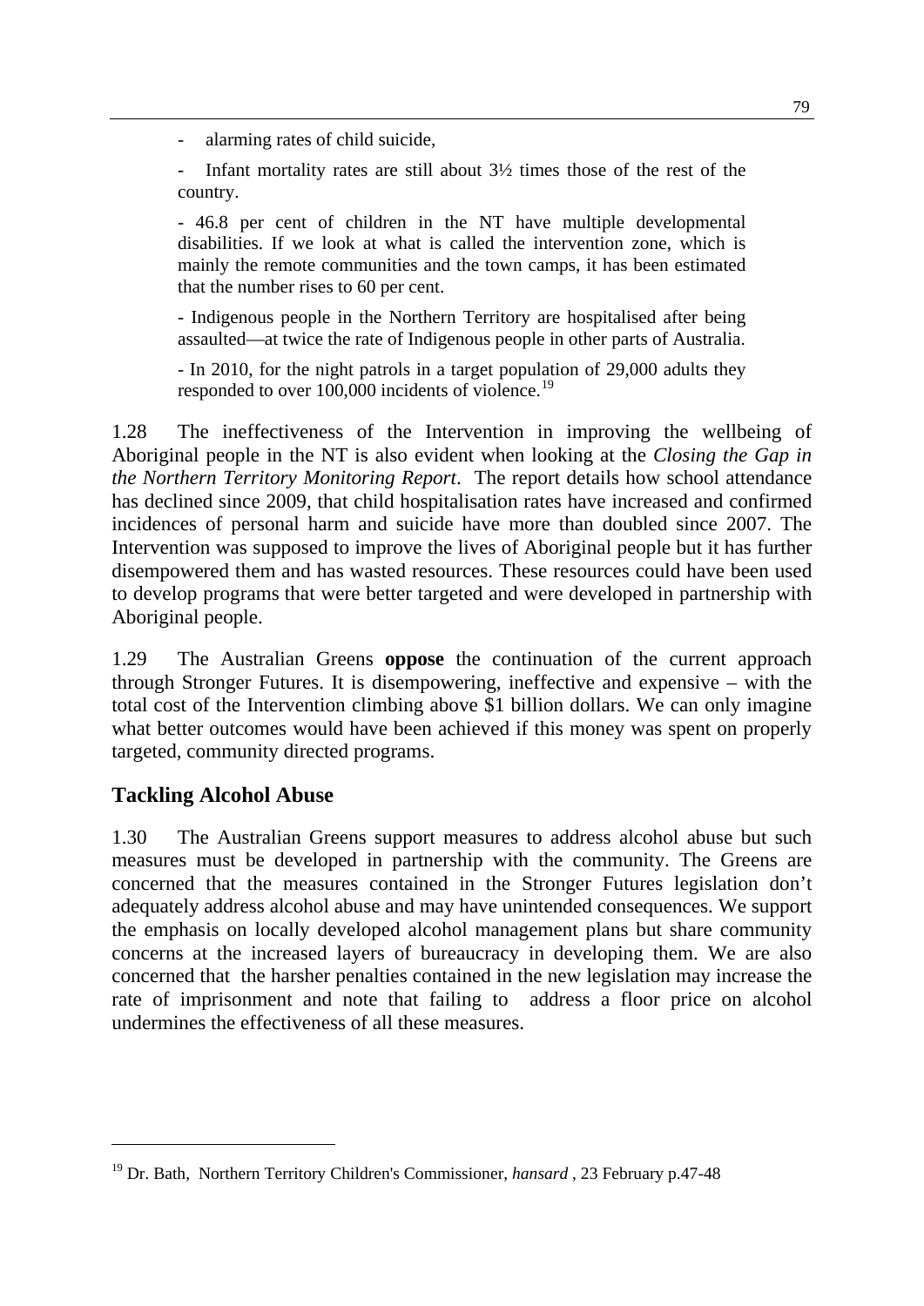- alarming rates of child suicide,

- Infant mortality rates are still about 3½ times those of the rest of the country.

- 46.8 per cent of children in the NT have multiple developmental disabilities. If we look at what is called the intervention zone, which is mainly the remote communities and the town camps, it has been estimated that the number rises to 60 per cent.

- Indigenous people in the Northern Territory are hospitalised after being assaulted—at twice the rate of Indigenous people in other parts of Australia.

- In 2010, for the night patrols in a target population of 29,000 adults they responded to over 100,000 incidents of violence.[19]

1.28 The ineffectiveness of the Intervention in improving the wellbeing of Aboriginal people in the NT is also evident when looking at the *Closing the Gap in the Northern Territory Monitoring Report*. The report details how school attendance has declined since 2009, that child hospitalisation rates have increased and confirmed incidences of personal harm and suicide have more than doubled since 2007. The Intervention was supposed to improve the lives of Aboriginal people but it has further disempowered them and has wasted resources. These resources could have been used to develop programs that were better targeted and were developed in partnership with Aboriginal people.

1.29 The Australian Greens **oppose** the continuation of the current approach through Stronger Futures. It is disempowering, ineffective and expensive – with the total cost of the Intervention climbing above $1 billion dollars. We can only imagine what better outcomes would have been achieved if this money was spent on properly targeted, community directed programs.

## Tackling Alcohol Abuse

1.30 The Australian Greens support measures to address alcohol abuse but such measures must be developed in partnership with the community. The Greens are concerned that the measures contained in the Stronger Futures legislation don't adequately address alcohol abuse and may have unintended consequences. We support the emphasis on locally developed alcohol management plans but share community concerns at the increased layers of bureaucracy in developing them. We are also concerned that the harsher penalties contained in the new legislation may increase the rate of imprisonment and note that failing to address a floor price on alcohol undermines the effectiveness of all these measures.

[19] Dr. Bath, Northern Territory Children's Commissioner, *hansard* , 23 February p.47-48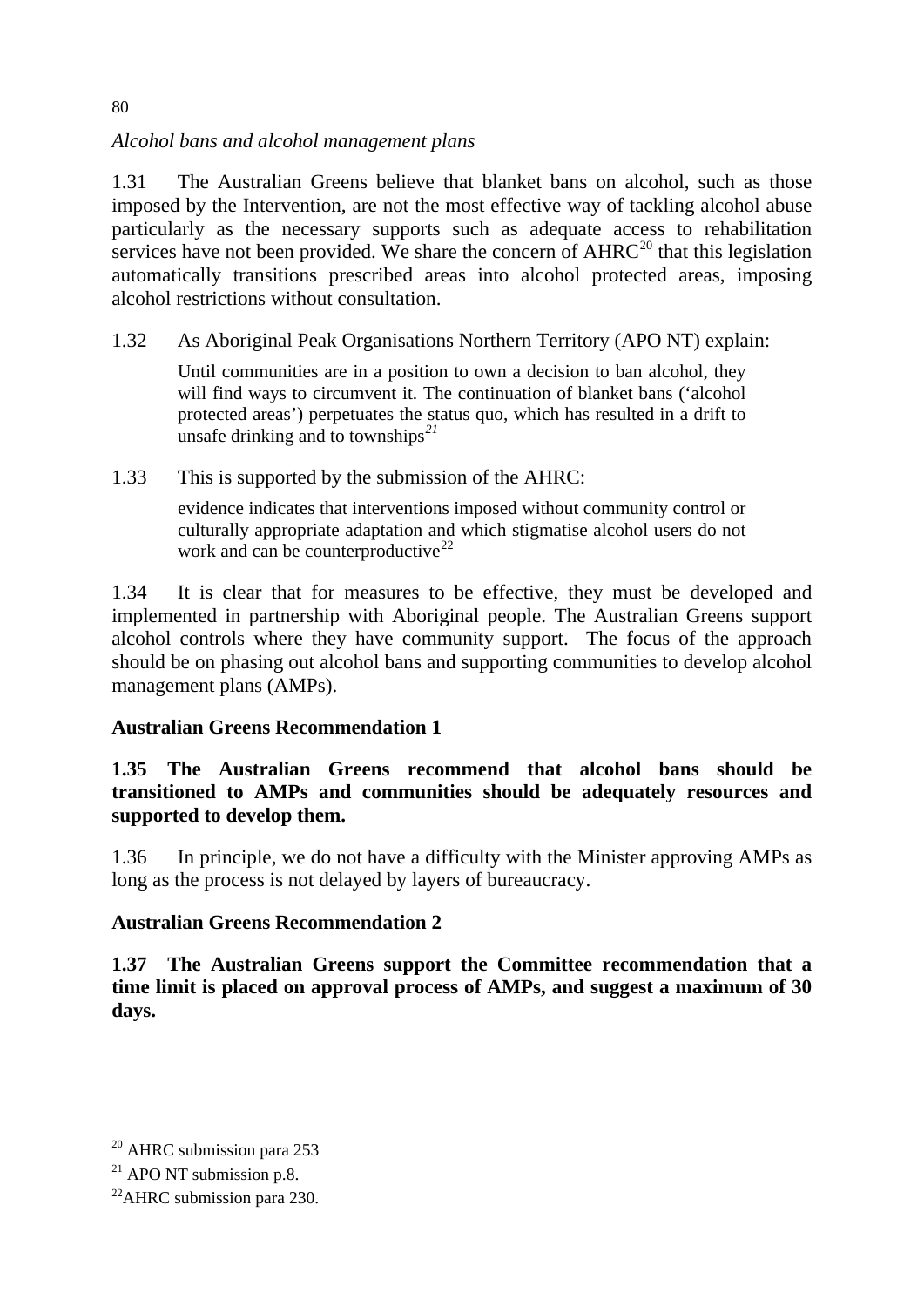*Alcohol bans and alcohol management plans*

1.31 The Australian Greens believe that blanket bans on alcohol, such as those imposed by the Intervention, are not the most effective way of tackling alcohol abuse particularly as the necessary supports such as adequate access to rehabilitation services have not been provided. We share the concern of AHRC[20] that this legislation automatically transitions prescribed areas into alcohol protected areas, imposing alcohol restrictions without consultation.

1.32 As Aboriginal Peak Organisations Northern Territory (APO NT) explain:

> Until communities are in a position to own a decision to ban alcohol, they will find ways to circumvent it. The continuation of blanket bans ('alcohol protected areas') perpetuates the status quo, which has resulted in a drift to unsafe drinking and to townships[21]

1.33 This is supported by the submission of the AHRC:

> evidence indicates that interventions imposed without community control or culturally appropriate adaptation and which stigmatise alcohol users do not work and can be counterproductive[22]

1.34 It is clear that for measures to be effective, they must be developed and implemented in partnership with Aboriginal people. The Australian Greens support alcohol controls where they have community support. The focus of the approach should be on phasing out alcohol bans and supporting communities to develop alcohol management plans (AMPs).

**Australian Greens Recommendation 1**

**1.35 The Australian Greens recommend that alcohol bans should be transitioned to AMPs and communities should be adequately resources and supported to develop them.**

1.36 In principle, we do not have a difficulty with the Minister approving AMPs as long as the process is not delayed by layers of bureaucracy.

**Australian Greens Recommendation 2**

**1.37 The Australian Greens support the Committee recommendation that a time limit is placed on approval process of AMPs, and suggest a maximum of 30 days.**

---

[20] AHRC submission para 253

[21] APO NT submission p.8.

[22] AHRC submission para 230.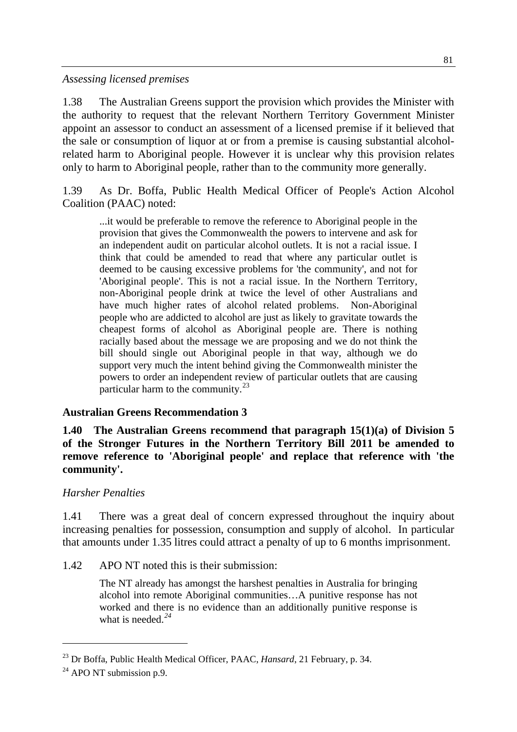*Assessing licensed premises*

1.38 The Australian Greens support the provision which provides the Minister with the authority to request that the relevant Northern Territory Government Minister appoint an assessor to conduct an assessment of a licensed premise if it believed that the sale or consumption of liquor at or from a premise is causing substantial alcohol-related harm to Aboriginal people. However it is unclear why this provision relates only to harm to Aboriginal people, rather than to the community more generally.

1.39 As Dr. Boffa, Public Health Medical Officer of People's Action Alcohol Coalition (PAAC) noted:

> ...it would be preferable to remove the reference to Aboriginal people in the provision that gives the Commonwealth the powers to intervene and ask for an independent audit on particular alcohol outlets. It is not a racial issue. I think that could be amended to read that where any particular outlet is deemed to be causing excessive problems for 'the community', and not for 'Aboriginal people'. This is not a racial issue. In the Northern Territory, non-Aboriginal people drink at twice the level of other Australians and have much higher rates of alcohol related problems. Non-Aboriginal people who are addicted to alcohol are just as likely to gravitate towards the cheapest forms of alcohol as Aboriginal people are. There is nothing racially based about the message we are proposing and we do not think the bill should single out Aboriginal people in that way, although we do support very much the intent behind giving the Commonwealth minister the powers to order an independent review of particular outlets that are causing particular harm to the community.[23]

**Australian Greens Recommendation 3**

**1.40 The Australian Greens recommend that paragraph 15(1)(a) of Division 5 of the Stronger Futures in the Northern Territory Bill 2011 be amended to remove reference to 'Aboriginal people' and replace that reference with 'the community'.**

*Harsher Penalties*

1.41 There was a great deal of concern expressed throughout the inquiry about increasing penalties for possession, consumption and supply of alcohol. In particular that amounts under 1.35 litres could attract a penalty of up to 6 months imprisonment.

1.42 APO NT noted this is their submission:

> The NT already has amongst the harshest penalties in Australia for bringing alcohol into remote Aboriginal communities…A punitive response has not worked and there is no evidence than an additionally punitive response is what is needed.[24]

---

[23] Dr Boffa, Public Health Medical Officer, PAAC, *Hansard*, 21 February, p. 34.

[24] APO NT submission p.9.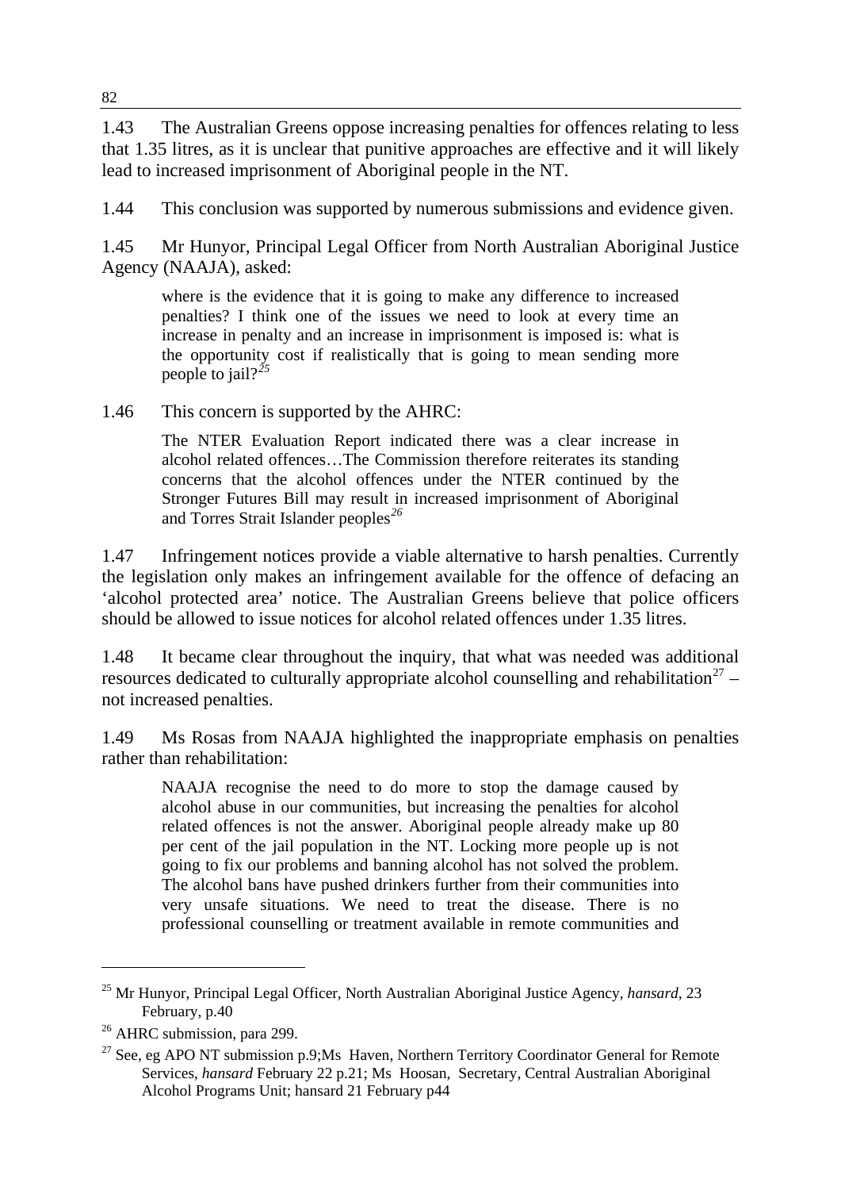1.43 The Australian Greens oppose increasing penalties for offences relating to less that 1.35 litres, as it is unclear that punitive approaches are effective and it will likely lead to increased imprisonment of Aboriginal people in the NT.

1.44 This conclusion was supported by numerous submissions and evidence given.

1.45 Mr Hunyor, Principal Legal Officer from North Australian Aboriginal Justice Agency (NAAJA), asked:

> where is the evidence that it is going to make any difference to increased penalties? I think one of the issues we need to look at every time an increase in penalty and an increase in imprisonment is imposed is: what is the opportunity cost if realistically that is going to mean sending more people to jail?[25]

1.46 This concern is supported by the AHRC:

> The NTER Evaluation Report indicated there was a clear increase in alcohol related offences…The Commission therefore reiterates its standing concerns that the alcohol offences under the NTER continued by the Stronger Futures Bill may result in increased imprisonment of Aboriginal and Torres Strait Islander peoples[26]

1.47 Infringement notices provide a viable alternative to harsh penalties. Currently the legislation only makes an infringement available for the offence of defacing an 'alcohol protected area' notice. The Australian Greens believe that police officers should be allowed to issue notices for alcohol related offences under 1.35 litres.

1.48 It became clear throughout the inquiry, that what was needed was additional resources dedicated to culturally appropriate alcohol counselling and rehabilitation[27] – not increased penalties.

1.49 Ms Rosas from NAAJA highlighted the inappropriate emphasis on penalties rather than rehabilitation:

> NAAJA recognise the need to do more to stop the damage caused by alcohol abuse in our communities, but increasing the penalties for alcohol related offences is not the answer. Aboriginal people already make up 80 per cent of the jail population in the NT. Locking more people up is not going to fix our problems and banning alcohol has not solved the problem. The alcohol bans have pushed drinkers further from their communities into very unsafe situations. We need to treat the disease. There is no professional counselling or treatment available in remote communities and

---

[25] Mr Hunyor, Principal Legal Officer, North Australian Aboriginal Justice Agency, *hansard*, 23 February, p.40

[26] AHRC submission, para 299.

[27] See, eg APO NT submission p.9;Ms Haven, Northern Territory Coordinator General for Remote Services, *hansard* February 22 p.21; Ms Hoosan, Secretary, Central Australian Aboriginal Alcohol Programs Unit; hansard 21 February p44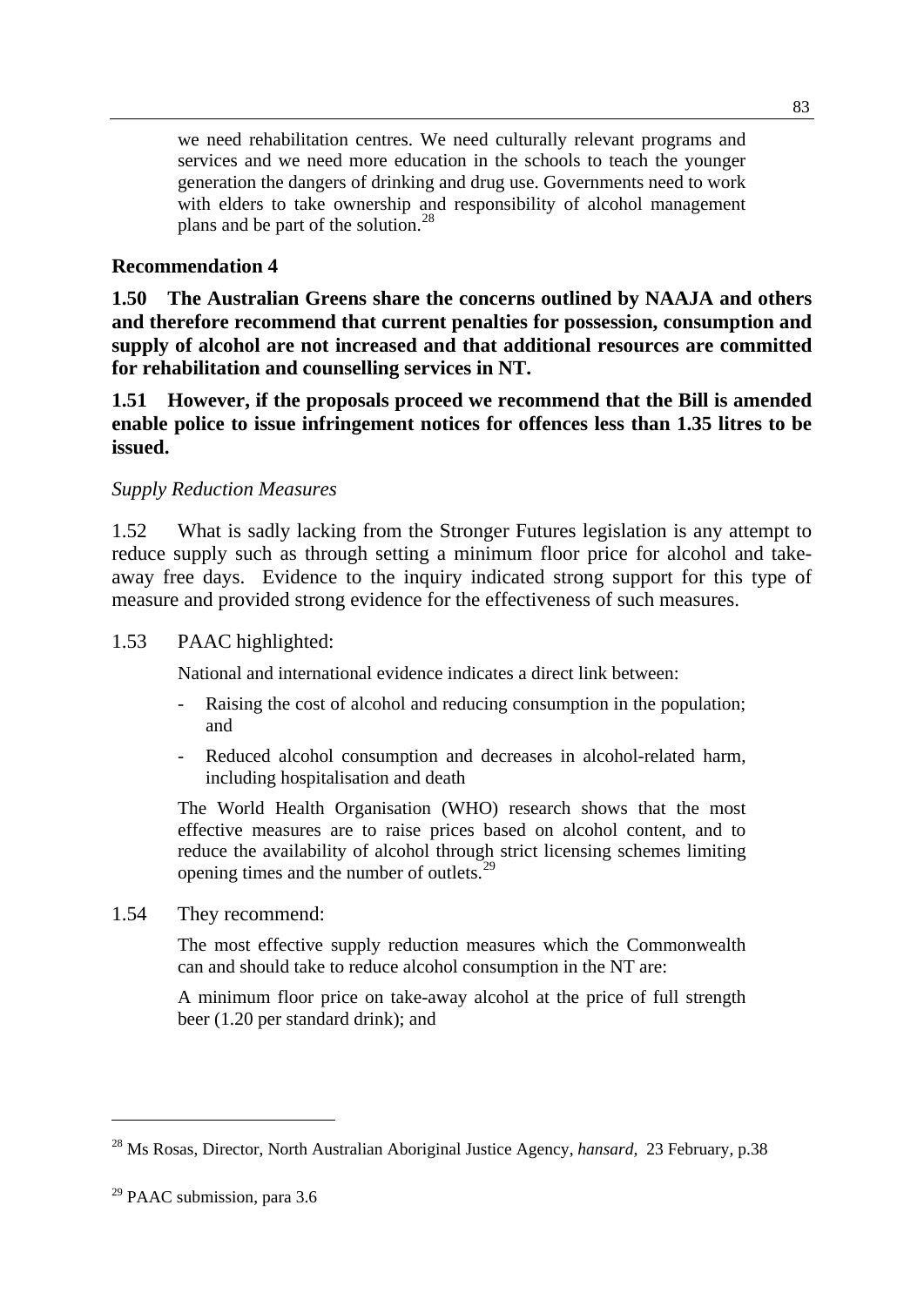> we need rehabilitation centres. We need culturally relevant programs and services and we need more education in the schools to teach the younger generation the dangers of drinking and drug use. Governments need to work with elders to take ownership and responsibility of alcohol management plans and be part of the solution.[28]

**Recommendation 4**

**1.50 The Australian Greens share the concerns outlined by NAAJA and others and therefore recommend that current penalties for possession, consumption and supply of alcohol are not increased and that additional resources are committed for rehabilitation and counselling services in NT.**

**1.51 However, if the proposals proceed we recommend that the Bill is amended enable police to issue infringement notices for offences less than 1.35 litres to be issued.**

*Supply Reduction Measures*

1.52 What is sadly lacking from the Stronger Futures legislation is any attempt to reduce supply such as through setting a minimum floor price for alcohol and take-away free days. Evidence to the inquiry indicated strong support for this type of measure and provided strong evidence for the effectiveness of such measures.

1.53 PAAC highlighted:

> National and international evidence indicates a direct link between:
>
> - Raising the cost of alcohol and reducing consumption in the population; and
> - Reduced alcohol consumption and decreases in alcohol-related harm, including hospitalisation and death
>
> The World Health Organisation (WHO) research shows that the most effective measures are to raise prices based on alcohol content, and to reduce the availability of alcohol through strict licensing schemes limiting opening times and the number of outlets.[29]

1.54 They recommend:

> The most effective supply reduction measures which the Commonwealth can and should take to reduce alcohol consumption in the NT are:
>
> A minimum floor price on take-away alcohol at the price of full strength beer (1.20 per standard drink); and

---

[28] Ms Rosas, Director, North Australian Aboriginal Justice Agency, *hansard*, 23 February, p.38

[29] PAAC submission, para 3.6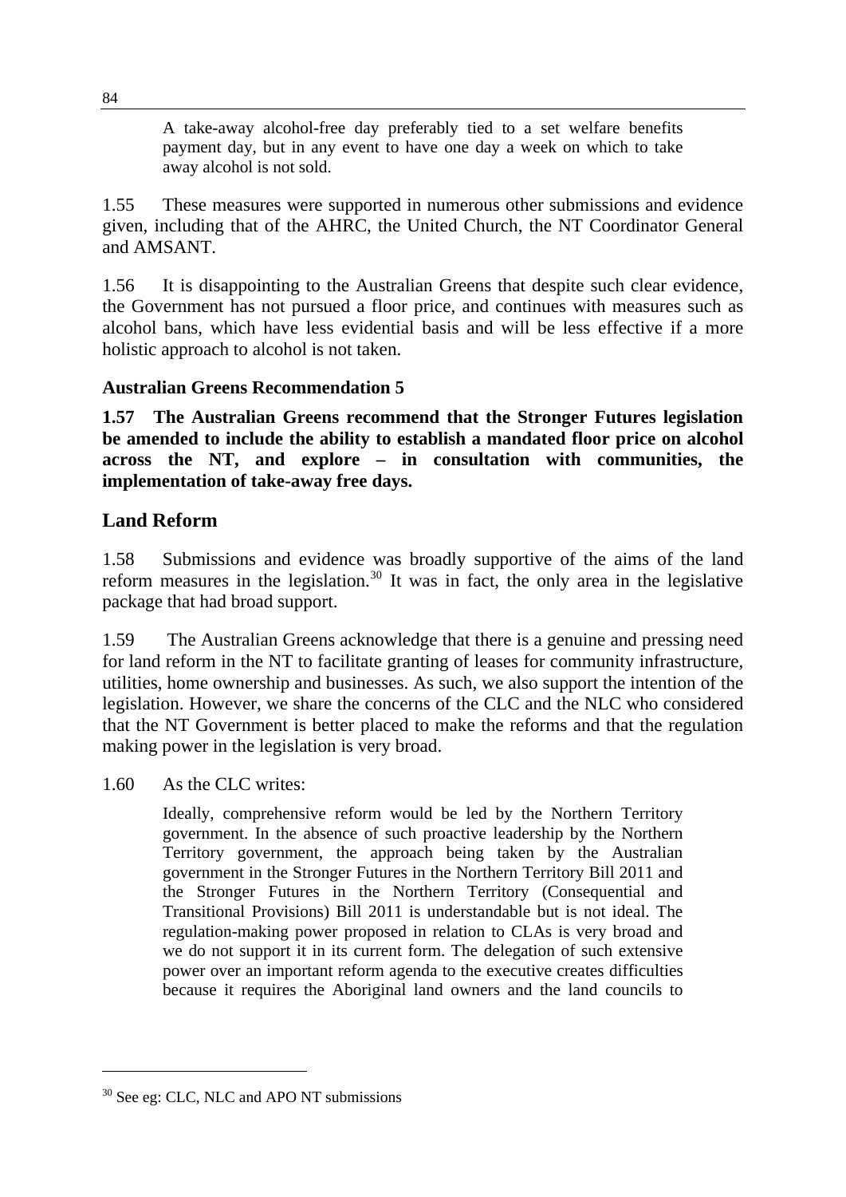> A take-away alcohol-free day preferably tied to a set welfare benefits payment day, but in any event to have one day a week on which to take away alcohol is not sold.

1.55 These measures were supported in numerous other submissions and evidence given, including that of the AHRC, the United Church, the NT Coordinator General and AMSANT.

1.56 It is disappointing to the Australian Greens that despite such clear evidence, the Government has not pursued a floor price, and continues with measures such as alcohol bans, which have less evidential basis and will be less effective if a more holistic approach to alcohol is not taken.

**Australian Greens Recommendation 5**

**1.57 The Australian Greens recommend that the Stronger Futures legislation be amended to include the ability to establish a mandated floor price on alcohol across the NT, and explore – in consultation with communities, the implementation of take-away free days.**

## Land Reform

1.58 Submissions and evidence was broadly supportive of the aims of the land reform measures in the legislation.[30] It was in fact, the only area in the legislative package that had broad support.

1.59 The Australian Greens acknowledge that there is a genuine and pressing need for land reform in the NT to facilitate granting of leases for community infrastructure, utilities, home ownership and businesses. As such, we also support the intention of the legislation. However, we share the concerns of the CLC and the NLC who considered that the NT Government is better placed to make the reforms and that the regulation making power in the legislation is very broad.

1.60 As the CLC writes:

> Ideally, comprehensive reform would be led by the Northern Territory government. In the absence of such proactive leadership by the Northern Territory government, the approach being taken by the Australian government in the Stronger Futures in the Northern Territory Bill 2011 and the Stronger Futures in the Northern Territory (Consequential and Transitional Provisions) Bill 2011 is understandable but is not ideal. The regulation-making power proposed in relation to CLAs is very broad and we do not support it in its current form. The delegation of such extensive power over an important reform agenda to the executive creates difficulties because it requires the Aboriginal land owners and the land councils to

[30] See eg: CLC, NLC and APO NT submissions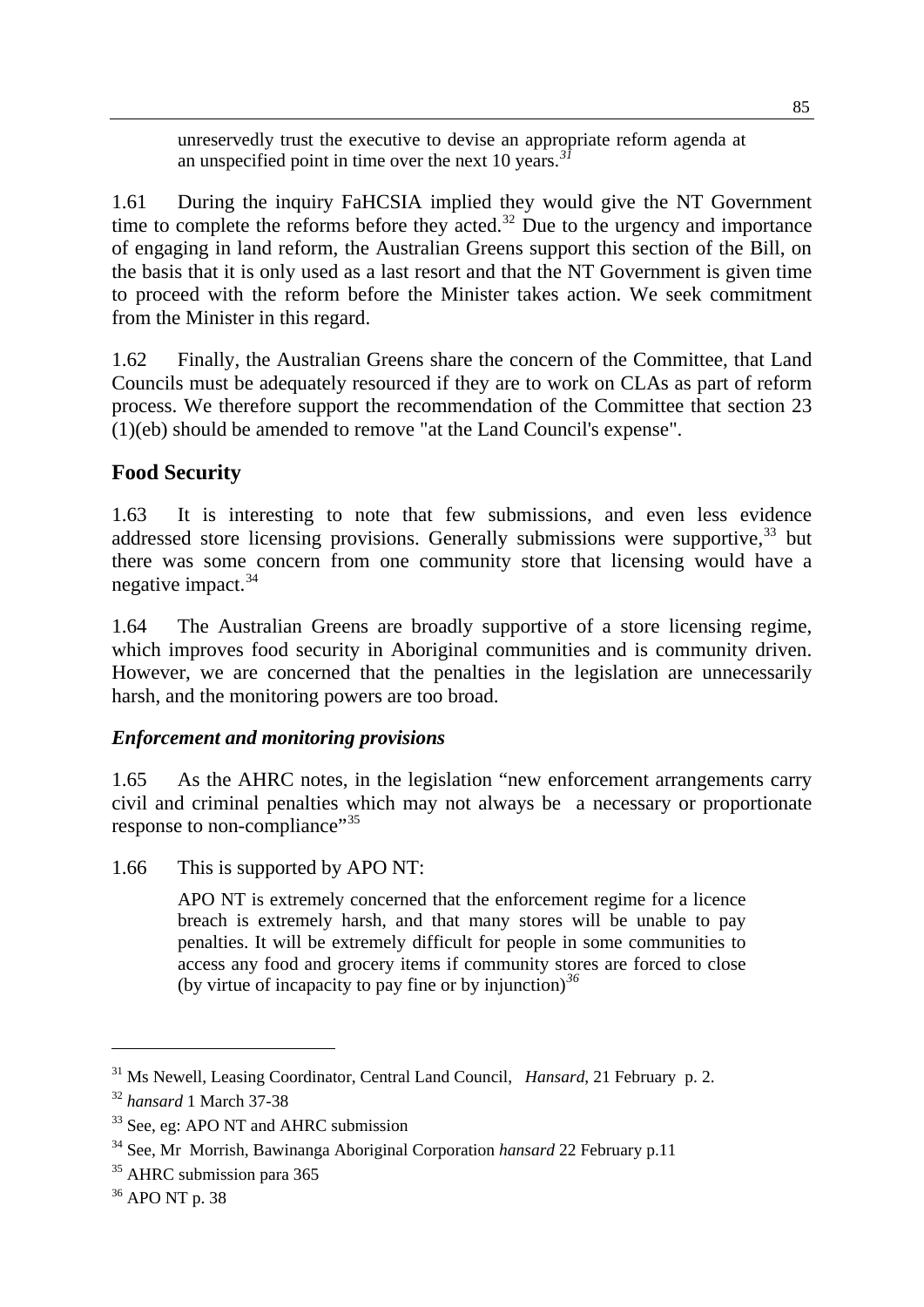> unreservedly trust the executive to devise an appropriate reform agenda at an unspecified point in time over the next 10 years.[31]

1.61 During the inquiry FaHCSIA implied they would give the NT Government time to complete the reforms before they acted.[32] Due to the urgency and importance of engaging in land reform, the Australian Greens support this section of the Bill, on the basis that it is only used as a last resort and that the NT Government is given time to proceed with the reform before the Minister takes action. We seek commitment from the Minister in this regard.

1.62 Finally, the Australian Greens share the concern of the Committee, that Land Councils must be adequately resourced if they are to work on CLAs as part of reform process. We therefore support the recommendation of the Committee that section 23 (1)(eb) should be amended to remove "at the Land Council's expense".

## Food Security

1.63 It is interesting to note that few submissions, and even less evidence addressed store licensing provisions. Generally submissions were supportive,[33] but there was some concern from one community store that licensing would have a negative impact.[34]

1.64 The Australian Greens are broadly supportive of a store licensing regime, which improves food security in Aboriginal communities and is community driven. However, we are concerned that the penalties in the legislation are unnecessarily harsh, and the monitoring powers are too broad.

### *Enforcement and monitoring provisions*

1.65 As the AHRC notes, in the legislation "new enforcement arrangements carry civil and criminal penalties which may not always be a necessary or proportionate response to non-compliance"[35]

1.66 This is supported by APO NT:

> APO NT is extremely concerned that the enforcement regime for a licence breach is extremely harsh, and that many stores will be unable to pay penalties. It will be extremely difficult for people in some communities to access any food and grocery items if community stores are forced to close (by virtue of incapacity to pay fine or by injunction)[36]

---

[31] Ms Newell, Leasing Coordinator, Central Land Council, *Hansard*, 21 February p. 2.

[32] *hansard* 1 March 37-38

[33] See, eg: APO NT and AHRC submission

[34] See, Mr Morrish, Bawinanga Aboriginal Corporation *hansard* 22 February p.11

[35] AHRC submission para 365

[36] APO NT p. 38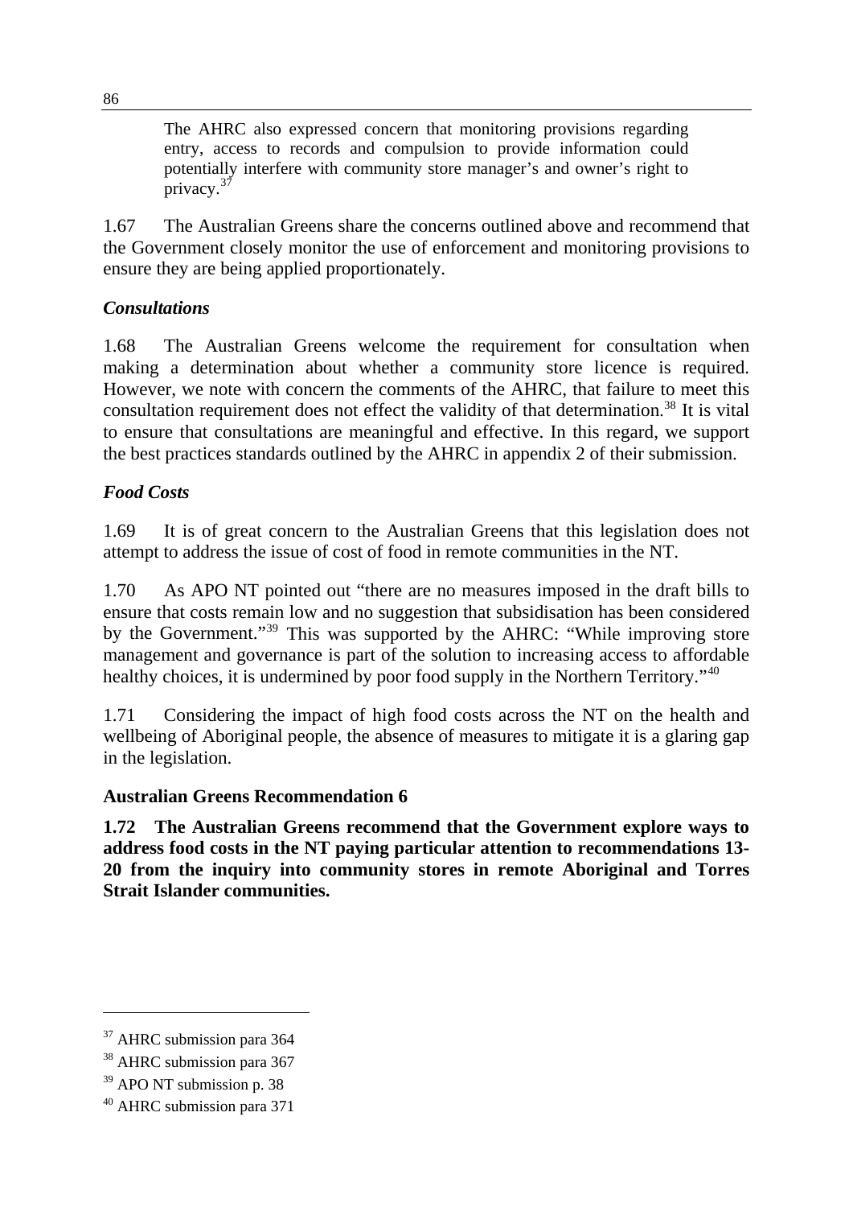> The AHRC also expressed concern that monitoring provisions regarding entry, access to records and compulsion to provide information could potentially interfere with community store manager's and owner's right to privacy.[37]

1.67 The Australian Greens share the concerns outlined above and recommend that the Government closely monitor the use of enforcement and monitoring provisions to ensure they are being applied proportionately.

### *Consultations*

1.68 The Australian Greens welcome the requirement for consultation when making a determination about whether a community store licence is required. However, we note with concern the comments of the AHRC, that failure to meet this consultation requirement does not effect the validity of that determination.[38] It is vital to ensure that consultations are meaningful and effective. In this regard, we support the best practices standards outlined by the AHRC in appendix 2 of their submission.

### *Food Costs*

1.69 It is of great concern to the Australian Greens that this legislation does not attempt to address the issue of cost of food in remote communities in the NT.

1.70 As APO NT pointed out "there are no measures imposed in the draft bills to ensure that costs remain low and no suggestion that subsidisation has been considered by the Government."[39] This was supported by the AHRC: "While improving store management and governance is part of the solution to increasing access to affordable healthy choices, it is undermined by poor food supply in the Northern Territory."[40]

1.71 Considering the impact of high food costs across the NT on the health and wellbeing of Aboriginal people, the absence of measures to mitigate it is a glaring gap in the legislation.

**Australian Greens Recommendation 6**

**1.72 The Australian Greens recommend that the Government explore ways to address food costs in the NT paying particular attention to recommendations 13-20 from the inquiry into community stores in remote Aboriginal and Torres Strait Islander communities.**

---

[37] AHRC submission para 364

[38] AHRC submission para 367

[39] APO NT submission p. 38

[40] AHRC submission para 371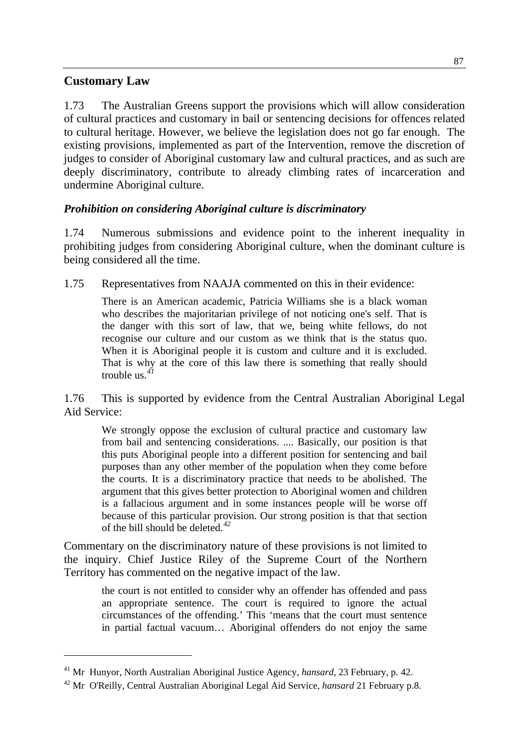## Customary Law

1.73 The Australian Greens support the provisions which will allow consideration of cultural practices and customary in bail or sentencing decisions for offences related to cultural heritage. However, we believe the legislation does not go far enough. The existing provisions, implemented as part of the Intervention, remove the discretion of judges to consider of Aboriginal customary law and cultural practices, and as such are deeply discriminatory, contribute to already climbing rates of incarceration and undermine Aboriginal culture.

### *Prohibition on considering Aboriginal culture is discriminatory*

1.74 Numerous submissions and evidence point to the inherent inequality in prohibiting judges from considering Aboriginal culture, when the dominant culture is being considered all the time.

1.75 Representatives from NAAJA commented on this in their evidence:

> There is an American academic, Patricia Williams she is a black woman who describes the majoritarian privilege of not noticing one's self. That is the danger with this sort of law, that we, being white fellows, do not recognise our culture and our custom as we think that is the status quo. When it is Aboriginal people it is custom and culture and it is excluded. That is why at the core of this law there is something that really should trouble us.[41]

1.76 This is supported by evidence from the Central Australian Aboriginal Legal Aid Service:

> We strongly oppose the exclusion of cultural practice and customary law from bail and sentencing considerations. .... Basically, our position is that this puts Aboriginal people into a different position for sentencing and bail purposes than any other member of the population when they come before the courts. It is a discriminatory practice that needs to be abolished. The argument that this gives better protection to Aboriginal women and children is a fallacious argument and in some instances people will be worse off because of this particular provision. Our strong position is that that section of the bill should be deleted.[42]

Commentary on the discriminatory nature of these provisions is not limited to the inquiry. Chief Justice Riley of the Supreme Court of the Northern Territory has commented on the negative impact of the law.

> the court is not entitled to consider why an offender has offended and pass an appropriate sentence. The court is required to ignore the actual circumstances of the offending.' This 'means that the court must sentence in partial factual vacuum… Aboriginal offenders do not enjoy the same

---

[41] Mr Hunyor, North Australian Aboriginal Justice Agency, *hansard*, 23 February, p. 42.

[42] Mr O'Reilly, Central Australian Aboriginal Legal Aid Service, *hansard* 21 February p.8.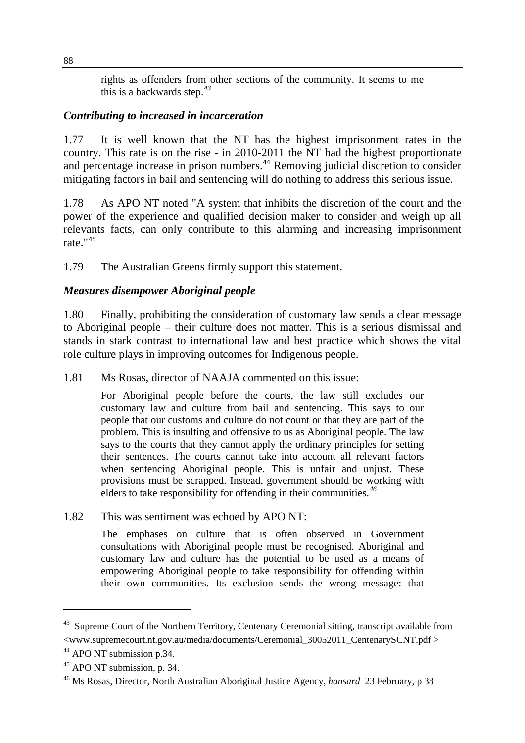> rights as offenders from other sections of the community. It seems to me this is a backwards step.[43]

### *Contributing to increased in incarceration*

1.77 It is well known that the NT has the highest imprisonment rates in the country. This rate is on the rise - in 2010-2011 the NT had the highest proportionate and percentage increase in prison numbers.[44] Removing judicial discretion to consider mitigating factors in bail and sentencing will do nothing to address this serious issue.

1.78 As APO NT noted "A system that inhibits the discretion of the court and the power of the experience and qualified decision maker to consider and weigh up all relevants facts, can only contribute to this alarming and increasing imprisonment rate."[45]

1.79 The Australian Greens firmly support this statement.

### *Measures disempower Aboriginal people*

1.80 Finally, prohibiting the consideration of customary law sends a clear message to Aboriginal people – their culture does not matter. This is a serious dismissal and stands in stark contrast to international law and best practice which shows the vital role culture plays in improving outcomes for Indigenous people.

1.81 Ms Rosas, director of NAAJA commented on this issue:

> For Aboriginal people before the courts, the law still excludes our customary law and culture from bail and sentencing. This says to our people that our customs and culture do not count or that they are part of the problem. This is insulting and offensive to us as Aboriginal people. The law says to the courts that they cannot apply the ordinary principles for setting their sentences. The courts cannot take into account all relevant factors when sentencing Aboriginal people. This is unfair and unjust. These provisions must be scrapped. Instead, government should be working with elders to take responsibility for offending in their communities.[46]

1.82 This was sentiment was echoed by APO NT:

> The emphases on culture that is often observed in Government consultations with Aboriginal people must be recognised. Aboriginal and customary law and culture has the potential to be used as a means of empowering Aboriginal people to take responsibility for offending within their own communities. Its exclusion sends the wrong message: that

---

[43] Supreme Court of the Northern Territory, Centenary Ceremonial sitting, transcript available from <www.supremecourt.nt.gov.au/media/documents/Ceremonial_30052011_CentenarySCNT.pdf >

[44] APO NT submission p.34.

[45] APO NT submission, p. 34.

[46] Ms Rosas, Director, North Australian Aboriginal Justice Agency, *hansard* 23 February, p 38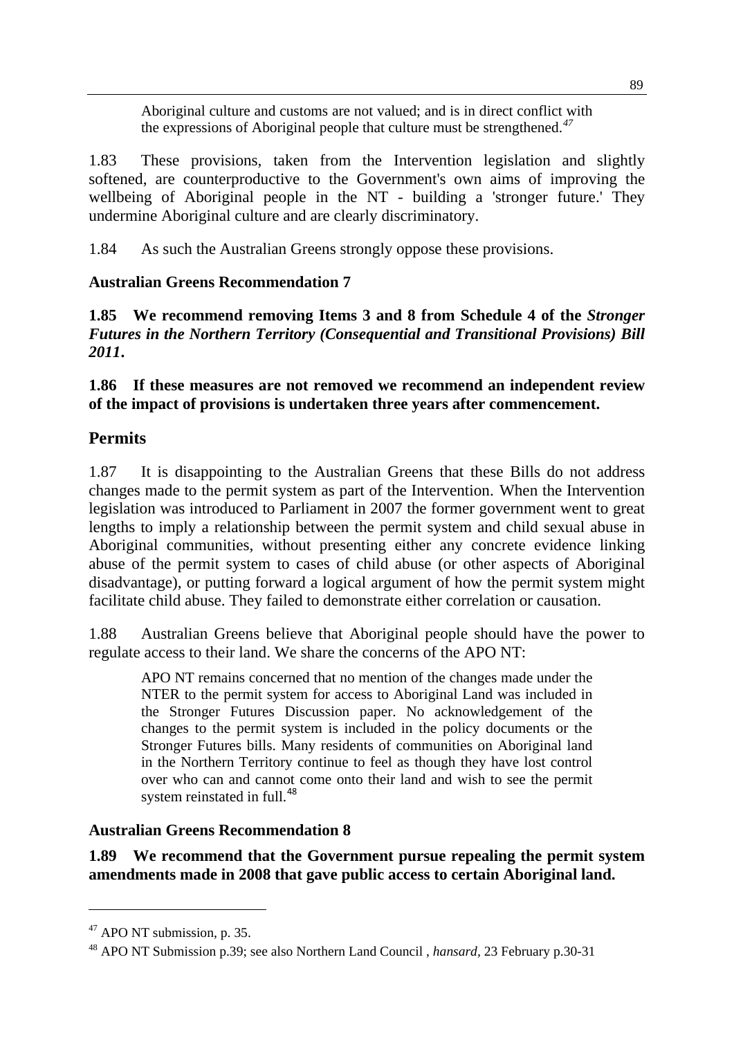> Aboriginal culture and customs are not valued; and is in direct conflict with the expressions of Aboriginal people that culture must be strengthened.[47]

1.83 These provisions, taken from the Intervention legislation and slightly softened, are counterproductive to the Government's own aims of improving the wellbeing of Aboriginal people in the NT - building a 'stronger future.' They undermine Aboriginal culture and are clearly discriminatory.

1.84 As such the Australian Greens strongly oppose these provisions.

**Australian Greens Recommendation 7**

**1.85 We recommend removing Items 3 and 8 from Schedule 4 of the *Stronger Futures in the Northern Territory (Consequential and Transitional Provisions) Bill 2011*.**

**1.86 If these measures are not removed we recommend an independent review of the impact of provisions is undertaken three years after commencement.**

## Permits

1.87 It is disappointing to the Australian Greens that these Bills do not address changes made to the permit system as part of the Intervention. When the Intervention legislation was introduced to Parliament in 2007 the former government went to great lengths to imply a relationship between the permit system and child sexual abuse in Aboriginal communities, without presenting either any concrete evidence linking abuse of the permit system to cases of child abuse (or other aspects of Aboriginal disadvantage), or putting forward a logical argument of how the permit system might facilitate child abuse. They failed to demonstrate either correlation or causation.

1.88 Australian Greens believe that Aboriginal people should have the power to regulate access to their land. We share the concerns of the APO NT:

> APO NT remains concerned that no mention of the changes made under the NTER to the permit system for access to Aboriginal Land was included in the Stronger Futures Discussion paper. No acknowledgement of the changes to the permit system is included in the policy documents or the Stronger Futures bills. Many residents of communities on Aboriginal land in the Northern Territory continue to feel as though they have lost control over who can and cannot come onto their land and wish to see the permit system reinstated in full.[48]

**Australian Greens Recommendation 8**

**1.89 We recommend that the Government pursue repealing the permit system amendments made in 2008 that gave public access to certain Aboriginal land.**

---

[47] APO NT submission, p. 35.

[48] APO NT Submission p.39; see also Northern Land Council , *hansard*, 23 February p.30-31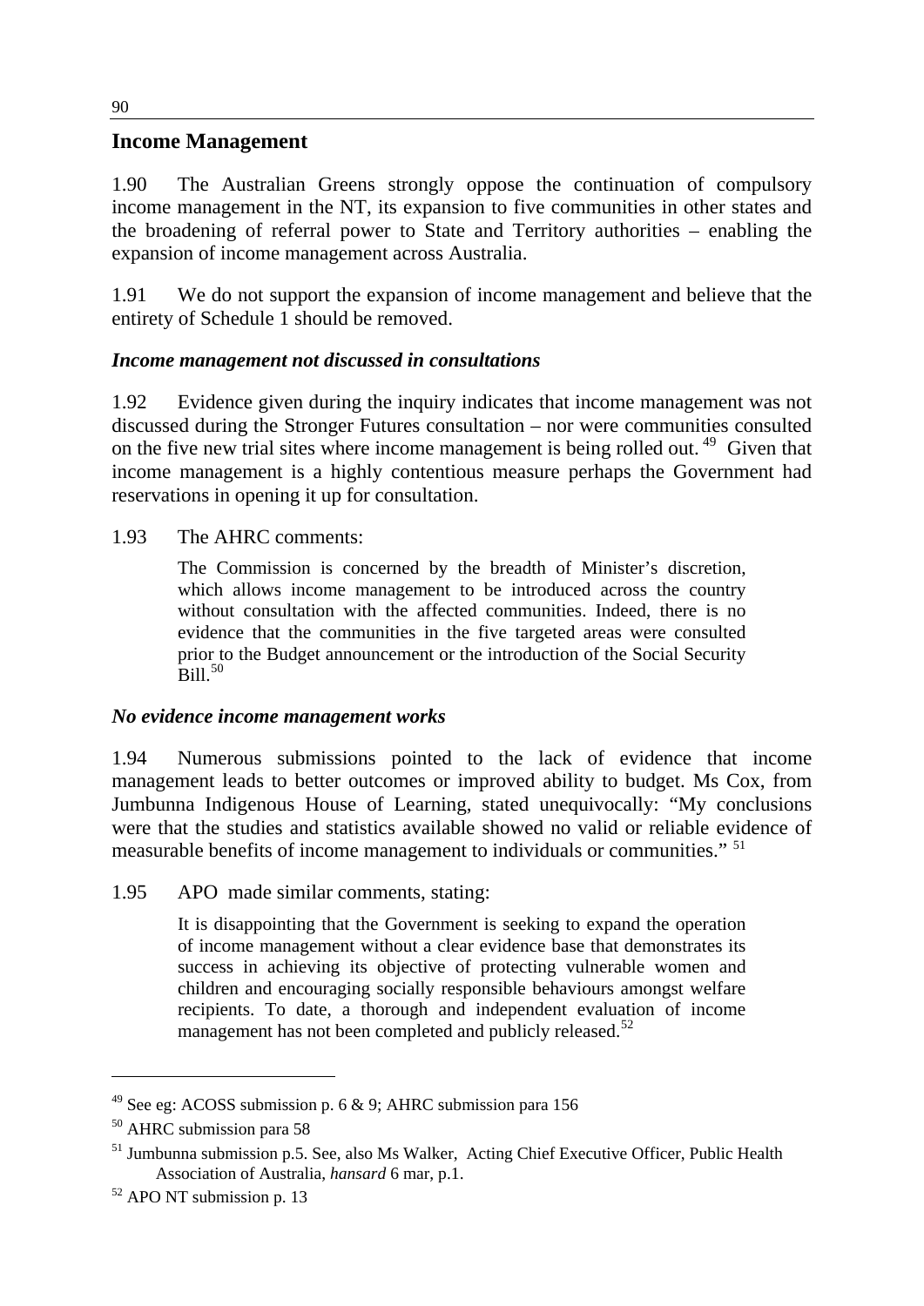## Income Management

1.90 The Australian Greens strongly oppose the continuation of compulsory income management in the NT, its expansion to five communities in other states and the broadening of referral power to State and Territory authorities – enabling the expansion of income management across Australia.

1.91 We do not support the expansion of income management and believe that the entirety of Schedule 1 should be removed.

### *Income management not discussed in consultations*

1.92 Evidence given during the inquiry indicates that income management was not discussed during the Stronger Futures consultation – nor were communities consulted on the five new trial sites where income management is being rolled out.[49] Given that income management is a highly contentious measure perhaps the Government had reservations in opening it up for consultation.

1.93 The AHRC comments:

> The Commission is concerned by the breadth of Minister's discretion, which allows income management to be introduced across the country without consultation with the affected communities. Indeed, there is no evidence that the communities in the five targeted areas were consulted prior to the Budget announcement or the introduction of the Social Security Bill.[50]

### *No evidence income management works*

1.94 Numerous submissions pointed to the lack of evidence that income management leads to better outcomes or improved ability to budget. Ms Cox, from Jumbunna Indigenous House of Learning, stated unequivocally: "My conclusions were that the studies and statistics available showed no valid or reliable evidence of measurable benefits of income management to individuals or communities."[51]

1.95 APO made similar comments, stating:

> It is disappointing that the Government is seeking to expand the operation of income management without a clear evidence base that demonstrates its success in achieving its objective of protecting vulnerable women and children and encouraging socially responsible behaviours amongst welfare recipients. To date, a thorough and independent evaluation of income management has not been completed and publicly released.[52]

---

[49] See eg: ACOSS submission p. 6 & 9; AHRC submission para 156

[50] AHRC submission para 58

[51] Jumbunna submission p.5. See, also Ms Walker, Acting Chief Executive Officer, Public Health Association of Australia, *hansard* 6 mar, p.1.

[52] APO NT submission p. 13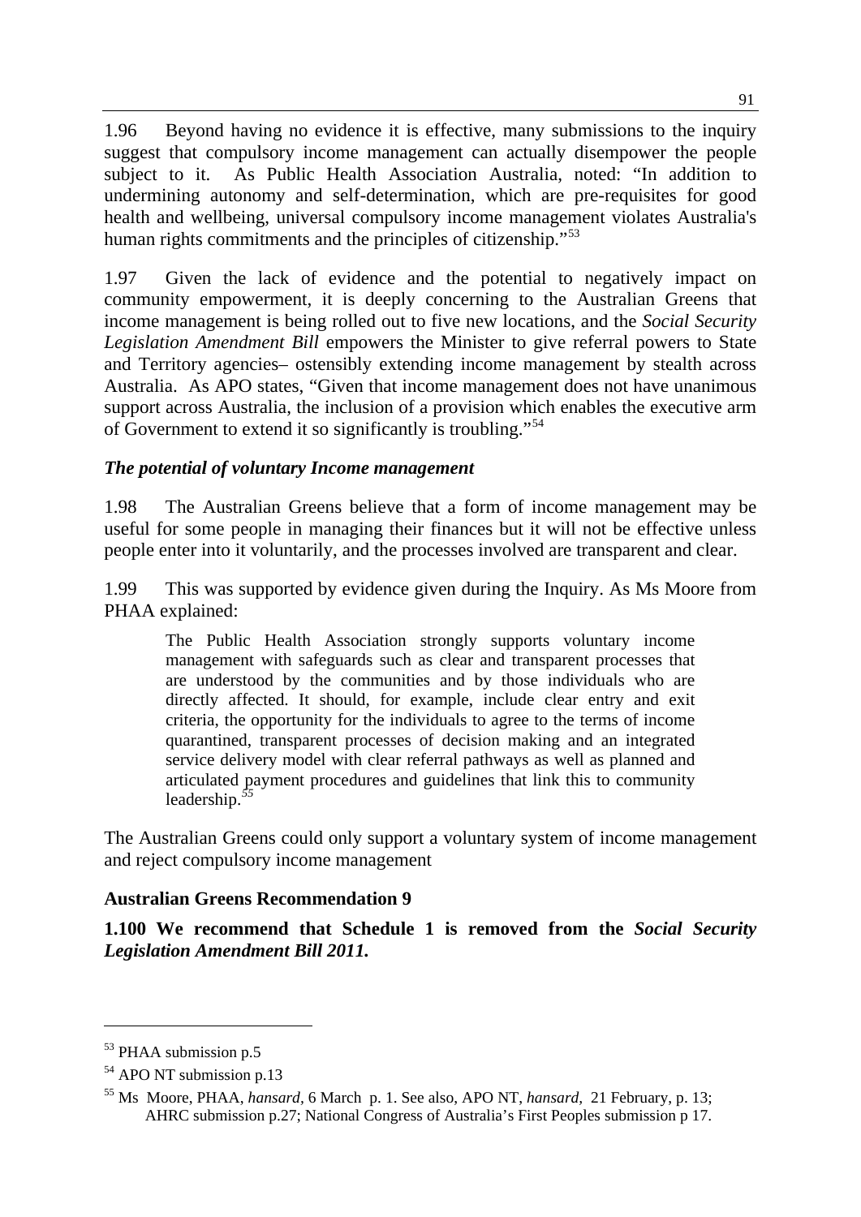1.96 Beyond having no evidence it is effective, many submissions to the inquiry suggest that compulsory income management can actually disempower the people subject to it. As Public Health Association Australia, noted: "In addition to undermining autonomy and self-determination, which are pre-requisites for good health and wellbeing, universal compulsory income management violates Australia's human rights commitments and the principles of citizenship."[53]

1.97 Given the lack of evidence and the potential to negatively impact on community empowerment, it is deeply concerning to the Australian Greens that income management is being rolled out to five new locations, and the *Social Security Legislation Amendment Bill* empowers the Minister to give referral powers to State and Territory agencies– ostensibly extending income management by stealth across Australia. As APO states, "Given that income management does not have unanimous support across Australia, the inclusion of a provision which enables the executive arm of Government to extend it so significantly is troubling."[54]

### *The potential of voluntary Income management*

1.98 The Australian Greens believe that a form of income management may be useful for some people in managing their finances but it will not be effective unless people enter into it voluntarily, and the processes involved are transparent and clear.

1.99 This was supported by evidence given during the Inquiry. As Ms Moore from PHAA explained:

> The Public Health Association strongly supports voluntary income management with safeguards such as clear and transparent processes that are understood by the communities and by those individuals who are directly affected. It should, for example, include clear entry and exit criteria, the opportunity for the individuals to agree to the terms of income quarantined, transparent processes of decision making and an integrated service delivery model with clear referral pathways as well as planned and articulated payment procedures and guidelines that link this to community leadership.[55]

The Australian Greens could only support a voluntary system of income management and reject compulsory income management

### Australian Greens Recommendation 9

**1.100 We recommend that Schedule 1 is removed from the *Social Security Legislation Amendment Bill 2011.***

---

[53] PHAA submission p.5

[54] APO NT submission p.13

[55] Ms Moore, PHAA, *hansard,* 6 March p. 1. See also, APO NT, *hansard,* 21 February, p. 13; AHRC submission p.27; National Congress of Australia's First Peoples submission p 17.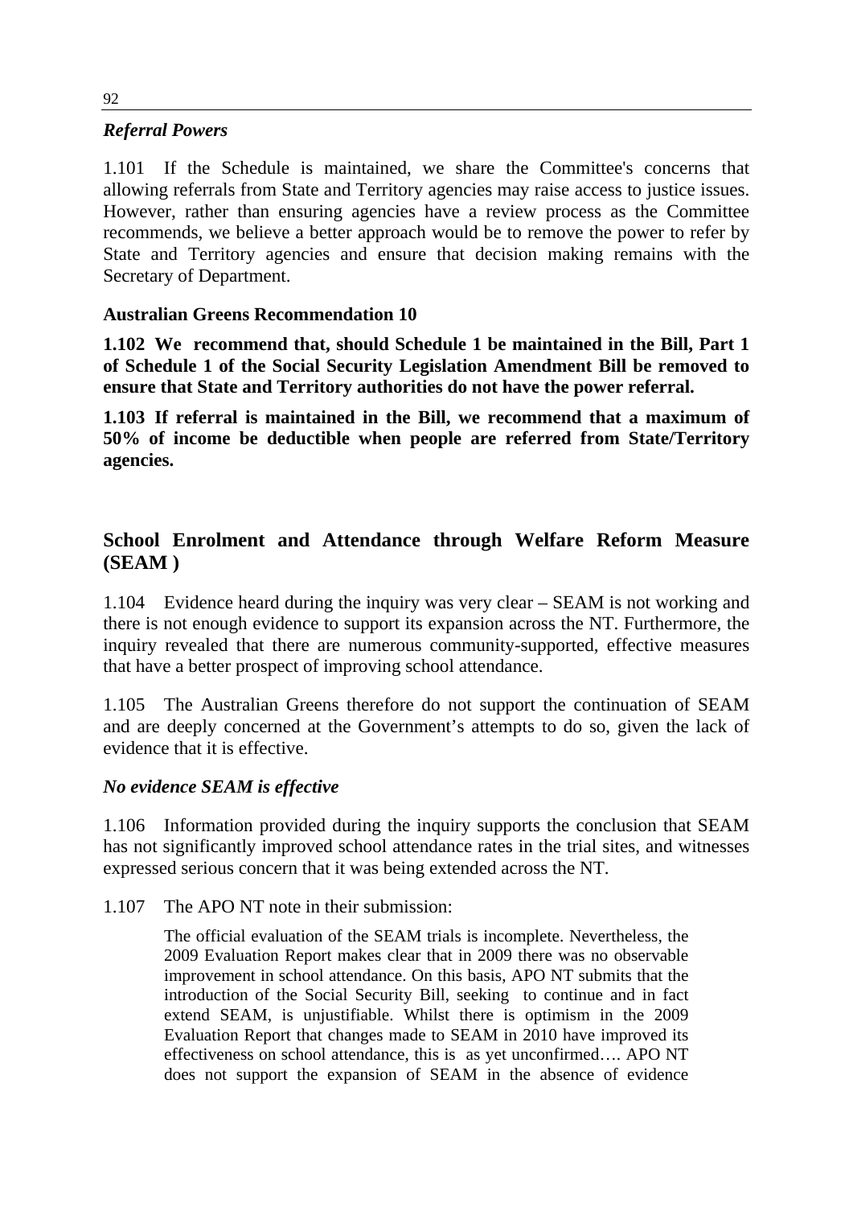*Referral Powers*

1.101 If the Schedule is maintained, we share the Committee's concerns that allowing referrals from State and Territory agencies may raise access to justice issues. However, rather than ensuring agencies have a review process as the Committee recommends, we believe a better approach would be to remove the power to refer by State and Territory agencies and ensure that decision making remains with the Secretary of Department.

**Australian Greens Recommendation 10**

**1.102 We recommend that, should Schedule 1 be maintained in the Bill, Part 1 of Schedule 1 of the Social Security Legislation Amendment Bill be removed to ensure that State and Territory authorities do not have the power referral.**

**1.103 If referral is maintained in the Bill, we recommend that a maximum of 50% of income be deductible when people are referred from State/Territory agencies.**

## School Enrolment and Attendance through Welfare Reform Measure (SEAM )

1.104 Evidence heard during the inquiry was very clear – SEAM is not working and there is not enough evidence to support its expansion across the NT. Furthermore, the inquiry revealed that there are numerous community-supported, effective measures that have a better prospect of improving school attendance.

1.105 The Australian Greens therefore do not support the continuation of SEAM and are deeply concerned at the Government's attempts to do so, given the lack of evidence that it is effective.

*No evidence SEAM is effective*

1.106 Information provided during the inquiry supports the conclusion that SEAM has not significantly improved school attendance rates in the trial sites, and witnesses expressed serious concern that it was being extended across the NT.

1.107 The APO NT note in their submission:

> The official evaluation of the SEAM trials is incomplete. Nevertheless, the 2009 Evaluation Report makes clear that in 2009 there was no observable improvement in school attendance. On this basis, APO NT submits that the introduction of the Social Security Bill, seeking to continue and in fact extend SEAM, is unjustifiable. Whilst there is optimism in the 2009 Evaluation Report that changes made to SEAM in 2010 have improved its effectiveness on school attendance, this is as yet unconfirmed…. APO NT does not support the expansion of SEAM in the absence of evidence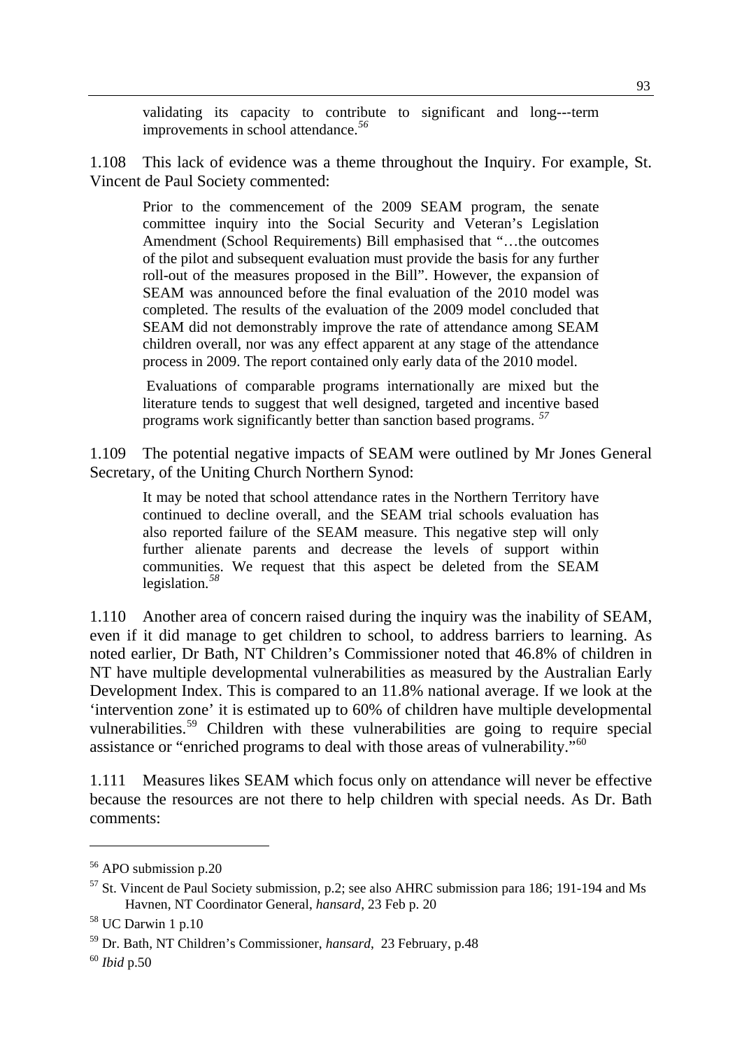> validating its capacity to contribute to significant and long---term improvements in school attendance.[56]

1.108 This lack of evidence was a theme throughout the Inquiry. For example, St. Vincent de Paul Society commented:

> Prior to the commencement of the 2009 SEAM program, the senate committee inquiry into the Social Security and Veteran's Legislation Amendment (School Requirements) Bill emphasised that "…the outcomes of the pilot and subsequent evaluation must provide the basis for any further roll-out of the measures proposed in the Bill". However, the expansion of SEAM was announced before the final evaluation of the 2010 model was completed. The results of the evaluation of the 2009 model concluded that SEAM did not demonstrably improve the rate of attendance among SEAM children overall, nor was any effect apparent at any stage of the attendance process in 2009. The report contained only early data of the 2010 model.
>
> Evaluations of comparable programs internationally are mixed but the literature tends to suggest that well designed, targeted and incentive based programs work significantly better than sanction based programs. [57]

1.109 The potential negative impacts of SEAM were outlined by Mr Jones General Secretary, of the Uniting Church Northern Synod:

> It may be noted that school attendance rates in the Northern Territory have continued to decline overall, and the SEAM trial schools evaluation has also reported failure of the SEAM measure. This negative step will only further alienate parents and decrease the levels of support within communities. We request that this aspect be deleted from the SEAM legislation.[58]

1.110 Another area of concern raised during the inquiry was the inability of SEAM, even if it did manage to get children to school, to address barriers to learning. As noted earlier, Dr Bath, NT Children's Commissioner noted that 46.8% of children in NT have multiple developmental vulnerabilities as measured by the Australian Early Development Index. This is compared to an 11.8% national average. If we look at the 'intervention zone' it is estimated up to 60% of children have multiple developmental vulnerabilities.[59] Children with these vulnerabilities are going to require special assistance or "enriched programs to deal with those areas of vulnerability."[60]

1.111 Measures likes SEAM which focus only on attendance will never be effective because the resources are not there to help children with special needs. As Dr. Bath comments:

---

[56] APO submission p.20

[57] St. Vincent de Paul Society submission, p.2; see also AHRC submission para 186; 191-194 and Ms Havnen, NT Coordinator General, *hansard*, 23 Feb p. 20

[58] UC Darwin 1 p.10

[59] Dr. Bath, NT Children's Commissioner, *hansard*, 23 February, p.48

[60] *Ibid* p.50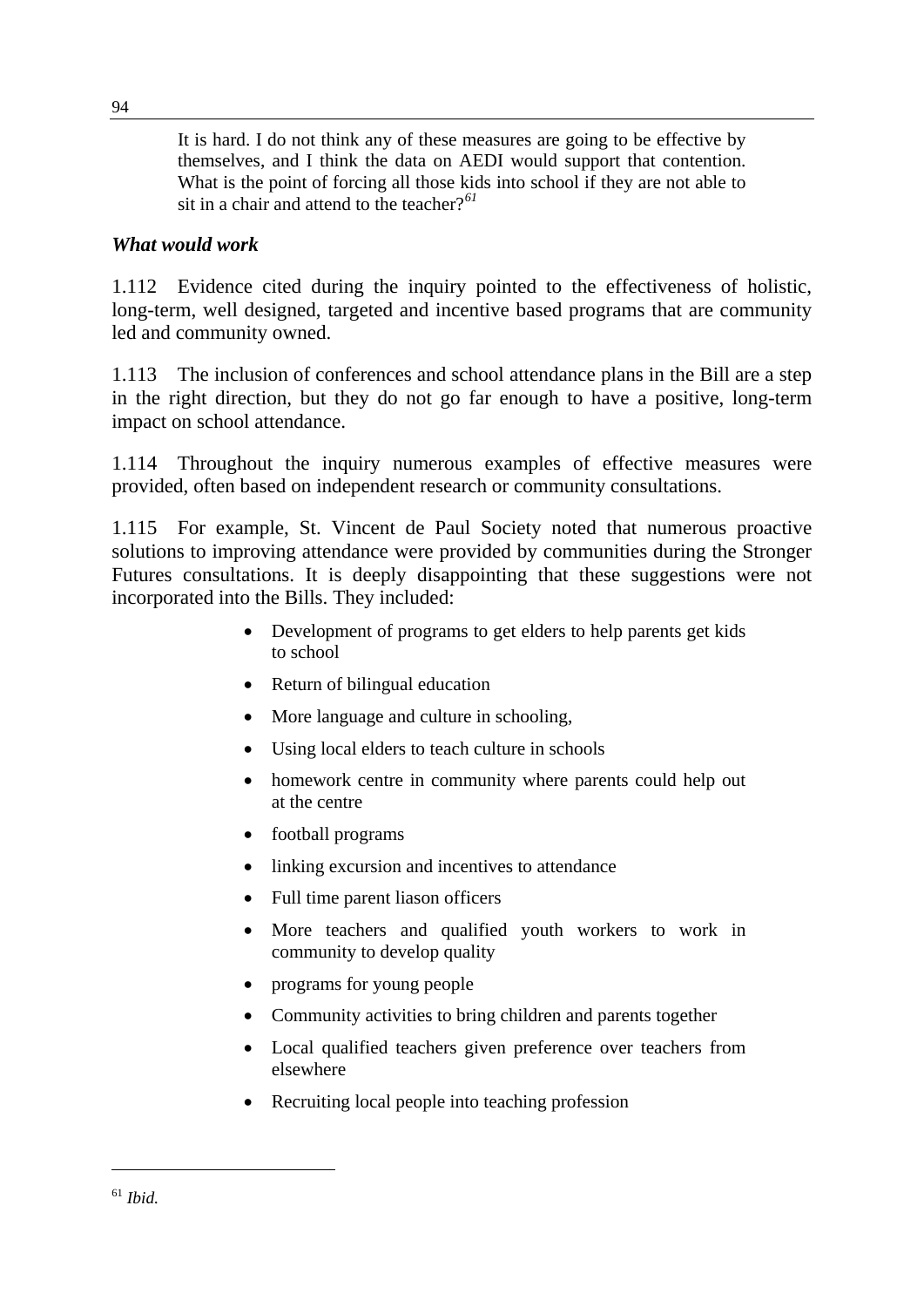> It is hard. I do not think any of these measures are going to be effective by themselves, and I think the data on AEDI would support that contention. What is the point of forcing all those kids into school if they are not able to sit in a chair and attend to the teacher?[61]

***What would work***

1.112 Evidence cited during the inquiry pointed to the effectiveness of holistic, long-term, well designed, targeted and incentive based programs that are community led and community owned.

1.113 The inclusion of conferences and school attendance plans in the Bill are a step in the right direction, but they do not go far enough to have a positive, long-term impact on school attendance.

1.114 Throughout the inquiry numerous examples of effective measures were provided, often based on independent research or community consultations.

1.115 For example, St. Vincent de Paul Society noted that numerous proactive solutions to improving attendance were provided by communities during the Stronger Futures consultations. It is deeply disappointing that these suggestions were not incorporated into the Bills. They included:

- Development of programs to get elders to help parents get kids to school
- Return of bilingual education
- More language and culture in schooling,
- Using local elders to teach culture in schools
- homework centre in community where parents could help out at the centre
- football programs
- linking excursion and incentives to attendance
- Full time parent liason officers
- More teachers and qualified youth workers to work in community to develop quality
- programs for young people
- Community activities to bring children and parents together
- Local qualified teachers given preference over teachers from elsewhere
- Recruiting local people into teaching profession

[61] *Ibid.*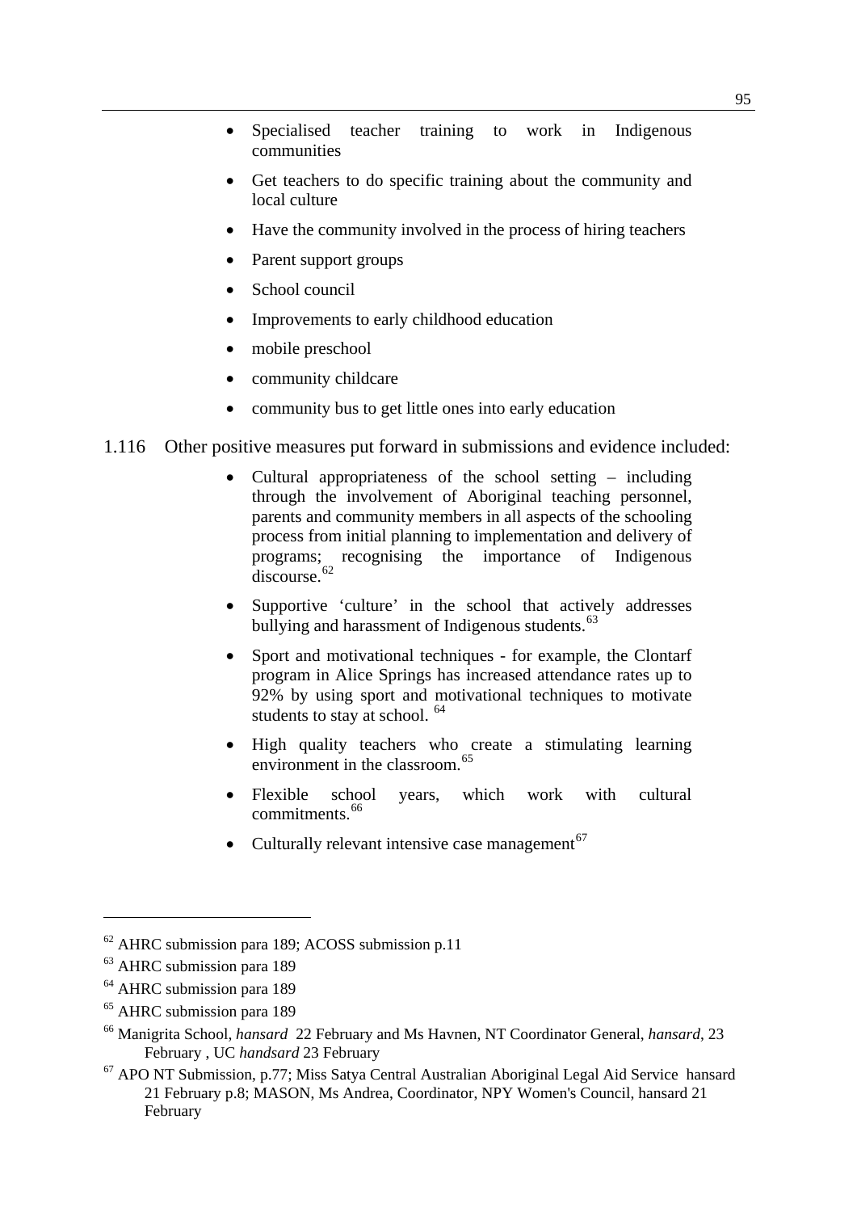- Specialised teacher training to work in Indigenous communities
- Get teachers to do specific training about the community and local culture
- Have the community involved in the process of hiring teachers
- Parent support groups
- School council
- Improvements to early childhood education
- mobile preschool
- community childcare
- community bus to get little ones into early education

1.116 Other positive measures put forward in submissions and evidence included:

- Cultural appropriateness of the school setting – including through the involvement of Aboriginal teaching personnel, parents and community members in all aspects of the schooling process from initial planning to implementation and delivery of programs; recognising the importance of Indigenous discourse.[62]
- Supportive 'culture' in the school that actively addresses bullying and harassment of Indigenous students.[63]
- Sport and motivational techniques - for example, the Clontarf program in Alice Springs has increased attendance rates up to 92% by using sport and motivational techniques to motivate students to stay at school. [64]
- High quality teachers who create a stimulating learning environment in the classroom.[65]
- Flexible school years, which work with cultural commitments.[66]
- Culturally relevant intensive case management[67]

---

[62] AHRC submission para 189; ACOSS submission p.11

[63] AHRC submission para 189

[64] AHRC submission para 189

[65] AHRC submission para 189

[66] Manigrita School, *hansard* 22 February and Ms Havnen, NT Coordinator General, *hansard*, 23 February , UC *handsard* 23 February

[67] APO NT Submission, p.77; Miss Satya Central Australian Aboriginal Legal Aid Service hansard 21 February p.8; MASON, Ms Andrea, Coordinator, NPY Women's Council, hansard 21 February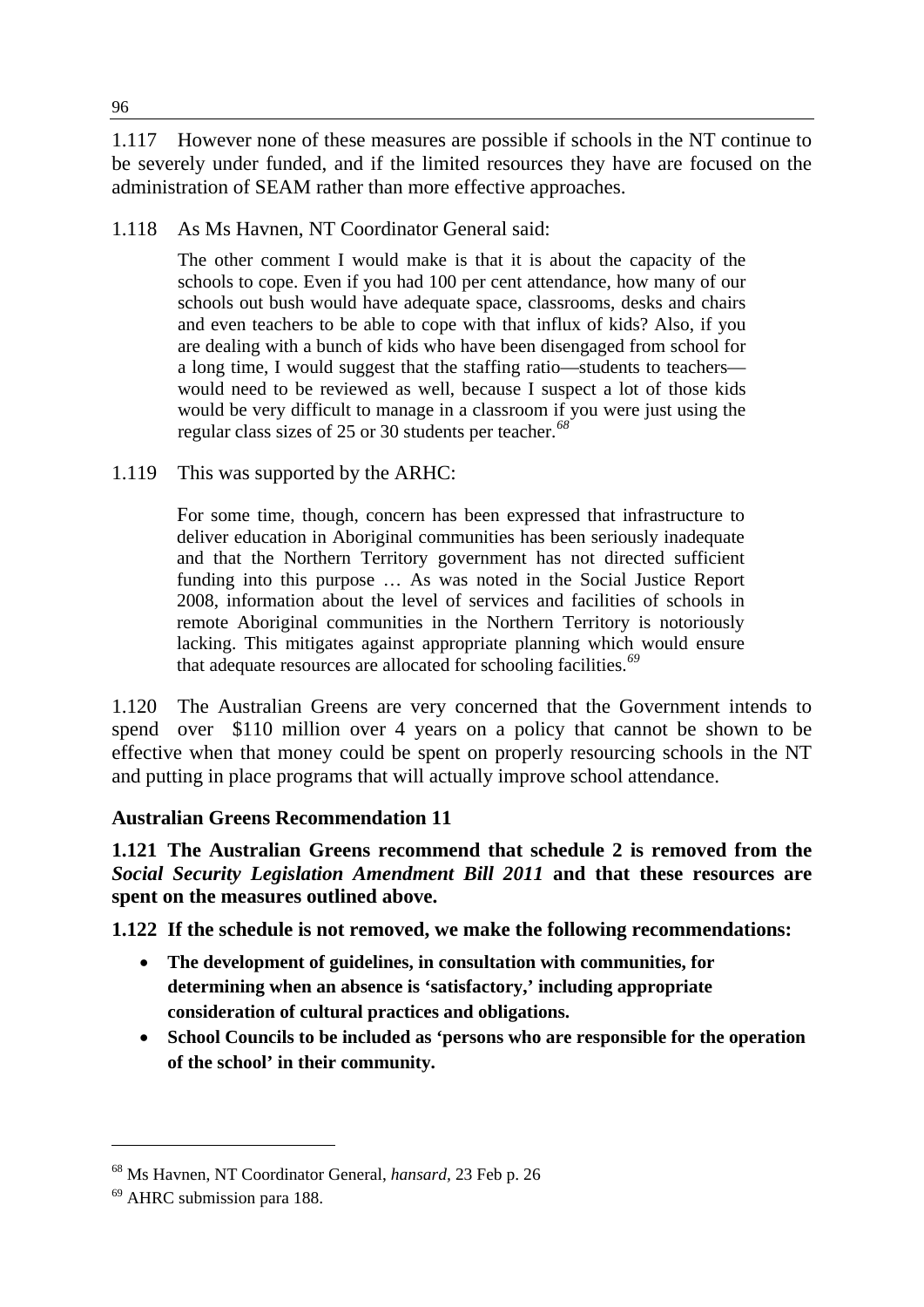1.117 However none of these measures are possible if schools in the NT continue to be severely under funded, and if the limited resources they have are focused on the administration of SEAM rather than more effective approaches.

1.118 As Ms Havnen, NT Coordinator General said:

> The other comment I would make is that it is about the capacity of the schools to cope. Even if you had 100 per cent attendance, how many of our schools out bush would have adequate space, classrooms, desks and chairs and even teachers to be able to cope with that influx of kids? Also, if you are dealing with a bunch of kids who have been disengaged from school for a long time, I would suggest that the staffing ratio—students to teachers—would need to be reviewed as well, because I suspect a lot of those kids would be very difficult to manage in a classroom if you were just using the regular class sizes of 25 or 30 students per teacher.[68]

1.119 This was supported by the ARHC:

> For some time, though, concern has been expressed that infrastructure to deliver education in Aboriginal communities has been seriously inadequate and that the Northern Territory government has not directed sufficient funding into this purpose … As was noted in the Social Justice Report 2008, information about the level of services and facilities of schools in remote Aboriginal communities in the Northern Territory is notoriously lacking. This mitigates against appropriate planning which would ensure that adequate resources are allocated for schooling facilities.[69]

1.120 The Australian Greens are very concerned that the Government intends to spend over $110 million over 4 years on a policy that cannot be shown to be effective when that money could be spent on properly resourcing schools in the NT and putting in place programs that will actually improve school attendance.

### Australian Greens Recommendation 11

**1.121 The Australian Greens recommend that schedule 2 is removed from the *Social Security Legislation Amendment Bill 2011* and that these resources are spent on the measures outlined above.**

**1.122 If the schedule is not removed, we make the following recommendations:**

- **The development of guidelines, in consultation with communities, for determining when an absence is 'satisfactory,' including appropriate consideration of cultural practices and obligations.**
- **School Councils to be included as 'persons who are responsible for the operation of the school' in their community.**

---

[68] Ms Havnen, NT Coordinator General, *hansard*, 23 Feb p. 26

[69] AHRC submission para 188.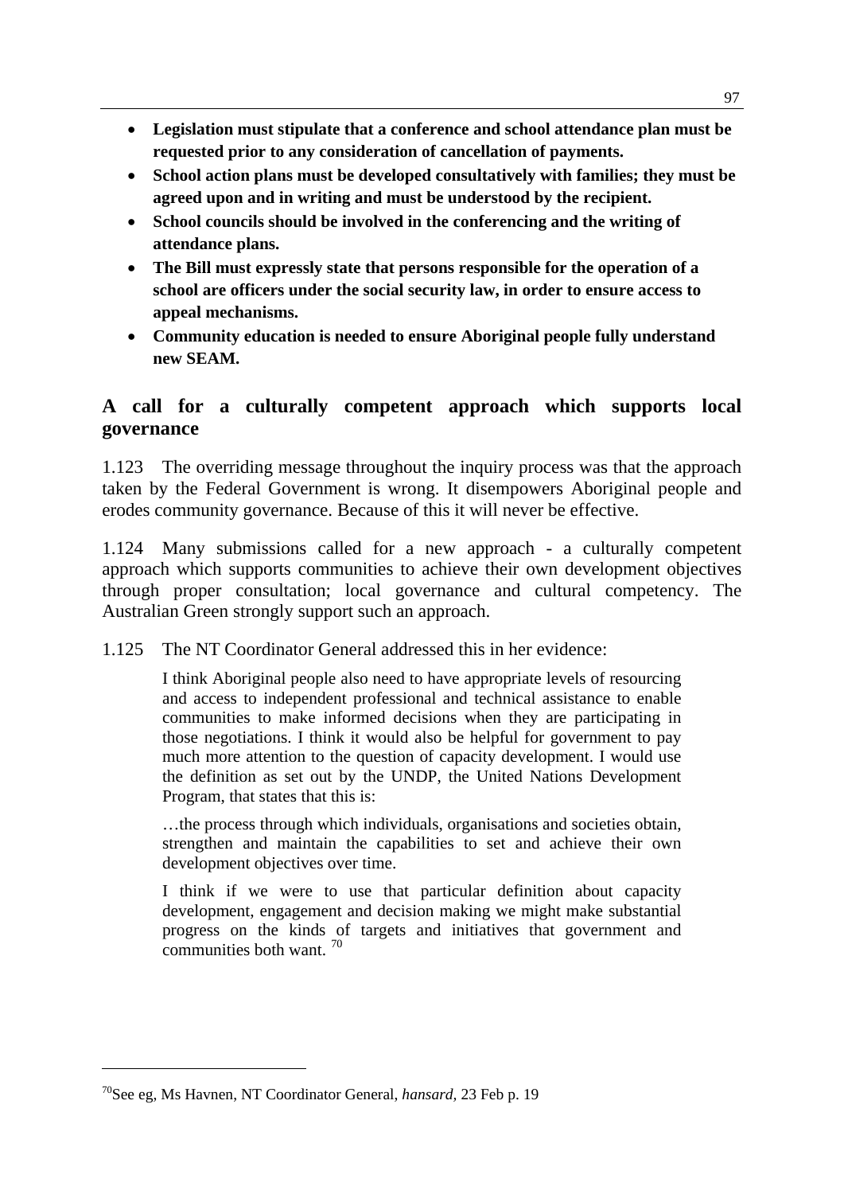- **Legislation must stipulate that a conference and school attendance plan must be requested prior to any consideration of cancellation of payments.**
- **School action plans must be developed consultatively with families; they must be agreed upon and in writing and must be understood by the recipient.**
- **School councils should be involved in the conferencing and the writing of attendance plans.**
- **The Bill must expressly state that persons responsible for the operation of a school are officers under the social security law, in order to ensure access to appeal mechanisms.**
- **Community education is needed to ensure Aboriginal people fully understand new SEAM.**

## A call for a culturally competent approach which supports local governance

1.123 The overriding message throughout the inquiry process was that the approach taken by the Federal Government is wrong. It disempowers Aboriginal people and erodes community governance. Because of this it will never be effective.

1.124 Many submissions called for a new approach - a culturally competent approach which supports communities to achieve their own development objectives through proper consultation; local governance and cultural competency. The Australian Green strongly support such an approach.

1.125 The NT Coordinator General addressed this in her evidence:

> I think Aboriginal people also need to have appropriate levels of resourcing and access to independent professional and technical assistance to enable communities to make informed decisions when they are participating in those negotiations. I think it would also be helpful for government to pay much more attention to the question of capacity development. I would use the definition as set out by the UNDP, the United Nations Development Program, that states that this is:
>
> …the process through which individuals, organisations and societies obtain, strengthen and maintain the capabilities to set and achieve their own development objectives over time.
>
> I think if we were to use that particular definition about capacity development, engagement and decision making we might make substantial progress on the kinds of targets and initiatives that government and communities both want. [70]

[70] See eg, Ms Havnen, NT Coordinator General, *hansard*, 23 Feb p. 19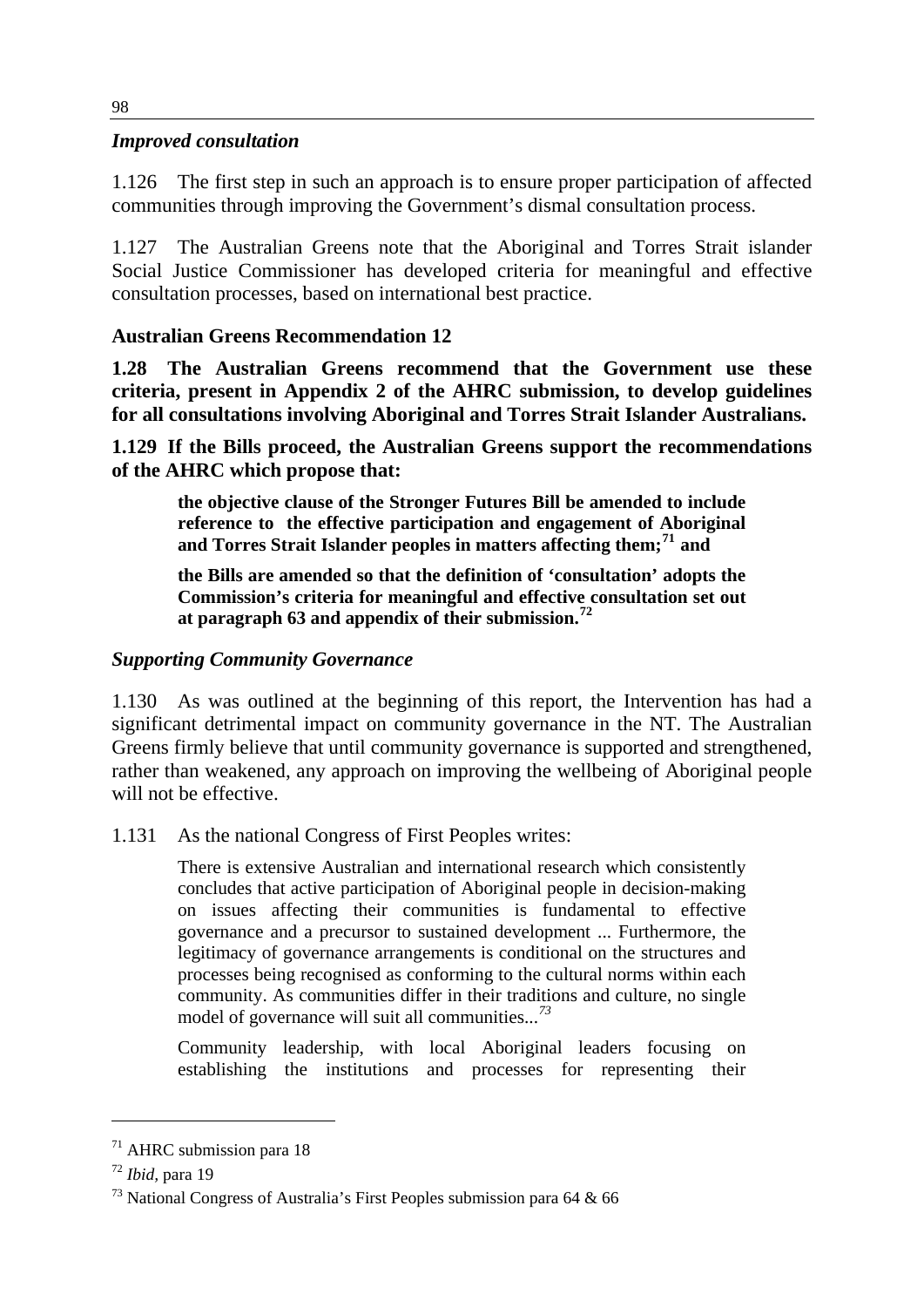### *Improved consultation*

1.126 The first step in such an approach is to ensure proper participation of affected communities through improving the Government's dismal consultation process.

1.127 The Australian Greens note that the Aboriginal and Torres Strait islander Social Justice Commissioner has developed criteria for meaningful and effective consultation processes, based on international best practice.

**Australian Greens Recommendation 12**

**1.28 The Australian Greens recommend that the Government use these criteria, present in Appendix 2 of the AHRC submission, to develop guidelines for all consultations involving Aboriginal and Torres Strait Islander Australians.**

**1.129 If the Bills proceed, the Australian Greens support the recommendations of the AHRC which propose that:**

> **the objective clause of the Stronger Futures Bill be amended to include reference to the effective participation and engagement of Aboriginal and Torres Strait Islander peoples in matters affecting them;[71] and**
>
> **the Bills are amended so that the definition of 'consultation' adopts the Commission's criteria for meaningful and effective consultation set out at paragraph 63 and appendix of their submission.[72]**

### *Supporting Community Governance*

1.130 As was outlined at the beginning of this report, the Intervention has had a significant detrimental impact on community governance in the NT. The Australian Greens firmly believe that until community governance is supported and strengthened, rather than weakened, any approach on improving the wellbeing of Aboriginal people will not be effective.

1.131 As the national Congress of First Peoples writes:

> There is extensive Australian and international research which consistently concludes that active participation of Aboriginal people in decision-making on issues affecting their communities is fundamental to effective governance and a precursor to sustained development ... Furthermore, the legitimacy of governance arrangements is conditional on the structures and processes being recognised as conforming to the cultural norms within each community. As communities differ in their traditions and culture, no single model of governance will suit all communities...[73]
>
> Community leadership, with local Aboriginal leaders focusing on establishing the institutions and processes for representing their

---

[71] AHRC submission para 18

[72] *Ibid*, para 19

[73] National Congress of Australia's First Peoples submission para 64 & 66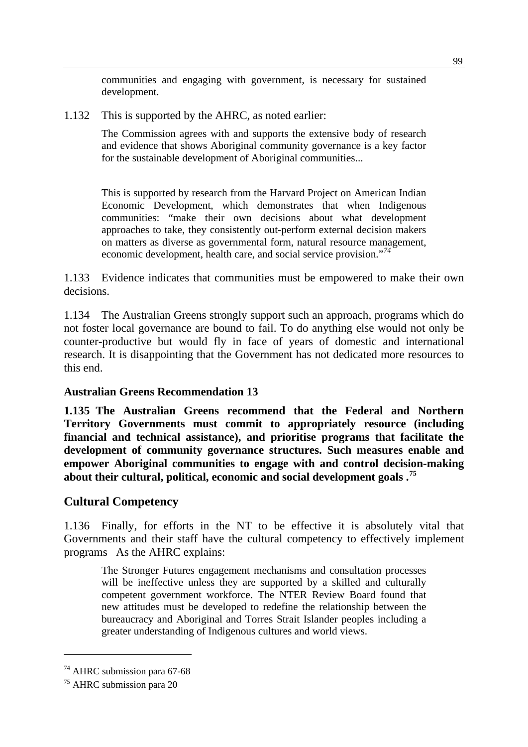communities and engaging with government, is necessary for sustained development.

1.132 This is supported by the AHRC, as noted earlier:

> The Commission agrees with and supports the extensive body of research and evidence that shows Aboriginal community governance is a key factor for the sustainable development of Aboriginal communities...
>
> This is supported by research from the Harvard Project on American Indian Economic Development, which demonstrates that when Indigenous communities: "make their own decisions about what development approaches to take, they consistently out-perform external decision makers on matters as diverse as governmental form, natural resource management, economic development, health care, and social service provision."[74]

1.133 Evidence indicates that communities must be empowered to make their own decisions.

1.134 The Australian Greens strongly support such an approach, programs which do not foster local governance are bound to fail. To do anything else would not only be counter-productive but would fly in face of years of domestic and international research. It is disappointing that the Government has not dedicated more resources to this end.

**Australian Greens Recommendation 13**

**1.135 The Australian Greens recommend that the Federal and Northern Territory Governments must commit to appropriately resource (including financial and technical assistance), and prioritise programs that facilitate the development of community governance structures. Such measures enable and empower Aboriginal communities to engage with and control decision-making about their cultural, political, economic and social development goals .[75]**

## Cultural Competency

1.136 Finally, for efforts in the NT to be effective it is absolutely vital that Governments and their staff have the cultural competency to effectively implement programs As the AHRC explains:

> The Stronger Futures engagement mechanisms and consultation processes will be ineffective unless they are supported by a skilled and culturally competent government workforce. The NTER Review Board found that new attitudes must be developed to redefine the relationship between the bureaucracy and Aboriginal and Torres Strait Islander peoples including a greater understanding of Indigenous cultures and world views.

---

[74] AHRC submission para 67-68

[75] AHRC submission para 20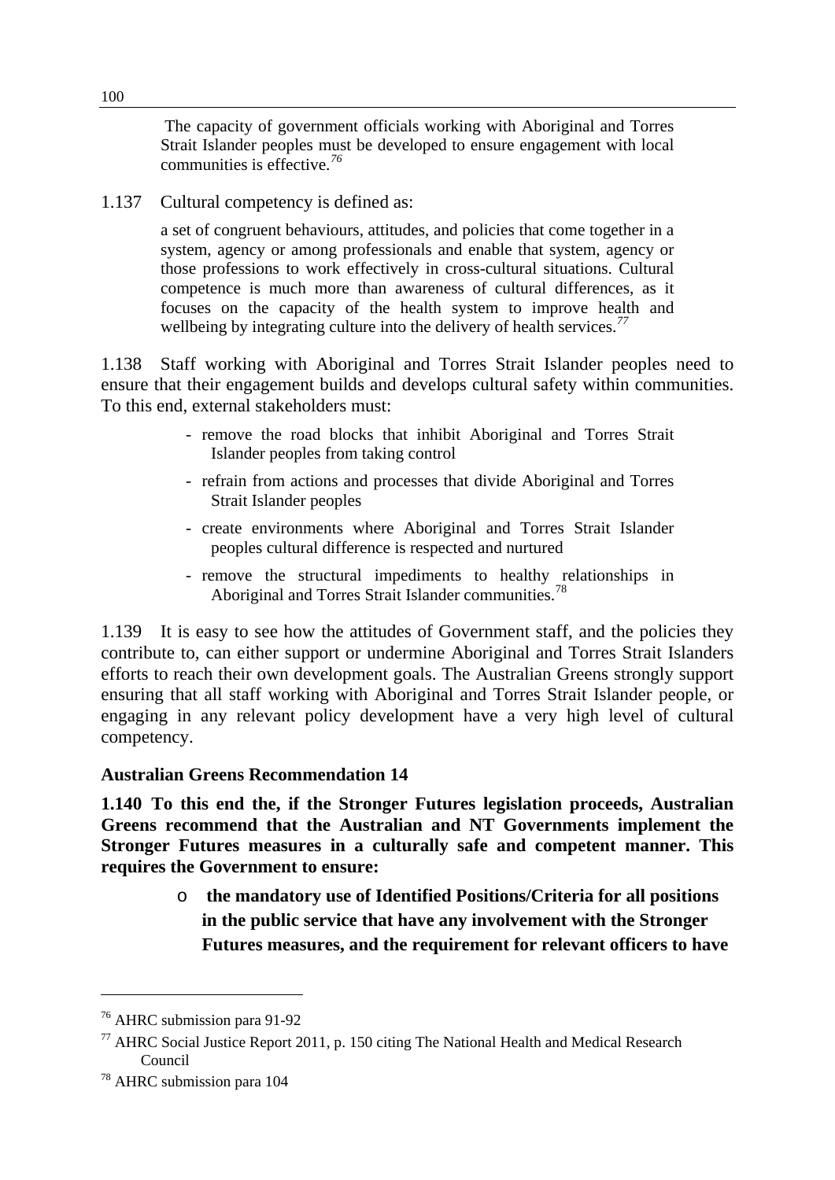> The capacity of government officials working with Aboriginal and Torres Strait Islander peoples must be developed to ensure engagement with local communities is effective.[76]

1.137 Cultural competency is defined as:

> a set of congruent behaviours, attitudes, and policies that come together in a system, agency or among professionals and enable that system, agency or those professions to work effectively in cross-cultural situations. Cultural competence is much more than awareness of cultural differences, as it focuses on the capacity of the health system to improve health and wellbeing by integrating culture into the delivery of health services.[77]

1.138 Staff working with Aboriginal and Torres Strait Islander peoples need to ensure that their engagement builds and develops cultural safety within communities. To this end, external stakeholders must:

> - remove the road blocks that inhibit Aboriginal and Torres Strait Islander peoples from taking control
> - refrain from actions and processes that divide Aboriginal and Torres Strait Islander peoples
> - create environments where Aboriginal and Torres Strait Islander peoples cultural difference is respected and nurtured
> - remove the structural impediments to healthy relationships in Aboriginal and Torres Strait Islander communities.[78]

1.139 It is easy to see how the attitudes of Government staff, and the policies they contribute to, can either support or undermine Aboriginal and Torres Strait Islanders efforts to reach their own development goals. The Australian Greens strongly support ensuring that all staff working with Aboriginal and Torres Strait Islander people, or engaging in any relevant policy development have a very high level of cultural competency.

**Australian Greens Recommendation 14**

**1.140 To this end the, if the Stronger Futures legislation proceeds, Australian Greens recommend that the Australian and NT Governments implement the Stronger Futures measures in a culturally safe and competent manner. This requires the Government to ensure:**

- **the mandatory use of Identified Positions/Criteria for all positions in the public service that have any involvement with the Stronger Futures measures, and the requirement for relevant officers to have**

---

[76] AHRC submission para 91-92

[77] AHRC Social Justice Report 2011, p. 150 citing The National Health and Medical Research Council

[78] AHRC submission para 104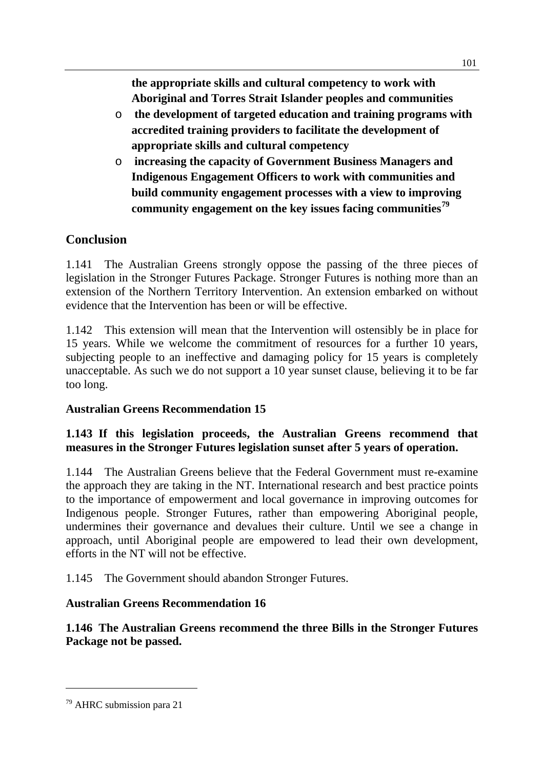**the appropriate skills and cultural competency to work with Aboriginal and Torres Strait Islander peoples and communities**

- **the development of targeted education and training programs with accredited training providers to facilitate the development of appropriate skills and cultural competency**
- **increasing the capacity of Government Business Managers and Indigenous Engagement Officers to work with communities and build community engagement processes with a view to improving community engagement on the key issues facing communities**[79]

## Conclusion

1.141 The Australian Greens strongly oppose the passing of the three pieces of legislation in the Stronger Futures Package. Stronger Futures is nothing more than an extension of the Northern Territory Intervention. An extension embarked on without evidence that the Intervention has been or will be effective.

1.142 This extension will mean that the Intervention will ostensibly be in place for 15 years. While we welcome the commitment of resources for a further 10 years, subjecting people to an ineffective and damaging policy for 15 years is completely unacceptable. As such we do not support a 10 year sunset clause, believing it to be far too long.

**Australian Greens Recommendation 15**

**1.143 If this legislation proceeds, the Australian Greens recommend that measures in the Stronger Futures legislation sunset after 5 years of operation.**

1.144 The Australian Greens believe that the Federal Government must re-examine the approach they are taking in the NT. International research and best practice points to the importance of empowerment and local governance in improving outcomes for Indigenous people. Stronger Futures, rather than empowering Aboriginal people, undermines their governance and devalues their culture. Until we see a change in approach, until Aboriginal people are empowered to lead their own development, efforts in the NT will not be effective.

1.145 The Government should abandon Stronger Futures.

**Australian Greens Recommendation 16**

**1.146 The Australian Greens recommend the three Bills in the Stronger Futures Package not be passed.**

[79] AHRC submission para 21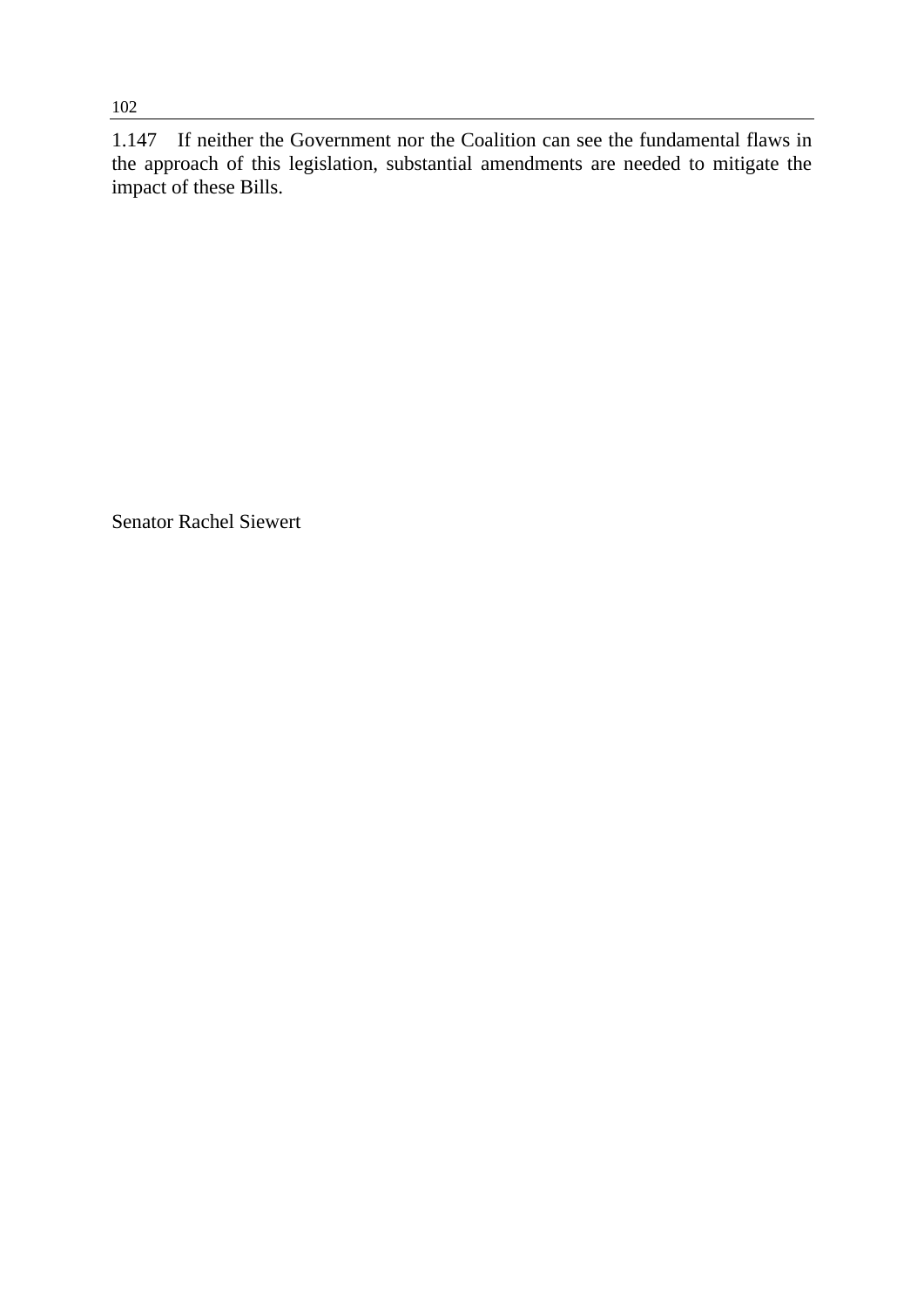1.147 If neither the Government nor the Coalition can see the fundamental flaws in the approach of this legislation, substantial amendments are needed to mitigate the impact of these Bills.

Senator Rachel Siewert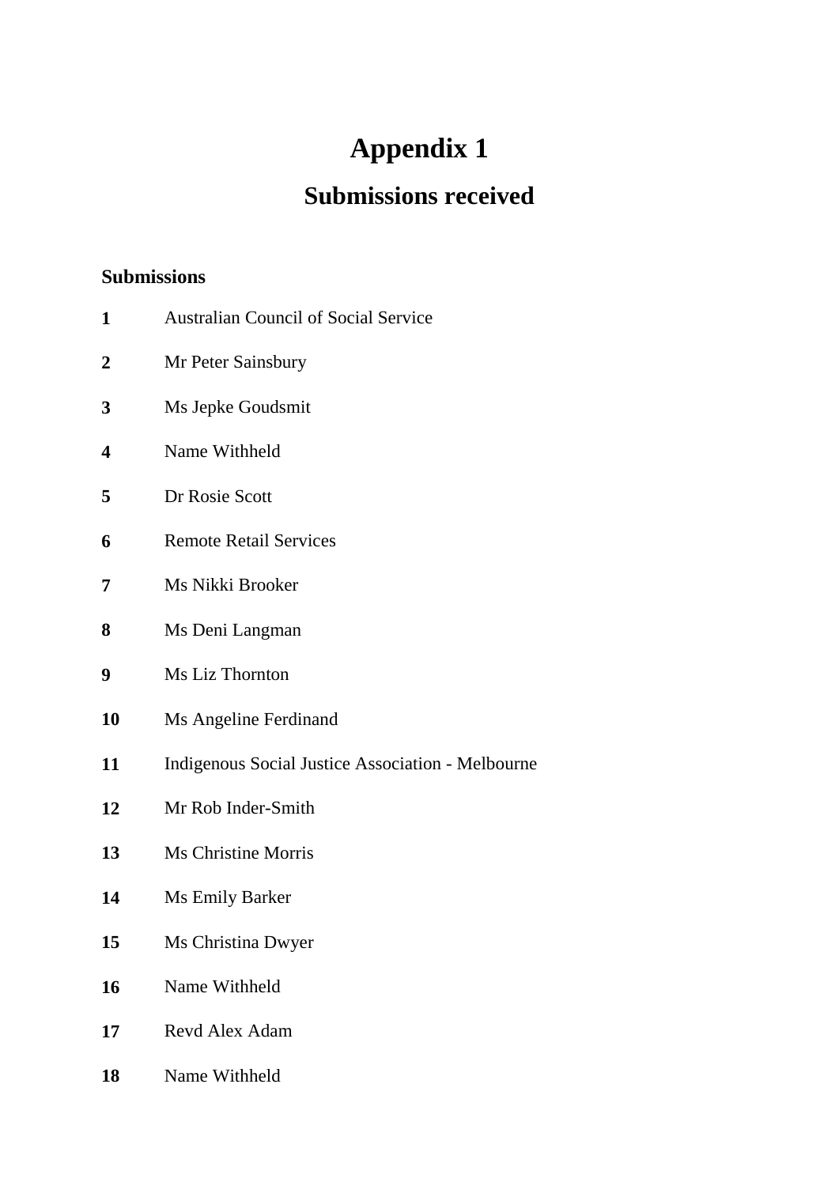# Appendix 1

## Submissions received

### Submissions

| | |
|---|---|
| **1** | Australian Council of Social Service |
| **2** | Mr Peter Sainsbury |
| **3** | Ms Jepke Goudsmit |
| **4** | Name Withheld |
| **5** | Dr Rosie Scott |
| **6** | Remote Retail Services |
| **7** | Ms Nikki Brooker |
| **8** | Ms Deni Langman |
| **9** | Ms Liz Thornton |
| **10** | Ms Angeline Ferdinand |
| **11** | Indigenous Social Justice Association - Melbourne |
| **12** | Mr Rob Inder-Smith |
| **13** | Ms Christine Morris |
| **14** | Ms Emily Barker |
| **15** | Ms Christina Dwyer |
| **16** | Name Withheld |
| **17** | Revd Alex Adam |
| **18** | Name Withheld |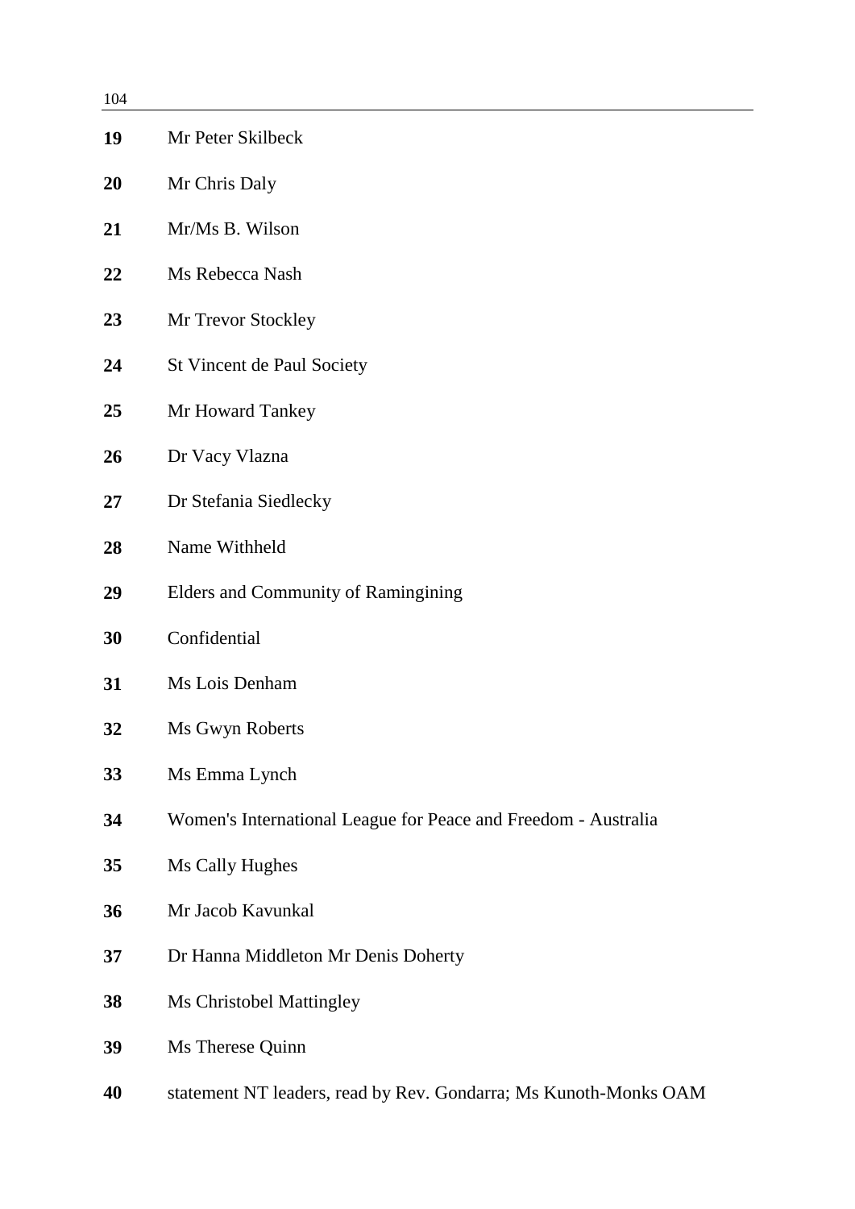| | |
|---|---|
| **19** | Mr Peter Skilbeck |
| **20** | Mr Chris Daly |
| **21** | Mr/Ms B. Wilson |
| **22** | Ms Rebecca Nash |
| **23** | Mr Trevor Stockley |
| **24** | St Vincent de Paul Society |
| **25** | Mr Howard Tankey |
| **26** | Dr Vacy Vlazna |
| **27** | Dr Stefania Siedlecky |
| **28** | Name Withheld |
| **29** | Elders and Community of Ramingining |
| **30** | Confidential |
| **31** | Ms Lois Denham |
| **32** | Ms Gwyn Roberts |
| **33** | Ms Emma Lynch |
| **34** | Women's International League for Peace and Freedom - Australia |
| **35** | Ms Cally Hughes |
| **36** | Mr Jacob Kavunkal |
| **37** | Dr Hanna Middleton Mr Denis Doherty |
| **38** | Ms Christobel Mattingley |
| **39** | Ms Therese Quinn |
| **40** | statement NT leaders, read by Rev. Gondarra; Ms Kunoth-Monks OAM |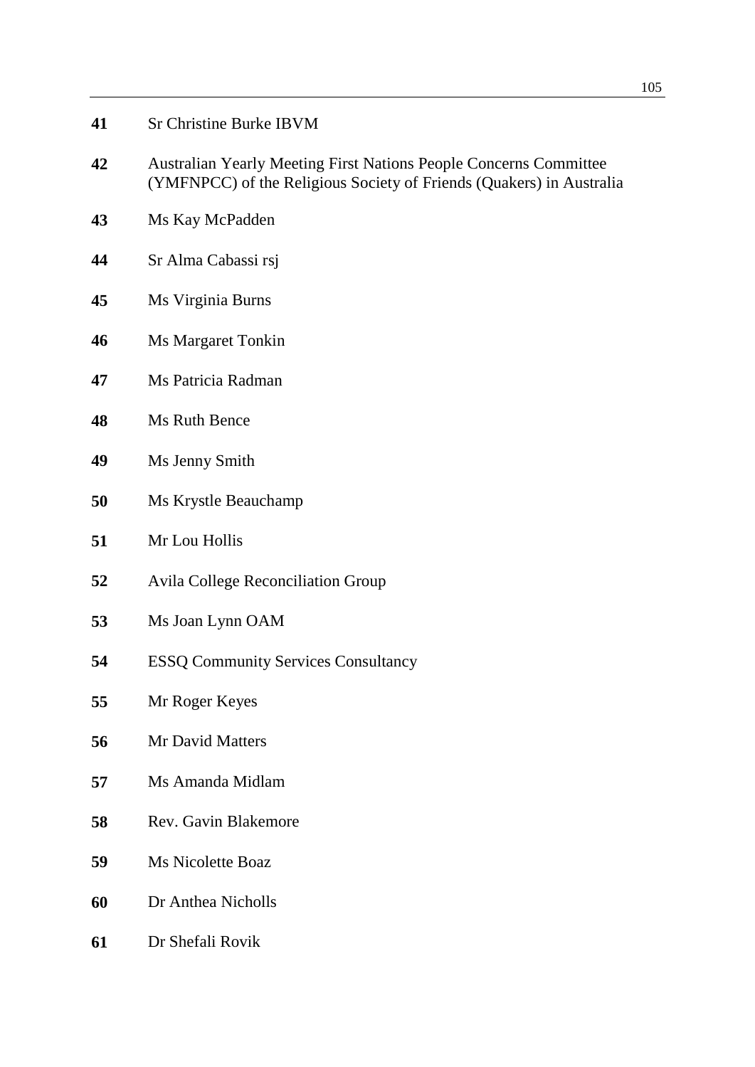| | |
|---|---|
| **41** | Sr Christine Burke IBVM |
| **42** | Australian Yearly Meeting First Nations People Concerns Committee (YMFNPCC) of the Religious Society of Friends (Quakers) in Australia |
| **43** | Ms Kay McPadden |
| **44** | Sr Alma Cabassi rsj |
| **45** | Ms Virginia Burns |
| **46** | Ms Margaret Tonkin |
| **47** | Ms Patricia Radman |
| **48** | Ms Ruth Bence |
| **49** | Ms Jenny Smith |
| **50** | Ms Krystle Beauchamp |
| **51** | Mr Lou Hollis |
| **52** | Avila College Reconciliation Group |
| **53** | Ms Joan Lynn OAM |
| **54** | ESSQ Community Services Consultancy |
| **55** | Mr Roger Keyes |
| **56** | Mr David Matters |
| **57** | Ms Amanda Midlam |
| **58** | Rev. Gavin Blakemore |
| **59** | Ms Nicolette Boaz |
| **60** | Dr Anthea Nicholls |
| **61** | Dr Shefali Rovik |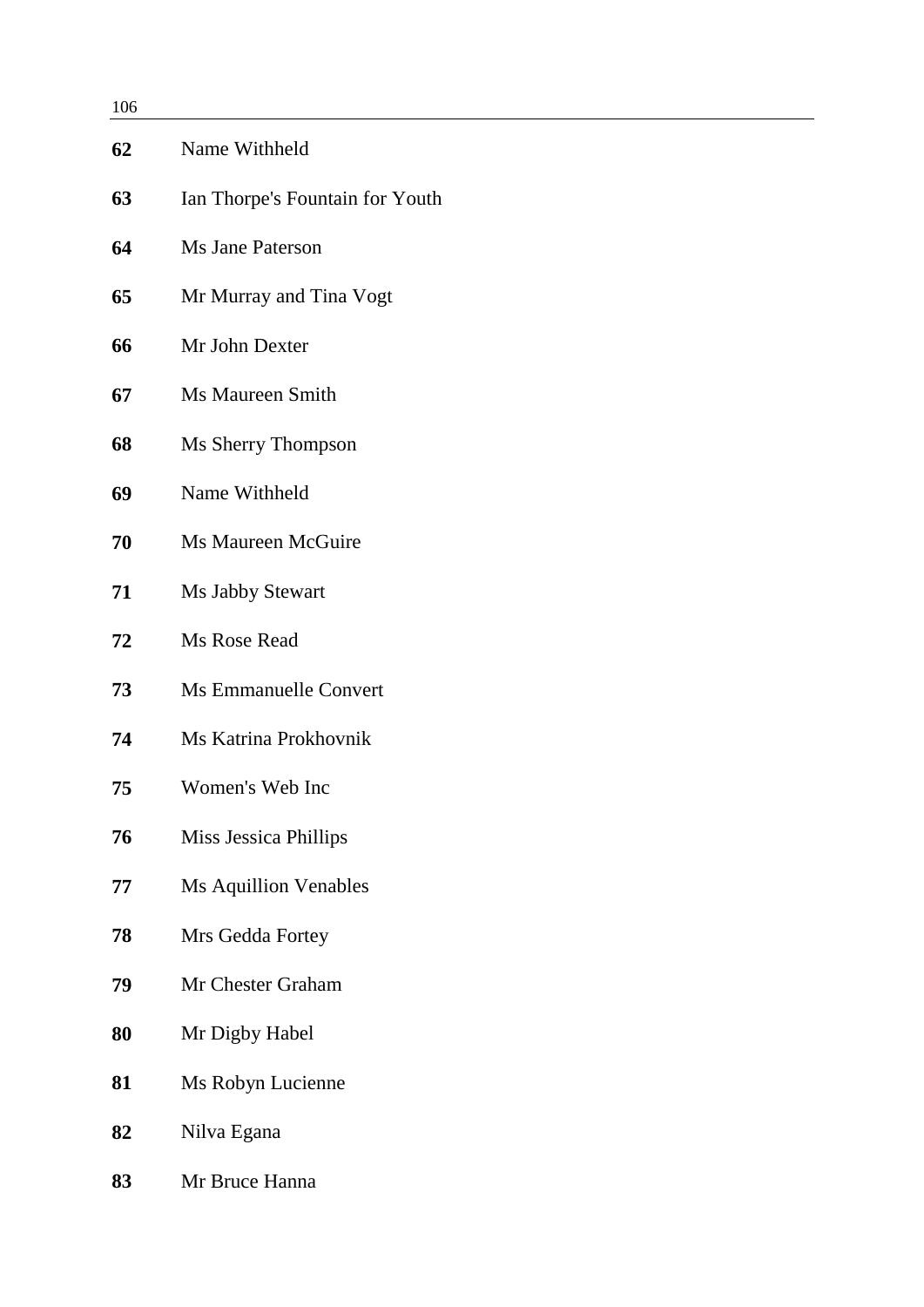| | |
|---|---|
| **62** | Name Withheld |
| **63** | Ian Thorpe's Fountain for Youth |
| **64** | Ms Jane Paterson |
| **65** | Mr Murray and Tina Vogt |
| **66** | Mr John Dexter |
| **67** | Ms Maureen Smith |
| **68** | Ms Sherry Thompson |
| **69** | Name Withheld |
| **70** | Ms Maureen McGuire |
| **71** | Ms Jabby Stewart |
| **72** | Ms Rose Read |
| **73** | Ms Emmanuelle Convert |
| **74** | Ms Katrina Prokhovnik |
| **75** | Women's Web Inc |
| **76** | Miss Jessica Phillips |
| **77** | Ms Aquillion Venables |
| **78** | Mrs Gedda Fortey |
| **79** | Mr Chester Graham |
| **80** | Mr Digby Habel |
| **81** | Ms Robyn Lucienne |
| **82** | Nilva Egana |
| **83** | Mr Bruce Hanna |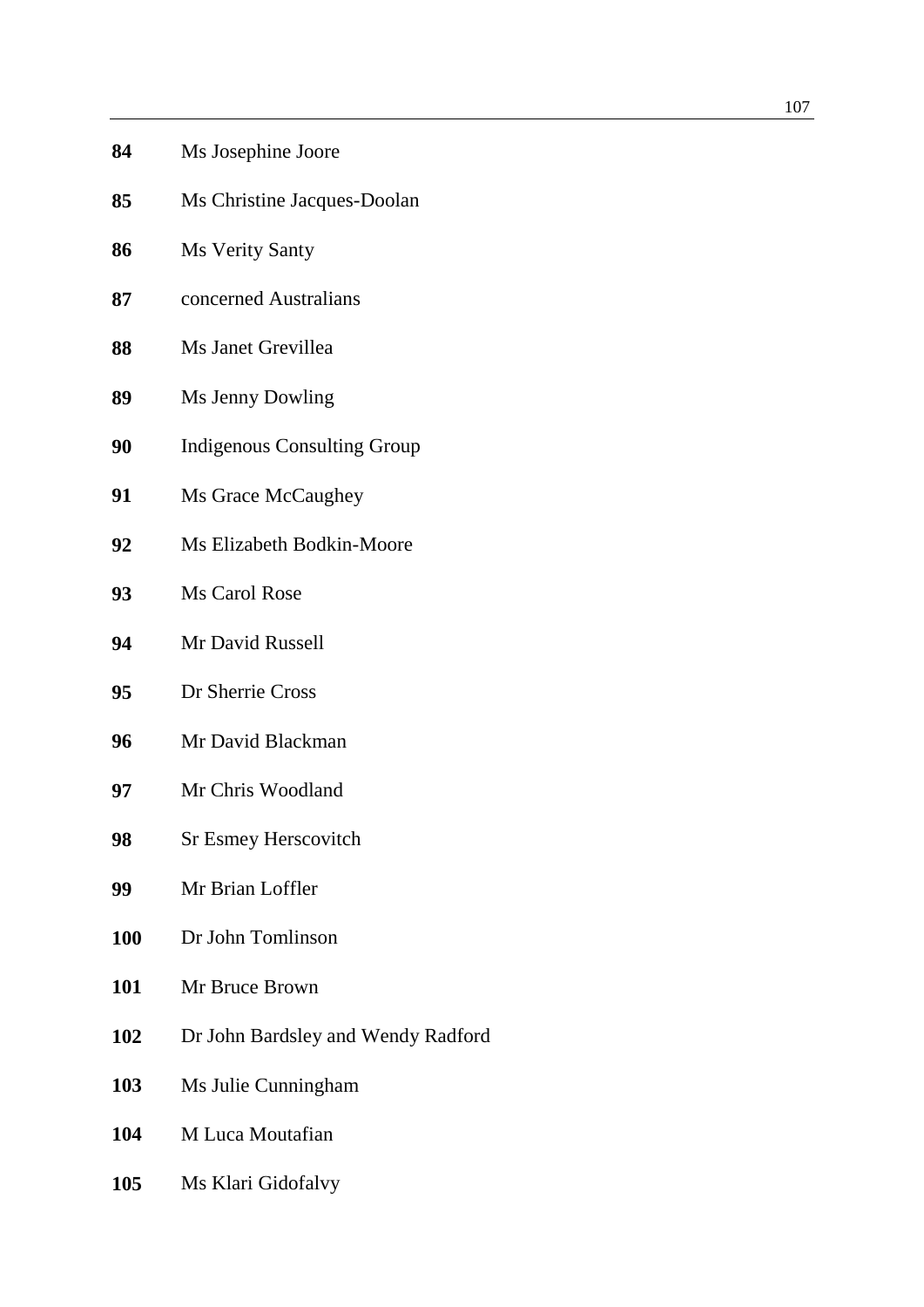| | |
|---|---|
| **84** | Ms Josephine Joore |
| **85** | Ms Christine Jacques-Doolan |
| **86** | Ms Verity Santy |
| **87** | concerned Australians |
| **88** | Ms Janet Grevillea |
| **89** | Ms Jenny Dowling |
| **90** | Indigenous Consulting Group |
| **91** | Ms Grace McCaughey |
| **92** | Ms Elizabeth Bodkin-Moore |
| **93** | Ms Carol Rose |
| **94** | Mr David Russell |
| **95** | Dr Sherrie Cross |
| **96** | Mr David Blackman |
| **97** | Mr Chris Woodland |
| **98** | Sr Esmey Herscovitch |
| **99** | Mr Brian Loffler |
| **100** | Dr John Tomlinson |
| **101** | Mr Bruce Brown |
| **102** | Dr John Bardsley and Wendy Radford |
| **103** | Ms Julie Cunningham |
| **104** | M Luca Moutafian |
| **105** | Ms Klari Gidofalvy |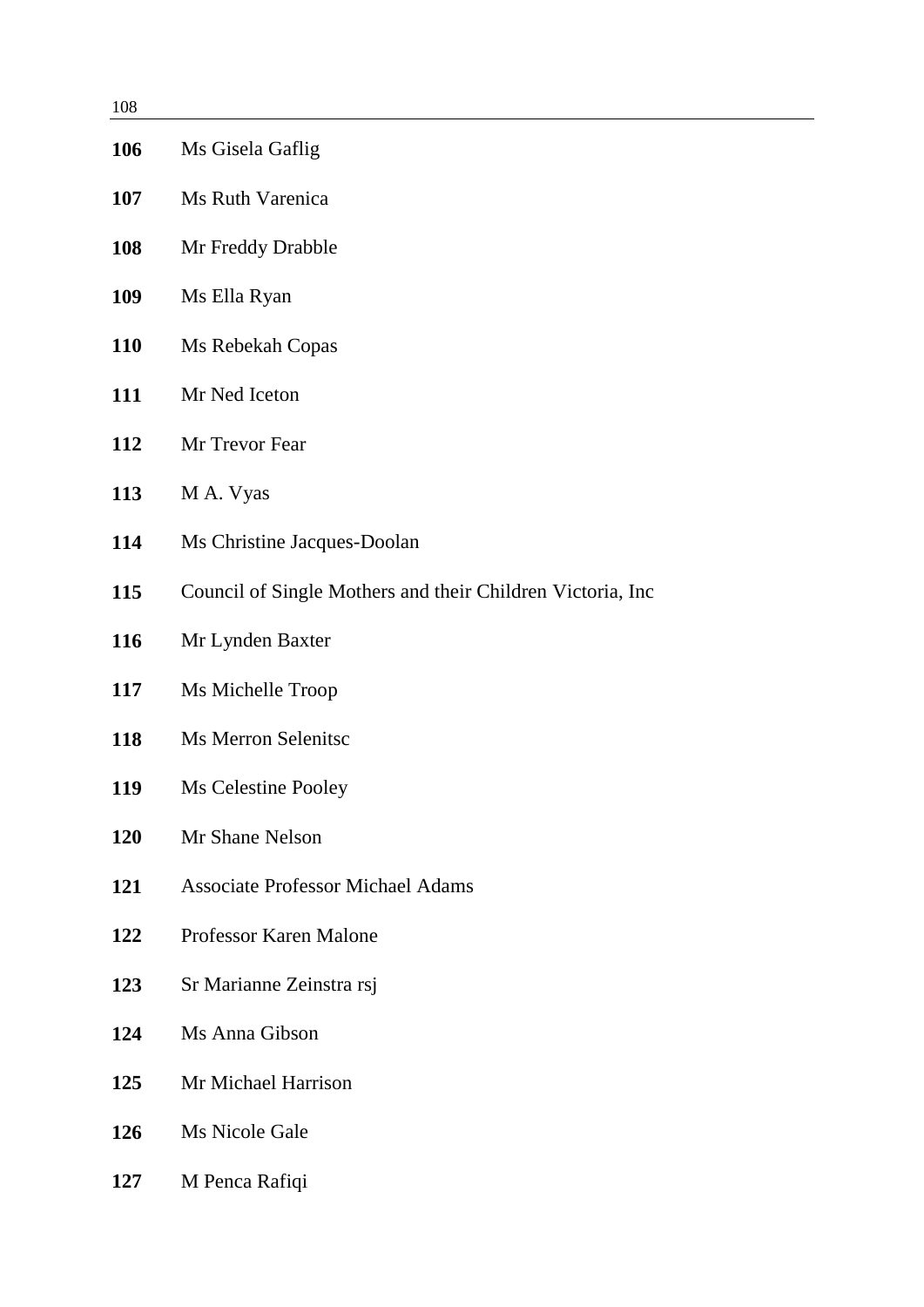**106** Ms Gisela Gaflig

**107** Ms Ruth Varenica

**108** Mr Freddy Drabble

**109** Ms Ella Ryan

**110** Ms Rebekah Copas

**111** Mr Ned Iceton

**112** Mr Trevor Fear

**113** M A. Vyas

**114** Ms Christine Jacques-Doolan

**115** Council of Single Mothers and their Children Victoria, Inc

**116** Mr Lynden Baxter

**117** Ms Michelle Troop

**118** Ms Merron Selenitsc

**119** Ms Celestine Pooley

**120** Mr Shane Nelson

**121** Associate Professor Michael Adams

**122** Professor Karen Malone

**123** Sr Marianne Zeinstra rsj

**124** Ms Anna Gibson

**125** Mr Michael Harrison

**126** Ms Nicole Gale

**127** M Penca Rafiqi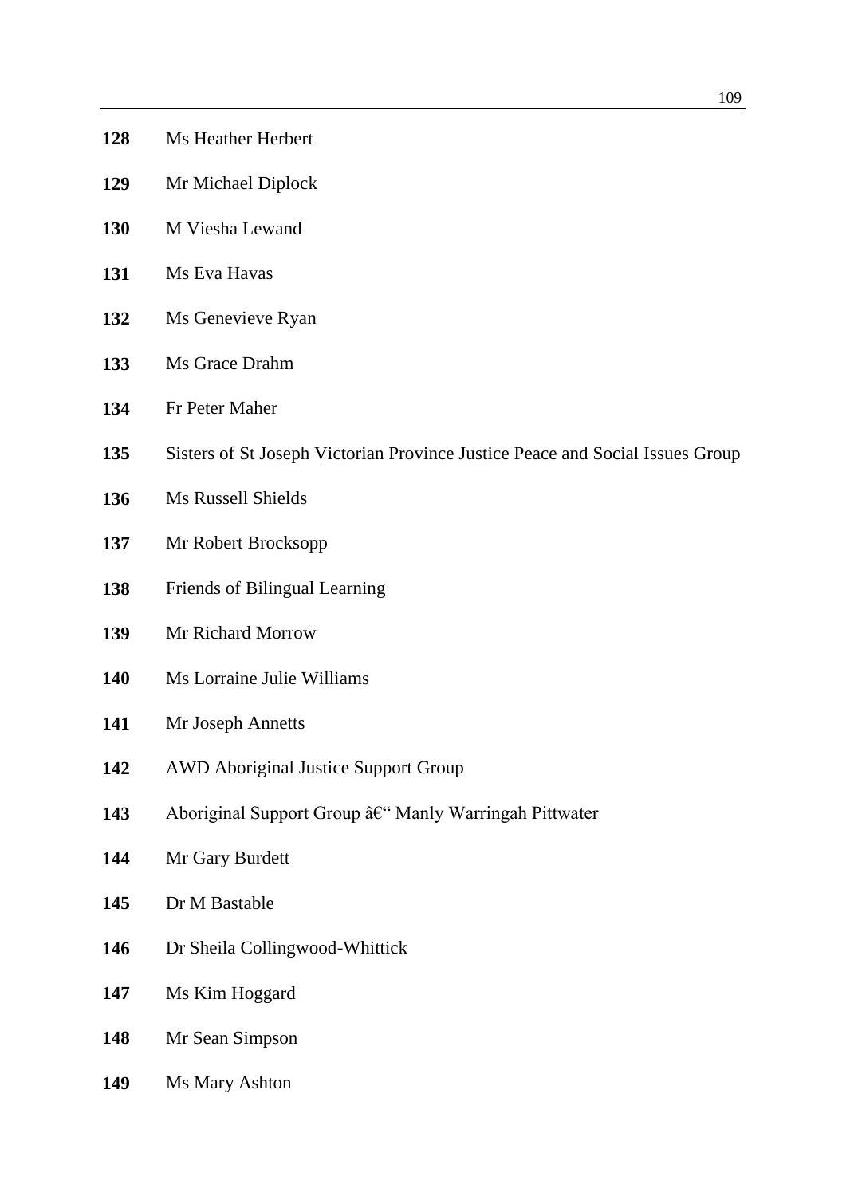| | |
|---|---|
| **128** | Ms Heather Herbert |
| **129** | Mr Michael Diplock |
| **130** | M Viesha Lewand |
| **131** | Ms Eva Havas |
| **132** | Ms Genevieve Ryan |
| **133** | Ms Grace Drahm |
| **134** | Fr Peter Maher |
| **135** | Sisters of St Joseph Victorian Province Justice Peace and Social Issues Group |
| **136** | Ms Russell Shields |
| **137** | Mr Robert Brocksopp |
| **138** | Friends of Bilingual Learning |
| **139** | Mr Richard Morrow |
| **140** | Ms Lorraine Julie Williams |
| **141** | Mr Joseph Annetts |
| **142** | AWD Aboriginal Justice Support Group |
| **143** | Aboriginal Support Group â€“ Manly Warringah Pittwater |
| **144** | Mr Gary Burdett |
| **145** | Dr M Bastable |
| **146** | Dr Sheila Collingwood-Whittick |
| **147** | Ms Kim Hoggard |
| **148** | Mr Sean Simpson |
| **149** | Ms Mary Ashton |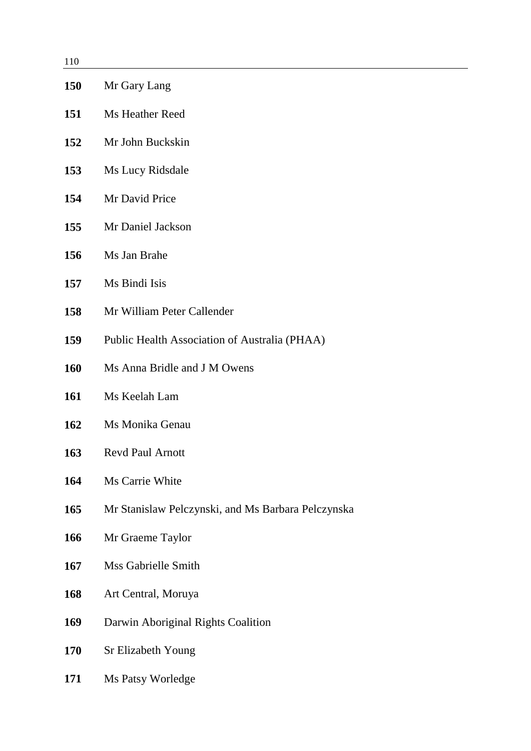**150** Mr Gary Lang

**151** Ms Heather Reed

**152** Mr John Buckskin

**153** Ms Lucy Ridsdale

**154** Mr David Price

**155** Mr Daniel Jackson

**156** Ms Jan Brahe

**157** Ms Bindi Isis

**158** Mr William Peter Callender

**159** Public Health Association of Australia (PHAA)

**160** Ms Anna Bridle and J M Owens

**161** Ms Keelah Lam

**162** Ms Monika Genau

**163** Revd Paul Arnott

**164** Ms Carrie White

**165** Mr Stanislaw Pelczynski, and Ms Barbara Pelczynska

**166** Mr Graeme Taylor

**167** Mss Gabrielle Smith

**168** Art Central, Moruya

**169** Darwin Aboriginal Rights Coalition

**170** Sr Elizabeth Young

**171** Ms Patsy Worledge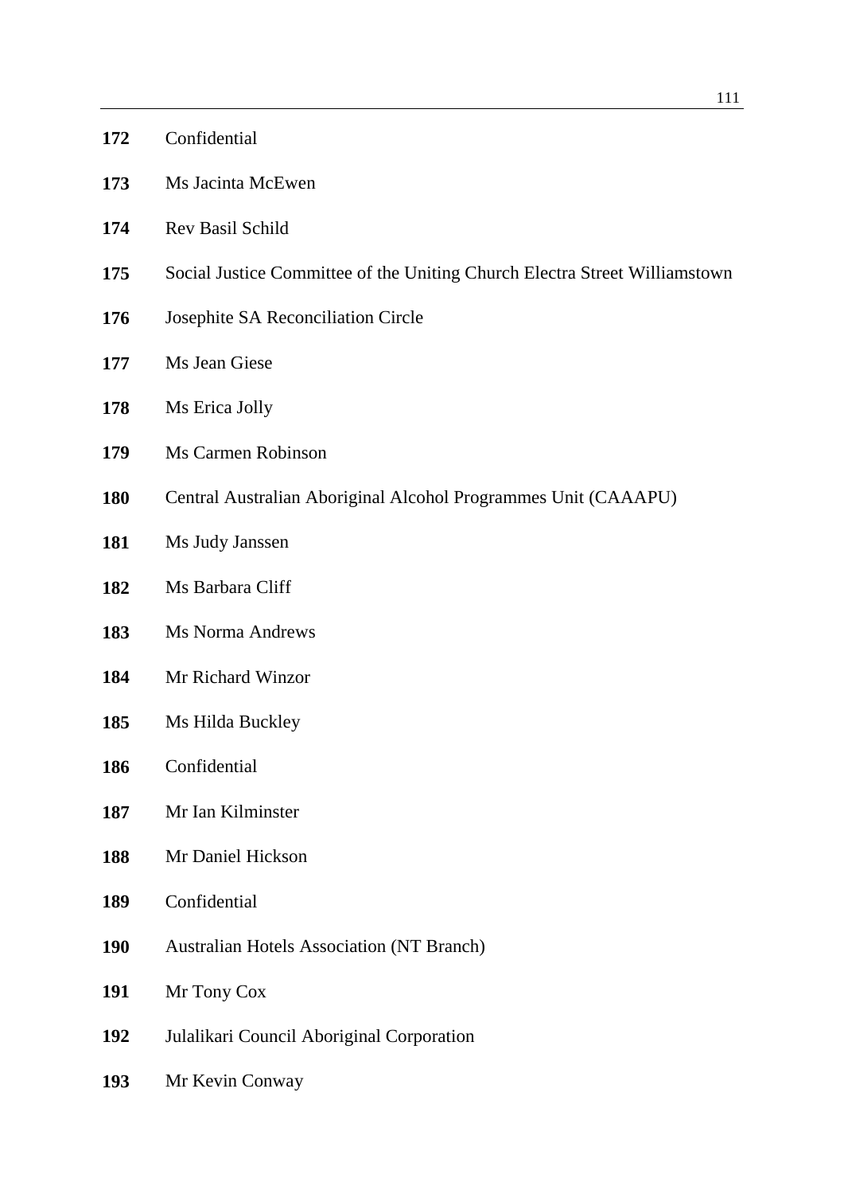**172** Confidential

**173** Ms Jacinta McEwen

**174** Rev Basil Schild

**175** Social Justice Committee of the Uniting Church Electra Street Williamstown

**176** Josephite SA Reconciliation Circle

**177** Ms Jean Giese

**178** Ms Erica Jolly

**179** Ms Carmen Robinson

**180** Central Australian Aboriginal Alcohol Programmes Unit (CAAAPU)

**181** Ms Judy Janssen

**182** Ms Barbara Cliff

**183** Ms Norma Andrews

**184** Mr Richard Winzor

**185** Ms Hilda Buckley

**186** Confidential

**187** Mr Ian Kilminster

**188** Mr Daniel Hickson

**189** Confidential

**190** Australian Hotels Association (NT Branch)

**191** Mr Tony Cox

**192** Julalikari Council Aboriginal Corporation

**193** Mr Kevin Conway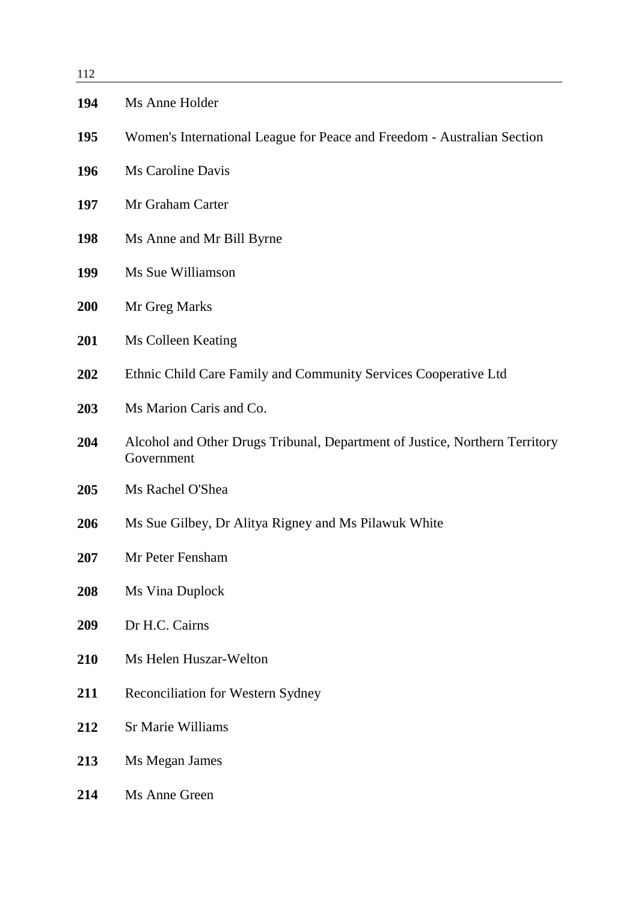**194** Ms Anne Holder

**195** Women's International League for Peace and Freedom - Australian Section

**196** Ms Caroline Davis

**197** Mr Graham Carter

**198** Ms Anne and Mr Bill Byrne

**199** Ms Sue Williamson

**200** Mr Greg Marks

**201** Ms Colleen Keating

**202** Ethnic Child Care Family and Community Services Cooperative Ltd

**203** Ms Marion Caris and Co.

**204** Alcohol and Other Drugs Tribunal, Department of Justice, Northern Territory Government

**205** Ms Rachel O'Shea

**206** Ms Sue Gilbey, Dr Alitya Rigney and Ms Pilawuk White

**207** Mr Peter Fensham

**208** Ms Vina Duplock

**209** Dr H.C. Cairns

**210** Ms Helen Huszar-Welton

**211** Reconciliation for Western Sydney

**212** Sr Marie Williams

**213** Ms Megan James

**214** Ms Anne Green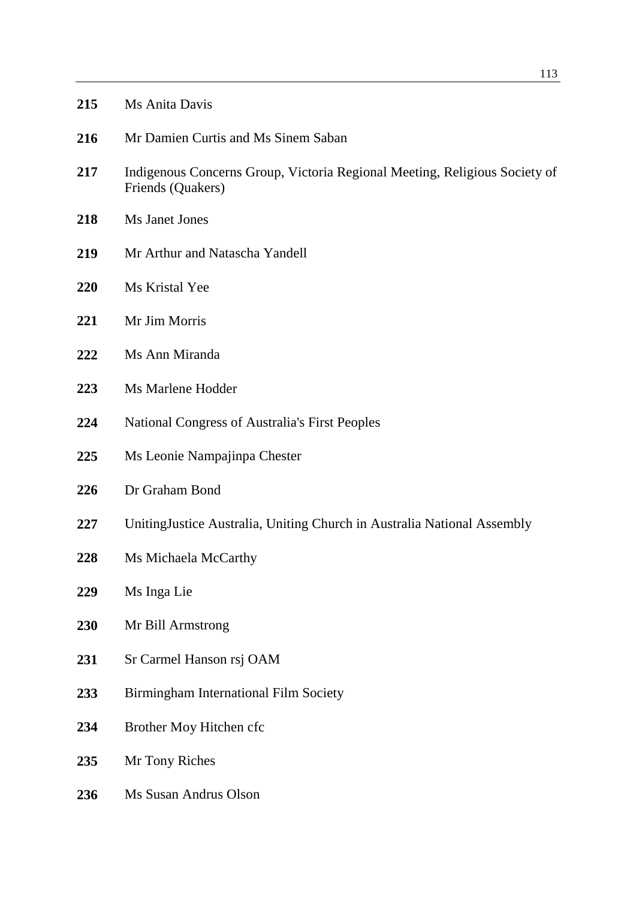**215** Ms Anita Davis

**216** Mr Damien Curtis and Ms Sinem Saban

**217** Indigenous Concerns Group, Victoria Regional Meeting, Religious Society of Friends (Quakers)

**218** Ms Janet Jones

**219** Mr Arthur and Natascha Yandell

**220** Ms Kristal Yee

**221** Mr Jim Morris

**222** Ms Ann Miranda

**223** Ms Marlene Hodder

**224** National Congress of Australia's First Peoples

**225** Ms Leonie Nampajinpa Chester

**226** Dr Graham Bond

**227** UnitingJustice Australia, Uniting Church in Australia National Assembly

**228** Ms Michaela McCarthy

**229** Ms Inga Lie

**230** Mr Bill Armstrong

**231** Sr Carmel Hanson rsj OAM

**233** Birmingham International Film Society

**234** Brother Moy Hitchen cfc

**235** Mr Tony Riches

**236** Ms Susan Andrus Olson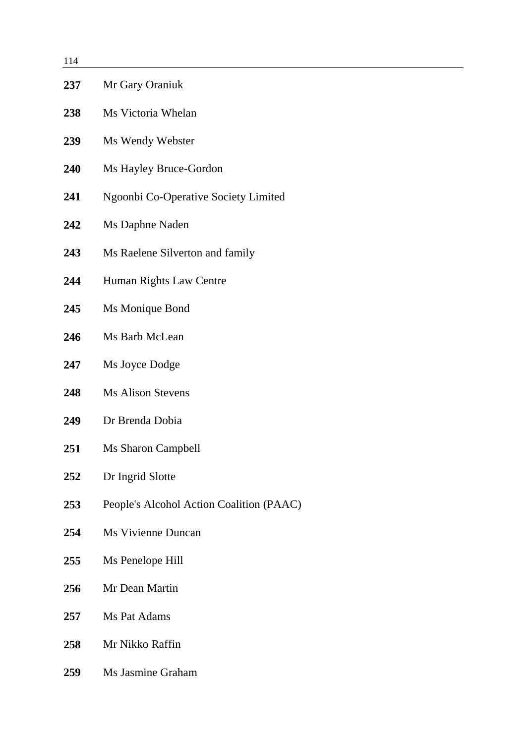| | |
|---|---|
| **237** | Mr Gary Oraniuk |
| **238** | Ms Victoria Whelan |
| **239** | Ms Wendy Webster |
| **240** | Ms Hayley Bruce-Gordon |
| **241** | Ngoonbi Co-Operative Society Limited |
| **242** | Ms Daphne Naden |
| **243** | Ms Raelene Silverton and family |
| **244** | Human Rights Law Centre |
| **245** | Ms Monique Bond |
| **246** | Ms Barb McLean |
| **247** | Ms Joyce Dodge |
| **248** | Ms Alison Stevens |
| **249** | Dr Brenda Dobia |
| **251** | Ms Sharon Campbell |
| **252** | Dr Ingrid Slotte |
| **253** | People's Alcohol Action Coalition (PAAC) |
| **254** | Ms Vivienne Duncan |
| **255** | Ms Penelope Hill |
| **256** | Mr Dean Martin |
| **257** | Ms Pat Adams |
| **258** | Mr Nikko Raffin |
| **259** | Ms Jasmine Graham |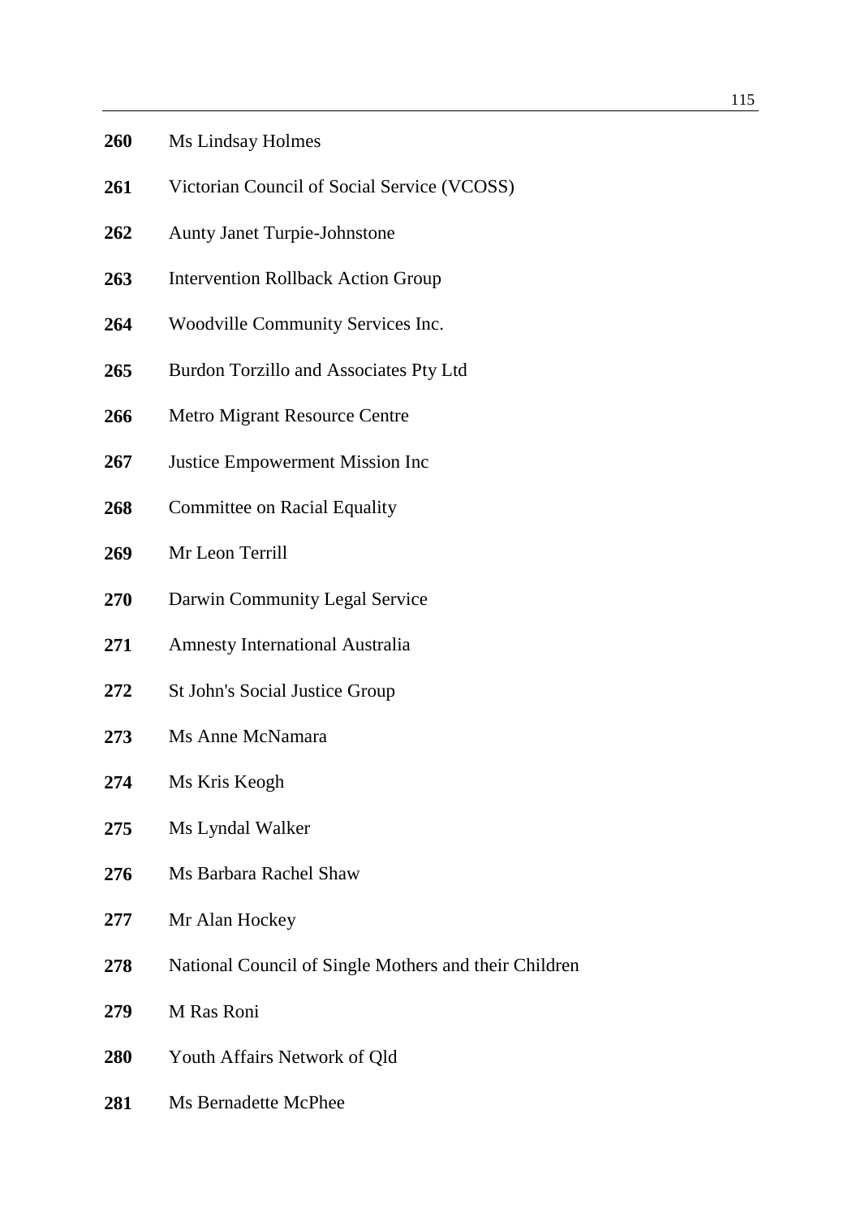**260** Ms Lindsay Holmes

**261** Victorian Council of Social Service (VCOSS)

**262** Aunty Janet Turpie-Johnstone

**263** Intervention Rollback Action Group

**264** Woodville Community Services Inc.

**265** Burdon Torzillo and Associates Pty Ltd

**266** Metro Migrant Resource Centre

**267** Justice Empowerment Mission Inc

**268** Committee on Racial Equality

**269** Mr Leon Terrill

**270** Darwin Community Legal Service

**271** Amnesty International Australia

**272** St John's Social Justice Group

**273** Ms Anne McNamara

**274** Ms Kris Keogh

**275** Ms Lyndal Walker

**276** Ms Barbara Rachel Shaw

**277** Mr Alan Hockey

**278** National Council of Single Mothers and their Children

**279** M Ras Roni

**280** Youth Affairs Network of Qld

**281** Ms Bernadette McPhee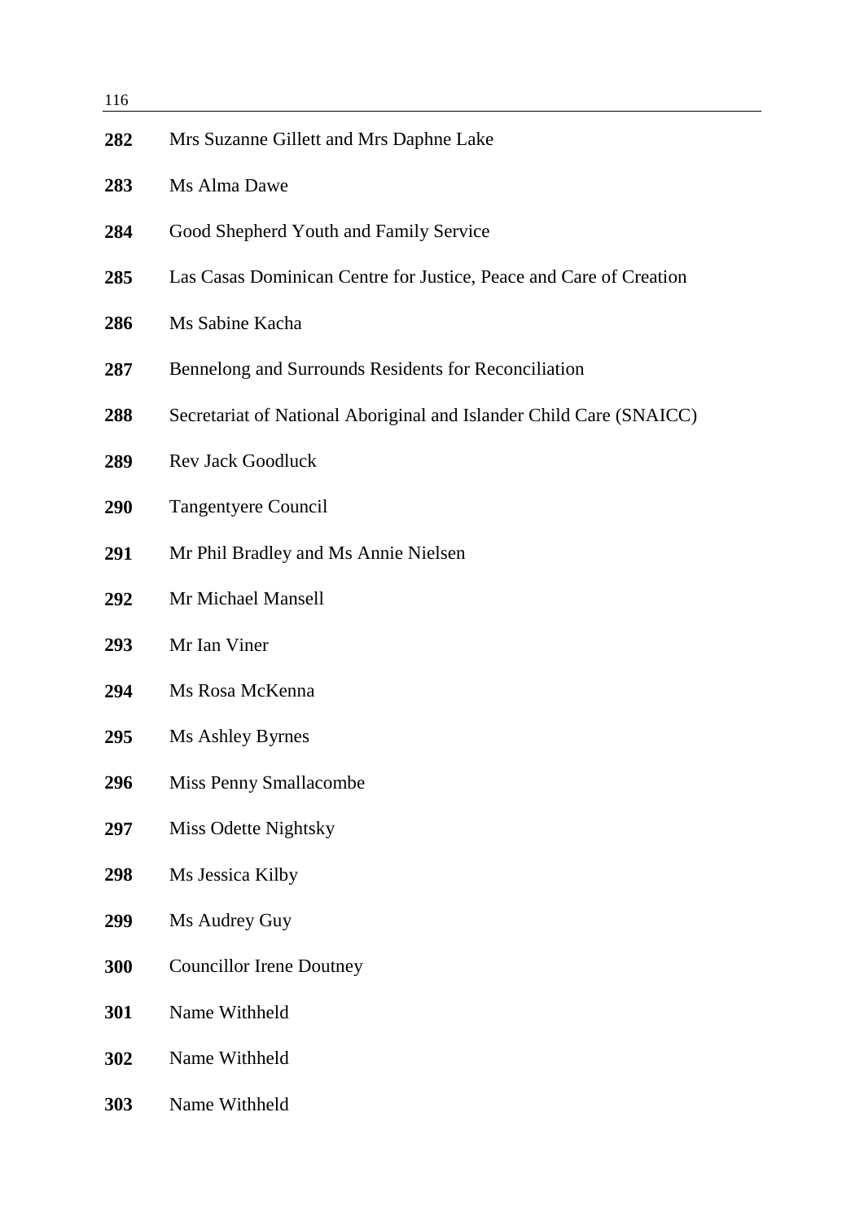| | |
|---|---|
| **282** | Mrs Suzanne Gillett and Mrs Daphne Lake |
| **283** | Ms Alma Dawe |
| **284** | Good Shepherd Youth and Family Service |
| **285** | Las Casas Dominican Centre for Justice, Peace and Care of Creation |
| **286** | Ms Sabine Kacha |
| **287** | Bennelong and Surrounds Residents for Reconciliation |
| **288** | Secretariat of National Aboriginal and Islander Child Care (SNAICC) |
| **289** | Rev Jack Goodluck |
| **290** | Tangentyere Council |
| **291** | Mr Phil Bradley and Ms Annie Nielsen |
| **292** | Mr Michael Mansell |
| **293** | Mr Ian Viner |
| **294** | Ms Rosa McKenna |
| **295** | Ms Ashley Byrnes |
| **296** | Miss Penny Smallacombe |
| **297** | Miss Odette Nightsky |
| **298** | Ms Jessica Kilby |
| **299** | Ms Audrey Guy |
| **300** | Councillor Irene Doutney |
| **301** | Name Withheld |
| **302** | Name Withheld |
| **303** | Name Withheld |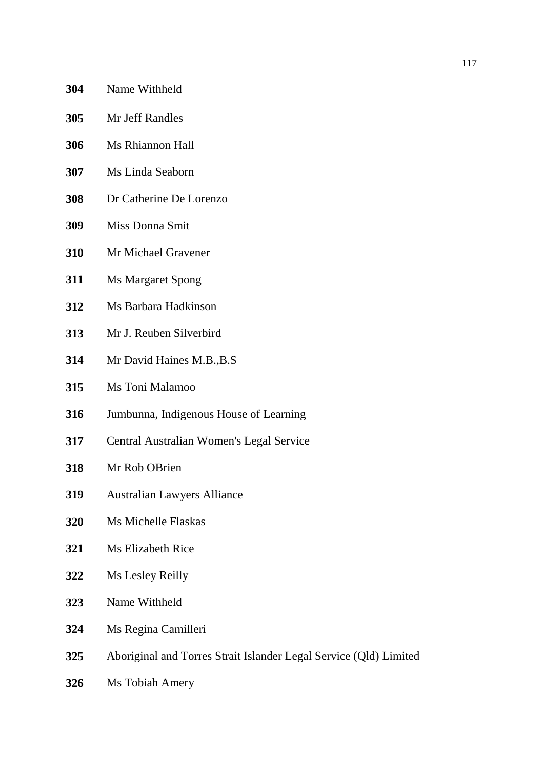**304** Name Withheld

**305** Mr Jeff Randles

**306** Ms Rhiannon Hall

**307** Ms Linda Seaborn

**308** Dr Catherine De Lorenzo

**309** Miss Donna Smit

**310** Mr Michael Gravener

**311** Ms Margaret Spong

**312** Ms Barbara Hadkinson

**313** Mr J. Reuben Silverbird

**314** Mr David Haines M.B.,B.S

**315** Ms Toni Malamoo

**316** Jumbunna, Indigenous House of Learning

**317** Central Australian Women's Legal Service

**318** Mr Rob OBrien

**319** Australian Lawyers Alliance

**320** Ms Michelle Flaskas

**321** Ms Elizabeth Rice

**322** Ms Lesley Reilly

**323** Name Withheld

**324** Ms Regina Camilleri

**325** Aboriginal and Torres Strait Islander Legal Service (Qld) Limited

**326** Ms Tobiah Amery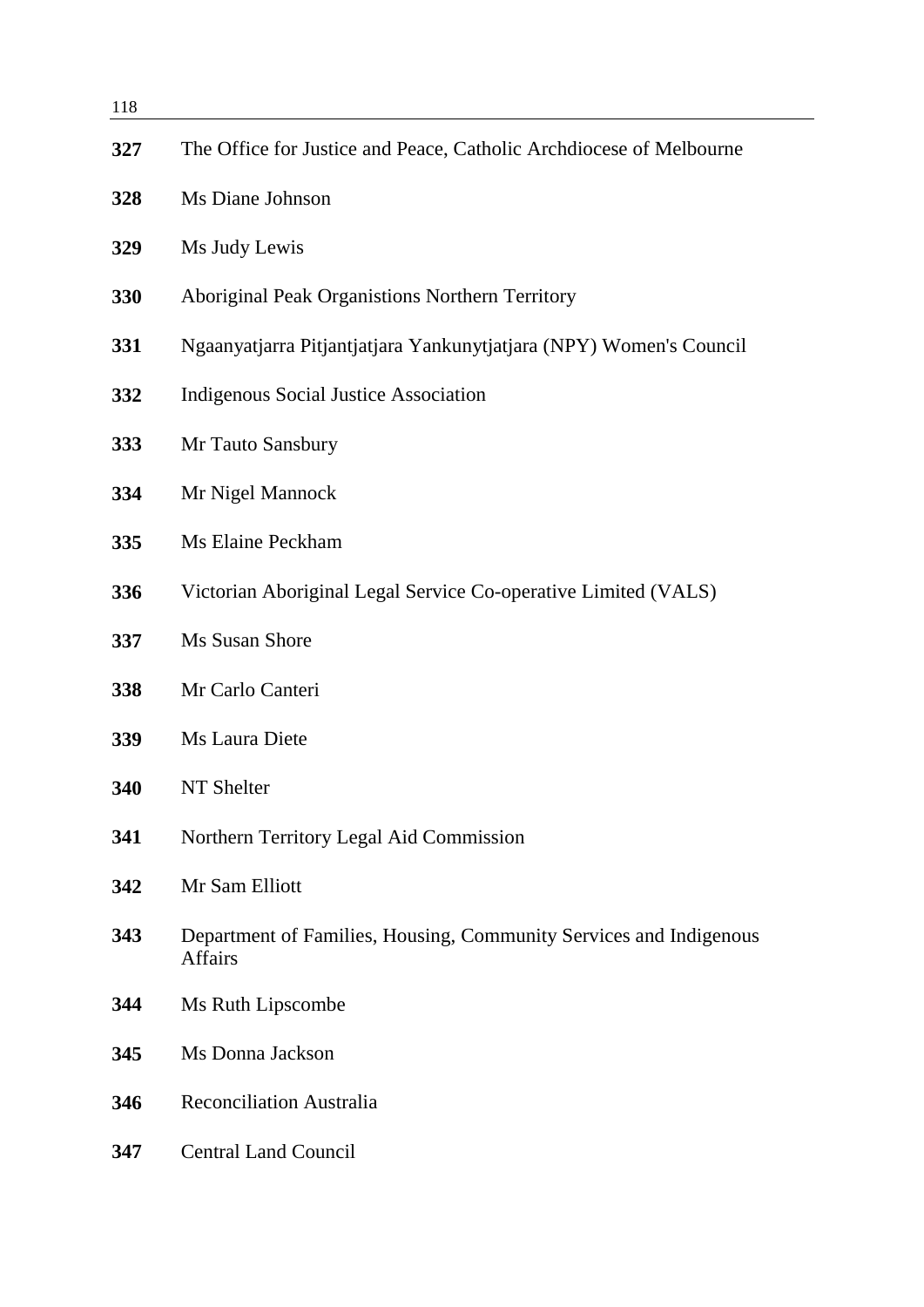**327** The Office for Justice and Peace, Catholic Archdiocese of Melbourne

**328** Ms Diane Johnson

**329** Ms Judy Lewis

**330** Aboriginal Peak Organistions Northern Territory

**331** Ngaanyatjarra Pitjantjatjara Yankunytjatjara (NPY) Women's Council

**332** Indigenous Social Justice Association

**333** Mr Tauto Sansbury

**334** Mr Nigel Mannock

**335** Ms Elaine Peckham

**336** Victorian Aboriginal Legal Service Co-operative Limited (VALS)

**337** Ms Susan Shore

**338** Mr Carlo Canteri

**339** Ms Laura Diete

**340** NT Shelter

**341** Northern Territory Legal Aid Commission

**342** Mr Sam Elliott

**343** Department of Families, Housing, Community Services and Indigenous Affairs

**344** Ms Ruth Lipscombe

**345** Ms Donna Jackson

**346** Reconciliation Australia

**347** Central Land Council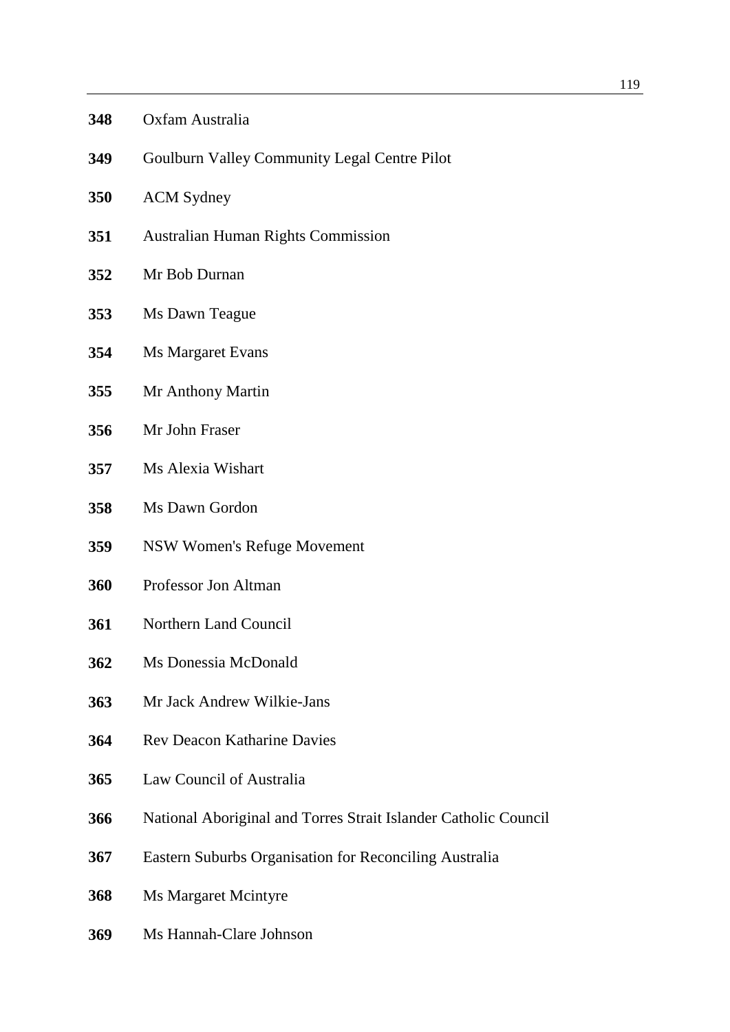**348** Oxfam Australia

**349** Goulburn Valley Community Legal Centre Pilot

**350** ACM Sydney

**351** Australian Human Rights Commission

**352** Mr Bob Durnan

**353** Ms Dawn Teague

**354** Ms Margaret Evans

**355** Mr Anthony Martin

**356** Mr John Fraser

**357** Ms Alexia Wishart

**358** Ms Dawn Gordon

**359** NSW Women's Refuge Movement

**360** Professor Jon Altman

**361** Northern Land Council

**362** Ms Donessia McDonald

**363** Mr Jack Andrew Wilkie-Jans

**364** Rev Deacon Katharine Davies

**365** Law Council of Australia

**366** National Aboriginal and Torres Strait Islander Catholic Council

**367** Eastern Suburbs Organisation for Reconciling Australia

**368** Ms Margaret Mcintyre

**369** Ms Hannah-Clare Johnson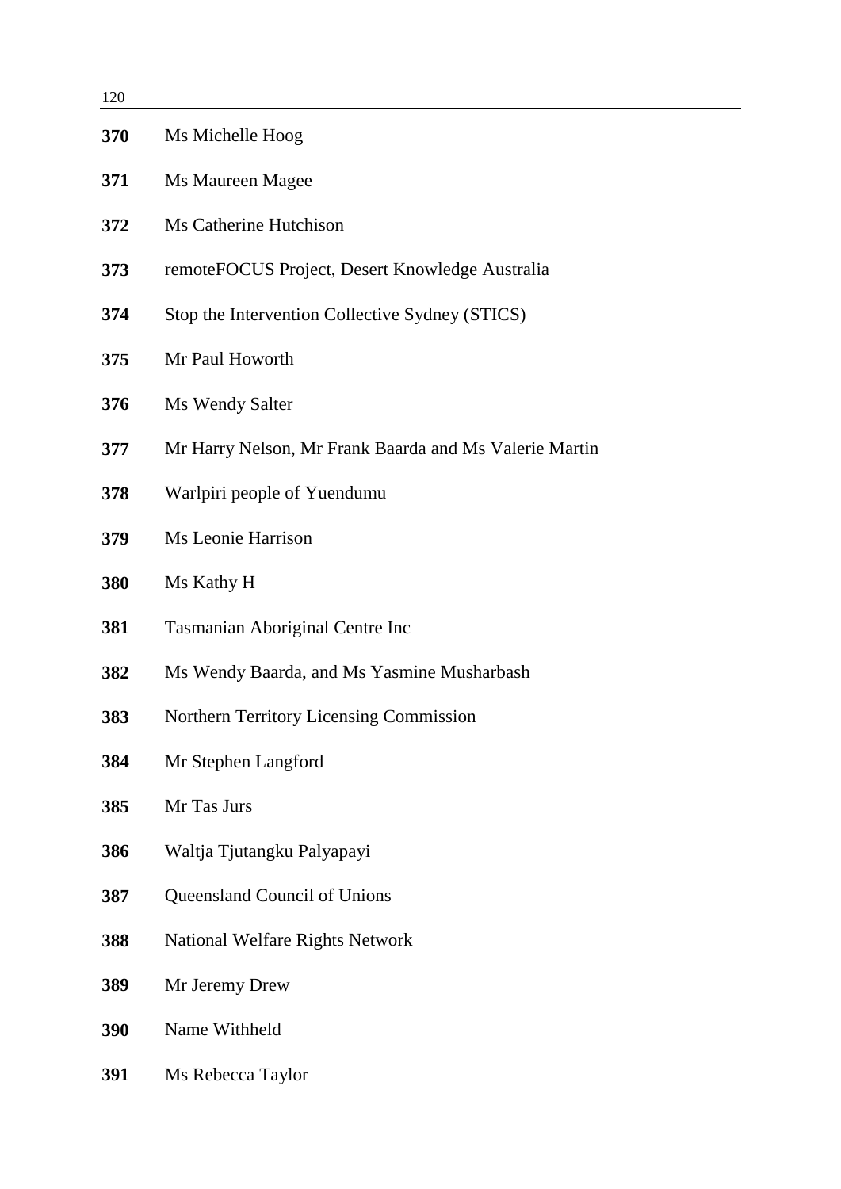**370** Ms Michelle Hoog

**371** Ms Maureen Magee

**372** Ms Catherine Hutchison

**373** remoteFOCUS Project, Desert Knowledge Australia

**374** Stop the Intervention Collective Sydney (STICS)

**375** Mr Paul Howorth

**376** Ms Wendy Salter

**377** Mr Harry Nelson, Mr Frank Baarda and Ms Valerie Martin

**378** Warlpiri people of Yuendumu

**379** Ms Leonie Harrison

**380** Ms Kathy H

**381** Tasmanian Aboriginal Centre Inc

**382** Ms Wendy Baarda, and Ms Yasmine Musharbash

**383** Northern Territory Licensing Commission

**384** Mr Stephen Langford

**385** Mr Tas Jurs

**386** Waltja Tjutangku Palyapayi

**387** Queensland Council of Unions

**388** National Welfare Rights Network

**389** Mr Jeremy Drew

**390** Name Withheld

**391** Ms Rebecca Taylor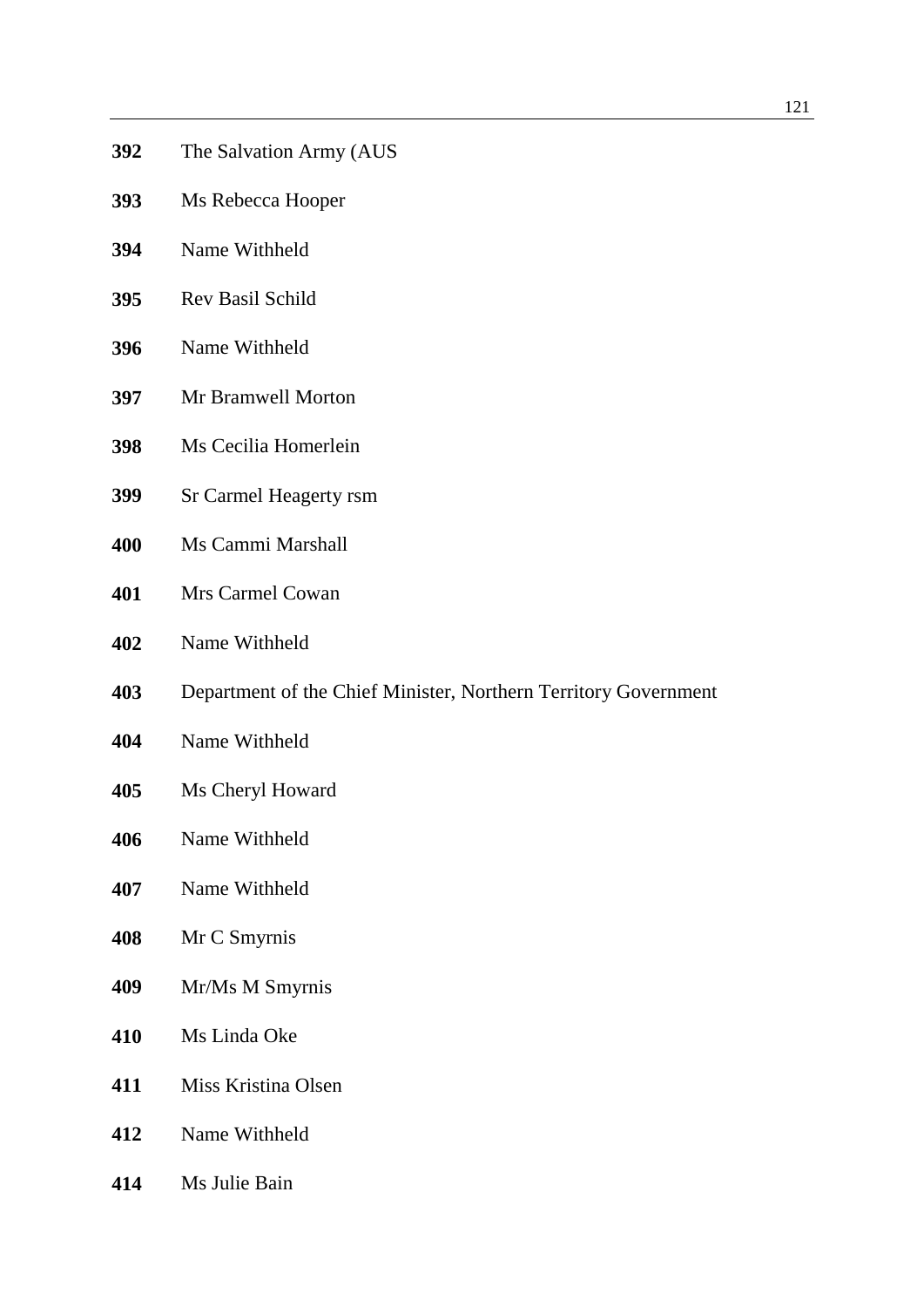**392** The Salvation Army (AUS

**393** Ms Rebecca Hooper

**394** Name Withheld

**395** Rev Basil Schild

**396** Name Withheld

**397** Mr Bramwell Morton

**398** Ms Cecilia Homerlein

**399** Sr Carmel Heagerty rsm

**400** Ms Cammi Marshall

**401** Mrs Carmel Cowan

**402** Name Withheld

**403** Department of the Chief Minister, Northern Territory Government

**404** Name Withheld

**405** Ms Cheryl Howard

**406** Name Withheld

**407** Name Withheld

**408** Mr C Smyrnis

**409** Mr/Ms M Smyrnis

**410** Ms Linda Oke

**411** Miss Kristina Olsen

**412** Name Withheld

**414** Ms Julie Bain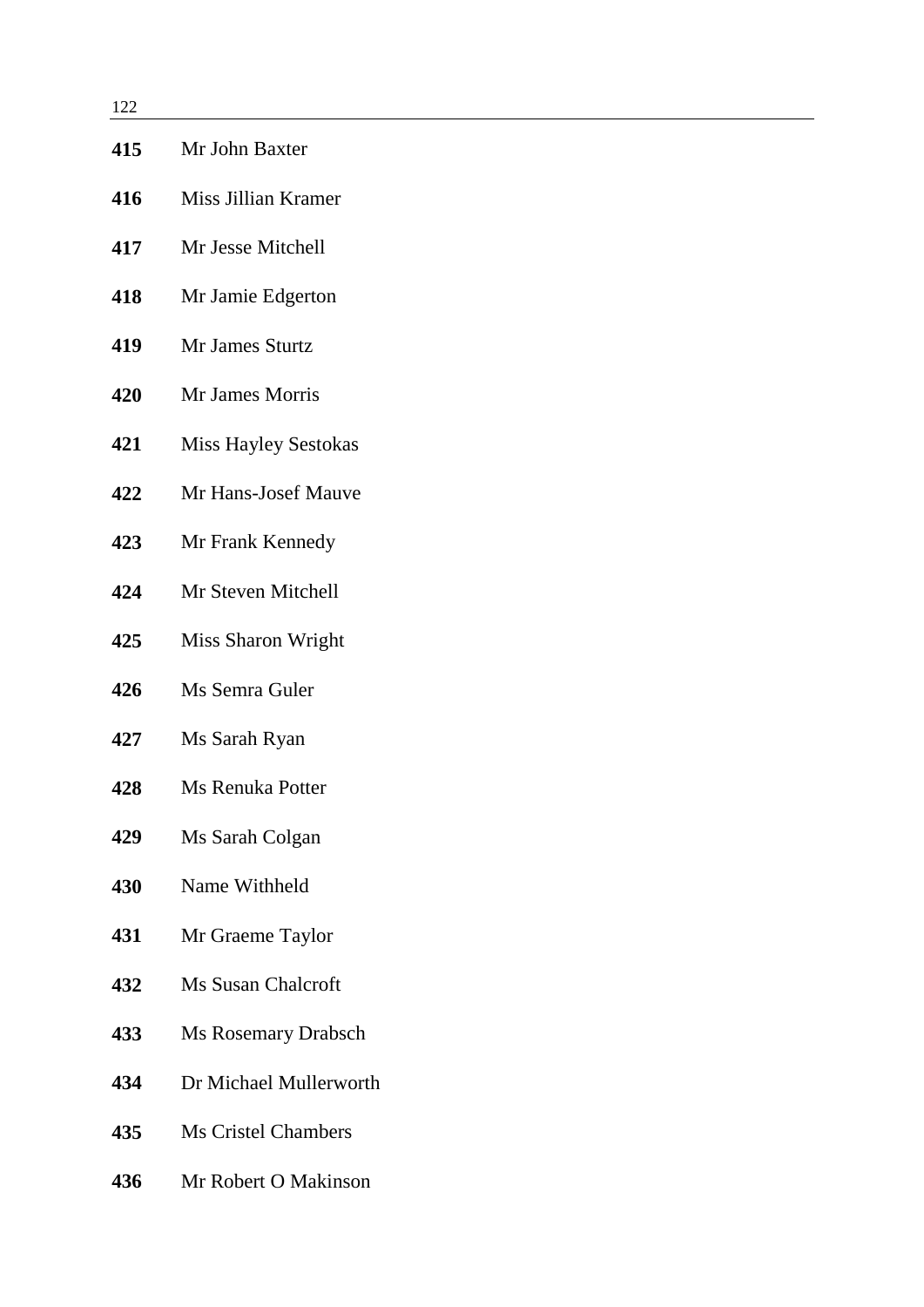**415** Mr John Baxter

**416** Miss Jillian Kramer

**417** Mr Jesse Mitchell

**418** Mr Jamie Edgerton

**419** Mr James Sturtz

**420** Mr James Morris

**421** Miss Hayley Sestokas

**422** Mr Hans-Josef Mauve

**423** Mr Frank Kennedy

**424** Mr Steven Mitchell

**425** Miss Sharon Wright

**426** Ms Semra Guler

**427** Ms Sarah Ryan

**428** Ms Renuka Potter

**429** Ms Sarah Colgan

**430** Name Withheld

**431** Mr Graeme Taylor

**432** Ms Susan Chalcroft

**433** Ms Rosemary Drabsch

**434** Dr Michael Mullerworth

**435** Ms Cristel Chambers

**436** Mr Robert O Makinson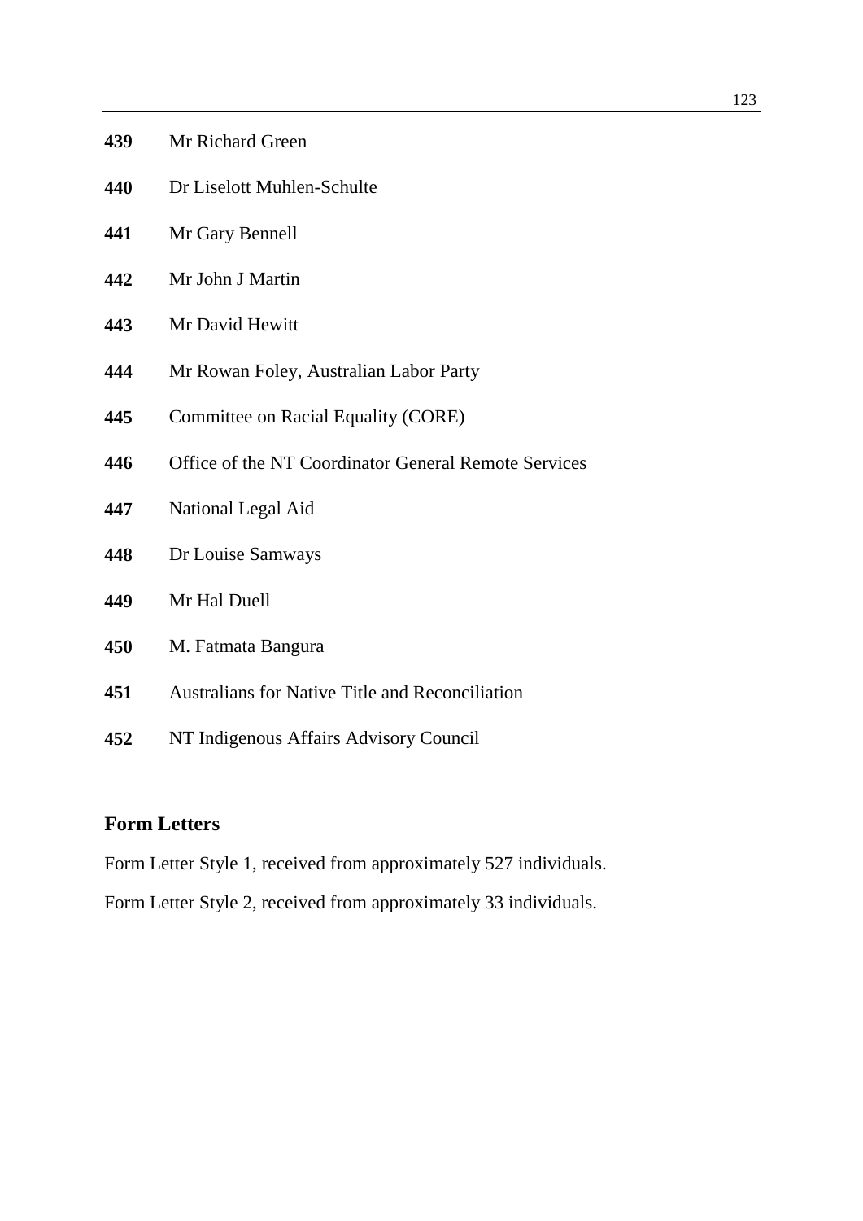**439** Mr Richard Green

**440** Dr Liselott Muhlen-Schulte

**441** Mr Gary Bennell

**442** Mr John J Martin

**443** Mr David Hewitt

**444** Mr Rowan Foley, Australian Labor Party

**445** Committee on Racial Equality (CORE)

**446** Office of the NT Coordinator General Remote Services

**447** National Legal Aid

**448** Dr Louise Samways

**449** Mr Hal Duell

**450** M. Fatmata Bangura

**451** Australians for Native Title and Reconciliation

**452** NT Indigenous Affairs Advisory Council

## Form Letters

Form Letter Style 1, received from approximately 527 individuals.

Form Letter Style 2, received from approximately 33 individuals.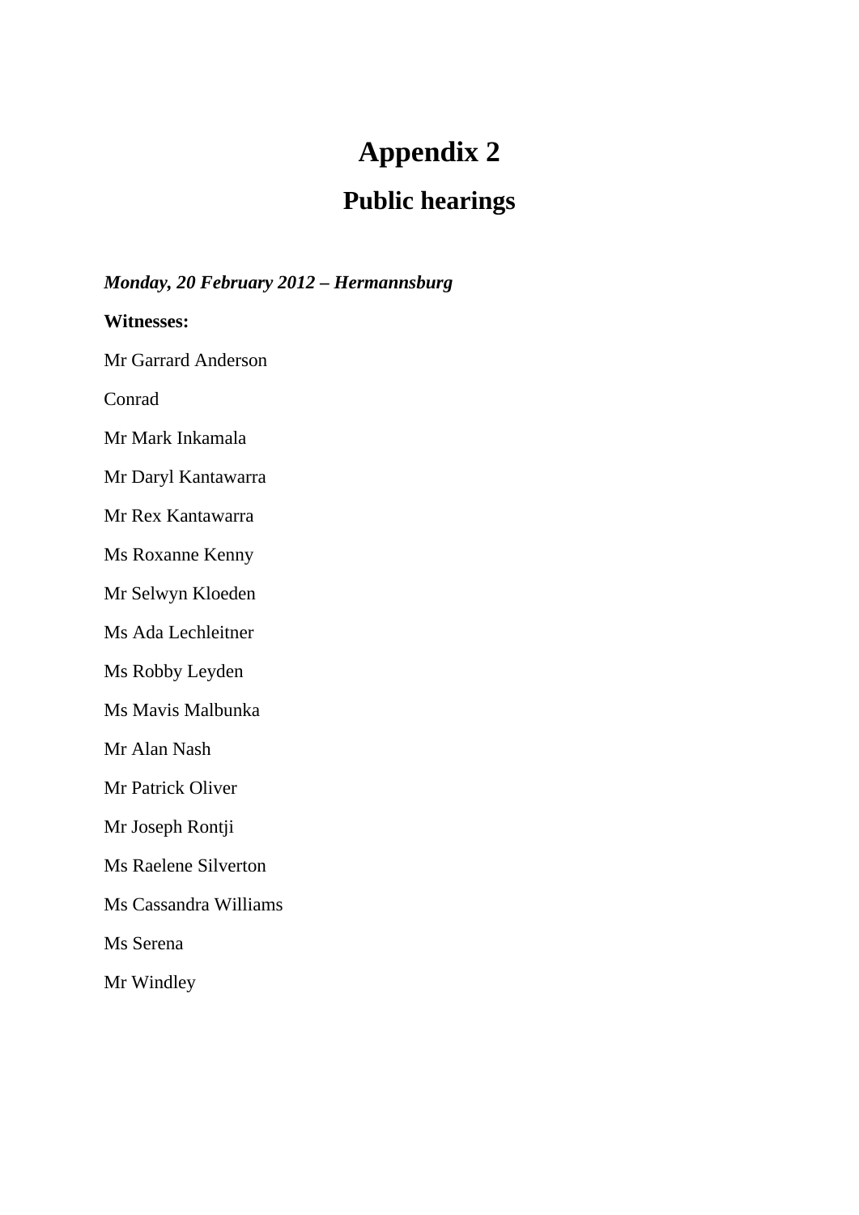# Appendix 2

## Public hearings

***Monday, 20 February 2012 – Hermannsburg***

**Witnesses:**

Mr Garrard Anderson

Conrad

Mr Mark Inkamala

Mr Daryl Kantawarra

Mr Rex Kantawarra

Ms Roxanne Kenny

Mr Selwyn Kloeden

Ms Ada Lechleitner

Ms Robby Leyden

Ms Mavis Malbunka

Mr Alan Nash

Mr Patrick Oliver

Mr Joseph Rontji

Ms Raelene Silverton

Ms Cassandra Williams

Ms Serena

Mr Windley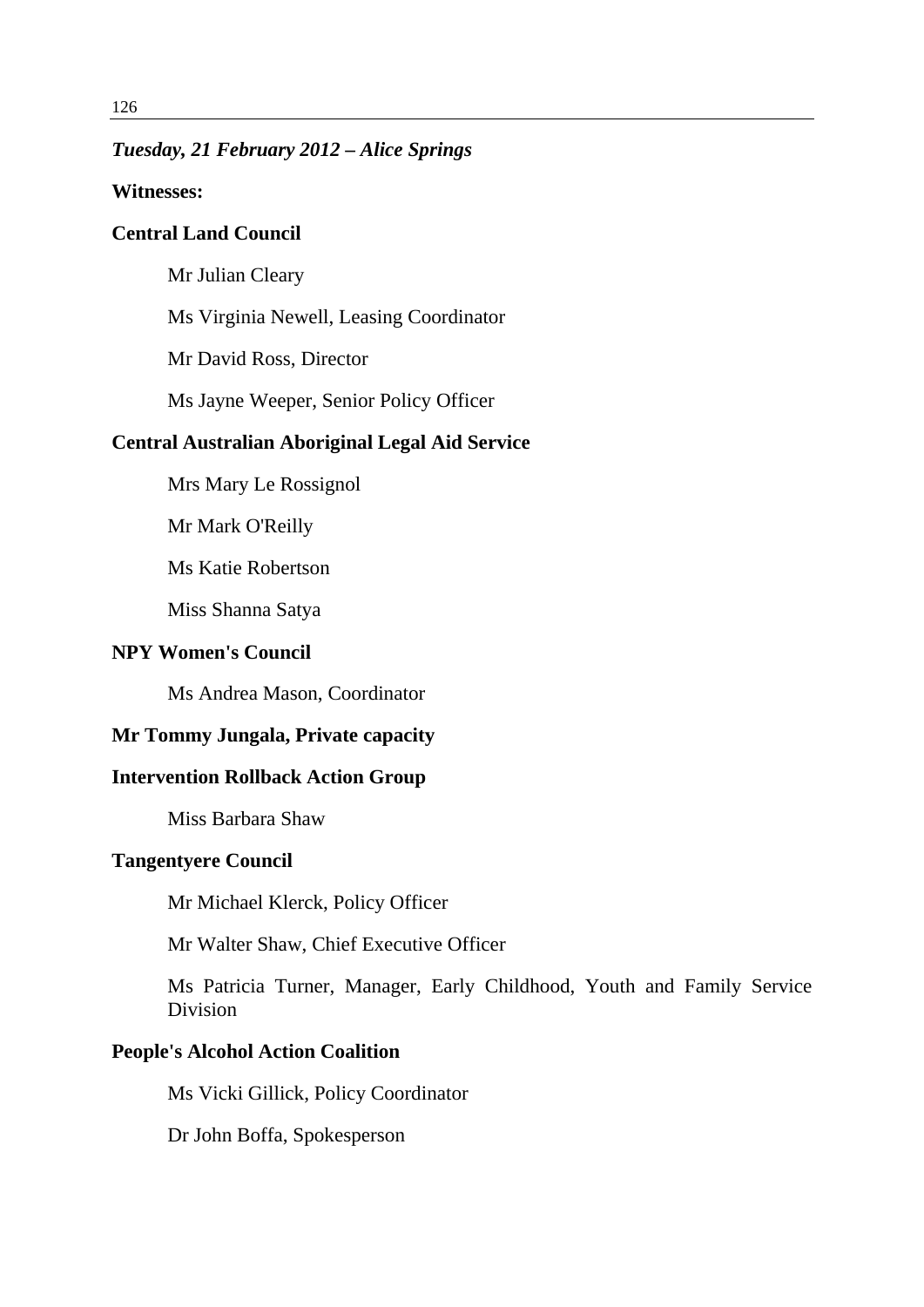*Tuesday, 21 February 2012 – Alice Springs*

**Witnesses:**

**Central Land Council**

Mr Julian Cleary

Ms Virginia Newell, Leasing Coordinator

Mr David Ross, Director

Ms Jayne Weeper, Senior Policy Officer

**Central Australian Aboriginal Legal Aid Service**

Mrs Mary Le Rossignol

Mr Mark O'Reilly

Ms Katie Robertson

Miss Shanna Satya

**NPY Women's Council**

Ms Andrea Mason, Coordinator

**Mr Tommy Jungala, Private capacity**

**Intervention Rollback Action Group**

Miss Barbara Shaw

**Tangentyere Council**

Mr Michael Klerck, Policy Officer

Mr Walter Shaw, Chief Executive Officer

Ms Patricia Turner, Manager, Early Childhood, Youth and Family Service Division

**People's Alcohol Action Coalition**

Ms Vicki Gillick, Policy Coordinator

Dr John Boffa, Spokesperson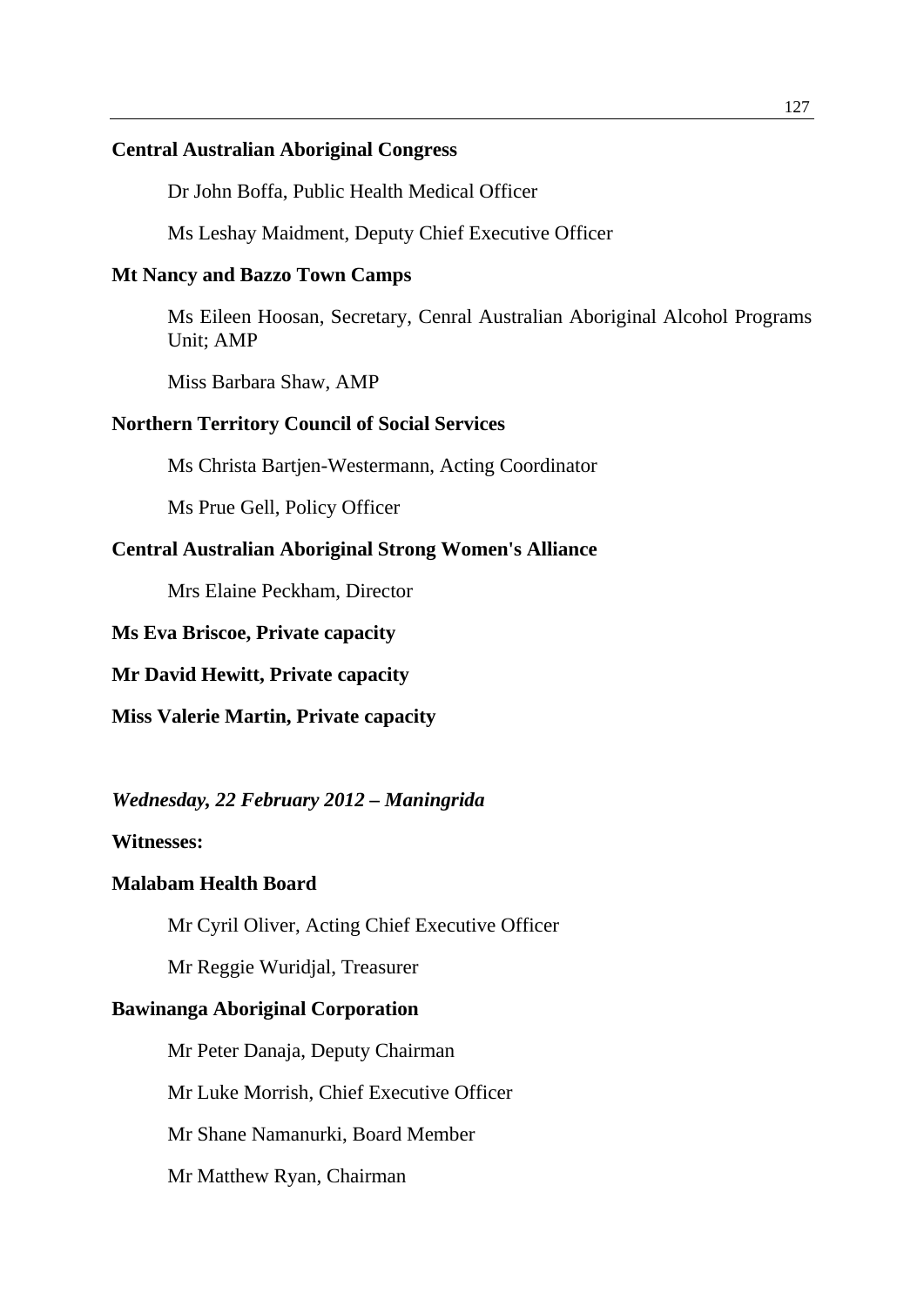**Central Australian Aboriginal Congress**

Dr John Boffa, Public Health Medical Officer

Ms Leshay Maidment, Deputy Chief Executive Officer

**Mt Nancy and Bazzo Town Camps**

Ms Eileen Hoosan, Secretary, Cenral Australian Aboriginal Alcohol Programs Unit; AMP

Miss Barbara Shaw, AMP

**Northern Territory Council of Social Services**

Ms Christa Bartjen-Westermann, Acting Coordinator

Ms Prue Gell, Policy Officer

**Central Australian Aboriginal Strong Women's Alliance**

Mrs Elaine Peckham, Director

**Ms Eva Briscoe, Private capacity**

**Mr David Hewitt, Private capacity**

**Miss Valerie Martin, Private capacity**

***Wednesday, 22 February 2012 – Maningrida***

**Witnesses:**

**Malabam Health Board**

Mr Cyril Oliver, Acting Chief Executive Officer

Mr Reggie Wuridjal, Treasurer

**Bawinanga Aboriginal Corporation**

Mr Peter Danaja, Deputy Chairman

Mr Luke Morrish, Chief Executive Officer

Mr Shane Namanurki, Board Member

Mr Matthew Ryan, Chairman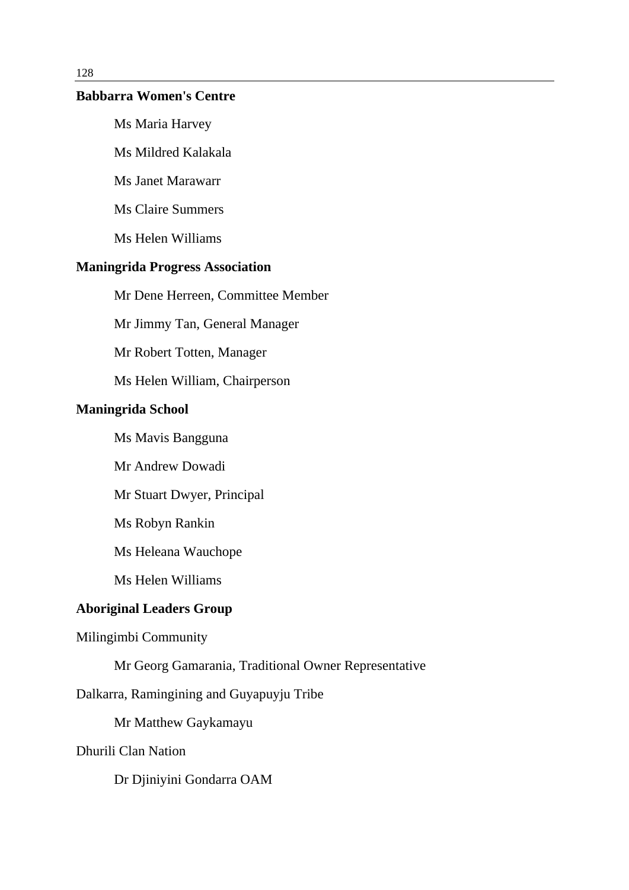**Babbarra Women's Centre**

Ms Maria Harvey

Ms Mildred Kalakala

Ms Janet Marawarr

Ms Claire Summers

Ms Helen Williams

**Maningrida Progress Association**

Mr Dene Herreen, Committee Member

Mr Jimmy Tan, General Manager

Mr Robert Totten, Manager

Ms Helen William, Chairperson

**Maningrida School**

Ms Mavis Bangguna

Mr Andrew Dowadi

Mr Stuart Dwyer, Principal

Ms Robyn Rankin

Ms Heleana Wauchope

Ms Helen Williams

**Aboriginal Leaders Group**

Milingimbi Community

Mr Georg Gamarania, Traditional Owner Representative

Dalkarra, Ramingining and Guyapuyju Tribe

Mr Matthew Gaykamayu

Dhurili Clan Nation

Dr Djiniyini Gondarra OAM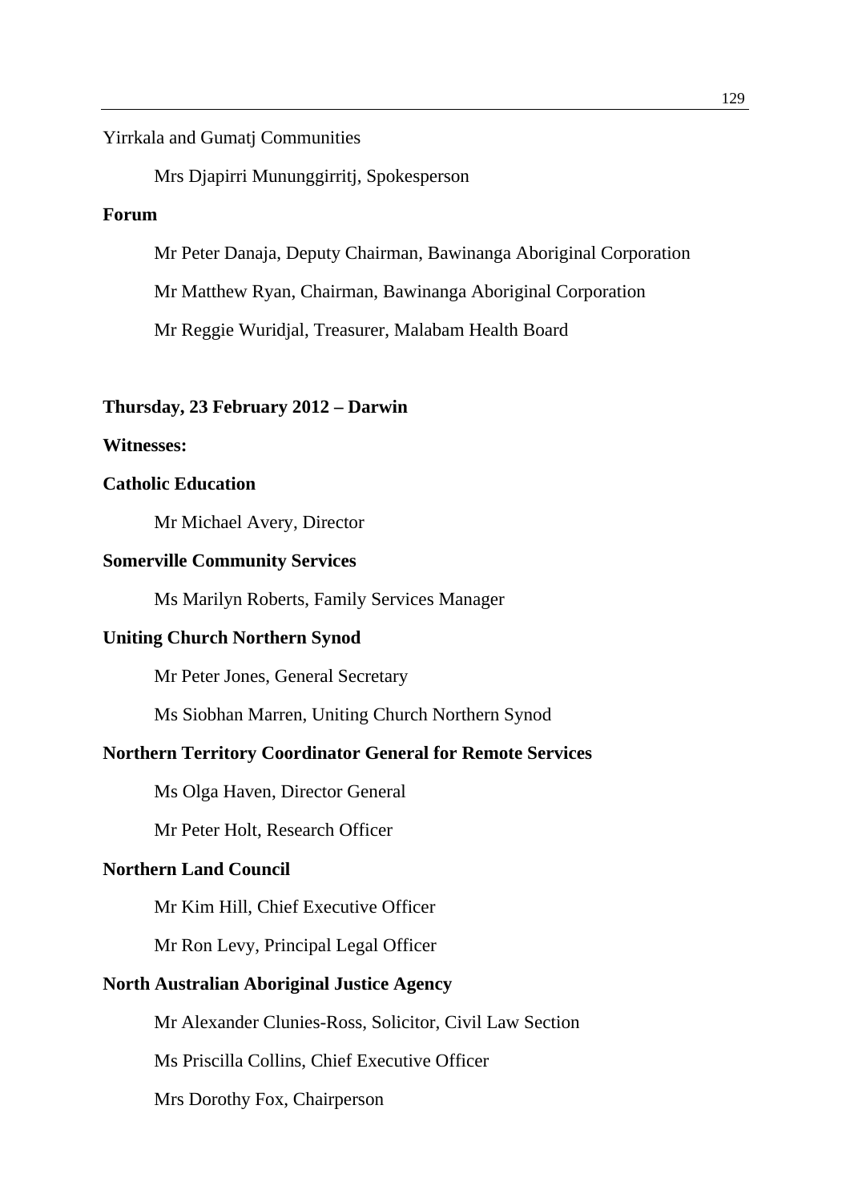Yirrkala and Gumatj Communities

Mrs Djapirri Mununggirritj, Spokesperson

**Forum**

Mr Peter Danaja, Deputy Chairman, Bawinanga Aboriginal Corporation

Mr Matthew Ryan, Chairman, Bawinanga Aboriginal Corporation

Mr Reggie Wuridjal, Treasurer, Malabam Health Board

**Thursday, 23 February 2012 – Darwin**

**Witnesses:**

**Catholic Education**

Mr Michael Avery, Director

**Somerville Community Services**

Ms Marilyn Roberts, Family Services Manager

**Uniting Church Northern Synod**

Mr Peter Jones, General Secretary

Ms Siobhan Marren, Uniting Church Northern Synod

**Northern Territory Coordinator General for Remote Services**

Ms Olga Haven, Director General

Mr Peter Holt, Research Officer

**Northern Land Council**

Mr Kim Hill, Chief Executive Officer

Mr Ron Levy, Principal Legal Officer

**North Australian Aboriginal Justice Agency**

Mr Alexander Clunies-Ross, Solicitor, Civil Law Section

Ms Priscilla Collins, Chief Executive Officer

Mrs Dorothy Fox, Chairperson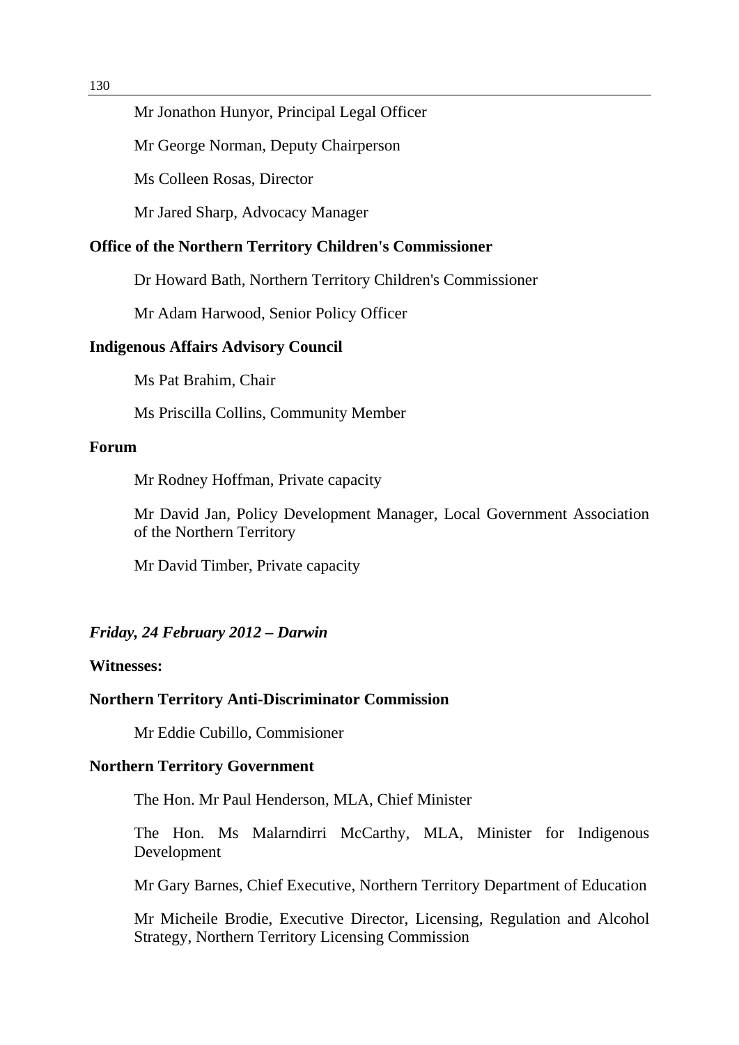Mr Jonathon Hunyor, Principal Legal Officer

Mr George Norman, Deputy Chairperson

Ms Colleen Rosas, Director

Mr Jared Sharp, Advocacy Manager

**Office of the Northern Territory Children's Commissioner**

Dr Howard Bath, Northern Territory Children's Commissioner

Mr Adam Harwood, Senior Policy Officer

**Indigenous Affairs Advisory Council**

Ms Pat Brahim, Chair

Ms Priscilla Collins, Community Member

**Forum**

Mr Rodney Hoffman, Private capacity

Mr David Jan, Policy Development Manager, Local Government Association of the Northern Territory

Mr David Timber, Private capacity

***Friday, 24 February 2012 – Darwin***

**Witnesses:**

**Northern Territory Anti-Discriminator Commission**

Mr Eddie Cubillo, Commisioner

**Northern Territory Government**

The Hon. Mr Paul Henderson, MLA, Chief Minister

The Hon. Ms Malarndirri McCarthy, MLA, Minister for Indigenous Development

Mr Gary Barnes, Chief Executive, Northern Territory Department of Education

Mr Micheile Brodie, Executive Director, Licensing, Regulation and Alcohol Strategy, Northern Territory Licensing Commission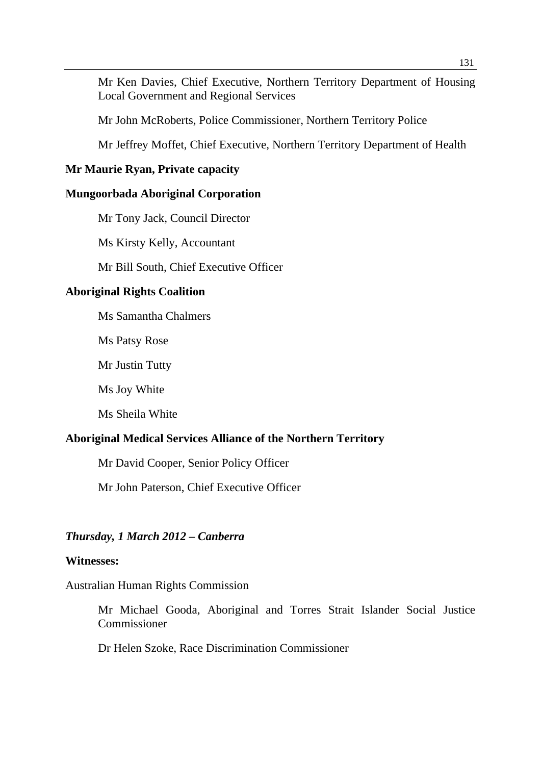Mr Ken Davies, Chief Executive, Northern Territory Department of Housing Local Government and Regional Services

Mr John McRoberts, Police Commissioner, Northern Territory Police

Mr Jeffrey Moffet, Chief Executive, Northern Territory Department of Health

**Mr Maurie Ryan, Private capacity**

**Mungoorbada Aboriginal Corporation**

Mr Tony Jack, Council Director

Ms Kirsty Kelly, Accountant

Mr Bill South, Chief Executive Officer

**Aboriginal Rights Coalition**

Ms Samantha Chalmers

Ms Patsy Rose

Mr Justin Tutty

Ms Joy White

Ms Sheila White

**Aboriginal Medical Services Alliance of the Northern Territory**

Mr David Cooper, Senior Policy Officer

Mr John Paterson, Chief Executive Officer

***Thursday, 1 March 2012 – Canberra***

**Witnesses:**

Australian Human Rights Commission

Mr Michael Gooda, Aboriginal and Torres Strait Islander Social Justice Commissioner

Dr Helen Szoke, Race Discrimination Commissioner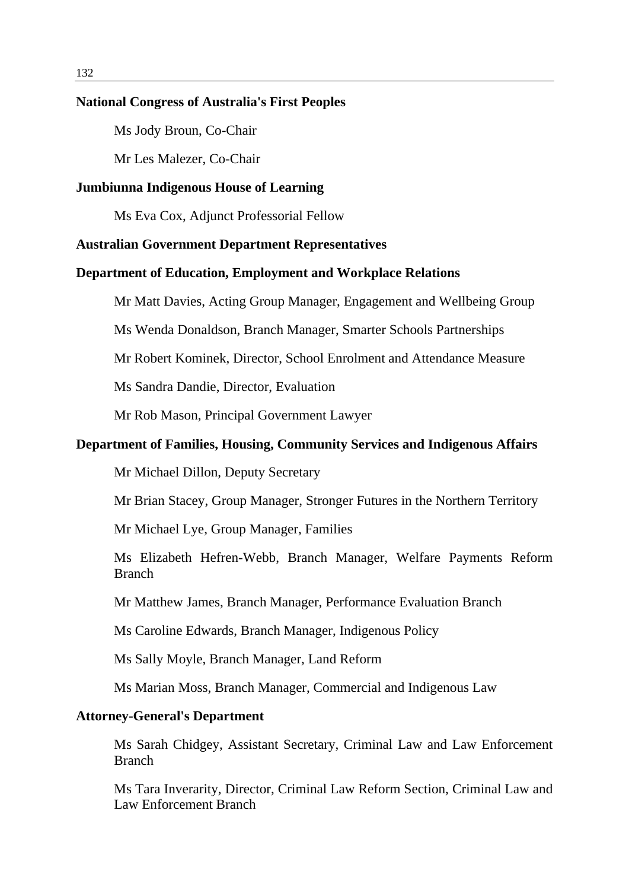**National Congress of Australia's First Peoples**

Ms Jody Broun, Co-Chair

Mr Les Malezer, Co-Chair

**Jumbiunna Indigenous House of Learning**

Ms Eva Cox, Adjunct Professorial Fellow

**Australian Government Department Representatives**

**Department of Education, Employment and Workplace Relations**

Mr Matt Davies, Acting Group Manager, Engagement and Wellbeing Group

Ms Wenda Donaldson, Branch Manager, Smarter Schools Partnerships

Mr Robert Kominek, Director, School Enrolment and Attendance Measure

Ms Sandra Dandie, Director, Evaluation

Mr Rob Mason, Principal Government Lawyer

**Department of Families, Housing, Community Services and Indigenous Affairs**

Mr Michael Dillon, Deputy Secretary

Mr Brian Stacey, Group Manager, Stronger Futures in the Northern Territory

Mr Michael Lye, Group Manager, Families

Ms Elizabeth Hefren-Webb, Branch Manager, Welfare Payments Reform Branch

Mr Matthew James, Branch Manager, Performance Evaluation Branch

Ms Caroline Edwards, Branch Manager, Indigenous Policy

Ms Sally Moyle, Branch Manager, Land Reform

Ms Marian Moss, Branch Manager, Commercial and Indigenous Law

**Attorney-General's Department**

Ms Sarah Chidgey, Assistant Secretary, Criminal Law and Law Enforcement Branch

Ms Tara Inverarity, Director, Criminal Law Reform Section, Criminal Law and Law Enforcement Branch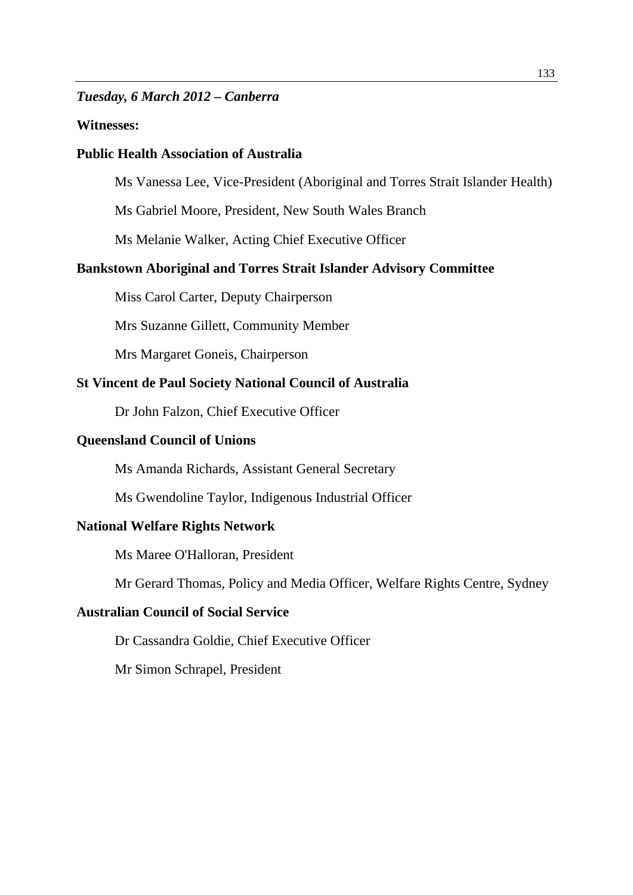***Tuesday, 6 March 2012 – Canberra***

**Witnesses:**

**Public Health Association of Australia**

Ms Vanessa Lee, Vice-President (Aboriginal and Torres Strait Islander Health)

Ms Gabriel Moore, President, New South Wales Branch

Ms Melanie Walker, Acting Chief Executive Officer

**Bankstown Aboriginal and Torres Strait Islander Advisory Committee**

Miss Carol Carter, Deputy Chairperson

Mrs Suzanne Gillett, Community Member

Mrs Margaret Goneis, Chairperson

**St Vincent de Paul Society National Council of Australia**

Dr John Falzon, Chief Executive Officer

**Queensland Council of Unions**

Ms Amanda Richards, Assistant General Secretary

Ms Gwendoline Taylor, Indigenous Industrial Officer

**National Welfare Rights Network**

Ms Maree O'Halloran, President

Mr Gerard Thomas, Policy and Media Officer, Welfare Rights Centre, Sydney

**Australian Council of Social Service**

Dr Cassandra Goldie, Chief Executive Officer

Mr Simon Schrapel, President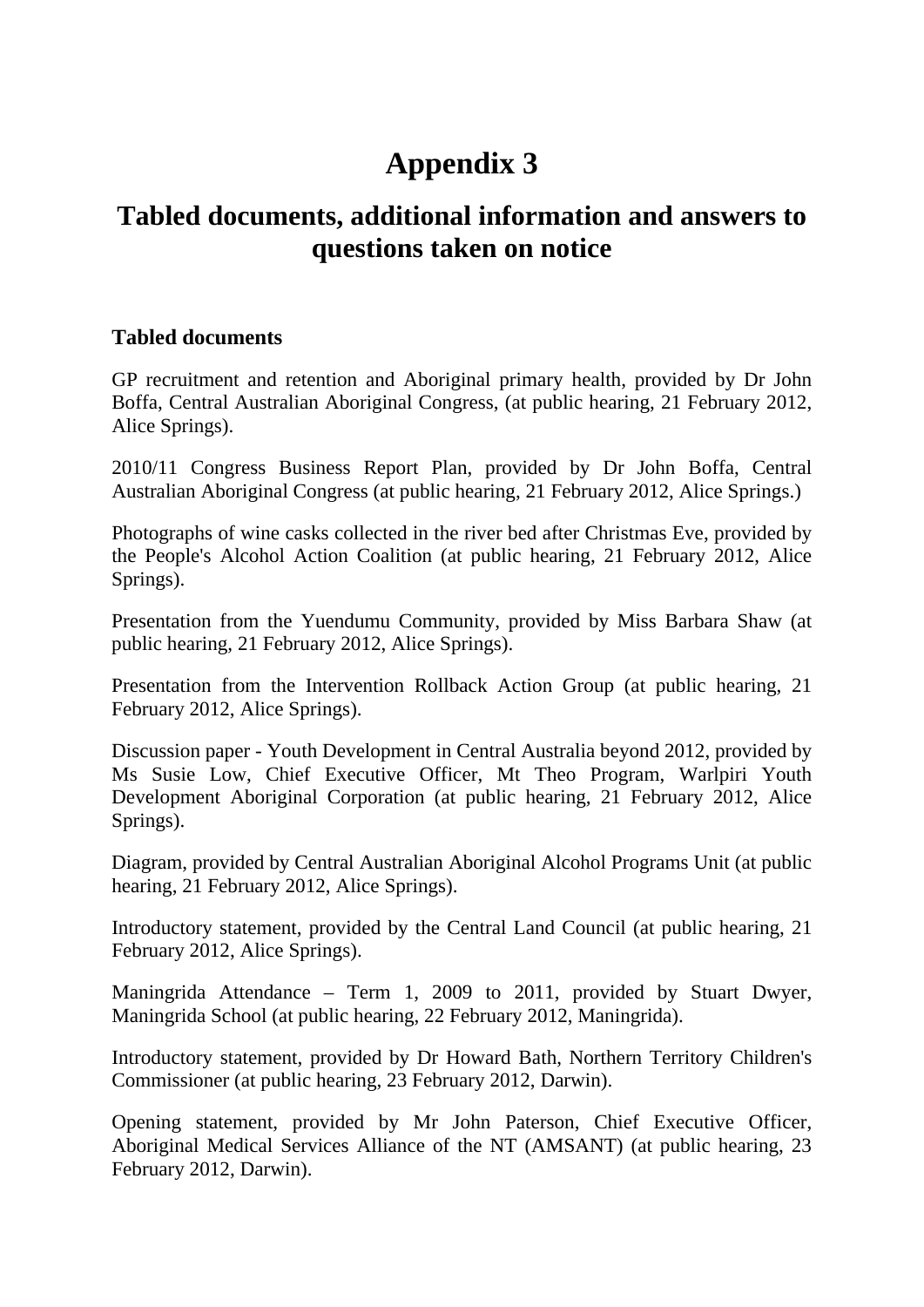# Appendix 3

## Tabled documents, additional information and answers to questions taken on notice

### Tabled documents

GP recruitment and retention and Aboriginal primary health, provided by Dr John Boffa, Central Australian Aboriginal Congress, (at public hearing, 21 February 2012, Alice Springs).

2010/11 Congress Business Report Plan, provided by Dr John Boffa, Central Australian Aboriginal Congress (at public hearing, 21 February 2012, Alice Springs.)

Photographs of wine casks collected in the river bed after Christmas Eve, provided by the People's Alcohol Action Coalition (at public hearing, 21 February 2012, Alice Springs).

Presentation from the Yuendumu Community, provided by Miss Barbara Shaw (at public hearing, 21 February 2012, Alice Springs).

Presentation from the Intervention Rollback Action Group (at public hearing, 21 February 2012, Alice Springs).

Discussion paper - Youth Development in Central Australia beyond 2012, provided by Ms Susie Low, Chief Executive Officer, Mt Theo Program, Warlpiri Youth Development Aboriginal Corporation (at public hearing, 21 February 2012, Alice Springs).

Diagram, provided by Central Australian Aboriginal Alcohol Programs Unit (at public hearing, 21 February 2012, Alice Springs).

Introductory statement, provided by the Central Land Council (at public hearing, 21 February 2012, Alice Springs).

Maningrida Attendance – Term 1, 2009 to 2011, provided by Stuart Dwyer, Maningrida School (at public hearing, 22 February 2012, Maningrida).

Introductory statement, provided by Dr Howard Bath, Northern Territory Children's Commissioner (at public hearing, 23 February 2012, Darwin).

Opening statement, provided by Mr John Paterson, Chief Executive Officer, Aboriginal Medical Services Alliance of the NT (AMSANT) (at public hearing, 23 February 2012, Darwin).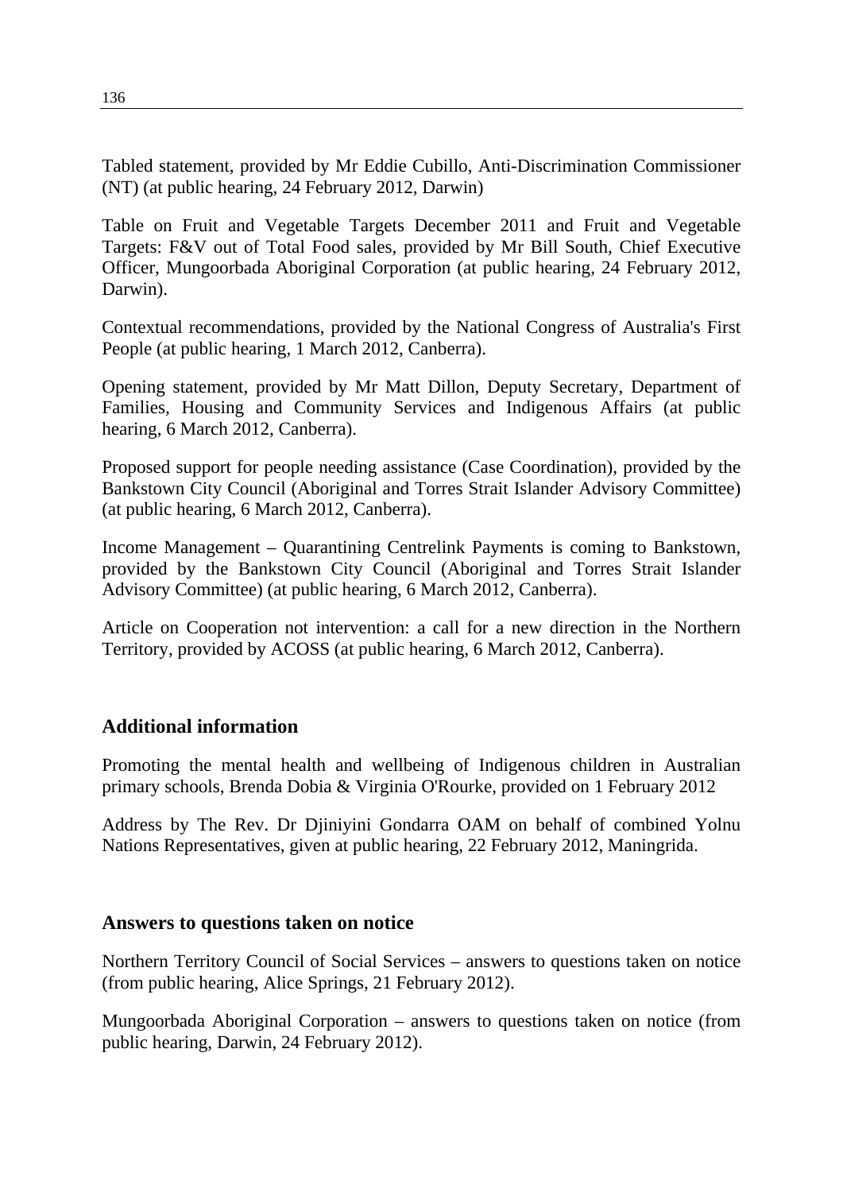Tabled statement, provided by Mr Eddie Cubillo, Anti-Discrimination Commissioner (NT) (at public hearing, 24 February 2012, Darwin)

Table on Fruit and Vegetable Targets December 2011 and Fruit and Vegetable Targets: F&V out of Total Food sales, provided by Mr Bill South, Chief Executive Officer, Mungoorbada Aboriginal Corporation (at public hearing, 24 February 2012, Darwin).

Contextual recommendations, provided by the National Congress of Australia's First People (at public hearing, 1 March 2012, Canberra).

Opening statement, provided by Mr Matt Dillon, Deputy Secretary, Department of Families, Housing and Community Services and Indigenous Affairs (at public hearing, 6 March 2012, Canberra).

Proposed support for people needing assistance (Case Coordination), provided by the Bankstown City Council (Aboriginal and Torres Strait Islander Advisory Committee) (at public hearing, 6 March 2012, Canberra).

Income Management – Quarantining Centrelink Payments is coming to Bankstown, provided by the Bankstown City Council (Aboriginal and Torres Strait Islander Advisory Committee) (at public hearing, 6 March 2012, Canberra).

Article on Cooperation not intervention: a call for a new direction in the Northern Territory, provided by ACOSS (at public hearing, 6 March 2012, Canberra).

## Additional information

Promoting the mental health and wellbeing of Indigenous children in Australian primary schools, Brenda Dobia & Virginia O'Rourke, provided on 1 February 2012

Address by The Rev. Dr Djiniyini Gondarra OAM on behalf of combined Yolnu Nations Representatives, given at public hearing, 22 February 2012, Maningrida.

## Answers to questions taken on notice

Northern Territory Council of Social Services – answers to questions taken on notice (from public hearing, Alice Springs, 21 February 2012).

Mungoorbada Aboriginal Corporation – answers to questions taken on notice (from public hearing, Darwin, 24 February 2012).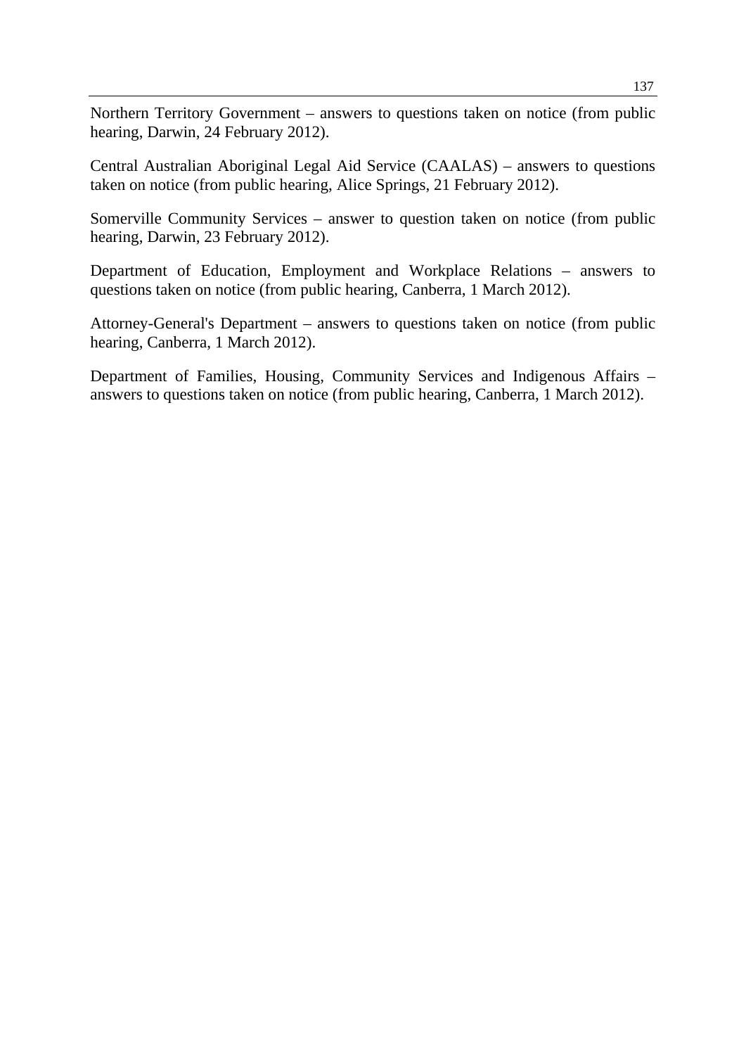Northern Territory Government – answers to questions taken on notice (from public hearing, Darwin, 24 February 2012).

Central Australian Aboriginal Legal Aid Service (CAALAS) – answers to questions taken on notice (from public hearing, Alice Springs, 21 February 2012).

Somerville Community Services – answer to question taken on notice (from public hearing, Darwin, 23 February 2012).

Department of Education, Employment and Workplace Relations – answers to questions taken on notice (from public hearing, Canberra, 1 March 2012).

Attorney-General's Department – answers to questions taken on notice (from public hearing, Canberra, 1 March 2012).

Department of Families, Housing, Community Services and Indigenous Affairs – answers to questions taken on notice (from public hearing, Canberra, 1 March 2012).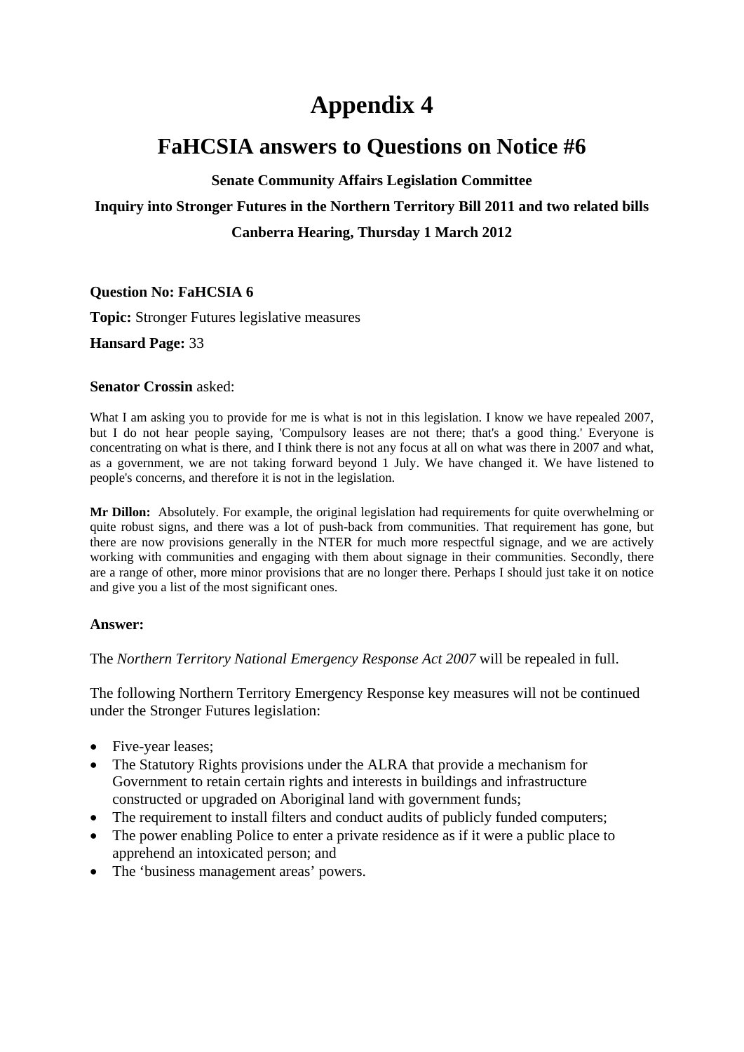# Appendix 4

## FaHCSIA answers to Questions on Notice #6

**Senate Community Affairs Legislation Committee**

**Inquiry into Stronger Futures in the Northern Territory Bill 2011 and two related bills**

**Canberra Hearing, Thursday 1 March 2012**

**Question No: FaHCSIA 6**

**Topic:** Stronger Futures legislative measures

**Hansard Page:** 33

**Senator Crossin** asked:

What I am asking you to provide for me is what is not in this legislation. I know we have repealed 2007, but I do not hear people saying, 'Compulsory leases are not there; that's a good thing.' Everyone is concentrating on what is there, and I think there is not any focus at all on what was there in 2007 and what, as a government, we are not taking forward beyond 1 July. We have changed it. We have listened to people's concerns, and therefore it is not in the legislation.

**Mr Dillon:** Absolutely. For example, the original legislation had requirements for quite overwhelming or quite robust signs, and there was a lot of push-back from communities. That requirement has gone, but there are now provisions generally in the NTER for much more respectful signage, and we are actively working with communities and engaging with them about signage in their communities. Secondly, there are a range of other, more minor provisions that are no longer there. Perhaps I should just take it on notice and give you a list of the most significant ones.

**Answer:**

The *Northern Territory National Emergency Response Act 2007* will be repealed in full.

The following Northern Territory Emergency Response key measures will not be continued under the Stronger Futures legislation:

- Five-year leases;
- The Statutory Rights provisions under the ALRA that provide a mechanism for Government to retain certain rights and interests in buildings and infrastructure constructed or upgraded on Aboriginal land with government funds;
- The requirement to install filters and conduct audits of publicly funded computers;
- The power enabling Police to enter a private residence as if it were a public place to apprehend an intoxicated person; and
- The 'business management areas' powers.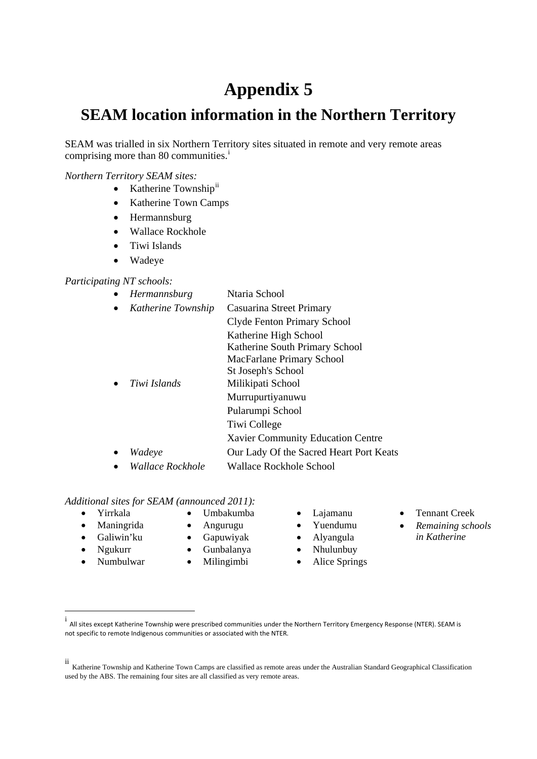# Appendix 5

## SEAM location information in the Northern Territory

SEAM was trialled in six Northern Territory sites situated in remote and very remote areas comprising more than 80 communities.[i]

*Northern Territory SEAM sites:*

- Katherine Township[ii]
- Katherine Town Camps
- Hermannsburg
- Wallace Rockhole
- Tiwi Islands
- Wadeye

*Participating NT schools:*

- *Hermannsburg* — Ntaria School
- *Katherine Township* — Casuarina Street Primary; Clyde Fenton Primary School; Katherine High School; Katherine South Primary School; MacFarlane Primary School; St Joseph's School
- *Tiwi Islands* — Milikipati School; Murrupurtiyanuwu; Pularumpi School; Tiwi College; Xavier Community Education Centre
- *Wadeye* — Our Lady Of the Sacred Heart Port Keats
- *Wallace Rockhole* — Wallace Rockhole School

*Additional sites for SEAM (announced 2011):*

- Yirrkala
- Maningrida
- Galiwin'ku
- Ngukurr
- Numbulwar
- Umbakumba
- Angurugu
- Gapuwiyak
- Gunbalanya
- Milingimbi
- Lajamanu
- Yuendumu
- Alyangula
- Nhulunbuy
- Alice Springs
- Tennant Creek
- *Remaining schools in Katherine*

---

[i] All sites except Katherine Township were prescribed communities under the Northern Territory Emergency Response (NTER). SEAM is not specific to remote Indigenous communities or associated with the NTER.

[ii] Katherine Township and Katherine Town Camps are classified as remote areas under the Australian Standard Geographical Classification used by the ABS. The remaining four sites are all classified as very remote areas.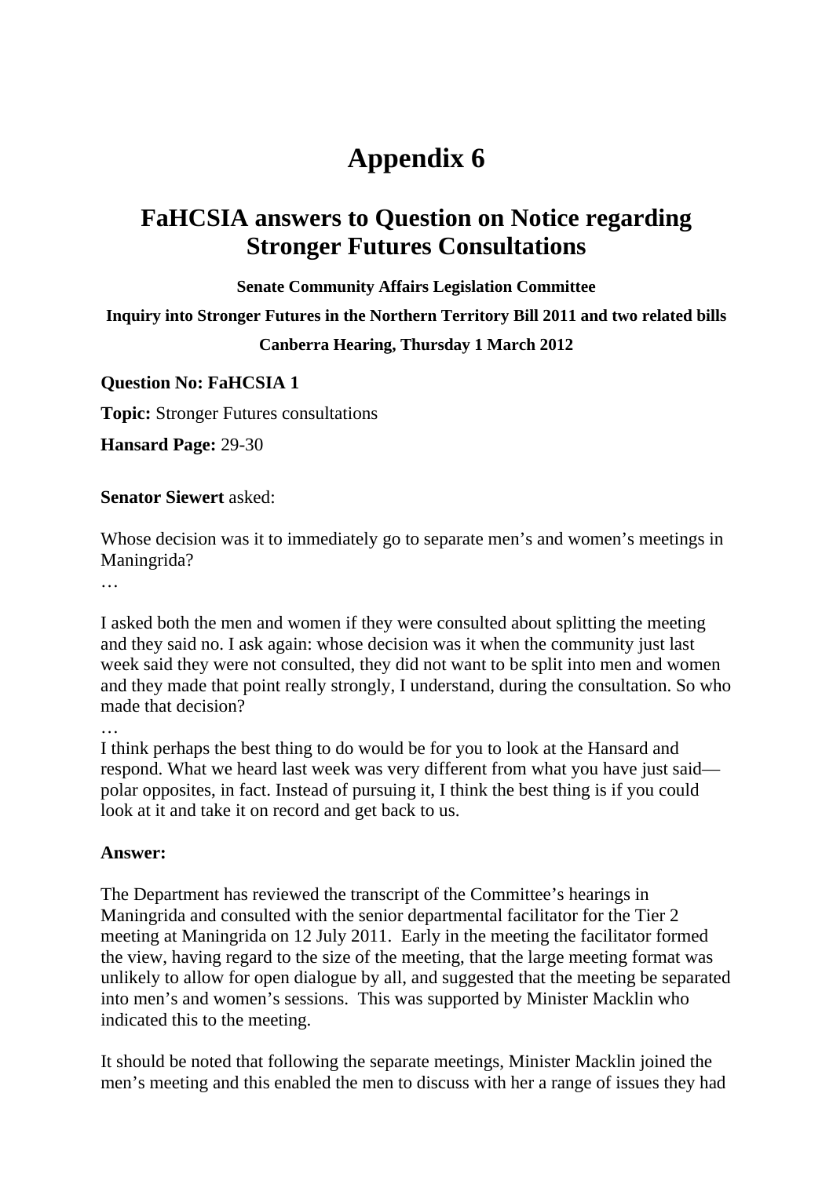# Appendix 6

## FaHCSIA answers to Question on Notice regarding Stronger Futures Consultations

**Senate Community Affairs Legislation Committee**

**Inquiry into Stronger Futures in the Northern Territory Bill 2011 and two related bills**

**Canberra Hearing, Thursday 1 March 2012**

**Question No: FaHCSIA 1**

**Topic:** Stronger Futures consultations

**Hansard Page:** 29-30

**Senator Siewert** asked:

Whose decision was it to immediately go to separate men's and women's meetings in Maningrida?

…

I asked both the men and women if they were consulted about splitting the meeting and they said no. I ask again: whose decision was it when the community just last week said they were not consulted, they did not want to be split into men and women and they made that point really strongly, I understand, during the consultation. So who made that decision?

…

I think perhaps the best thing to do would be for you to look at the Hansard and respond. What we heard last week was very different from what you have just said—polar opposites, in fact. Instead of pursuing it, I think the best thing is if you could look at it and take it on record and get back to us.

**Answer:**

The Department has reviewed the transcript of the Committee's hearings in Maningrida and consulted with the senior departmental facilitator for the Tier 2 meeting at Maningrida on 12 July 2011. Early in the meeting the facilitator formed the view, having regard to the size of the meeting, that the large meeting format was unlikely to allow for open dialogue by all, and suggested that the meeting be separated into men's and women's sessions. This was supported by Minister Macklin who indicated this to the meeting.

It should be noted that following the separate meetings, Minister Macklin joined the men's meeting and this enabled the men to discuss with her a range of issues they had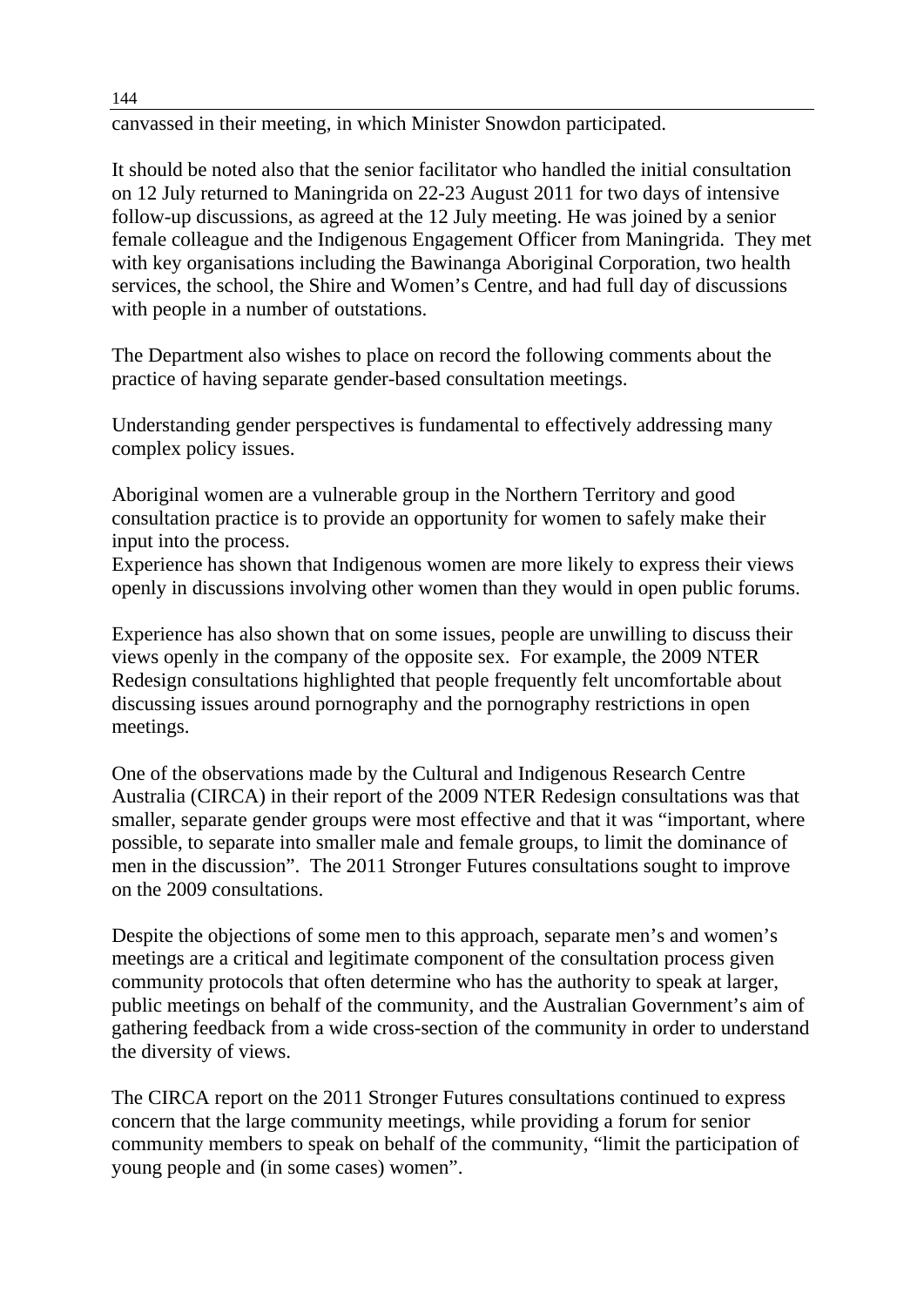canvassed in their meeting, in which Minister Snowdon participated.

It should be noted also that the senior facilitator who handled the initial consultation on 12 July returned to Maningrida on 22-23 August 2011 for two days of intensive follow-up discussions, as agreed at the 12 July meeting. He was joined by a senior female colleague and the Indigenous Engagement Officer from Maningrida. They met with key organisations including the Bawinanga Aboriginal Corporation, two health services, the school, the Shire and Women's Centre, and had full day of discussions with people in a number of outstations.

The Department also wishes to place on record the following comments about the practice of having separate gender-based consultation meetings.

Understanding gender perspectives is fundamental to effectively addressing many complex policy issues.

Aboriginal women are a vulnerable group in the Northern Territory and good consultation practice is to provide an opportunity for women to safely make their input into the process.
Experience has shown that Indigenous women are more likely to express their views openly in discussions involving other women than they would in open public forums.

Experience has also shown that on some issues, people are unwilling to discuss their views openly in the company of the opposite sex. For example, the 2009 NTER Redesign consultations highlighted that people frequently felt uncomfortable about discussing issues around pornography and the pornography restrictions in open meetings.

One of the observations made by the Cultural and Indigenous Research Centre Australia (CIRCA) in their report of the 2009 NTER Redesign consultations was that smaller, separate gender groups were most effective and that it was "important, where possible, to separate into smaller male and female groups, to limit the dominance of men in the discussion". The 2011 Stronger Futures consultations sought to improve on the 2009 consultations.

Despite the objections of some men to this approach, separate men's and women's meetings are a critical and legitimate component of the consultation process given community protocols that often determine who has the authority to speak at larger, public meetings on behalf of the community, and the Australian Government's aim of gathering feedback from a wide cross-section of the community in order to understand the diversity of views.

The CIRCA report on the 2011 Stronger Futures consultations continued to express concern that the large community meetings, while providing a forum for senior community members to speak on behalf of the community, "limit the participation of young people and (in some cases) women".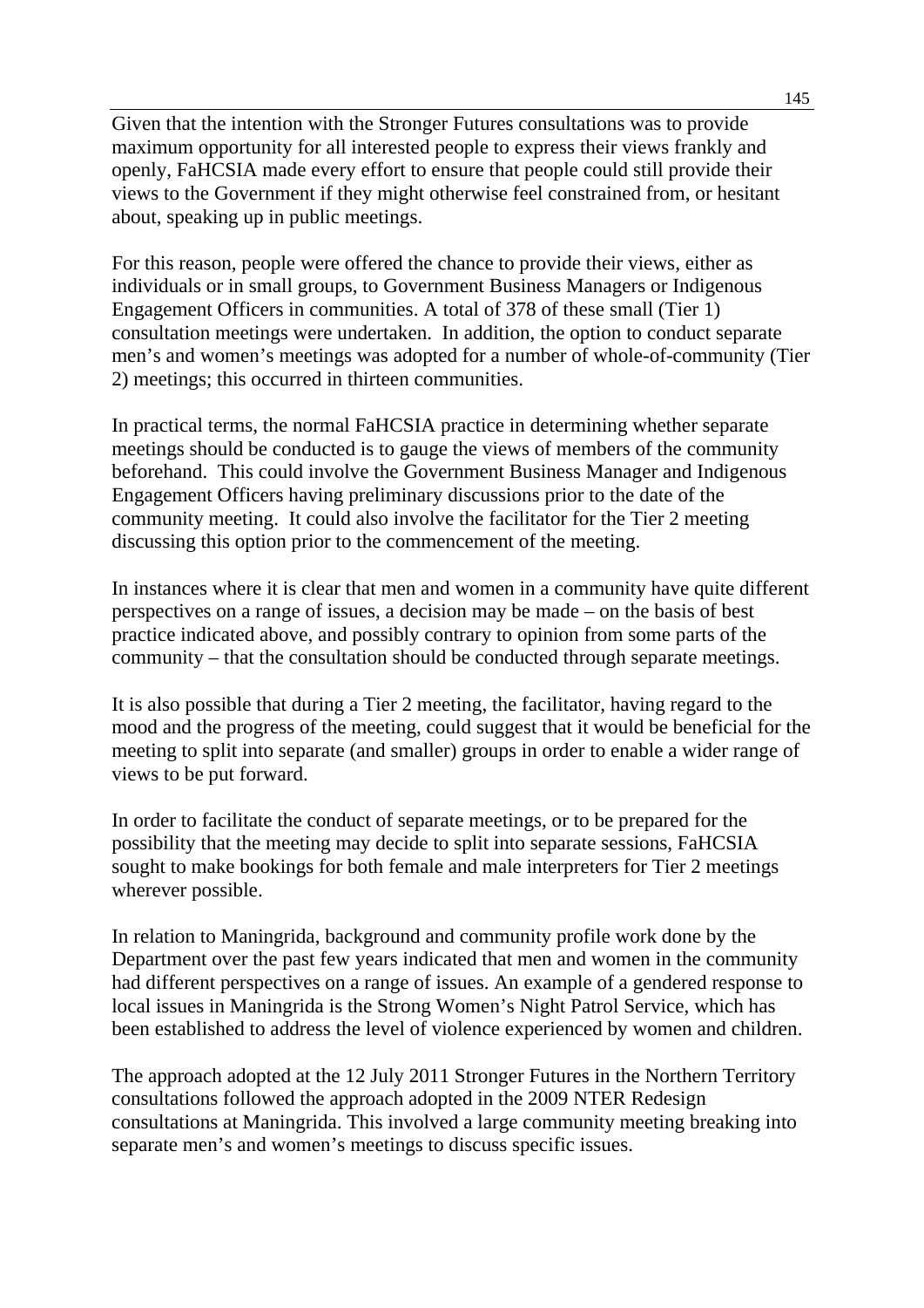Given that the intention with the Stronger Futures consultations was to provide maximum opportunity for all interested people to express their views frankly and openly, FaHCSIA made every effort to ensure that people could still provide their views to the Government if they might otherwise feel constrained from, or hesitant about, speaking up in public meetings.

For this reason, people were offered the chance to provide their views, either as individuals or in small groups, to Government Business Managers or Indigenous Engagement Officers in communities. A total of 378 of these small (Tier 1) consultation meetings were undertaken. In addition, the option to conduct separate men's and women's meetings was adopted for a number of whole-of-community (Tier 2) meetings; this occurred in thirteen communities.

In practical terms, the normal FaHCSIA practice in determining whether separate meetings should be conducted is to gauge the views of members of the community beforehand. This could involve the Government Business Manager and Indigenous Engagement Officers having preliminary discussions prior to the date of the community meeting. It could also involve the facilitator for the Tier 2 meeting discussing this option prior to the commencement of the meeting.

In instances where it is clear that men and women in a community have quite different perspectives on a range of issues, a decision may be made – on the basis of best practice indicated above, and possibly contrary to opinion from some parts of the community – that the consultation should be conducted through separate meetings.

It is also possible that during a Tier 2 meeting, the facilitator, having regard to the mood and the progress of the meeting, could suggest that it would be beneficial for the meeting to split into separate (and smaller) groups in order to enable a wider range of views to be put forward.

In order to facilitate the conduct of separate meetings, or to be prepared for the possibility that the meeting may decide to split into separate sessions, FaHCSIA sought to make bookings for both female and male interpreters for Tier 2 meetings wherever possible.

In relation to Maningrida, background and community profile work done by the Department over the past few years indicated that men and women in the community had different perspectives on a range of issues. An example of a gendered response to local issues in Maningrida is the Strong Women's Night Patrol Service, which has been established to address the level of violence experienced by women and children.

The approach adopted at the 12 July 2011 Stronger Futures in the Northern Territory consultations followed the approach adopted in the 2009 NTER Redesign consultations at Maningrida. This involved a large community meeting breaking into separate men's and women's meetings to discuss specific issues.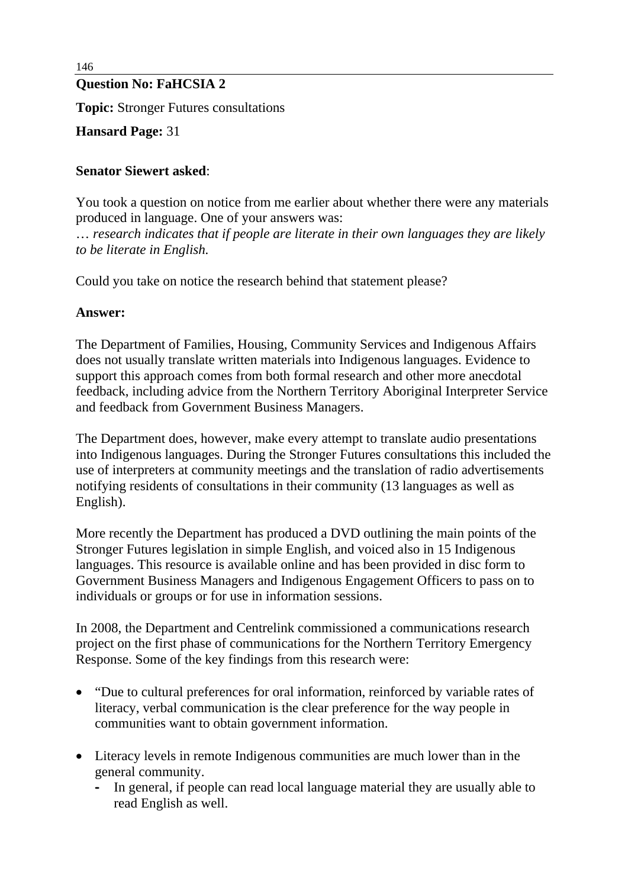**Question No: FaHCSIA 2**

**Topic:** Stronger Futures consultations

**Hansard Page:** 31

**Senator Siewert asked**:

You took a question on notice from me earlier about whether there were any materials produced in language. One of your answers was:
*… research indicates that if people are literate in their own languages they are likely to be literate in English.*

Could you take on notice the research behind that statement please?

**Answer:**

The Department of Families, Housing, Community Services and Indigenous Affairs does not usually translate written materials into Indigenous languages. Evidence to support this approach comes from both formal research and other more anecdotal feedback, including advice from the Northern Territory Aboriginal Interpreter Service and feedback from Government Business Managers.

The Department does, however, make every attempt to translate audio presentations into Indigenous languages. During the Stronger Futures consultations this included the use of interpreters at community meetings and the translation of radio advertisements notifying residents of consultations in their community (13 languages as well as English).

More recently the Department has produced a DVD outlining the main points of the Stronger Futures legislation in simple English, and voiced also in 15 Indigenous languages. This resource is available online and has been provided in disc form to Government Business Managers and Indigenous Engagement Officers to pass on to individuals or groups or for use in information sessions.

In 2008, the Department and Centrelink commissioned a communications research project on the first phase of communications for the Northern Territory Emergency Response. Some of the key findings from this research were:

- "Due to cultural preferences for oral information, reinforced by variable rates of literacy, verbal communication is the clear preference for the way people in communities want to obtain government information.

- Literacy levels in remote Indigenous communities are much lower than in the general community.
  - In general, if people can read local language material they are usually able to read English as well.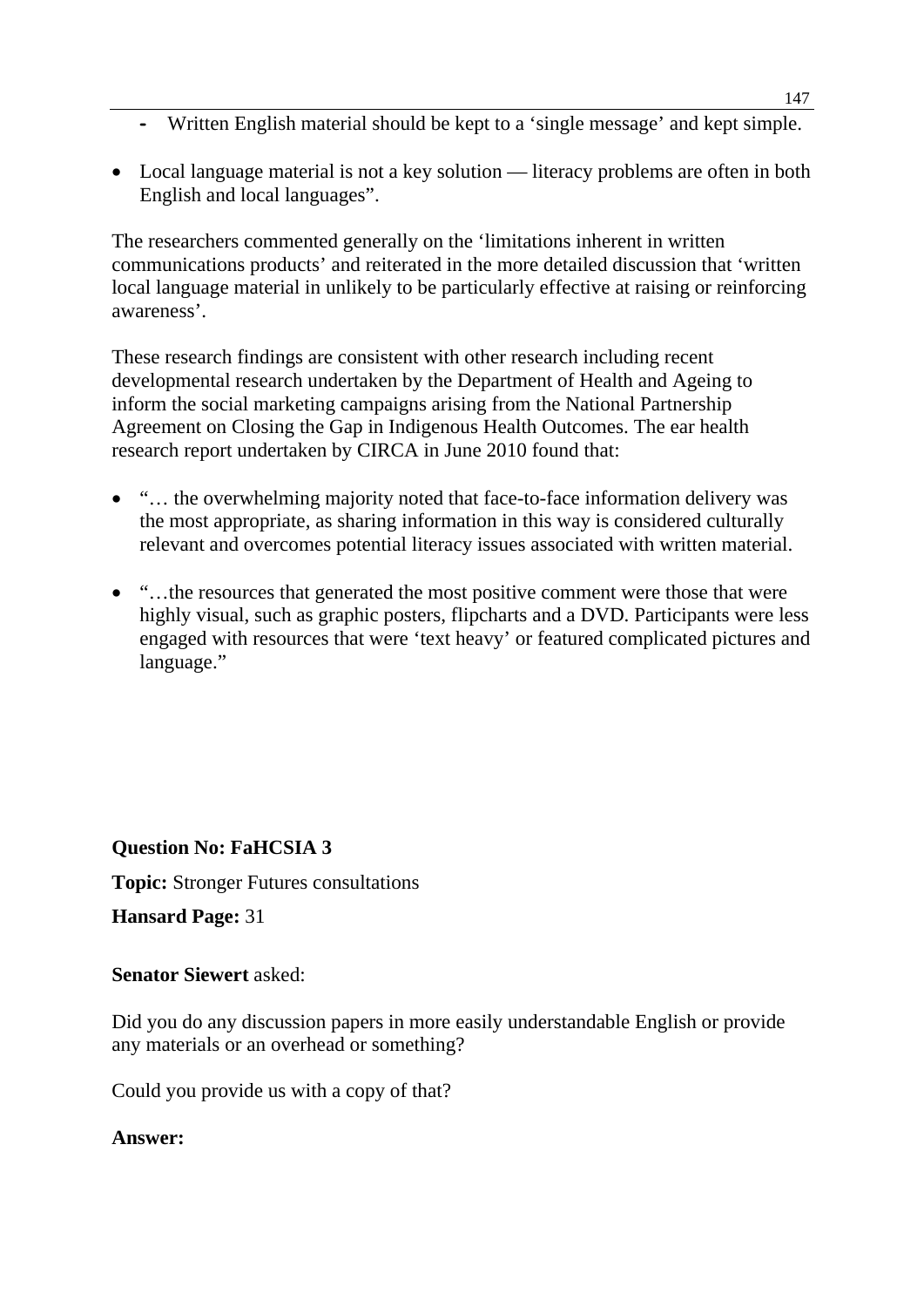- Written English material should be kept to a 'single message' and kept simple.

- Local language material is not a key solution — literacy problems are often in both English and local languages".

The researchers commented generally on the 'limitations inherent in written communications products' and reiterated in the more detailed discussion that 'written local language material in unlikely to be particularly effective at raising or reinforcing awareness'.

These research findings are consistent with other research including recent developmental research undertaken by the Department of Health and Ageing to inform the social marketing campaigns arising from the National Partnership Agreement on Closing the Gap in Indigenous Health Outcomes. The ear health research report undertaken by CIRCA in June 2010 found that:

- "… the overwhelming majority noted that face-to-face information delivery was the most appropriate, as sharing information in this way is considered culturally relevant and overcomes potential literacy issues associated with written material.

- "…the resources that generated the most positive comment were those that were highly visual, such as graphic posters, flipcharts and a DVD. Participants were less engaged with resources that were 'text heavy' or featured complicated pictures and language."

**Question No: FaHCSIA 3**

**Topic:** Stronger Futures consultations

**Hansard Page:** 31

**Senator Siewert** asked:

Did you do any discussion papers in more easily understandable English or provide any materials or an overhead or something?

Could you provide us with a copy of that?

**Answer:**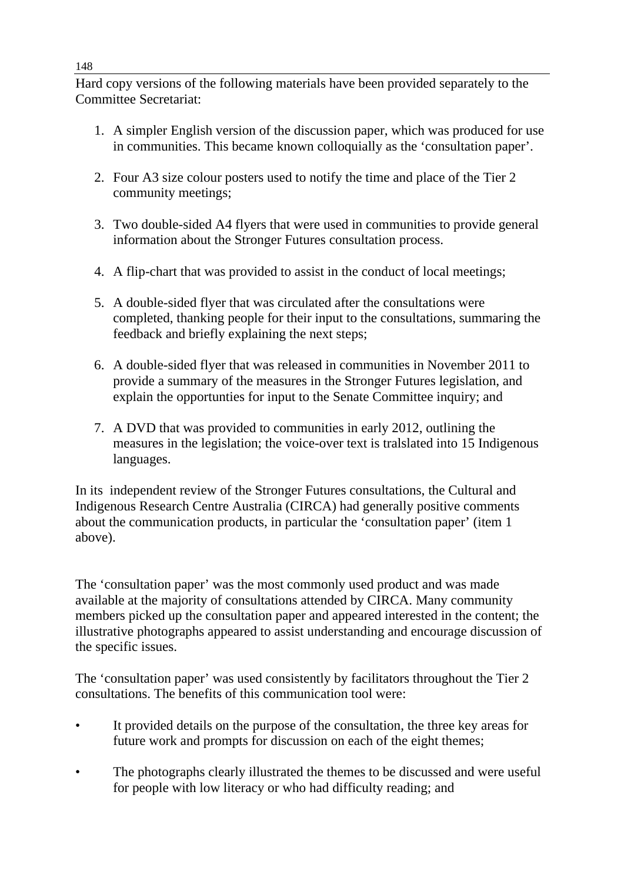Hard copy versions of the following materials have been provided separately to the Committee Secretariat:

1. A simpler English version of the discussion paper, which was produced for use in communities. This became known colloquially as the 'consultation paper'.

2. Four A3 size colour posters used to notify the time and place of the Tier 2 community meetings;

3. Two double-sided A4 flyers that were used in communities to provide general information about the Stronger Futures consultation process.

4. A flip-chart that was provided to assist in the conduct of local meetings;

5. A double-sided flyer that was circulated after the consultations were completed, thanking people for their input to the consultations, summaring the feedback and briefly explaining the next steps;

6. A double-sided flyer that was released in communities in November 2011 to provide a summary of the measures in the Stronger Futures legislation, and explain the opportunties for input to the Senate Committee inquiry; and

7. A DVD that was provided to communities in early 2012, outlining the measures in the legislation; the voice-over text is tralslated into 15 Indigenous languages.

In its independent review of the Stronger Futures consultations, the Cultural and Indigenous Research Centre Australia (CIRCA) had generally positive comments about the communication products, in particular the 'consultation paper' (item 1 above).

The 'consultation paper' was the most commonly used product and was made available at the majority of consultations attended by CIRCA. Many community members picked up the consultation paper and appeared interested in the content; the illustrative photographs appeared to assist understanding and encourage discussion of the specific issues.

The 'consultation paper' was used consistently by facilitators throughout the Tier 2 consultations. The benefits of this communication tool were:

- It provided details on the purpose of the consultation, the three key areas for future work and prompts for discussion on each of the eight themes;

- The photographs clearly illustrated the themes to be discussed and were useful for people with low literacy or who had difficulty reading; and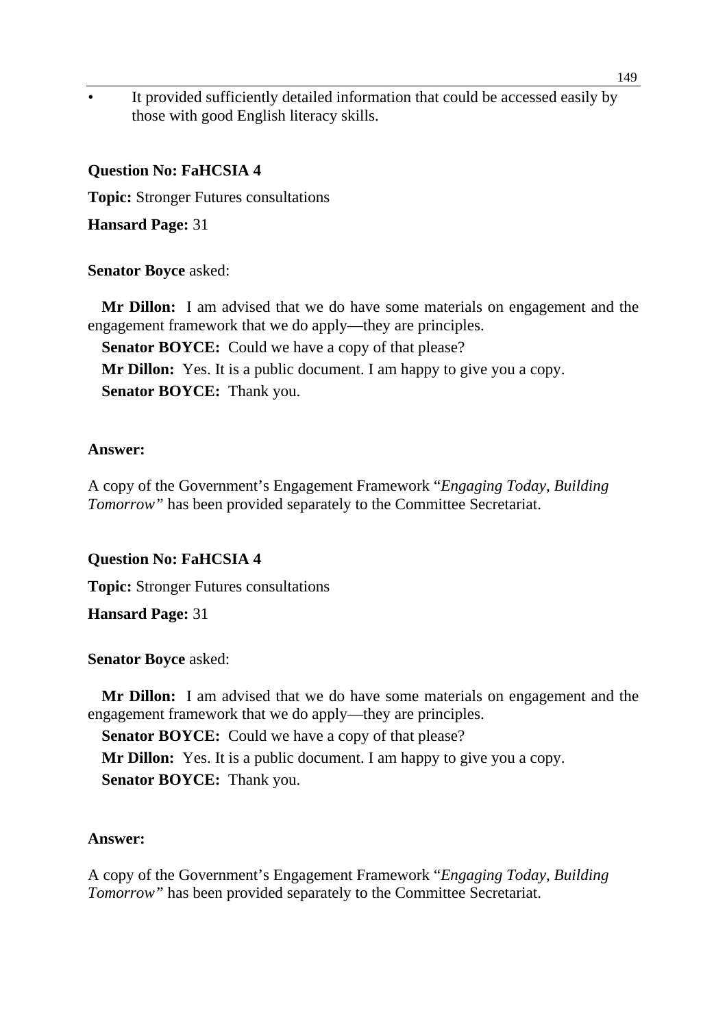- It provided sufficiently detailed information that could be accessed easily by those with good English literacy skills.

**Question No: FaHCSIA 4**

**Topic:** Stronger Futures consultations

**Hansard Page:** 31

**Senator Boyce** asked:

**Mr Dillon:** I am advised that we do have some materials on engagement and the engagement framework that we do apply—they are principles.

**Senator BOYCE:** Could we have a copy of that please?

**Mr Dillon:** Yes. It is a public document. I am happy to give you a copy.

**Senator BOYCE:** Thank you.

**Answer:**

A copy of the Government's Engagement Framework "*Engaging Today, Building Tomorrow"* has been provided separately to the Committee Secretariat.

**Question No: FaHCSIA 4**

**Topic:** Stronger Futures consultations

**Hansard Page:** 31

**Senator Boyce** asked:

**Mr Dillon:** I am advised that we do have some materials on engagement and the engagement framework that we do apply—they are principles.

**Senator BOYCE:** Could we have a copy of that please?

**Mr Dillon:** Yes. It is a public document. I am happy to give you a copy.

**Senator BOYCE:** Thank you.

**Answer:**

A copy of the Government's Engagement Framework "*Engaging Today, Building Tomorrow"* has been provided separately to the Committee Secretariat.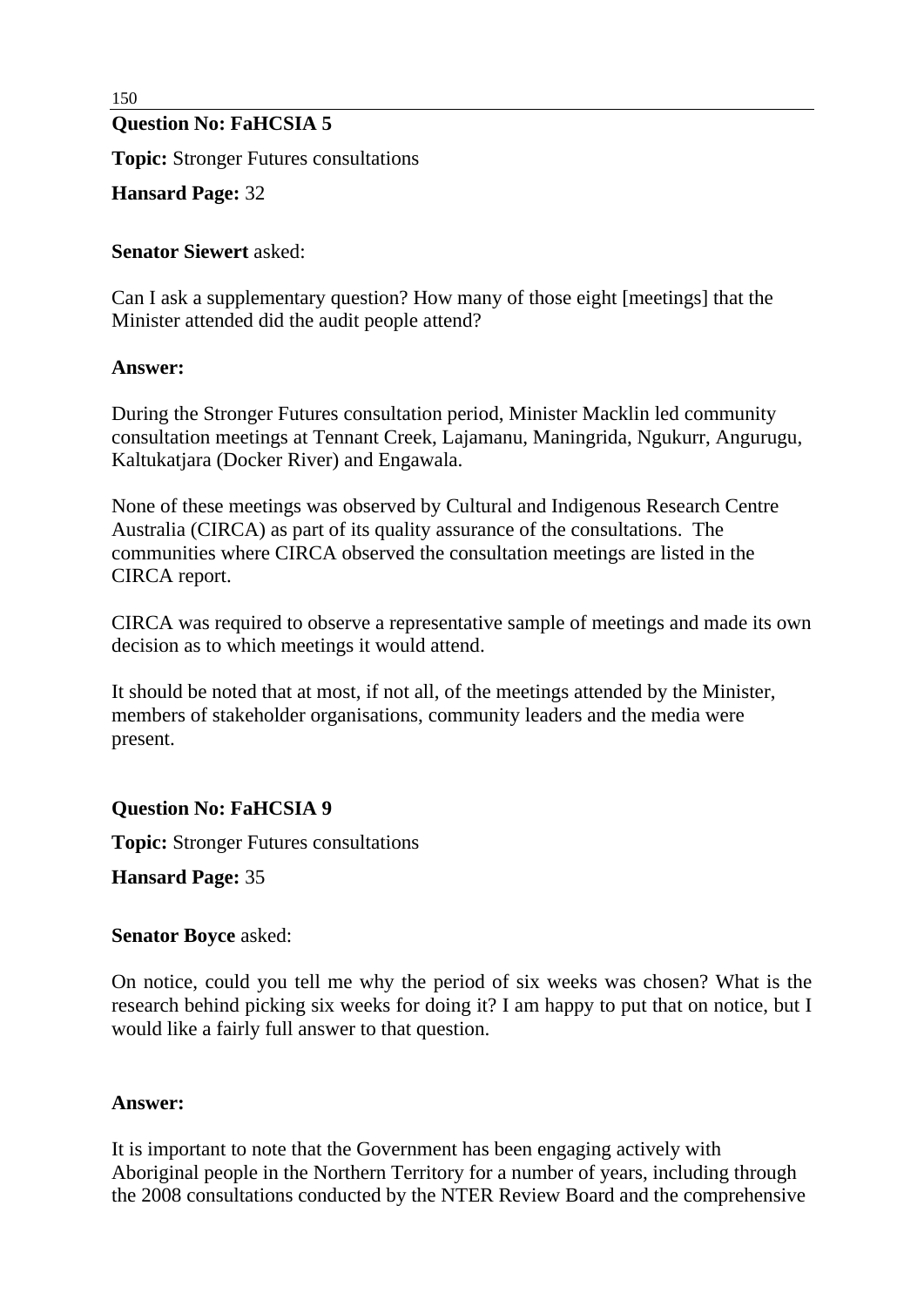**Question No: FaHCSIA 5**

**Topic:** Stronger Futures consultations

**Hansard Page:** 32

**Senator Siewert** asked:

Can I ask a supplementary question? How many of those eight [meetings] that the Minister attended did the audit people attend?

**Answer:**

During the Stronger Futures consultation period, Minister Macklin led community consultation meetings at Tennant Creek, Lajamanu, Maningrida, Ngukurr, Angurugu, Kaltukatjara (Docker River) and Engawala.

None of these meetings was observed by Cultural and Indigenous Research Centre Australia (CIRCA) as part of its quality assurance of the consultations. The communities where CIRCA observed the consultation meetings are listed in the CIRCA report.

CIRCA was required to observe a representative sample of meetings and made its own decision as to which meetings it would attend.

It should be noted that at most, if not all, of the meetings attended by the Minister, members of stakeholder organisations, community leaders and the media were present.

**Question No: FaHCSIA 9**

**Topic:** Stronger Futures consultations

**Hansard Page:** 35

**Senator Boyce** asked:

On notice, could you tell me why the period of six weeks was chosen? What is the research behind picking six weeks for doing it? I am happy to put that on notice, but I would like a fairly full answer to that question.

**Answer:**

It is important to note that the Government has been engaging actively with Aboriginal people in the Northern Territory for a number of years, including through the 2008 consultations conducted by the NTER Review Board and the comprehensive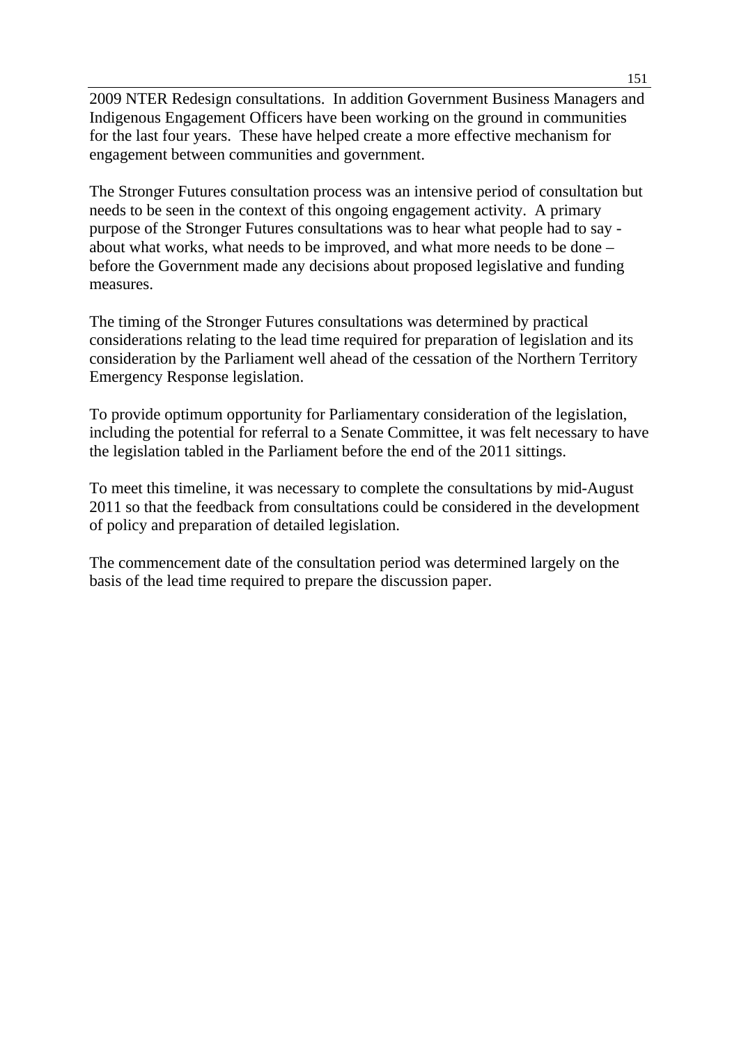2009 NTER Redesign consultations. In addition Government Business Managers and Indigenous Engagement Officers have been working on the ground in communities for the last four years. These have helped create a more effective mechanism for engagement between communities and government.

The Stronger Futures consultation process was an intensive period of consultation but needs to be seen in the context of this ongoing engagement activity. A primary purpose of the Stronger Futures consultations was to hear what people had to say - about what works, what needs to be improved, and what more needs to be done – before the Government made any decisions about proposed legislative and funding measures.

The timing of the Stronger Futures consultations was determined by practical considerations relating to the lead time required for preparation of legislation and its consideration by the Parliament well ahead of the cessation of the Northern Territory Emergency Response legislation.

To provide optimum opportunity for Parliamentary consideration of the legislation, including the potential for referral to a Senate Committee, it was felt necessary to have the legislation tabled in the Parliament before the end of the 2011 sittings.

To meet this timeline, it was necessary to complete the consultations by mid-August 2011 so that the feedback from consultations could be considered in the development of policy and preparation of detailed legislation.

The commencement date of the consultation period was determined largely on the basis of the lead time required to prepare the discussion paper.